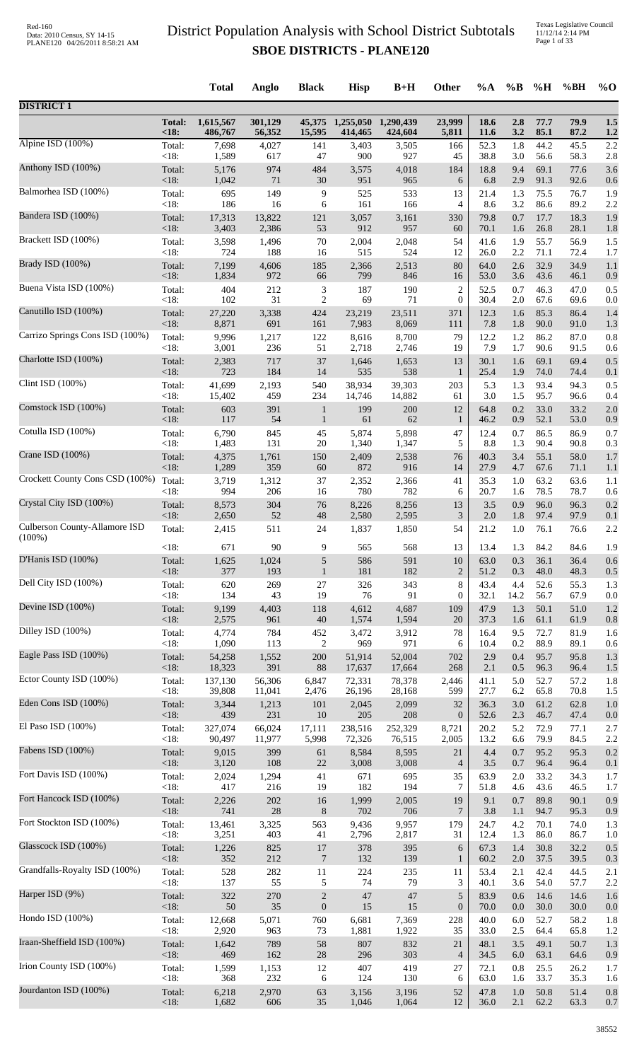# District Population Analysis with School District Subtotals

## SBOE DISTRICTS - PLANE120

| | | Total | Anglo | Black | Hisp | B+H | Other | %A | %B | %H | %BH | %O |
|---|---|---|---|---|---|---|---|---|---|---|---|---|
| **DISTRICT 1** | | | | | | | | | | | | |
| | **Total:** | **1,615,567** | **301,129** | **45,375** | **1,255,050** | **1,290,439** | **23,999** | **18.6** | **2.8** | **77.7** | **79.9** | **1.5** |
| | **<18:** | **486,767** | **56,352** | **15,595** | **414,465** | **424,604** | **5,811** | **11.6** | **3.2** | **85.1** | **87.2** | **1.2** |
| Alpine ISD (100%) | Total: | 7,698 | 4,027 | 141 | 3,403 | 3,505 | 166 | 52.3 | 1.8 | 44.2 | 45.5 | 2.2 |
| | <18: | 1,589 | 617 | 47 | 900 | 927 | 45 | 38.8 | 3.0 | 56.6 | 58.3 | 2.8 |
| Anthony ISD (100%) | Total: | 5,176 | 974 | 484 | 3,575 | 4,018 | 184 | 18.8 | 9.4 | 69.1 | 77.6 | 3.6 |
| | <18: | 1,042 | 71 | 30 | 951 | 965 | 6 | 6.8 | 2.9 | 91.3 | 92.6 | 0.6 |
| Balmorhea ISD (100%) | Total: | 695 | 149 | 9 | 525 | 533 | 13 | 21.4 | 1.3 | 75.5 | 76.7 | 1.9 |
| | <18: | 186 | 16 | 6 | 161 | 166 | 4 | 8.6 | 3.2 | 86.6 | 89.2 | 2.2 |
| Bandera ISD (100%) | Total: | 17,313 | 13,822 | 121 | 3,057 | 3,161 | 330 | 79.8 | 0.7 | 17.7 | 18.3 | 1.9 |
| | <18: | 3,403 | 2,386 | 53 | 912 | 957 | 60 | 70.1 | 1.6 | 26.8 | 28.1 | 1.8 |
| Brackett ISD (100%) | Total: | 3,598 | 1,496 | 70 | 2,004 | 2,048 | 54 | 41.6 | 1.9 | 55.7 | 56.9 | 1.5 |
| | <18: | 724 | 188 | 16 | 515 | 524 | 12 | 26.0 | 2.2 | 71.1 | 72.4 | 1.7 |
| Brady ISD (100%) | Total: | 7,199 | 4,606 | 185 | 2,366 | 2,513 | 80 | 64.0 | 2.6 | 32.9 | 34.9 | 1.1 |
| | <18: | 1,834 | 972 | 66 | 799 | 846 | 16 | 53.0 | 3.6 | 43.6 | 46.1 | 0.9 |
| Buena Vista ISD (100%) | Total: | 404 | 212 | 3 | 187 | 190 | 2 | 52.5 | 0.7 | 46.3 | 47.0 | 0.5 |
| | <18: | 102 | 31 | 2 | 69 | 71 | 0 | 30.4 | 2.0 | 67.6 | 69.6 | 0.0 |
| Canutillo ISD (100%) | Total: | 27,220 | 3,338 | 424 | 23,219 | 23,511 | 371 | 12.3 | 1.6 | 85.3 | 86.4 | 1.4 |
| | <18: | 8,871 | 691 | 161 | 7,983 | 8,069 | 111 | 7.8 | 1.8 | 90.0 | 91.0 | 1.3 |
| Carrizo Springs Cons ISD (100%) | Total: | 9,996 | 1,217 | 122 | 8,616 | 8,700 | 79 | 12.2 | 1.2 | 86.2 | 87.0 | 0.8 |
| | <18: | 3,001 | 236 | 51 | 2,718 | 2,746 | 19 | 7.9 | 1.7 | 90.6 | 91.5 | 0.6 |
| Charlotte ISD (100%) | Total: | 2,383 | 717 | 37 | 1,646 | 1,653 | 13 | 30.1 | 1.6 | 69.1 | 69.4 | 0.5 |
| | <18: | 723 | 184 | 14 | 535 | 538 | 1 | 25.4 | 1.9 | 74.0 | 74.4 | 0.1 |
| Clint ISD (100%) | Total: | 41,699 | 2,193 | 540 | 38,934 | 39,303 | 203 | 5.3 | 1.3 | 93.4 | 94.3 | 0.5 |
| | <18: | 15,402 | 459 | 234 | 14,746 | 14,882 | 61 | 3.0 | 1.5 | 95.7 | 96.6 | 0.4 |
| Comstock ISD (100%) | Total: | 603 | 391 | 1 | 199 | 200 | 12 | 64.8 | 0.2 | 33.0 | 33.2 | 2.0 |
| | <18: | 117 | 54 | 1 | 61 | 62 | 1 | 46.2 | 0.9 | 52.1 | 53.0 | 0.9 |
| Cotulla ISD (100%) | Total: | 6,790 | 845 | 45 | 5,874 | 5,898 | 47 | 12.4 | 0.7 | 86.5 | 86.9 | 0.7 |
| | <18: | 1,483 | 131 | 20 | 1,340 | 1,347 | 5 | 8.8 | 1.3 | 90.4 | 90.8 | 0.3 |
| Crane ISD (100%) | Total: | 4,375 | 1,761 | 150 | 2,409 | 2,538 | 76 | 40.3 | 3.4 | 55.1 | 58.0 | 1.7 |
| | <18: | 1,289 | 359 | 60 | 872 | 916 | 14 | 27.9 | 4.7 | 67.6 | 71.1 | 1.1 |
| Crockett County Cons CSD (100%) | Total: | 3,719 | 1,312 | 37 | 2,352 | 2,366 | 41 | 35.3 | 1.0 | 63.2 | 63.6 | 1.1 |
| | <18: | 994 | 206 | 16 | 780 | 782 | 6 | 20.7 | 1.6 | 78.5 | 78.7 | 0.6 |
| Crystal City ISD (100%) | Total: | 8,573 | 304 | 76 | 8,226 | 8,256 | 13 | 3.5 | 0.9 | 96.0 | 96.3 | 0.2 |
| | <18: | 2,650 | 52 | 48 | 2,580 | 2,595 | 3 | 2.0 | 1.8 | 97.4 | 97.9 | 0.1 |
| Culberson County-Allamore ISD (100%) | Total: | 2,415 | 511 | 24 | 1,837 | 1,850 | 54 | 21.2 | 1.0 | 76.1 | 76.6 | 2.2 |
| | <18: | 671 | 90 | 9 | 565 | 568 | 13 | 13.4 | 1.3 | 84.2 | 84.6 | 1.9 |
| D'Hanis ISD (100%) | Total: | 1,625 | 1,024 | 5 | 586 | 591 | 10 | 63.0 | 0.3 | 36.1 | 36.4 | 0.6 |
| | <18: | 377 | 193 | 1 | 181 | 182 | 2 | 51.2 | 0.3 | 48.0 | 48.3 | 0.5 |
| Dell City ISD (100%) | Total: | 620 | 269 | 27 | 326 | 343 | 8 | 43.4 | 4.4 | 52.6 | 55.3 | 1.3 |
| | <18: | 134 | 43 | 19 | 76 | 91 | 0 | 32.1 | 14.2 | 56.7 | 67.9 | 0.0 |
| Devine ISD (100%) | Total: | 9,199 | 4,403 | 118 | 4,612 | 4,687 | 109 | 47.9 | 1.3 | 50.1 | 51.0 | 1.2 |
| | <18: | 2,575 | 961 | 40 | 1,574 | 1,594 | 20 | 37.3 | 1.6 | 61.1 | 61.9 | 0.8 |
| Dilley ISD (100%) | Total: | 4,774 | 784 | 452 | 3,472 | 3,912 | 78 | 16.4 | 9.5 | 72.7 | 81.9 | 1.6 |
| | <18: | 1,090 | 113 | 2 | 969 | 971 | 6 | 10.4 | 0.2 | 88.9 | 89.1 | 0.6 |
| Eagle Pass ISD (100%) | Total: | 54,258 | 1,552 | 200 | 51,914 | 52,004 | 702 | 2.9 | 0.4 | 95.7 | 95.8 | 1.3 |
| | <18: | 18,323 | 391 | 88 | 17,637 | 17,664 | 268 | 2.1 | 0.5 | 96.3 | 96.4 | 1.5 |
| Ector County ISD (100%) | Total: | 137,130 | 56,306 | 6,847 | 72,331 | 78,378 | 2,446 | 41.1 | 5.0 | 52.7 | 57.2 | 1.8 |
| | <18: | 39,808 | 11,041 | 2,476 | 26,196 | 28,168 | 599 | 27.7 | 6.2 | 65.8 | 70.8 | 1.5 |
| Eden Cons ISD (100%) | Total: | 3,344 | 1,213 | 101 | 2,045 | 2,099 | 32 | 36.3 | 3.0 | 61.2 | 62.8 | 1.0 |
| | <18: | 439 | 231 | 10 | 205 | 208 | 0 | 52.6 | 2.3 | 46.7 | 47.4 | 0.0 |
| El Paso ISD (100%) | Total: | 327,074 | 66,024 | 17,111 | 238,516 | 252,329 | 8,721 | 20.2 | 5.2 | 72.9 | 77.1 | 2.7 |
| | <18: | 90,497 | 11,977 | 5,998 | 72,326 | 76,515 | 2,005 | 13.2 | 6.6 | 79.9 | 84.5 | 2.2 |
| Fabens ISD (100%) | Total: | 9,015 | 399 | 61 | 8,584 | 8,595 | 21 | 4.4 | 0.7 | 95.2 | 95.3 | 0.2 |
| | <18: | 3,120 | 108 | 22 | 3,008 | 3,008 | 4 | 3.5 | 0.7 | 96.4 | 96.4 | 0.1 |
| Fort Davis ISD (100%) | Total: | 2,024 | 1,294 | 41 | 671 | 695 | 35 | 63.9 | 2.0 | 33.2 | 34.3 | 1.7 |
| | <18: | 417 | 216 | 19 | 182 | 194 | 7 | 51.8 | 4.6 | 43.6 | 46.5 | 1.7 |
| Fort Hancock ISD (100%) | Total: | 2,226 | 202 | 16 | 1,999 | 2,005 | 19 | 9.1 | 0.7 | 89.8 | 90.1 | 0.9 |
| | <18: | 741 | 28 | 8 | 702 | 706 | 7 | 3.8 | 1.1 | 94.7 | 95.3 | 0.9 |
| Fort Stockton ISD (100%) | Total: | 13,461 | 3,325 | 563 | 9,436 | 9,957 | 179 | 24.7 | 4.2 | 70.1 | 74.0 | 1.3 |
| | <18: | 3,251 | 403 | 41 | 2,796 | 2,817 | 31 | 12.4 | 1.3 | 86.0 | 86.7 | 1.0 |
| Glasscock ISD (100%) | Total: | 1,226 | 825 | 17 | 378 | 395 | 6 | 67.3 | 1.4 | 30.8 | 32.2 | 0.5 |
| | <18: | 352 | 212 | 7 | 132 | 139 | 1 | 60.2 | 2.0 | 37.5 | 39.5 | 0.3 |
| Grandfalls-Royalty ISD (100%) | Total: | 528 | 282 | 11 | 224 | 235 | 11 | 53.4 | 2.1 | 42.4 | 44.5 | 2.1 |
| | <18: | 137 | 55 | 5 | 74 | 79 | 3 | 40.1 | 3.6 | 54.0 | 57.7 | 2.2 |
| Harper ISD (9%) | Total: | 322 | 270 | 2 | 47 | 47 | 5 | 83.9 | 0.6 | 14.6 | 14.6 | 1.6 |
| | <18: | 50 | 35 | 0 | 15 | 15 | 0 | 70.0 | 0.0 | 30.0 | 30.0 | 0.0 |
| Hondo ISD (100%) | Total: | 12,668 | 5,071 | 760 | 6,681 | 7,369 | 228 | 40.0 | 6.0 | 52.7 | 58.2 | 1.8 |
| | <18: | 2,920 | 963 | 73 | 1,881 | 1,922 | 35 | 33.0 | 2.5 | 64.4 | 65.8 | 1.2 |
| Iraan-Sheffield ISD (100%) | Total: | 1,642 | 789 | 58 | 807 | 832 | 21 | 48.1 | 3.5 | 49.1 | 50.7 | 1.3 |
| | <18: | 469 | 162 | 28 | 296 | 303 | 4 | 34.5 | 6.0 | 63.1 | 64.6 | 0.9 |
| Irion County ISD (100%) | Total: | 1,599 | 1,153 | 12 | 407 | 419 | 27 | 72.1 | 0.8 | 25.5 | 26.2 | 1.7 |
| | <18: | 368 | 232 | 6 | 124 | 130 | 6 | 63.0 | 1.6 | 33.7 | 35.3 | 1.6 |
| Jourdanton ISD (100%) | Total: | 6,218 | 2,970 | 63 | 3,156 | 3,196 | 52 | 47.8 | 1.0 | 50.8 | 51.4 | 0.8 |
| | <18: | 1,682 | 606 | 35 | 1,046 | 1,064 | 12 | 36.0 | 2.1 | 62.2 | 63.3 | 0.7 |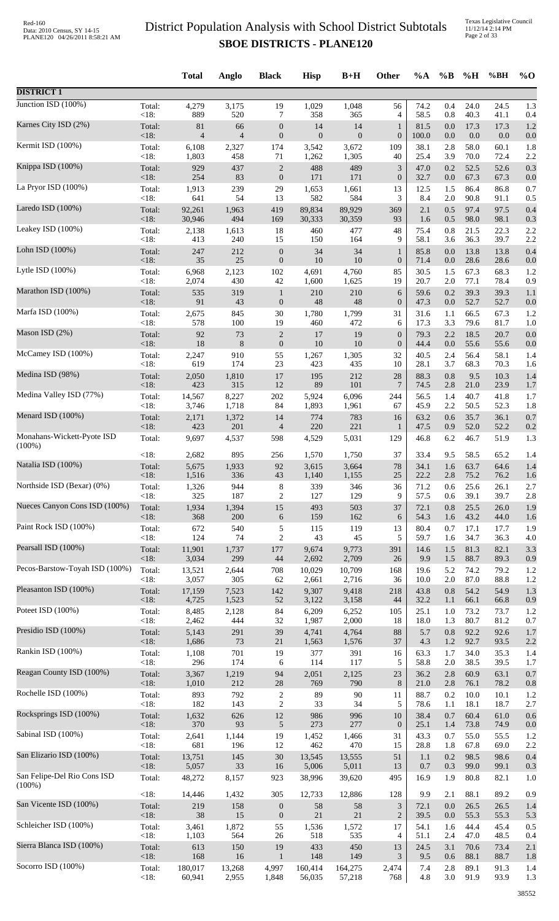# District Population Analysis with School District Subtotals
## SBOE DISTRICTS - PLANE120

| | | Total | Anglo | Black | Hisp | B+H | Other | %A | %B | %H | %BH | %O |
|---|---|---|---|---|---|---|---|---|---|---|---|---|
| **DISTRICT 1** | | | | | | | | | | | | |
| Junction ISD (100%) | Total: | 4,279 | 3,175 | 19 | 1,029 | 1,048 | 56 | 74.2 | 0.4 | 24.0 | 24.5 | 1.3 |
| | <18: | 889 | 520 | 7 | 358 | 365 | 4 | 58.5 | 0.8 | 40.3 | 41.1 | 0.4 |
| Karnes City ISD (2%) | Total: | 81 | 66 | 0 | 14 | 14 | 1 | 81.5 | 0.0 | 17.3 | 17.3 | 1.2 |
| | <18: | 4 | 4 | 0 | 0 | 0 | 0 | 100.0 | 0.0 | 0.0 | 0.0 | 0.0 |
| Kermit ISD (100%) | Total: | 6,108 | 2,327 | 174 | 3,542 | 3,672 | 109 | 38.1 | 2.8 | 58.0 | 60.1 | 1.8 |
| | <18: | 1,803 | 458 | 71 | 1,262 | 1,305 | 40 | 25.4 | 3.9 | 70.0 | 72.4 | 2.2 |
| Knippa ISD (100%) | Total: | 929 | 437 | 2 | 488 | 489 | 3 | 47.0 | 0.2 | 52.5 | 52.6 | 0.3 |
| | <18: | 254 | 83 | 0 | 171 | 171 | 0 | 32.7 | 0.0 | 67.3 | 67.3 | 0.0 |
| La Pryor ISD (100%) | Total: | 1,913 | 239 | 29 | 1,653 | 1,661 | 13 | 12.5 | 1.5 | 86.4 | 86.8 | 0.7 |
| | <18: | 641 | 54 | 13 | 582 | 584 | 3 | 8.4 | 2.0 | 90.8 | 91.1 | 0.5 |
| Laredo ISD (100%) | Total: | 92,261 | 1,963 | 419 | 89,834 | 89,929 | 369 | 2.1 | 0.5 | 97.4 | 97.5 | 0.4 |
| | <18: | 30,946 | 494 | 169 | 30,333 | 30,359 | 93 | 1.6 | 0.5 | 98.0 | 98.1 | 0.3 |
| Leakey ISD (100%) | Total: | 2,138 | 1,613 | 18 | 460 | 477 | 48 | 75.4 | 0.8 | 21.5 | 22.3 | 2.2 |
| | <18: | 413 | 240 | 15 | 150 | 164 | 9 | 58.1 | 3.6 | 36.3 | 39.7 | 2.2 |
| Lohn ISD (100%) | Total: | 247 | 212 | 0 | 34 | 34 | 1 | 85.8 | 0.0 | 13.8 | 13.8 | 0.4 |
| | <18: | 35 | 25 | 0 | 10 | 10 | 0 | 71.4 | 0.0 | 28.6 | 28.6 | 0.0 |
| Lytle ISD (100%) | Total: | 6,968 | 2,123 | 102 | 4,691 | 4,760 | 85 | 30.5 | 1.5 | 67.3 | 68.3 | 1.2 |
| | <18: | 2,074 | 430 | 42 | 1,600 | 1,625 | 19 | 20.7 | 2.0 | 77.1 | 78.4 | 0.9 |
| Marathon ISD (100%) | Total: | 535 | 319 | 1 | 210 | 210 | 6 | 59.6 | 0.2 | 39.3 | 39.3 | 1.1 |
| | <18: | 91 | 43 | 0 | 48 | 48 | 0 | 47.3 | 0.0 | 52.7 | 52.7 | 0.0 |
| Marfa ISD (100%) | Total: | 2,675 | 845 | 30 | 1,780 | 1,799 | 31 | 31.6 | 1.1 | 66.5 | 67.3 | 1.2 |
| | <18: | 578 | 100 | 19 | 460 | 472 | 6 | 17.3 | 3.3 | 79.6 | 81.7 | 1.0 |
| Mason ISD (2%) | Total: | 92 | 73 | 2 | 17 | 19 | 0 | 79.3 | 2.2 | 18.5 | 20.7 | 0.0 |
| | <18: | 18 | 8 | 0 | 10 | 10 | 0 | 44.4 | 0.0 | 55.6 | 55.6 | 0.0 |
| McCamey ISD (100%) | Total: | 2,247 | 910 | 55 | 1,267 | 1,305 | 32 | 40.5 | 2.4 | 56.4 | 58.1 | 1.4 |
| | <18: | 619 | 174 | 23 | 423 | 435 | 10 | 28.1 | 3.7 | 68.3 | 70.3 | 1.6 |
| Medina ISD (98%) | Total: | 2,050 | 1,810 | 17 | 195 | 212 | 28 | 88.3 | 0.8 | 9.5 | 10.3 | 1.4 |
| | <18: | 423 | 315 | 12 | 89 | 101 | 7 | 74.5 | 2.8 | 21.0 | 23.9 | 1.7 |
| Medina Valley ISD (77%) | Total: | 14,567 | 8,227 | 202 | 5,924 | 6,096 | 244 | 56.5 | 1.4 | 40.7 | 41.8 | 1.7 |
| | <18: | 3,746 | 1,718 | 84 | 1,893 | 1,961 | 67 | 45.9 | 2.2 | 50.5 | 52.3 | 1.8 |
| Menard ISD (100%) | Total: | 2,171 | 1,372 | 14 | 774 | 783 | 16 | 63.2 | 0.6 | 35.7 | 36.1 | 0.7 |
| | <18: | 423 | 201 | 4 | 220 | 221 | 1 | 47.5 | 0.9 | 52.0 | 52.2 | 0.2 |
| Monahans-Wickett-Pyote ISD (100%) | Total: | 9,697 | 4,537 | 598 | 4,529 | 5,031 | 129 | 46.8 | 6.2 | 46.7 | 51.9 | 1.3 |
| | <18: | 2,682 | 895 | 256 | 1,570 | 1,750 | 37 | 33.4 | 9.5 | 58.5 | 65.2 | 1.4 |
| Natalia ISD (100%) | Total: | 5,675 | 1,933 | 92 | 3,615 | 3,664 | 78 | 34.1 | 1.6 | 63.7 | 64.6 | 1.4 |
| | <18: | 1,516 | 336 | 43 | 1,140 | 1,155 | 25 | 22.2 | 2.8 | 75.2 | 76.2 | 1.6 |
| Northside ISD (Bexar) (0%) | Total: | 1,326 | 944 | 8 | 339 | 346 | 36 | 71.2 | 0.6 | 25.6 | 26.1 | 2.7 |
| | <18: | 325 | 187 | 2 | 127 | 129 | 9 | 57.5 | 0.6 | 39.1 | 39.7 | 2.8 |
| Nueces Canyon Cons ISD (100%) | Total: | 1,934 | 1,394 | 15 | 493 | 503 | 37 | 72.1 | 0.8 | 25.5 | 26.0 | 1.9 |
| | <18: | 368 | 200 | 6 | 159 | 162 | 6 | 54.3 | 1.6 | 43.2 | 44.0 | 1.6 |
| Paint Rock ISD (100%) | Total: | 672 | 540 | 5 | 115 | 119 | 13 | 80.4 | 0.7 | 17.1 | 17.7 | 1.9 |
| | <18: | 124 | 74 | 2 | 43 | 45 | 5 | 59.7 | 1.6 | 34.7 | 36.3 | 4.0 |
| Pearsall ISD (100%) | Total: | 11,901 | 1,737 | 177 | 9,674 | 9,773 | 391 | 14.6 | 1.5 | 81.3 | 82.1 | 3.3 |
| | <18: | 3,034 | 299 | 44 | 2,692 | 2,709 | 26 | 9.9 | 1.5 | 88.7 | 89.3 | 0.9 |
| Pecos-Barstow-Toyah ISD (100%) | Total: | 13,521 | 2,644 | 708 | 10,029 | 10,709 | 168 | 19.6 | 5.2 | 74.2 | 79.2 | 1.2 |
| | <18: | 3,057 | 305 | 62 | 2,661 | 2,716 | 36 | 10.0 | 2.0 | 87.0 | 88.8 | 1.2 |
| Pleasanton ISD (100%) | Total: | 17,159 | 7,523 | 142 | 9,307 | 9,418 | 218 | 43.8 | 0.8 | 54.2 | 54.9 | 1.3 |
| | <18: | 4,725 | 1,523 | 52 | 3,122 | 3,158 | 44 | 32.2 | 1.1 | 66.1 | 66.8 | 0.9 |
| Poteet ISD (100%) | Total: | 8,485 | 2,128 | 84 | 6,209 | 6,252 | 105 | 25.1 | 1.0 | 73.2 | 73.7 | 1.2 |
| | <18: | 2,462 | 444 | 32 | 1,987 | 2,000 | 18 | 18.0 | 1.3 | 80.7 | 81.2 | 0.7 |
| Presidio ISD (100%) | Total: | 5,143 | 291 | 39 | 4,741 | 4,764 | 88 | 5.7 | 0.8 | 92.2 | 92.6 | 1.7 |
| | <18: | 1,686 | 73 | 21 | 1,563 | 1,576 | 37 | 4.3 | 1.2 | 92.7 | 93.5 | 2.2 |
| Rankin ISD (100%) | Total: | 1,108 | 701 | 19 | 377 | 391 | 16 | 63.3 | 1.7 | 34.0 | 35.3 | 1.4 |
| | <18: | 296 | 174 | 6 | 114 | 117 | 5 | 58.8 | 2.0 | 38.5 | 39.5 | 1.7 |
| Reagan County ISD (100%) | Total: | 3,367 | 1,219 | 94 | 2,051 | 2,125 | 23 | 36.2 | 2.8 | 60.9 | 63.1 | 0.7 |
| | <18: | 1,010 | 212 | 28 | 769 | 790 | 8 | 21.0 | 2.8 | 76.1 | 78.2 | 0.8 |
| Rochelle ISD (100%) | Total: | 893 | 792 | 2 | 89 | 90 | 11 | 88.7 | 0.2 | 10.0 | 10.1 | 1.2 |
| | <18: | 182 | 143 | 2 | 33 | 34 | 5 | 78.6 | 1.1 | 18.1 | 18.7 | 2.7 |
| Rocksprings ISD (100%) | Total: | 1,632 | 626 | 12 | 986 | 996 | 10 | 38.4 | 0.7 | 60.4 | 61.0 | 0.6 |
| | <18: | 370 | 93 | 5 | 273 | 277 | 0 | 25.1 | 1.4 | 73.8 | 74.9 | 0.0 |
| Sabinal ISD (100%) | Total: | 2,641 | 1,144 | 19 | 1,452 | 1,466 | 31 | 43.3 | 0.7 | 55.0 | 55.5 | 1.2 |
| | <18: | 681 | 196 | 12 | 462 | 470 | 15 | 28.8 | 1.8 | 67.8 | 69.0 | 2.2 |
| San Elizario ISD (100%) | Total: | 13,751 | 145 | 30 | 13,545 | 13,555 | 51 | 1.1 | 0.2 | 98.5 | 98.6 | 0.4 |
| | <18: | 5,057 | 33 | 16 | 5,006 | 5,011 | 13 | 0.7 | 0.3 | 99.0 | 99.1 | 0.3 |
| San Felipe-Del Rio Cons ISD (100%) | Total: | 48,272 | 8,157 | 923 | 38,996 | 39,620 | 495 | 16.9 | 1.9 | 80.8 | 82.1 | 1.0 |
| | <18: | 14,446 | 1,432 | 305 | 12,733 | 12,886 | 128 | 9.9 | 2.1 | 88.1 | 89.2 | 0.9 |
| San Vicente ISD (100%) | Total: | 219 | 158 | 0 | 58 | 58 | 3 | 72.1 | 0.0 | 26.5 | 26.5 | 1.4 |
| | <18: | 38 | 15 | 0 | 21 | 21 | 2 | 39.5 | 0.0 | 55.3 | 55.3 | 5.3 |
| Schleicher ISD (100%) | Total: | 3,461 | 1,872 | 55 | 1,536 | 1,572 | 17 | 54.1 | 1.6 | 44.4 | 45.4 | 0.5 |
| | <18: | 1,103 | 564 | 26 | 518 | 535 | 4 | 51.1 | 2.4 | 47.0 | 48.5 | 0.4 |
| Sierra Blanca ISD (100%) | Total: | 613 | 150 | 19 | 433 | 450 | 13 | 24.5 | 3.1 | 70.6 | 73.4 | 2.1 |
| | <18: | 168 | 16 | 1 | 148 | 149 | 3 | 9.5 | 0.6 | 88.1 | 88.7 | 1.8 |
| Socorro ISD (100%) | Total: | 180,017 | 13,268 | 4,997 | 160,414 | 164,275 | 2,474 | 7.4 | 2.8 | 89.1 | 91.3 | 1.4 |
| | <18: | 60,941 | 2,955 | 1,848 | 56,035 | 57,218 | 768 | 4.8 | 3.0 | 91.9 | 93.9 | 1.3 |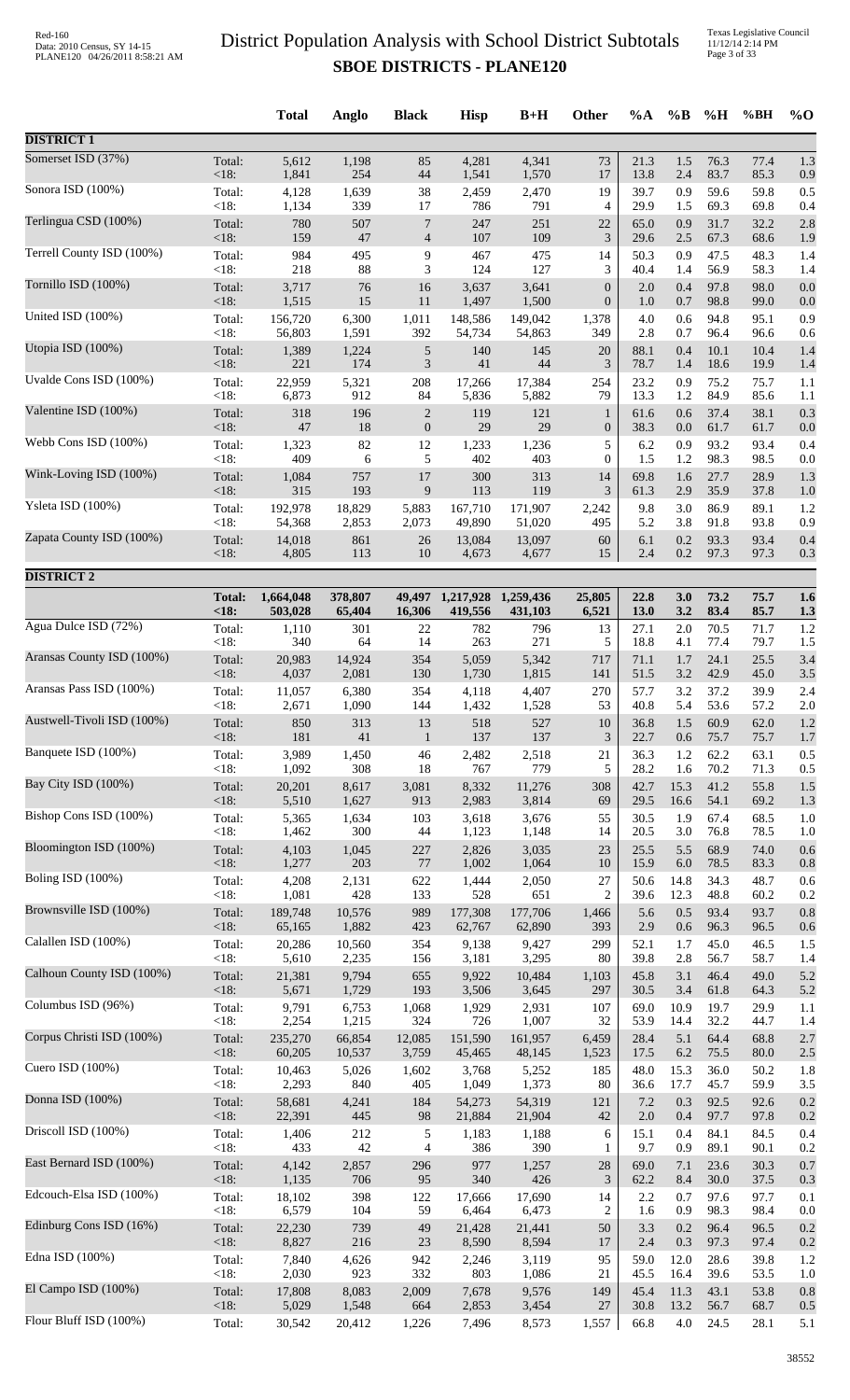# District Population Analysis with School District Subtotals

## SBOE DISTRICTS - PLANE120

| | | Total | Anglo | Black | Hisp | B+H | Other | %A | %B | %H | %BH | %O |
|---|---|---|---|---|---|---|---|---|---|---|---|---|
| **DISTRICT 1** | | | | | | | | | | | | |
| Somerset ISD (37%) | Total: | 5,612 | 1,198 | 85 | 4,281 | 4,341 | 73 | 21.3 | 1.5 | 76.3 | 77.4 | 1.3 |
| | <18: | 1,841 | 254 | 44 | 1,541 | 1,570 | 17 | 13.8 | 2.4 | 83.7 | 85.3 | 0.9 |
| Sonora ISD (100%) | Total: | 4,128 | 1,639 | 38 | 2,459 | 2,470 | 19 | 39.7 | 0.9 | 59.6 | 59.8 | 0.5 |
| | <18: | 1,134 | 339 | 17 | 786 | 791 | 4 | 29.9 | 1.5 | 69.3 | 69.8 | 0.4 |
| Terlingua CSD (100%) | Total: | 780 | 507 | 7 | 247 | 251 | 22 | 65.0 | 0.9 | 31.7 | 32.2 | 2.8 |
| | <18: | 159 | 47 | 4 | 107 | 109 | 3 | 29.6 | 2.5 | 67.3 | 68.6 | 1.9 |
| Terrell County ISD (100%) | Total: | 984 | 495 | 9 | 467 | 475 | 14 | 50.3 | 0.9 | 47.5 | 48.3 | 1.4 |
| | <18: | 218 | 88 | 3 | 124 | 127 | 3 | 40.4 | 1.4 | 56.9 | 58.3 | 1.4 |
| Tornillo ISD (100%) | Total: | 3,717 | 76 | 16 | 3,637 | 3,641 | 0 | 2.0 | 0.4 | 97.8 | 98.0 | 0.0 |
| | <18: | 1,515 | 15 | 11 | 1,497 | 1,500 | 0 | 1.0 | 0.7 | 98.8 | 99.0 | 0.0 |
| United ISD (100%) | Total: | 156,720 | 6,300 | 1,011 | 148,586 | 149,042 | 1,378 | 4.0 | 0.6 | 94.8 | 95.1 | 0.9 |
| | <18: | 56,803 | 1,591 | 392 | 54,734 | 54,863 | 349 | 2.8 | 0.7 | 96.4 | 96.6 | 0.6 |
| Utopia ISD (100%) | Total: | 1,389 | 1,224 | 5 | 140 | 145 | 20 | 88.1 | 0.4 | 10.1 | 10.4 | 1.4 |
| | <18: | 221 | 174 | 3 | 41 | 44 | 3 | 78.7 | 1.4 | 18.6 | 19.9 | 1.4 |
| Uvalde Cons ISD (100%) | Total: | 22,959 | 5,321 | 208 | 17,266 | 17,384 | 254 | 23.2 | 0.9 | 75.2 | 75.7 | 1.1 |
| | <18: | 6,873 | 912 | 84 | 5,836 | 5,882 | 79 | 13.3 | 1.2 | 84.9 | 85.6 | 1.1 |
| Valentine ISD (100%) | Total: | 318 | 196 | 2 | 119 | 121 | 1 | 61.6 | 0.6 | 37.4 | 38.1 | 0.3 |
| | <18: | 47 | 18 | 0 | 29 | 29 | 0 | 38.3 | 0.0 | 61.7 | 61.7 | 0.0 |
| Webb Cons ISD (100%) | Total: | 1,323 | 82 | 12 | 1,233 | 1,236 | 5 | 6.2 | 0.9 | 93.2 | 93.4 | 0.4 |
| | <18: | 409 | 6 | 5 | 402 | 403 | 0 | 1.5 | 1.2 | 98.3 | 98.5 | 0.0 |
| Wink-Loving ISD (100%) | Total: | 1,084 | 757 | 17 | 300 | 313 | 14 | 69.8 | 1.6 | 27.7 | 28.9 | 1.3 |
| | <18: | 315 | 193 | 9 | 113 | 119 | 3 | 61.3 | 2.9 | 35.9 | 37.8 | 1.0 |
| Ysleta ISD (100%) | Total: | 192,978 | 18,829 | 5,883 | 167,710 | 171,907 | 2,242 | 9.8 | 3.0 | 86.9 | 89.1 | 1.2 |
| | <18: | 54,368 | 2,853 | 2,073 | 49,890 | 51,020 | 495 | 5.2 | 3.8 | 91.8 | 93.8 | 0.9 |
| Zapata County ISD (100%) | Total: | 14,018 | 861 | 26 | 13,084 | 13,097 | 60 | 6.1 | 0.2 | 93.3 | 93.4 | 0.4 |
| | <18: | 4,805 | 113 | 10 | 4,673 | 4,677 | 15 | 2.4 | 0.2 | 97.3 | 97.3 | 0.3 |
| **DISTRICT 2** | | | | | | | | | | | | |
| | **Total:** | **1,664,048** | **378,807** | **49,497** | **1,217,928** | **1,259,436** | **25,805** | **22.8** | **3.0** | **73.2** | **75.7** | **1.6** |
| | **<18:** | **503,028** | **65,404** | **16,306** | **419,556** | **431,103** | **6,521** | **13.0** | **3.2** | **83.4** | **85.7** | **1.3** |
| Agua Dulce ISD (72%) | Total: | 1,110 | 301 | 22 | 782 | 796 | 13 | 27.1 | 2.0 | 70.5 | 71.7 | 1.2 |
| | <18: | 340 | 64 | 14 | 263 | 271 | 5 | 18.8 | 4.1 | 77.4 | 79.7 | 1.5 |
| Aransas County ISD (100%) | Total: | 20,983 | 14,924 | 354 | 5,059 | 5,342 | 717 | 71.1 | 1.7 | 24.1 | 25.5 | 3.4 |
| | <18: | 4,037 | 2,081 | 130 | 1,730 | 1,815 | 141 | 51.5 | 3.2 | 42.9 | 45.0 | 3.5 |
| Aransas Pass ISD (100%) | Total: | 11,057 | 6,380 | 354 | 4,118 | 4,407 | 270 | 57.7 | 3.2 | 37.2 | 39.9 | 2.4 |
| | <18: | 2,671 | 1,090 | 144 | 1,432 | 1,528 | 53 | 40.8 | 5.4 | 53.6 | 57.2 | 2.0 |
| Austwell-Tivoli ISD (100%) | Total: | 850 | 313 | 13 | 518 | 527 | 10 | 36.8 | 1.5 | 60.9 | 62.0 | 1.2 |
| | <18: | 181 | 41 | 1 | 137 | 137 | 3 | 22.7 | 0.6 | 75.7 | 75.7 | 1.7 |
| Banquete ISD (100%) | Total: | 3,989 | 1,450 | 46 | 2,482 | 2,518 | 21 | 36.3 | 1.2 | 62.2 | 63.1 | 0.5 |
| | <18: | 1,092 | 308 | 18 | 767 | 779 | 5 | 28.2 | 1.6 | 70.2 | 71.3 | 0.5 |
| Bay City ISD (100%) | Total: | 20,201 | 8,617 | 3,081 | 8,332 | 11,276 | 308 | 42.7 | 15.3 | 41.2 | 55.8 | 1.5 |
| | <18: | 5,510 | 1,627 | 913 | 2,983 | 3,814 | 69 | 29.5 | 16.6 | 54.1 | 69.2 | 1.3 |
| Bishop Cons ISD (100%) | Total: | 5,365 | 1,634 | 103 | 3,618 | 3,676 | 55 | 30.5 | 1.9 | 67.4 | 68.5 | 1.0 |
| | <18: | 1,462 | 300 | 44 | 1,123 | 1,148 | 14 | 20.5 | 3.0 | 76.8 | 78.5 | 1.0 |
| Bloomington ISD (100%) | Total: | 4,103 | 1,045 | 227 | 2,826 | 3,035 | 23 | 25.5 | 5.5 | 68.9 | 74.0 | 0.6 |
| | <18: | 1,277 | 203 | 77 | 1,002 | 1,064 | 10 | 15.9 | 6.0 | 78.5 | 83.3 | 0.8 |
| Boling ISD (100%) | Total: | 4,208 | 2,131 | 622 | 1,444 | 2,050 | 27 | 50.6 | 14.8 | 34.3 | 48.7 | 0.6 |
| | <18: | 1,081 | 428 | 133 | 528 | 651 | 2 | 39.6 | 12.3 | 48.8 | 60.2 | 0.2 |
| Brownsville ISD (100%) | Total: | 189,748 | 10,576 | 989 | 177,308 | 177,706 | 1,466 | 5.6 | 0.5 | 93.4 | 93.7 | 0.8 |
| | <18: | 65,165 | 1,882 | 423 | 62,767 | 62,890 | 393 | 2.9 | 0.6 | 96.3 | 96.5 | 0.6 |
| Calallen ISD (100%) | Total: | 20,286 | 10,560 | 354 | 9,138 | 9,427 | 299 | 52.1 | 1.7 | 45.0 | 46.5 | 1.5 |
| | <18: | 5,610 | 2,235 | 156 | 3,181 | 3,295 | 80 | 39.8 | 2.8 | 56.7 | 58.7 | 1.4 |
| Calhoun County ISD (100%) | Total: | 21,381 | 9,794 | 655 | 9,922 | 10,484 | 1,103 | 45.8 | 3.1 | 46.4 | 49.0 | 5.2 |
| | <18: | 5,671 | 1,729 | 193 | 3,506 | 3,645 | 297 | 30.5 | 3.4 | 61.8 | 64.3 | 5.2 |
| Columbus ISD (96%) | Total: | 9,791 | 6,753 | 1,068 | 1,929 | 2,931 | 107 | 69.0 | 10.9 | 19.7 | 29.9 | 1.1 |
| | <18: | 2,254 | 1,215 | 324 | 726 | 1,007 | 32 | 53.9 | 14.4 | 32.2 | 44.7 | 1.4 |
| Corpus Christi ISD (100%) | Total: | 235,270 | 66,854 | 12,085 | 151,590 | 161,957 | 6,459 | 28.4 | 5.1 | 64.4 | 68.8 | 2.7 |
| | <18: | 60,205 | 10,537 | 3,759 | 45,465 | 48,145 | 1,523 | 17.5 | 6.2 | 75.5 | 80.0 | 2.5 |
| Cuero ISD (100%) | Total: | 10,463 | 5,026 | 1,602 | 3,768 | 5,252 | 185 | 48.0 | 15.3 | 36.0 | 50.2 | 1.8 |
| | <18: | 2,293 | 840 | 405 | 1,049 | 1,373 | 80 | 36.6 | 17.7 | 45.7 | 59.9 | 3.5 |
| Donna ISD (100%) | Total: | 58,681 | 4,241 | 184 | 54,273 | 54,319 | 121 | 7.2 | 0.3 | 92.5 | 92.6 | 0.2 |
| | <18: | 22,391 | 445 | 98 | 21,884 | 21,904 | 42 | 2.0 | 0.4 | 97.7 | 97.8 | 0.2 |
| Driscoll ISD (100%) | Total: | 1,406 | 212 | 5 | 1,183 | 1,188 | 6 | 15.1 | 0.4 | 84.1 | 84.5 | 0.4 |
| | <18: | 433 | 42 | 4 | 386 | 390 | 1 | 9.7 | 0.9 | 89.1 | 90.1 | 0.2 |
| East Bernard ISD (100%) | Total: | 4,142 | 2,857 | 296 | 977 | 1,257 | 28 | 69.0 | 7.1 | 23.6 | 30.3 | 0.7 |
| | <18: | 1,135 | 706 | 95 | 340 | 426 | 3 | 62.2 | 8.4 | 30.0 | 37.5 | 0.3 |
| Edcouch-Elsa ISD (100%) | Total: | 18,102 | 398 | 122 | 17,666 | 17,690 | 14 | 2.2 | 0.7 | 97.6 | 97.7 | 0.1 |
| | <18: | 6,579 | 104 | 59 | 6,464 | 6,473 | 2 | 1.6 | 0.9 | 98.3 | 98.4 | 0.0 |
| Edinburg Cons ISD (16%) | Total: | 22,230 | 739 | 49 | 21,428 | 21,441 | 50 | 3.3 | 0.2 | 96.4 | 96.5 | 0.2 |
| | <18: | 8,827 | 216 | 23 | 8,590 | 8,594 | 17 | 2.4 | 0.3 | 97.3 | 97.4 | 0.2 |
| Edna ISD (100%) | Total: | 7,840 | 4,626 | 942 | 2,246 | 3,119 | 95 | 59.0 | 12.0 | 28.6 | 39.8 | 1.2 |
| | <18: | 2,030 | 923 | 332 | 803 | 1,086 | 21 | 45.5 | 16.4 | 39.6 | 53.5 | 1.0 |
| El Campo ISD (100%) | Total: | 17,808 | 8,083 | 2,009 | 7,678 | 9,576 | 149 | 45.4 | 11.3 | 43.1 | 53.8 | 0.8 |
| | <18: | 5,029 | 1,548 | 664 | 2,853 | 3,454 | 27 | 30.8 | 13.2 | 56.7 | 68.7 | 0.5 |
| Flour Bluff ISD (100%) | Total: | 30,542 | 20,412 | 1,226 | 7,496 | 8,573 | 1,557 | 66.8 | 4.0 | 24.5 | 28.1 | 5.1 |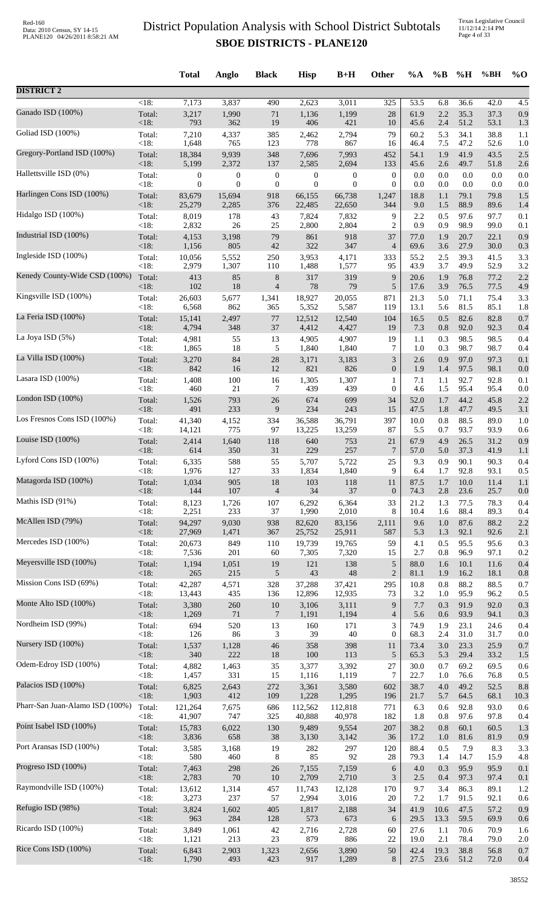# District Population Analysis with School District Subtotals

## SBOE DISTRICTS - PLANE120

| | | Total | Anglo | Black | Hisp | B+H | Other | %A | %B | %H | %BH | %O |
|---|---|---|---|---|---|---|---|---|---|---|---|---|
| **DISTRICT 2** | | | | | | | | | | | | |
| | <18: | 7,173 | 3,837 | 490 | 2,623 | 3,011 | 325 | 53.5 | 6.8 | 36.6 | 42.0 | 4.5 |
| Ganado ISD (100%) | Total: | 3,217 | 1,990 | 71 | 1,136 | 1,199 | 28 | 61.9 | 2.2 | 35.3 | 37.3 | 0.9 |
| | <18: | 793 | 362 | 19 | 406 | 421 | 10 | 45.6 | 2.4 | 51.2 | 53.1 | 1.3 |
| Goliad ISD (100%) | Total: | 7,210 | 4,337 | 385 | 2,462 | 2,794 | 79 | 60.2 | 5.3 | 34.1 | 38.8 | 1.1 |
| | <18: | 1,648 | 765 | 123 | 778 | 867 | 16 | 46.4 | 7.5 | 47.2 | 52.6 | 1.0 |
| Gregory-Portland ISD (100%) | Total: | 18,384 | 9,939 | 348 | 7,696 | 7,993 | 452 | 54.1 | 1.9 | 41.9 | 43.5 | 2.5 |
| | <18: | 5,199 | 2,372 | 137 | 2,585 | 2,694 | 133 | 45.6 | 2.6 | 49.7 | 51.8 | 2.6 |
| Hallettsville ISD (0%) | Total: | 0 | 0 | 0 | 0 | 0 | 0 | 0.0 | 0.0 | 0.0 | 0.0 | 0.0 |
| | <18: | 0 | 0 | 0 | 0 | 0 | 0 | 0.0 | 0.0 | 0.0 | 0.0 | 0.0 |
| Harlingen Cons ISD (100%) | Total: | 83,679 | 15,694 | 918 | 66,155 | 66,738 | 1,247 | 18.8 | 1.1 | 79.1 | 79.8 | 1.5 |
| | <18: | 25,279 | 2,285 | 376 | 22,485 | 22,650 | 344 | 9.0 | 1.5 | 88.9 | 89.6 | 1.4 |
| Hidalgo ISD (100%) | Total: | 8,019 | 178 | 43 | 7,824 | 7,832 | 9 | 2.2 | 0.5 | 97.6 | 97.7 | 0.1 |
| | <18: | 2,832 | 26 | 25 | 2,800 | 2,804 | 2 | 0.9 | 0.9 | 98.9 | 99.0 | 0.1 |
| Industrial ISD (100%) | Total: | 4,153 | 3,198 | 79 | 861 | 918 | 37 | 77.0 | 1.9 | 20.7 | 22.1 | 0.9 |
| | <18: | 1,156 | 805 | 42 | 322 | 347 | 4 | 69.6 | 3.6 | 27.9 | 30.0 | 0.3 |
| Ingleside ISD (100%) | Total: | 10,056 | 5,552 | 250 | 3,953 | 4,171 | 333 | 55.2 | 2.5 | 39.3 | 41.5 | 3.3 |
| | <18: | 2,979 | 1,307 | 110 | 1,488 | 1,577 | 95 | 43.9 | 3.7 | 49.9 | 52.9 | 3.2 |
| Kenedy County-Wide CSD (100%) | Total: | 413 | 85 | 8 | 317 | 319 | 9 | 20.6 | 1.9 | 76.8 | 77.2 | 2.2 |
| | <18: | 102 | 18 | 4 | 78 | 79 | 5 | 17.6 | 3.9 | 76.5 | 77.5 | 4.9 |
| Kingsville ISD (100%) | Total: | 26,603 | 5,677 | 1,341 | 18,927 | 20,055 | 871 | 21.3 | 5.0 | 71.1 | 75.4 | 3.3 |
| | <18: | 6,568 | 862 | 365 | 5,352 | 5,587 | 119 | 13.1 | 5.6 | 81.5 | 85.1 | 1.8 |
| La Feria ISD (100%) | Total: | 15,141 | 2,497 | 77 | 12,512 | 12,540 | 104 | 16.5 | 0.5 | 82.6 | 82.8 | 0.7 |
| | <18: | 4,794 | 348 | 37 | 4,412 | 4,427 | 19 | 7.3 | 0.8 | 92.0 | 92.3 | 0.4 |
| La Joya ISD (5%) | Total: | 4,981 | 55 | 13 | 4,905 | 4,907 | 19 | 1.1 | 0.3 | 98.5 | 98.5 | 0.4 |
| | <18: | 1,865 | 18 | 5 | 1,840 | 1,840 | 7 | 1.0 | 0.3 | 98.7 | 98.7 | 0.4 |
| La Villa ISD (100%) | Total: | 3,270 | 84 | 28 | 3,171 | 3,183 | 3 | 2.6 | 0.9 | 97.0 | 97.3 | 0.1 |
| | <18: | 842 | 16 | 12 | 821 | 826 | 0 | 1.9 | 1.4 | 97.5 | 98.1 | 0.0 |
| Lasara ISD (100%) | Total: | 1,408 | 100 | 16 | 1,305 | 1,307 | 1 | 7.1 | 1.1 | 92.7 | 92.8 | 0.1 |
| | <18: | 460 | 21 | 7 | 439 | 439 | 0 | 4.6 | 1.5 | 95.4 | 95.4 | 0.0 |
| London ISD (100%) | Total: | 1,526 | 793 | 26 | 674 | 699 | 34 | 52.0 | 1.7 | 44.2 | 45.8 | 2.2 |
| | <18: | 491 | 233 | 9 | 234 | 243 | 15 | 47.5 | 1.8 | 47.7 | 49.5 | 3.1 |
| Los Fresnos Cons ISD (100%) | Total: | 41,340 | 4,152 | 334 | 36,588 | 36,791 | 397 | 10.0 | 0.8 | 88.5 | 89.0 | 1.0 |
| | <18: | 14,121 | 775 | 97 | 13,225 | 13,259 | 87 | 5.5 | 0.7 | 93.7 | 93.9 | 0.6 |
| Louise ISD (100%) | Total: | 2,414 | 1,640 | 118 | 640 | 753 | 21 | 67.9 | 4.9 | 26.5 | 31.2 | 0.9 |
| | <18: | 614 | 350 | 31 | 229 | 257 | 7 | 57.0 | 5.0 | 37.3 | 41.9 | 1.1 |
| Lyford Cons ISD (100%) | Total: | 6,335 | 588 | 55 | 5,707 | 5,722 | 25 | 9.3 | 0.9 | 90.1 | 90.3 | 0.4 |
| | <18: | 1,976 | 127 | 33 | 1,834 | 1,840 | 9 | 6.4 | 1.7 | 92.8 | 93.1 | 0.5 |
| Matagorda ISD (100%) | Total: | 1,034 | 905 | 18 | 103 | 118 | 11 | 87.5 | 1.7 | 10.0 | 11.4 | 1.1 |
| | <18: | 144 | 107 | 4 | 34 | 37 | 0 | 74.3 | 2.8 | 23.6 | 25.7 | 0.0 |
| Mathis ISD (91%) | Total: | 8,123 | 1,726 | 107 | 6,292 | 6,364 | 33 | 21.2 | 1.3 | 77.5 | 78.3 | 0.4 |
| | <18: | 2,251 | 233 | 37 | 1,990 | 2,010 | 8 | 10.4 | 1.6 | 88.4 | 89.3 | 0.4 |
| McAllen ISD (79%) | Total: | 94,297 | 9,030 | 938 | 82,620 | 83,156 | 2,111 | 9.6 | 1.0 | 87.6 | 88.2 | 2.2 |
| | <18: | 27,969 | 1,471 | 367 | 25,752 | 25,911 | 587 | 5.3 | 1.3 | 92.1 | 92.6 | 2.1 |
| Mercedes ISD (100%) | Total: | 20,673 | 849 | 110 | 19,739 | 19,765 | 59 | 4.1 | 0.5 | 95.5 | 95.6 | 0.3 |
| | <18: | 7,536 | 201 | 60 | 7,305 | 7,320 | 15 | 2.7 | 0.8 | 96.9 | 97.1 | 0.2 |
| Meyersville ISD (100%) | Total: | 1,194 | 1,051 | 19 | 121 | 138 | 5 | 88.0 | 1.6 | 10.1 | 11.6 | 0.4 |
| | <18: | 265 | 215 | 5 | 43 | 48 | 2 | 81.1 | 1.9 | 16.2 | 18.1 | 0.8 |
| Mission Cons ISD (69%) | Total: | 42,287 | 4,571 | 328 | 37,288 | 37,421 | 295 | 10.8 | 0.8 | 88.2 | 88.5 | 0.7 |
| | <18: | 13,443 | 435 | 136 | 12,896 | 12,935 | 73 | 3.2 | 1.0 | 95.9 | 96.2 | 0.5 |
| Monte Alto ISD (100%) | Total: | 3,380 | 260 | 10 | 3,106 | 3,111 | 9 | 7.7 | 0.3 | 91.9 | 92.0 | 0.3 |
| | <18: | 1,269 | 71 | 7 | 1,191 | 1,194 | 4 | 5.6 | 0.6 | 93.9 | 94.1 | 0.3 |
| Nordheim ISD (99%) | Total: | 694 | 520 | 13 | 160 | 171 | 3 | 74.9 | 1.9 | 23.1 | 24.6 | 0.4 |
| | <18: | 126 | 86 | 3 | 39 | 40 | 0 | 68.3 | 2.4 | 31.0 | 31.7 | 0.0 |
| Nursery ISD (100%) | Total: | 1,537 | 1,128 | 46 | 358 | 398 | 11 | 73.4 | 3.0 | 23.3 | 25.9 | 0.7 |
| | <18: | 340 | 222 | 18 | 100 | 113 | 5 | 65.3 | 5.3 | 29.4 | 33.2 | 1.5 |
| Odem-Edroy ISD (100%) | Total: | 4,882 | 1,463 | 35 | 3,377 | 3,392 | 27 | 30.0 | 0.7 | 69.2 | 69.5 | 0.6 |
| | <18: | 1,457 | 331 | 15 | 1,116 | 1,119 | 7 | 22.7 | 1.0 | 76.6 | 76.8 | 0.5 |
| Palacios ISD (100%) | Total: | 6,825 | 2,643 | 272 | 3,361 | 3,580 | 602 | 38.7 | 4.0 | 49.2 | 52.5 | 8.8 |
| | <18: | 1,903 | 412 | 109 | 1,228 | 1,295 | 196 | 21.7 | 5.7 | 64.5 | 68.1 | 10.3 |
| Pharr-San Juan-Alamo ISD (100%) | Total: | 121,264 | 7,675 | 686 | 112,562 | 112,818 | 771 | 6.3 | 0.6 | 92.8 | 93.0 | 0.6 |
| | <18: | 41,907 | 747 | 325 | 40,888 | 40,978 | 182 | 1.8 | 0.8 | 97.6 | 97.8 | 0.4 |
| Point Isabel ISD (100%) | Total: | 15,783 | 6,022 | 130 | 9,489 | 9,554 | 207 | 38.2 | 0.8 | 60.1 | 60.5 | 1.3 |
| | <18: | 3,836 | 658 | 38 | 3,130 | 3,142 | 36 | 17.2 | 1.0 | 81.6 | 81.9 | 0.9 |
| Port Aransas ISD (100%) | Total: | 3,585 | 3,168 | 19 | 282 | 297 | 120 | 88.4 | 0.5 | 7.9 | 8.3 | 3.3 |
| | <18: | 580 | 460 | 8 | 85 | 92 | 28 | 79.3 | 1.4 | 14.7 | 15.9 | 4.8 |
| Progreso ISD (100%) | Total: | 7,463 | 298 | 26 | 7,155 | 7,159 | 6 | 4.0 | 0.3 | 95.9 | 95.9 | 0.1 |
| | <18: | 2,783 | 70 | 10 | 2,709 | 2,710 | 3 | 2.5 | 0.4 | 97.3 | 97.4 | 0.1 |
| Raymondville ISD (100%) | Total: | 13,612 | 1,314 | 457 | 11,743 | 12,128 | 170 | 9.7 | 3.4 | 86.3 | 89.1 | 1.2 |
| | <18: | 3,273 | 237 | 57 | 2,994 | 3,016 | 20 | 7.2 | 1.7 | 91.5 | 92.1 | 0.6 |
| Refugio ISD (98%) | Total: | 3,824 | 1,602 | 405 | 1,817 | 2,188 | 34 | 41.9 | 10.6 | 47.5 | 57.2 | 0.9 |
| | <18: | 963 | 284 | 128 | 573 | 673 | 6 | 29.5 | 13.3 | 59.5 | 69.9 | 0.6 |
| Ricardo ISD (100%) | Total: | 3,849 | 1,061 | 42 | 2,716 | 2,728 | 60 | 27.6 | 1.1 | 70.6 | 70.9 | 1.6 |
| | <18: | 1,121 | 213 | 23 | 879 | 886 | 22 | 19.0 | 2.1 | 78.4 | 79.0 | 2.0 |
| Rice Cons ISD (100%) | Total: | 6,843 | 2,903 | 1,323 | 2,656 | 3,890 | 50 | 42.4 | 19.3 | 38.8 | 56.8 | 0.7 |
| | <18: | 1,790 | 493 | 423 | 917 | 1,289 | 8 | 27.5 | 23.6 | 51.2 | 72.0 | 0.4 |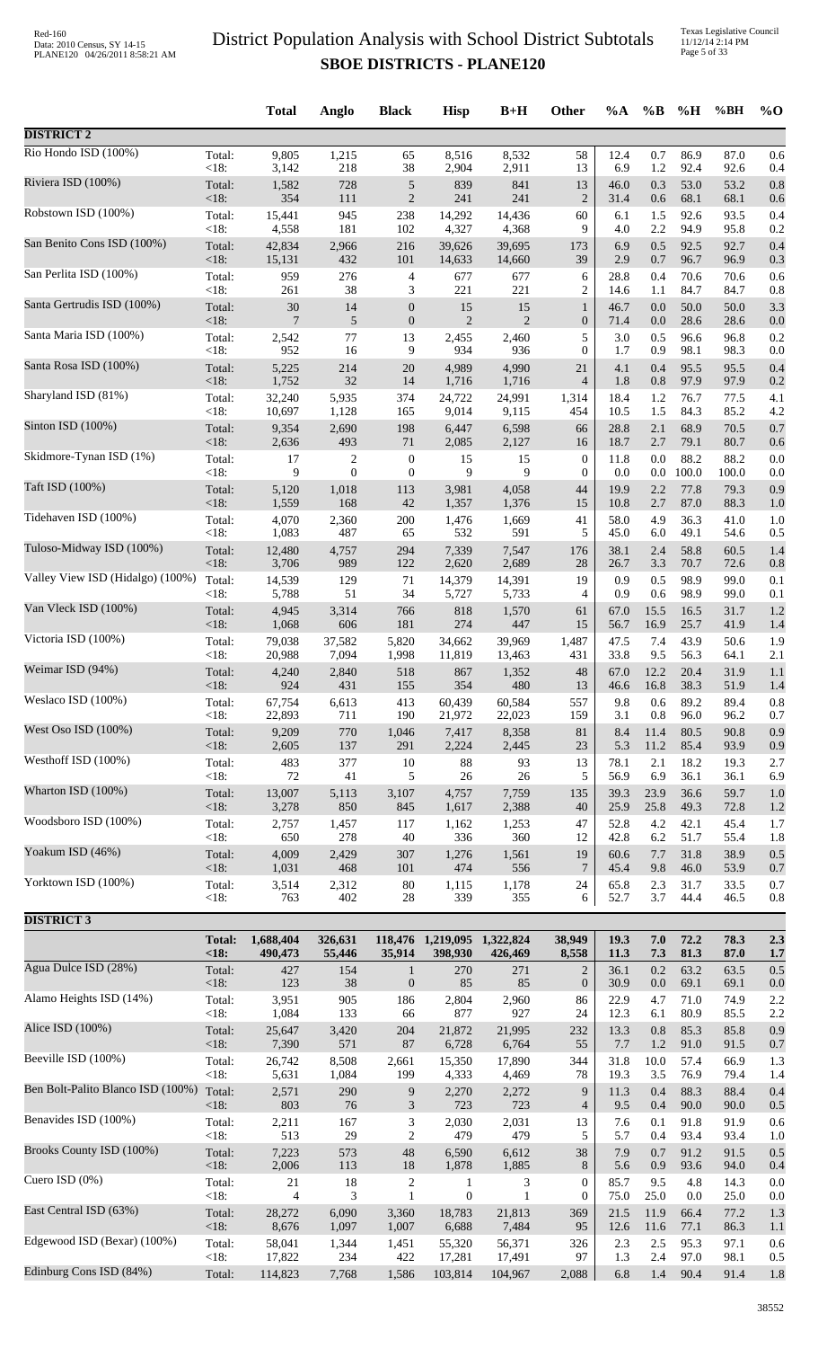# District Population Analysis with School District Subtotals

## SBOE DISTRICTS - PLANE120

| | | Total | Anglo | Black | Hisp | B+H | Other | %A | %B | %H | %BH | %O |
|---|---|---|---|---|---|---|---|---|---|---|---|---|
| **DISTRICT 2** | | | | | | | | | | | | |
| Rio Hondo ISD (100%) | Total: | 9,805 | 1,215 | 65 | 8,516 | 8,532 | 58 | 12.4 | 0.7 | 86.9 | 87.0 | 0.6 |
| | <18: | 3,142 | 218 | 38 | 2,904 | 2,911 | 13 | 6.9 | 1.2 | 92.4 | 92.6 | 0.4 |
| Riviera ISD (100%) | Total: | 1,582 | 728 | 5 | 839 | 841 | 13 | 46.0 | 0.3 | 53.0 | 53.2 | 0.8 |
| | <18: | 354 | 111 | 2 | 241 | 241 | 2 | 31.4 | 0.6 | 68.1 | 68.1 | 0.6 |
| Robstown ISD (100%) | Total: | 15,441 | 945 | 238 | 14,292 | 14,436 | 60 | 6.1 | 1.5 | 92.6 | 93.5 | 0.4 |
| | <18: | 4,558 | 181 | 102 | 4,327 | 4,368 | 9 | 4.0 | 2.2 | 94.9 | 95.8 | 0.2 |
| San Benito Cons ISD (100%) | Total: | 42,834 | 2,966 | 216 | 39,626 | 39,695 | 173 | 6.9 | 0.5 | 92.5 | 92.7 | 0.4 |
| | <18: | 15,131 | 432 | 101 | 14,633 | 14,660 | 39 | 2.9 | 0.7 | 96.7 | 96.9 | 0.3 |
| San Perlita ISD (100%) | Total: | 959 | 276 | 4 | 677 | 677 | 6 | 28.8 | 0.4 | 70.6 | 70.6 | 0.6 |
| | <18: | 261 | 38 | 3 | 221 | 221 | 2 | 14.6 | 1.1 | 84.7 | 84.7 | 0.8 |
| Santa Gertrudis ISD (100%) | Total: | 30 | 14 | 0 | 15 | 15 | 1 | 46.7 | 0.0 | 50.0 | 50.0 | 3.3 |
| | <18: | 7 | 5 | 0 | 2 | 2 | 0 | 71.4 | 0.0 | 28.6 | 28.6 | 0.0 |
| Santa Maria ISD (100%) | Total: | 2,542 | 77 | 13 | 2,455 | 2,460 | 5 | 3.0 | 0.5 | 96.6 | 96.8 | 0.2 |
| | <18: | 952 | 16 | 9 | 934 | 936 | 0 | 1.7 | 0.9 | 98.1 | 98.3 | 0.0 |
| Santa Rosa ISD (100%) | Total: | 5,225 | 214 | 20 | 4,989 | 4,990 | 21 | 4.1 | 0.4 | 95.5 | 95.5 | 0.4 |
| | <18: | 1,752 | 32 | 14 | 1,716 | 1,716 | 4 | 1.8 | 0.8 | 97.9 | 97.9 | 0.2 |
| Sharyland ISD (81%) | Total: | 32,240 | 5,935 | 374 | 24,722 | 24,991 | 1,314 | 18.4 | 1.2 | 76.7 | 77.5 | 4.1 |
| | <18: | 10,697 | 1,128 | 165 | 9,014 | 9,115 | 454 | 10.5 | 1.5 | 84.3 | 85.2 | 4.2 |
| Sinton ISD (100%) | Total: | 9,354 | 2,690 | 198 | 6,447 | 6,598 | 66 | 28.8 | 2.1 | 68.9 | 70.5 | 0.7 |
| | <18: | 2,636 | 493 | 71 | 2,085 | 2,127 | 16 | 18.7 | 2.7 | 79.1 | 80.7 | 0.6 |
| Skidmore-Tynan ISD (1%) | Total: | 17 | 2 | 0 | 15 | 15 | 0 | 11.8 | 0.0 | 88.2 | 88.2 | 0.0 |
| | <18: | 9 | 0 | 0 | 9 | 9 | 0 | 0.0 | 0.0 | 100.0 | 100.0 | 0.0 |
| Taft ISD (100%) | Total: | 5,120 | 1,018 | 113 | 3,981 | 4,058 | 44 | 19.9 | 2.2 | 77.8 | 79.3 | 0.9 |
| | <18: | 1,559 | 168 | 42 | 1,357 | 1,376 | 15 | 10.8 | 2.7 | 87.0 | 88.3 | 1.0 |
| Tidehaven ISD (100%) | Total: | 4,070 | 2,360 | 200 | 1,476 | 1,669 | 41 | 58.0 | 4.9 | 36.3 | 41.0 | 1.0 |
| | <18: | 1,083 | 487 | 65 | 532 | 591 | 5 | 45.0 | 6.0 | 49.1 | 54.6 | 0.5 |
| Tuloso-Midway ISD (100%) | Total: | 12,480 | 4,757 | 294 | 7,339 | 7,547 | 176 | 38.1 | 2.4 | 58.8 | 60.5 | 1.4 |
| | <18: | 3,706 | 989 | 122 | 2,620 | 2,689 | 28 | 26.7 | 3.3 | 70.7 | 72.6 | 0.8 |
| Valley View ISD (Hidalgo) (100%) | Total: | 14,539 | 129 | 71 | 14,379 | 14,391 | 19 | 0.9 | 0.5 | 98.9 | 99.0 | 0.1 |
| | <18: | 5,788 | 51 | 34 | 5,727 | 5,733 | 4 | 0.9 | 0.6 | 98.9 | 99.0 | 0.1 |
| Van Vleck ISD (100%) | Total: | 4,945 | 3,314 | 766 | 818 | 1,570 | 61 | 67.0 | 15.5 | 16.5 | 31.7 | 1.2 |
| | <18: | 1,068 | 606 | 181 | 274 | 447 | 15 | 56.7 | 16.9 | 25.7 | 41.9 | 1.4 |
| Victoria ISD (100%) | Total: | 79,038 | 37,582 | 5,820 | 34,662 | 39,969 | 1,487 | 47.5 | 7.4 | 43.9 | 50.6 | 1.9 |
| | <18: | 20,988 | 7,094 | 1,998 | 11,819 | 13,463 | 431 | 33.8 | 9.5 | 56.3 | 64.1 | 2.1 |
| Weimar ISD (94%) | Total: | 4,240 | 2,840 | 518 | 867 | 1,352 | 48 | 67.0 | 12.2 | 20.4 | 31.9 | 1.1 |
| | <18: | 924 | 431 | 155 | 354 | 480 | 13 | 46.6 | 16.8 | 38.3 | 51.9 | 1.4 |
| Weslaco ISD (100%) | Total: | 67,754 | 6,613 | 413 | 60,439 | 60,584 | 557 | 9.8 | 0.6 | 89.2 | 89.4 | 0.8 |
| | <18: | 22,893 | 711 | 190 | 21,972 | 22,023 | 159 | 3.1 | 0.8 | 96.0 | 96.2 | 0.7 |
| West Oso ISD (100%) | Total: | 9,209 | 770 | 1,046 | 7,417 | 8,358 | 81 | 8.4 | 11.4 | 80.5 | 90.8 | 0.9 |
| | <18: | 2,605 | 137 | 291 | 2,224 | 2,445 | 23 | 5.3 | 11.2 | 85.4 | 93.9 | 0.9 |
| Westhoff ISD (100%) | Total: | 483 | 377 | 10 | 88 | 93 | 13 | 78.1 | 2.1 | 18.2 | 19.3 | 2.7 |
| | <18: | 72 | 41 | 5 | 26 | 26 | 5 | 56.9 | 6.9 | 36.1 | 36.1 | 6.9 |
| Wharton ISD (100%) | Total: | 13,007 | 5,113 | 3,107 | 4,757 | 7,759 | 135 | 39.3 | 23.9 | 36.6 | 59.7 | 1.0 |
| | <18: | 3,278 | 850 | 845 | 1,617 | 2,388 | 40 | 25.9 | 25.8 | 49.3 | 72.8 | 1.2 |
| Woodsboro ISD (100%) | Total: | 2,757 | 1,457 | 117 | 1,162 | 1,253 | 47 | 52.8 | 4.2 | 42.1 | 45.4 | 1.7 |
| | <18: | 650 | 278 | 40 | 336 | 360 | 12 | 42.8 | 6.2 | 51.7 | 55.4 | 1.8 |
| Yoakum ISD (46%) | Total: | 4,009 | 2,429 | 307 | 1,276 | 1,561 | 19 | 60.6 | 7.7 | 31.8 | 38.9 | 0.5 |
| | <18: | 1,031 | 468 | 101 | 474 | 556 | 7 | 45.4 | 9.8 | 46.0 | 53.9 | 0.7 |
| Yorktown ISD (100%) | Total: | 3,514 | 2,312 | 80 | 1,115 | 1,178 | 24 | 65.8 | 2.3 | 31.7 | 33.5 | 0.7 |
| | <18: | 763 | 402 | 28 | 339 | 355 | 6 | 52.7 | 3.7 | 44.4 | 46.5 | 0.8 |
| **DISTRICT 3** | | | | | | | | | | | | |
| | **Total:** | **1,688,404** | **326,631** | **118,476** | **1,219,095** | **1,322,824** | **38,949** | **19.3** | **7.0** | **72.2** | **78.3** | **2.3** |
| | **<18:** | **490,473** | **55,446** | **35,914** | **398,930** | **426,469** | **8,558** | **11.3** | **7.3** | **81.3** | **87.0** | **1.7** |
| Agua Dulce ISD (28%) | Total: | 427 | 154 | 1 | 270 | 271 | 2 | 36.1 | 0.2 | 63.2 | 63.5 | 0.5 |
| | <18: | 123 | 38 | 0 | 85 | 85 | 0 | 30.9 | 0.0 | 69.1 | 69.1 | 0.0 |
| Alamo Heights ISD (14%) | Total: | 3,951 | 905 | 186 | 2,804 | 2,960 | 86 | 22.9 | 4.7 | 71.0 | 74.9 | 2.2 |
| | <18: | 1,084 | 133 | 66 | 877 | 927 | 24 | 12.3 | 6.1 | 80.9 | 85.5 | 2.2 |
| Alice ISD (100%) | Total: | 25,647 | 3,420 | 204 | 21,872 | 21,995 | 232 | 13.3 | 0.8 | 85.3 | 85.8 | 0.9 |
| | <18: | 7,390 | 571 | 87 | 6,728 | 6,764 | 55 | 7.7 | 1.2 | 91.0 | 91.5 | 0.7 |
| Beeville ISD (100%) | Total: | 26,742 | 8,508 | 2,661 | 15,350 | 17,890 | 344 | 31.8 | 10.0 | 57.4 | 66.9 | 1.3 |
| | <18: | 5,631 | 1,084 | 199 | 4,333 | 4,469 | 78 | 19.3 | 3.5 | 76.9 | 79.4 | 1.4 |
| Ben Bolt-Palito Blanco ISD (100%) | Total: | 2,571 | 290 | 9 | 2,270 | 2,272 | 9 | 11.3 | 0.4 | 88.3 | 88.4 | 0.4 |
| | <18: | 803 | 76 | 3 | 723 | 723 | 4 | 9.5 | 0.4 | 90.0 | 90.0 | 0.5 |
| Benavides ISD (100%) | Total: | 2,211 | 167 | 3 | 2,030 | 2,031 | 13 | 7.6 | 0.1 | 91.8 | 91.9 | 0.6 |
| | <18: | 513 | 29 | 2 | 479 | 479 | 5 | 5.7 | 0.4 | 93.4 | 93.4 | 1.0 |
| Brooks County ISD (100%) | Total: | 7,223 | 573 | 48 | 6,590 | 6,612 | 38 | 7.9 | 0.7 | 91.2 | 91.5 | 0.5 |
| | <18: | 2,006 | 113 | 18 | 1,878 | 1,885 | 8 | 5.6 | 0.9 | 93.6 | 94.0 | 0.4 |
| Cuero ISD (0%) | Total: | 21 | 18 | 2 | 1 | 3 | 0 | 85.7 | 9.5 | 4.8 | 14.3 | 0.0 |
| | <18: | 4 | 3 | 1 | 0 | 1 | 0 | 75.0 | 25.0 | 0.0 | 25.0 | 0.0 |
| East Central ISD (63%) | Total: | 28,272 | 6,090 | 3,360 | 18,783 | 21,813 | 369 | 21.5 | 11.9 | 66.4 | 77.2 | 1.3 |
| | <18: | 8,676 | 1,097 | 1,007 | 6,688 | 7,484 | 95 | 12.6 | 11.6 | 77.1 | 86.3 | 1.1 |
| Edgewood ISD (Bexar) (100%) | Total: | 58,041 | 1,344 | 1,451 | 55,320 | 56,371 | 326 | 2.3 | 2.5 | 95.3 | 97.1 | 0.6 |
| | <18: | 17,822 | 234 | 422 | 17,281 | 17,491 | 97 | 1.3 | 2.4 | 97.0 | 98.1 | 0.5 |
| Edinburg Cons ISD (84%) | Total: | 114,823 | 7,768 | 1,586 | 103,814 | 104,967 | 2,088 | 6.8 | 1.4 | 90.4 | 91.4 | 1.8 |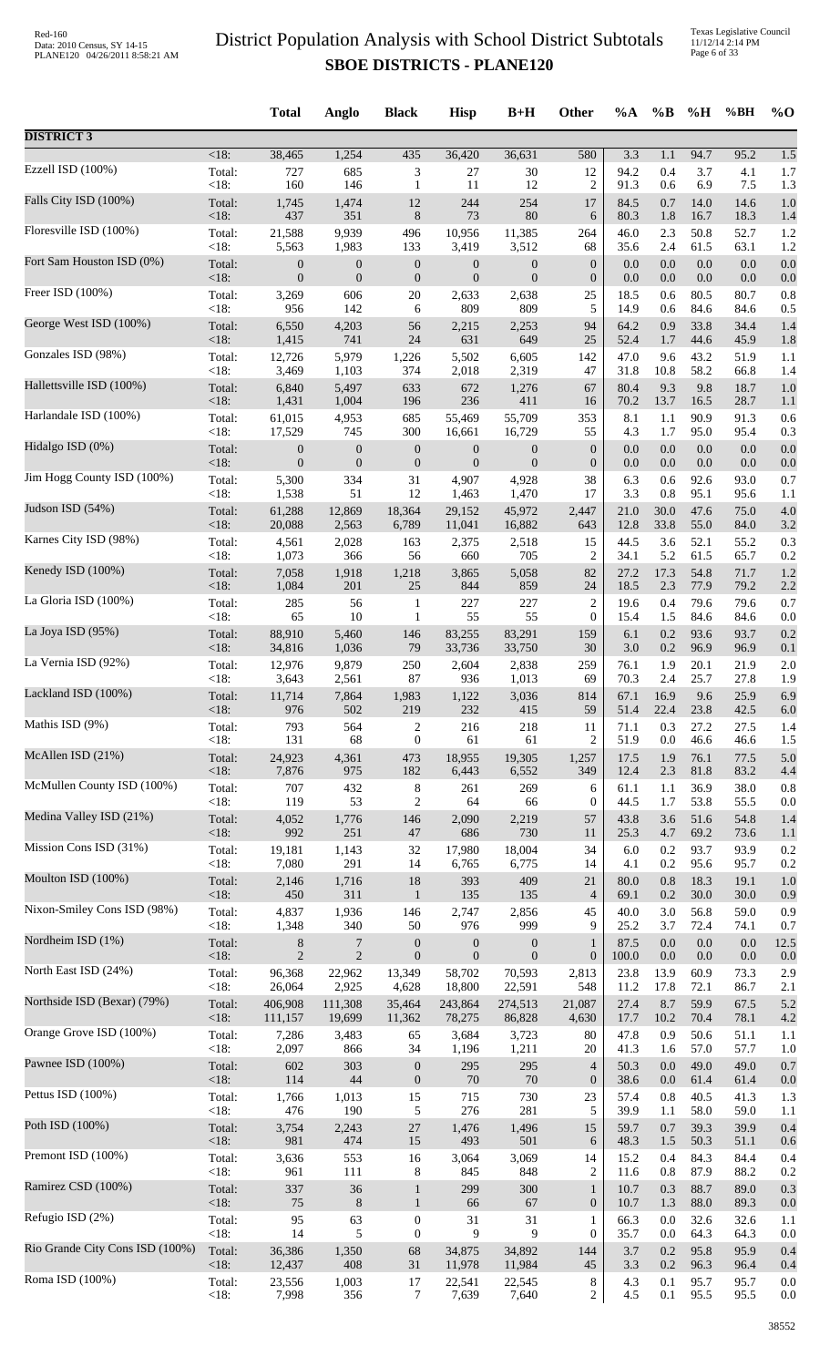# District Population Analysis with School District Subtotals

**SBOE DISTRICTS - PLANE120**

| | | Total | Anglo | Black | Hisp | B+H | Other | %A | %B | %H | %BH | %O |
|---|---|---|---|---|---|---|---|---|---|---|---|---|
| **DISTRICT 3** | | | | | | | | | | | | |
| | <18: | 38,465 | 1,254 | 435 | 36,420 | 36,631 | 580 | 3.3 | 1.1 | 94.7 | 95.2 | 1.5 |
| Ezzell ISD (100%) | Total: | 727 | 685 | 3 | 27 | 30 | 12 | 94.2 | 0.4 | 3.7 | 4.1 | 1.7 |
| | <18: | 160 | 146 | 1 | 11 | 12 | 2 | 91.3 | 0.6 | 6.9 | 7.5 | 1.3 |
| Falls City ISD (100%) | Total: | 1,745 | 1,474 | 12 | 244 | 254 | 17 | 84.5 | 0.7 | 14.0 | 14.6 | 1.0 |
| | <18: | 437 | 351 | 8 | 73 | 80 | 6 | 80.3 | 1.8 | 16.7 | 18.3 | 1.4 |
| Floresville ISD (100%) | Total: | 21,588 | 9,939 | 496 | 10,956 | 11,385 | 264 | 46.0 | 2.3 | 50.8 | 52.7 | 1.2 |
| | <18: | 5,563 | 1,983 | 133 | 3,419 | 3,512 | 68 | 35.6 | 2.4 | 61.5 | 63.1 | 1.2 |
| Fort Sam Houston ISD (0%) | Total: | 0 | 0 | 0 | 0 | 0 | 0 | 0.0 | 0.0 | 0.0 | 0.0 | 0.0 |
| | <18: | 0 | 0 | 0 | 0 | 0 | 0 | 0.0 | 0.0 | 0.0 | 0.0 | 0.0 |
| Freer ISD (100%) | Total: | 3,269 | 606 | 20 | 2,633 | 2,638 | 25 | 18.5 | 0.6 | 80.5 | 80.7 | 0.8 |
| | <18: | 956 | 142 | 6 | 809 | 809 | 5 | 14.9 | 0.6 | 84.6 | 84.6 | 0.5 |
| George West ISD (100%) | Total: | 6,550 | 4,203 | 56 | 2,215 | 2,253 | 94 | 64.2 | 0.9 | 33.8 | 34.4 | 1.4 |
| | <18: | 1,415 | 741 | 24 | 631 | 649 | 25 | 52.4 | 1.7 | 44.6 | 45.9 | 1.8 |
| Gonzales ISD (98%) | Total: | 12,726 | 5,979 | 1,226 | 5,502 | 6,605 | 142 | 47.0 | 9.6 | 43.2 | 51.9 | 1.1 |
| | <18: | 3,469 | 1,103 | 374 | 2,018 | 2,319 | 47 | 31.8 | 10.8 | 58.2 | 66.8 | 1.4 |
| Hallettsville ISD (100%) | Total: | 6,840 | 5,497 | 633 | 672 | 1,276 | 67 | 80.4 | 9.3 | 9.8 | 18.7 | 1.0 |
| | <18: | 1,431 | 1,004 | 196 | 236 | 411 | 16 | 70.2 | 13.7 | 16.5 | 28.7 | 1.1 |
| Harlandale ISD (100%) | Total: | 61,015 | 4,953 | 685 | 55,469 | 55,709 | 353 | 8.1 | 1.1 | 90.9 | 91.3 | 0.6 |
| | <18: | 17,529 | 745 | 300 | 16,661 | 16,729 | 55 | 4.3 | 1.7 | 95.0 | 95.4 | 0.3 |
| Hidalgo ISD (0%) | Total: | 0 | 0 | 0 | 0 | 0 | 0 | 0.0 | 0.0 | 0.0 | 0.0 | 0.0 |
| | <18: | 0 | 0 | 0 | 0 | 0 | 0 | 0.0 | 0.0 | 0.0 | 0.0 | 0.0 |
| Jim Hogg County ISD (100%) | Total: | 5,300 | 334 | 31 | 4,907 | 4,928 | 38 | 6.3 | 0.6 | 92.6 | 93.0 | 0.7 |
| | <18: | 1,538 | 51 | 12 | 1,463 | 1,470 | 17 | 3.3 | 0.8 | 95.1 | 95.6 | 1.1 |
| Judson ISD (54%) | Total: | 61,288 | 12,869 | 18,364 | 29,152 | 45,972 | 2,447 | 21.0 | 30.0 | 47.6 | 75.0 | 4.0 |
| | <18: | 20,088 | 2,563 | 6,789 | 11,041 | 16,882 | 643 | 12.8 | 33.8 | 55.0 | 84.0 | 3.2 |
| Karnes City ISD (98%) | Total: | 4,561 | 2,028 | 163 | 2,375 | 2,518 | 15 | 44.5 | 3.6 | 52.1 | 55.2 | 0.3 |
| | <18: | 1,073 | 366 | 56 | 660 | 705 | 2 | 34.1 | 5.2 | 61.5 | 65.7 | 0.2 |
| Kenedy ISD (100%) | Total: | 7,058 | 1,918 | 1,218 | 3,865 | 5,058 | 82 | 27.2 | 17.3 | 54.8 | 71.7 | 1.2 |
| | <18: | 1,084 | 201 | 25 | 844 | 859 | 24 | 18.5 | 2.3 | 77.9 | 79.2 | 2.2 |
| La Gloria ISD (100%) | Total: | 285 | 56 | 1 | 227 | 227 | 2 | 19.6 | 0.4 | 79.6 | 79.6 | 0.7 |
| | <18: | 65 | 10 | 1 | 55 | 55 | 0 | 15.4 | 1.5 | 84.6 | 84.6 | 0.0 |
| La Joya ISD (95%) | Total: | 88,910 | 5,460 | 146 | 83,255 | 83,291 | 159 | 6.1 | 0.2 | 93.6 | 93.7 | 0.2 |
| | <18: | 34,816 | 1,036 | 79 | 33,736 | 33,750 | 30 | 3.0 | 0.2 | 96.9 | 96.9 | 0.1 |
| La Vernia ISD (92%) | Total: | 12,976 | 9,879 | 250 | 2,604 | 2,838 | 259 | 76.1 | 1.9 | 20.1 | 21.9 | 2.0 |
| | <18: | 3,643 | 2,561 | 87 | 936 | 1,013 | 69 | 70.3 | 2.4 | 25.7 | 27.8 | 1.9 |
| Lackland ISD (100%) | Total: | 11,714 | 7,864 | 1,983 | 1,122 | 3,036 | 814 | 67.1 | 16.9 | 9.6 | 25.9 | 6.9 |
| | <18: | 976 | 502 | 219 | 232 | 415 | 59 | 51.4 | 22.4 | 23.8 | 42.5 | 6.0 |
| Mathis ISD (9%) | Total: | 793 | 564 | 2 | 216 | 218 | 11 | 71.1 | 0.3 | 27.2 | 27.5 | 1.4 |
| | <18: | 131 | 68 | 0 | 61 | 61 | 2 | 51.9 | 0.0 | 46.6 | 46.6 | 1.5 |
| McAllen ISD (21%) | Total: | 24,923 | 4,361 | 473 | 18,955 | 19,305 | 1,257 | 17.5 | 1.9 | 76.1 | 77.5 | 5.0 |
| | <18: | 7,876 | 975 | 182 | 6,443 | 6,552 | 349 | 12.4 | 2.3 | 81.8 | 83.2 | 4.4 |
| McMullen County ISD (100%) | Total: | 707 | 432 | 8 | 261 | 269 | 6 | 61.1 | 1.1 | 36.9 | 38.0 | 0.8 |
| | <18: | 119 | 53 | 2 | 64 | 66 | 0 | 44.5 | 1.7 | 53.8 | 55.5 | 0.0 |
| Medina Valley ISD (21%) | Total: | 4,052 | 1,776 | 146 | 2,090 | 2,219 | 57 | 43.8 | 3.6 | 51.6 | 54.8 | 1.4 |
| | <18: | 992 | 251 | 47 | 686 | 730 | 11 | 25.3 | 4.7 | 69.2 | 73.6 | 1.1 |
| Mission Cons ISD (31%) | Total: | 19,181 | 1,143 | 32 | 17,980 | 18,004 | 34 | 6.0 | 0.2 | 93.7 | 93.9 | 0.2 |
| | <18: | 7,080 | 291 | 14 | 6,765 | 6,775 | 14 | 4.1 | 0.2 | 95.6 | 95.7 | 0.2 |
| Moulton ISD (100%) | Total: | 2,146 | 1,716 | 18 | 393 | 409 | 21 | 80.0 | 0.8 | 18.3 | 19.1 | 1.0 |
| | <18: | 450 | 311 | 1 | 135 | 135 | 4 | 69.1 | 0.2 | 30.0 | 30.0 | 0.9 |
| Nixon-Smiley Cons ISD (98%) | Total: | 4,837 | 1,936 | 146 | 2,747 | 2,856 | 45 | 40.0 | 3.0 | 56.8 | 59.0 | 0.9 |
| | <18: | 1,348 | 340 | 50 | 976 | 999 | 9 | 25.2 | 3.7 | 72.4 | 74.1 | 0.7 |
| Nordheim ISD (1%) | Total: | 8 | 7 | 0 | 0 | 0 | 1 | 87.5 | 0.0 | 0.0 | 0.0 | 12.5 |
| | <18: | 2 | 2 | 0 | 0 | 0 | 0 | 100.0 | 0.0 | 0.0 | 0.0 | 0.0 |
| North East ISD (24%) | Total: | 96,368 | 22,962 | 13,349 | 58,702 | 70,593 | 2,813 | 23.8 | 13.9 | 60.9 | 73.3 | 2.9 |
| | <18: | 26,064 | 2,925 | 4,628 | 18,800 | 22,591 | 548 | 11.2 | 17.8 | 72.1 | 86.7 | 2.1 |
| Northside ISD (Bexar) (79%) | Total: | 406,908 | 111,308 | 35,464 | 243,864 | 274,513 | 21,087 | 27.4 | 8.7 | 59.9 | 67.5 | 5.2 |
| | <18: | 111,157 | 19,699 | 11,362 | 78,275 | 86,828 | 4,630 | 17.7 | 10.2 | 70.4 | 78.1 | 4.2 |
| Orange Grove ISD (100%) | Total: | 7,286 | 3,483 | 65 | 3,684 | 3,723 | 80 | 47.8 | 0.9 | 50.6 | 51.1 | 1.1 |
| | <18: | 2,097 | 866 | 34 | 1,196 | 1,211 | 20 | 41.3 | 1.6 | 57.0 | 57.7 | 1.0 |
| Pawnee ISD (100%) | Total: | 602 | 303 | 0 | 295 | 295 | 4 | 50.3 | 0.0 | 49.0 | 49.0 | 0.7 |
| | <18: | 114 | 44 | 0 | 70 | 70 | 0 | 38.6 | 0.0 | 61.4 | 61.4 | 0.0 |
| Pettus ISD (100%) | Total: | 1,766 | 1,013 | 15 | 715 | 730 | 23 | 57.4 | 0.8 | 40.5 | 41.3 | 1.3 |
| | <18: | 476 | 190 | 5 | 276 | 281 | 5 | 39.9 | 1.1 | 58.0 | 59.0 | 1.1 |
| Poth ISD (100%) | Total: | 3,754 | 2,243 | 27 | 1,476 | 1,496 | 15 | 59.7 | 0.7 | 39.3 | 39.9 | 0.4 |
| | <18: | 981 | 474 | 15 | 493 | 501 | 6 | 48.3 | 1.5 | 50.3 | 51.1 | 0.6 |
| Premont ISD (100%) | Total: | 3,636 | 553 | 16 | 3,064 | 3,069 | 14 | 15.2 | 0.4 | 84.3 | 84.4 | 0.4 |
| | <18: | 961 | 111 | 8 | 845 | 848 | 2 | 11.6 | 0.8 | 87.9 | 88.2 | 0.2 |
| Ramirez CSD (100%) | Total: | 337 | 36 | 1 | 299 | 300 | 1 | 10.7 | 0.3 | 88.7 | 89.0 | 0.3 |
| | <18: | 75 | 8 | 1 | 66 | 67 | 0 | 10.7 | 1.3 | 88.0 | 89.3 | 0.0 |
| Refugio ISD (2%) | Total: | 95 | 63 | 0 | 31 | 31 | 1 | 66.3 | 0.0 | 32.6 | 32.6 | 1.1 |
| | <18: | 14 | 5 | 0 | 9 | 9 | 0 | 35.7 | 0.0 | 64.3 | 64.3 | 0.0 |
| Rio Grande City Cons ISD (100%) | Total: | 36,386 | 1,350 | 68 | 34,875 | 34,892 | 144 | 3.7 | 0.2 | 95.8 | 95.9 | 0.4 |
| | <18: | 12,437 | 408 | 31 | 11,978 | 11,984 | 45 | 3.3 | 0.2 | 96.3 | 96.4 | 0.4 |
| Roma ISD (100%) | Total: | 23,556 | 1,003 | 17 | 22,541 | 22,545 | 8 | 4.3 | 0.1 | 95.7 | 95.7 | 0.0 |
| | <18: | 7,998 | 356 | 7 | 7,639 | 7,640 | 2 | 4.5 | 0.1 | 95.5 | 95.5 | 0.0 |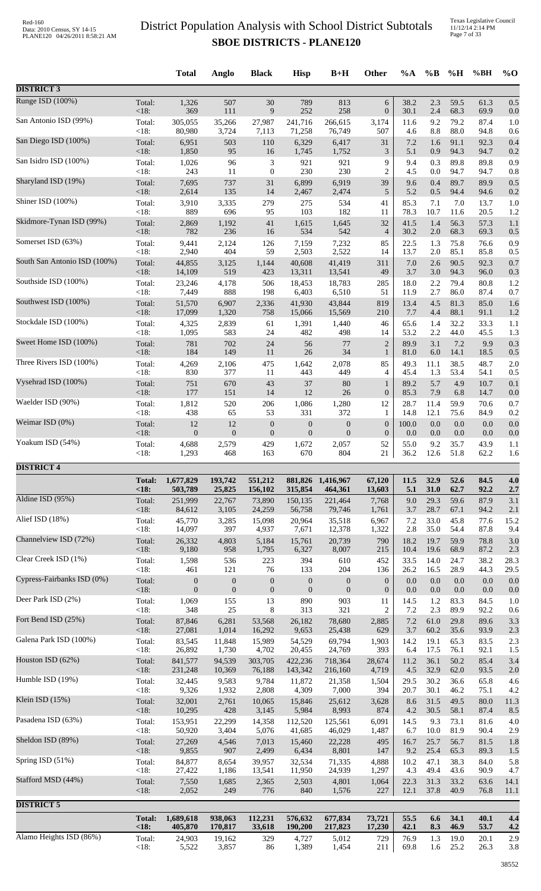# District Population Analysis with School District Subtotals

## SBOE DISTRICTS - PLANE120

| | | Total | Anglo | Black | Hisp | B+H | Other | %A | %B | %H | %BH | %O |
|---|---|---|---|---|---|---|---|---|---|---|---|---|
| **DISTRICT 3** | | | | | | | | | | | | |
| Runge ISD (100%) | Total: | 1,326 | 507 | 30 | 789 | 813 | 6 | 38.2 | 2.3 | 59.5 | 61.3 | 0.5 |
| | <18: | 369 | 111 | 9 | 252 | 258 | 0 | 30.1 | 2.4 | 68.3 | 69.9 | 0.0 |
| San Antonio ISD (99%) | Total: | 305,055 | 35,266 | 27,987 | 241,716 | 266,615 | 3,174 | 11.6 | 9.2 | 79.2 | 87.4 | 1.0 |
| | <18: | 80,980 | 3,724 | 7,113 | 71,258 | 76,749 | 507 | 4.6 | 8.8 | 88.0 | 94.8 | 0.6 |
| San Diego ISD (100%) | Total: | 6,951 | 503 | 110 | 6,329 | 6,417 | 31 | 7.2 | 1.6 | 91.1 | 92.3 | 0.4 |
| | <18: | 1,850 | 95 | 16 | 1,745 | 1,752 | 3 | 5.1 | 0.9 | 94.3 | 94.7 | 0.2 |
| San Isidro ISD (100%) | Total: | 1,026 | 96 | 3 | 921 | 921 | 9 | 9.4 | 0.3 | 89.8 | 89.8 | 0.9 |
| | <18: | 243 | 11 | 0 | 230 | 230 | 2 | 4.5 | 0.0 | 94.7 | 94.7 | 0.8 |
| Sharyland ISD (19%) | Total: | 7,695 | 737 | 31 | 6,899 | 6,919 | 39 | 9.6 | 0.4 | 89.7 | 89.9 | 0.5 |
| | <18: | 2,614 | 135 | 14 | 2,467 | 2,474 | 5 | 5.2 | 0.5 | 94.4 | 94.6 | 0.2 |
| Shiner ISD (100%) | Total: | 3,910 | 3,335 | 279 | 275 | 534 | 41 | 85.3 | 7.1 | 7.0 | 13.7 | 1.0 |
| | <18: | 889 | 696 | 95 | 103 | 182 | 11 | 78.3 | 10.7 | 11.6 | 20.5 | 1.2 |
| Skidmore-Tynan ISD (99%) | Total: | 2,869 | 1,192 | 41 | 1,615 | 1,645 | 32 | 41.5 | 1.4 | 56.3 | 57.3 | 1.1 |
| | <18: | 782 | 236 | 16 | 534 | 542 | 4 | 30.2 | 2.0 | 68.3 | 69.3 | 0.5 |
| Somerset ISD (63%) | Total: | 9,441 | 2,124 | 126 | 7,159 | 7,232 | 85 | 22.5 | 1.3 | 75.8 | 76.6 | 0.9 |
| | <18: | 2,940 | 404 | 59 | 2,503 | 2,522 | 14 | 13.7 | 2.0 | 85.1 | 85.8 | 0.5 |
| South San Antonio ISD (100%) | Total: | 44,855 | 3,125 | 1,144 | 40,608 | 41,419 | 311 | 7.0 | 2.6 | 90.5 | 92.3 | 0.7 |
| | <18: | 14,109 | 519 | 423 | 13,311 | 13,541 | 49 | 3.7 | 3.0 | 94.3 | 96.0 | 0.3 |
| Southside ISD (100%) | Total: | 23,246 | 4,178 | 506 | 18,453 | 18,783 | 285 | 18.0 | 2.2 | 79.4 | 80.8 | 1.2 |
| | <18: | 7,449 | 888 | 198 | 6,403 | 6,510 | 51 | 11.9 | 2.7 | 86.0 | 87.4 | 0.7 |
| Southwest ISD (100%) | Total: | 51,570 | 6,907 | 2,336 | 41,930 | 43,844 | 819 | 13.4 | 4.5 | 81.3 | 85.0 | 1.6 |
| | <18: | 17,099 | 1,320 | 758 | 15,066 | 15,569 | 210 | 7.7 | 4.4 | 88.1 | 91.1 | 1.2 |
| Stockdale ISD (100%) | Total: | 4,325 | 2,839 | 61 | 1,391 | 1,440 | 46 | 65.6 | 1.4 | 32.2 | 33.3 | 1.1 |
| | <18: | 1,095 | 583 | 24 | 482 | 498 | 14 | 53.2 | 2.2 | 44.0 | 45.5 | 1.3 |
| Sweet Home ISD (100%) | Total: | 781 | 702 | 24 | 56 | 77 | 2 | 89.9 | 3.1 | 7.2 | 9.9 | 0.3 |
| | <18: | 184 | 149 | 11 | 26 | 34 | 1 | 81.0 | 6.0 | 14.1 | 18.5 | 0.5 |
| Three Rivers ISD (100%) | Total: | 4,269 | 2,106 | 475 | 1,642 | 2,078 | 85 | 49.3 | 11.1 | 38.5 | 48.7 | 2.0 |
| | <18: | 830 | 377 | 11 | 443 | 449 | 4 | 45.4 | 1.3 | 53.4 | 54.1 | 0.5 |
| Vysehrad ISD (100%) | Total: | 751 | 670 | 43 | 37 | 80 | 1 | 89.2 | 5.7 | 4.9 | 10.7 | 0.1 |
| | <18: | 177 | 151 | 14 | 12 | 26 | 0 | 85.3 | 7.9 | 6.8 | 14.7 | 0.0 |
| Waelder ISD (90%) | Total: | 1,812 | 520 | 206 | 1,086 | 1,280 | 12 | 28.7 | 11.4 | 59.9 | 70.6 | 0.7 |
| | <18: | 438 | 65 | 53 | 331 | 372 | 1 | 14.8 | 12.1 | 75.6 | 84.9 | 0.2 |
| Weimar ISD (0%) | Total: | 12 | 12 | 0 | 0 | 0 | 0 | 100.0 | 0.0 | 0.0 | 0.0 | 0.0 |
| | <18: | 0 | 0 | 0 | 0 | 0 | 0 | 0.0 | 0.0 | 0.0 | 0.0 | 0.0 |
| Yoakum ISD (54%) | Total: | 4,688 | 2,579 | 429 | 1,672 | 2,057 | 52 | 55.0 | 9.2 | 35.7 | 43.9 | 1.1 |
| | <18: | 1,293 | 468 | 163 | 670 | 804 | 21 | 36.2 | 12.6 | 51.8 | 62.2 | 1.6 |
| **DISTRICT 4** | | | | | | | | | | | | |
| | **Total:** | **1,677,829** | **193,742** | **551,212** | **881,826** | **1,416,967** | **67,120** | **11.5** | **32.9** | **52.6** | **84.5** | **4.0** |
| | **<18:** | **503,789** | **25,825** | **156,102** | **315,854** | **464,361** | **13,603** | **5.1** | **31.0** | **62.7** | **92.2** | **2.7** |
| Aldine ISD (95%) | Total: | 251,999 | 22,767 | 73,890 | 150,135 | 221,464 | 7,768 | 9.0 | 29.3 | 59.6 | 87.9 | 3.1 |
| | <18: | 84,612 | 3,105 | 24,259 | 56,758 | 79,746 | 1,761 | 3.7 | 28.7 | 67.1 | 94.2 | 2.1 |
| Alief ISD (18%) | Total: | 45,770 | 3,285 | 15,098 | 20,964 | 35,518 | 6,967 | 7.2 | 33.0 | 45.8 | 77.6 | 15.2 |
| | <18: | 14,097 | 397 | 4,937 | 7,671 | 12,378 | 1,322 | 2.8 | 35.0 | 54.4 | 87.8 | 9.4 |
| Channelview ISD (72%) | Total: | 26,332 | 4,803 | 5,184 | 15,761 | 20,739 | 790 | 18.2 | 19.7 | 59.9 | 78.8 | 3.0 |
| | <18: | 9,180 | 958 | 1,795 | 6,327 | 8,007 | 215 | 10.4 | 19.6 | 68.9 | 87.2 | 2.3 |
| Clear Creek ISD (1%) | Total: | 1,598 | 536 | 223 | 394 | 610 | 452 | 33.5 | 14.0 | 24.7 | 38.2 | 28.3 |
| | <18: | 461 | 121 | 76 | 133 | 204 | 136 | 26.2 | 16.5 | 28.9 | 44.3 | 29.5 |
| Cypress-Fairbanks ISD (0%) | Total: | 0 | 0 | 0 | 0 | 0 | 0 | 0.0 | 0.0 | 0.0 | 0.0 | 0.0 |
| | <18: | 0 | 0 | 0 | 0 | 0 | 0 | 0.0 | 0.0 | 0.0 | 0.0 | 0.0 |
| Deer Park ISD (2%) | Total: | 1,069 | 155 | 13 | 890 | 903 | 11 | 14.5 | 1.2 | 83.3 | 84.5 | 1.0 |
| | <18: | 348 | 25 | 8 | 313 | 321 | 2 | 7.2 | 2.3 | 89.9 | 92.2 | 0.6 |
| Fort Bend ISD (25%) | Total: | 87,846 | 6,281 | 53,568 | 26,182 | 78,680 | 2,885 | 7.2 | 61.0 | 29.8 | 89.6 | 3.3 |
| | <18: | 27,081 | 1,014 | 16,292 | 9,653 | 25,438 | 629 | 3.7 | 60.2 | 35.6 | 93.9 | 2.3 |
| Galena Park ISD (100%) | Total: | 83,545 | 11,848 | 15,989 | 54,529 | 69,794 | 1,903 | 14.2 | 19.1 | 65.3 | 83.5 | 2.3 |
| | <18: | 26,892 | 1,730 | 4,702 | 20,455 | 24,769 | 393 | 6.4 | 17.5 | 76.1 | 92.1 | 1.5 |
| Houston ISD (62%) | Total: | 841,577 | 94,539 | 303,705 | 422,236 | 718,364 | 28,674 | 11.2 | 36.1 | 50.2 | 85.4 | 3.4 |
| | <18: | 231,248 | 10,369 | 76,188 | 143,342 | 216,160 | 4,719 | 4.5 | 32.9 | 62.0 | 93.5 | 2.0 |
| Humble ISD (19%) | Total: | 32,445 | 9,583 | 9,784 | 11,872 | 21,358 | 1,504 | 29.5 | 30.2 | 36.6 | 65.8 | 4.6 |
| | <18: | 9,326 | 1,932 | 2,808 | 4,309 | 7,000 | 394 | 20.7 | 30.1 | 46.2 | 75.1 | 4.2 |
| Klein ISD (15%) | Total: | 32,001 | 2,761 | 10,065 | 15,846 | 25,612 | 3,628 | 8.6 | 31.5 | 49.5 | 80.0 | 11.3 |
| | <18: | 10,295 | 428 | 3,145 | 5,984 | 8,993 | 874 | 4.2 | 30.5 | 58.1 | 87.4 | 8.5 |
| Pasadena ISD (63%) | Total: | 153,951 | 22,299 | 14,358 | 112,520 | 125,561 | 6,091 | 14.5 | 9.3 | 73.1 | 81.6 | 4.0 |
| | <18: | 50,920 | 3,404 | 5,076 | 41,685 | 46,029 | 1,487 | 6.7 | 10.0 | 81.9 | 90.4 | 2.9 |
| Sheldon ISD (89%) | Total: | 27,269 | 4,546 | 7,013 | 15,460 | 22,228 | 495 | 16.7 | 25.7 | 56.7 | 81.5 | 1.8 |
| | <18: | 9,855 | 907 | 2,499 | 6,434 | 8,801 | 147 | 9.2 | 25.4 | 65.3 | 89.3 | 1.5 |
| Spring ISD (51%) | Total: | 84,877 | 8,654 | 39,957 | 32,534 | 71,335 | 4,888 | 10.2 | 47.1 | 38.3 | 84.0 | 5.8 |
| | <18: | 27,422 | 1,186 | 13,541 | 11,950 | 24,939 | 1,297 | 4.3 | 49.4 | 43.6 | 90.9 | 4.7 |
| Stafford MSD (44%) | Total: | 7,550 | 1,685 | 2,365 | 2,503 | 4,801 | 1,064 | 22.3 | 31.3 | 33.2 | 63.6 | 14.1 |
| | <18: | 2,052 | 249 | 776 | 840 | 1,576 | 227 | 12.1 | 37.8 | 40.9 | 76.8 | 11.1 |
| **DISTRICT 5** | | | | | | | | | | | | |
| | **Total:** | **1,689,618** | **938,063** | **112,231** | **576,632** | **677,834** | **73,721** | **55.5** | **6.6** | **34.1** | **40.1** | **4.4** |
| | **<18:** | **405,870** | **170,817** | **33,618** | **190,200** | **217,823** | **17,230** | **42.1** | **8.3** | **46.9** | **53.7** | **4.2** |
| Alamo Heights ISD (86%) | Total: | 24,903 | 19,162 | 329 | 4,727 | 5,012 | 729 | 76.9 | 1.3 | 19.0 | 20.1 | 2.9 |
| | <18: | 5,522 | 3,857 | 86 | 1,389 | 1,454 | 211 | 69.8 | 1.6 | 25.2 | 26.3 | 3.8 |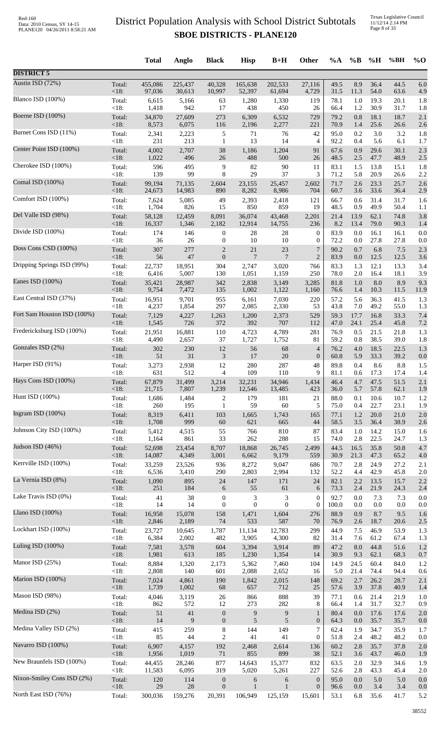# District Population Analysis with School District Subtotals

## SBOE DISTRICTS - PLANE120

| | | Total | Anglo | Black | Hisp | B+H | Other | %A | %B | %H | %BH | %O |
|---|---|---|---|---|---|---|---|---|---|---|---|---|
| **DISTRICT 5** | | | | | | | | | | | | |
| Austin ISD (72%) | Total: | 455,086 | 225,437 | 40,328 | 165,638 | 202,533 | 27,116 | 49.5 | 8.9 | 36.4 | 44.5 | 6.0 |
| | <18: | 97,036 | 30,613 | 10,997 | 52,397 | 61,694 | 4,729 | 31.5 | 11.3 | 54.0 | 63.6 | 4.9 |
| Blanco ISD (100%) | Total: | 6,615 | 5,166 | 63 | 1,280 | 1,330 | 119 | 78.1 | 1.0 | 19.3 | 20.1 | 1.8 |
| | <18: | 1,418 | 942 | 17 | 438 | 450 | 26 | 66.4 | 1.2 | 30.9 | 31.7 | 1.8 |
| Boerne ISD (100%) | Total: | 34,870 | 27,609 | 273 | 6,309 | 6,532 | 729 | 79.2 | 0.8 | 18.1 | 18.7 | 2.1 |
| | <18: | 8,573 | 6,075 | 116 | 2,196 | 2,277 | 221 | 70.9 | 1.4 | 25.6 | 26.6 | 2.6 |
| Burnet Cons ISD (11%) | Total: | 2,341 | 2,223 | 5 | 71 | 76 | 42 | 95.0 | 0.2 | 3.0 | 3.2 | 1.8 |
| | <18: | 231 | 213 | 1 | 13 | 14 | 4 | 92.2 | 0.4 | 5.6 | 6.1 | 1.7 |
| Center Point ISD (100%) | Total: | 4,002 | 2,707 | 38 | 1,186 | 1,204 | 91 | 67.6 | 0.9 | 29.6 | 30.1 | 2.3 |
| | <18: | 1,022 | 496 | 26 | 488 | 500 | 26 | 48.5 | 2.5 | 47.7 | 48.9 | 2.5 |
| Cherokee ISD (100%) | Total: | 596 | 495 | 9 | 82 | 90 | 11 | 83.1 | 1.5 | 13.8 | 15.1 | 1.8 |
| | <18: | 139 | 99 | 8 | 29 | 37 | 3 | 71.2 | 5.8 | 20.9 | 26.6 | 2.2 |
| Comal ISD (100%) | Total: | 99,194 | 71,135 | 2,604 | 23,155 | 25,457 | 2,602 | 71.7 | 2.6 | 23.3 | 25.7 | 2.6 |
| | <18: | 24,673 | 14,983 | 890 | 8,282 | 8,986 | 704 | 60.7 | 3.6 | 33.6 | 36.4 | 2.9 |
| Comfort ISD (100%) | Total: | 7,624 | 5,085 | 49 | 2,393 | 2,418 | 121 | 66.7 | 0.6 | 31.4 | 31.7 | 1.6 |
| | <18: | 1,704 | 826 | 15 | 850 | 859 | 19 | 48.5 | 0.9 | 49.9 | 50.4 | 1.1 |
| Del Valle ISD (98%) | Total: | 58,128 | 12,459 | 8,091 | 36,074 | 43,468 | 2,201 | 21.4 | 13.9 | 62.1 | 74.8 | 3.8 |
| | <18: | 16,337 | 1,346 | 2,182 | 12,914 | 14,755 | 236 | 8.2 | 13.4 | 79.0 | 90.3 | 1.4 |
| Divide ISD (100%) | Total: | 174 | 146 | 0 | 28 | 28 | 0 | 83.9 | 0.0 | 16.1 | 16.1 | 0.0 |
| | <18: | 36 | 26 | 0 | 10 | 10 | 0 | 72.2 | 0.0 | 27.8 | 27.8 | 0.0 |
| Doss Cons CSD (100%) | Total: | 307 | 277 | 2 | 21 | 23 | 7 | 90.2 | 0.7 | 6.8 | 7.5 | 2.3 |
| | <18: | 56 | 47 | 0 | 7 | 7 | 2 | 83.9 | 0.0 | 12.5 | 12.5 | 3.6 |
| Dripping Springs ISD (99%) | Total: | 22,737 | 18,951 | 304 | 2,747 | 3,020 | 766 | 83.3 | 1.3 | 12.1 | 13.3 | 3.4 |
| | <18: | 6,416 | 5,007 | 130 | 1,051 | 1,159 | 250 | 78.0 | 2.0 | 16.4 | 18.1 | 3.9 |
| Eanes ISD (100%) | Total: | 35,421 | 28,987 | 342 | 2,838 | 3,149 | 3,285 | 81.8 | 1.0 | 8.0 | 8.9 | 9.3 |
| | <18: | 9,754 | 7,472 | 135 | 1,002 | 1,122 | 1,160 | 76.6 | 1.4 | 10.3 | 11.5 | 11.9 |
| East Central ISD (37%) | Total: | 16,951 | 9,701 | 955 | 6,161 | 7,030 | 220 | 57.2 | 5.6 | 36.3 | 41.5 | 1.3 |
| | <18: | 4,237 | 1,854 | 297 | 2,085 | 2,330 | 53 | 43.8 | 7.0 | 49.2 | 55.0 | 1.3 |
| Fort Sam Houston ISD (100%) | Total: | 7,129 | 4,227 | 1,263 | 1,200 | 2,373 | 529 | 59.3 | 17.7 | 16.8 | 33.3 | 7.4 |
| | <18: | 1,545 | 726 | 372 | 392 | 707 | 112 | 47.0 | 24.1 | 25.4 | 45.8 | 7.2 |
| Fredericksburg ISD (100%) | Total: | 21,951 | 16,881 | 110 | 4,723 | 4,789 | 281 | 76.9 | 0.5 | 21.5 | 21.8 | 1.3 |
| | <18: | 4,490 | 2,657 | 37 | 1,727 | 1,752 | 81 | 59.2 | 0.8 | 38.5 | 39.0 | 1.8 |
| Gonzales ISD (2%) | Total: | 302 | 230 | 12 | 56 | 68 | 4 | 76.2 | 4.0 | 18.5 | 22.5 | 1.3 |
| | <18: | 51 | 31 | 3 | 17 | 20 | 0 | 60.8 | 5.9 | 33.3 | 39.2 | 0.0 |
| Harper ISD (91%) | Total: | 3,273 | 2,938 | 12 | 280 | 287 | 48 | 89.8 | 0.4 | 8.6 | 8.8 | 1.5 |
| | <18: | 631 | 512 | 4 | 109 | 110 | 9 | 81.1 | 0.6 | 17.3 | 17.4 | 1.4 |
| Hays Cons ISD (100%) | Total: | 67,879 | 31,499 | 3,214 | 32,231 | 34,946 | 1,434 | 46.4 | 4.7 | 47.5 | 51.5 | 2.1 |
| | <18: | 21,715 | 7,807 | 1,239 | 12,546 | 13,485 | 423 | 36.0 | 5.7 | 57.8 | 62.1 | 1.9 |
| Hunt ISD (100%) | Total: | 1,686 | 1,484 | 2 | 179 | 181 | 21 | 88.0 | 0.1 | 10.6 | 10.7 | 1.2 |
| | <18: | 260 | 195 | 1 | 59 | 60 | 5 | 75.0 | 0.4 | 22.7 | 23.1 | 1.9 |
| Ingram ISD (100%) | Total: | 8,319 | 6,411 | 103 | 1,665 | 1,743 | 165 | 77.1 | 1.2 | 20.0 | 21.0 | 2.0 |
| | <18: | 1,708 | 999 | 60 | 621 | 665 | 44 | 58.5 | 3.5 | 36.4 | 38.9 | 2.6 |
| Johnson City ISD (100%) | Total: | 5,412 | 4,515 | 55 | 766 | 810 | 87 | 83.4 | 1.0 | 14.2 | 15.0 | 1.6 |
| | <18: | 1,164 | 861 | 33 | 262 | 288 | 15 | 74.0 | 2.8 | 22.5 | 24.7 | 1.3 |
| Judson ISD (46%) | Total: | 52,698 | 23,454 | 8,707 | 18,868 | 26,745 | 2,499 | 44.5 | 16.5 | 35.8 | 50.8 | 4.7 |
| | <18: | 14,087 | 4,349 | 3,001 | 6,662 | 9,179 | 559 | 30.9 | 21.3 | 47.3 | 65.2 | 4.0 |
| Kerrville ISD (100%) | Total: | 33,259 | 23,526 | 936 | 8,272 | 9,047 | 686 | 70.7 | 2.8 | 24.9 | 27.2 | 2.1 |
| | <18: | 6,536 | 3,410 | 290 | 2,803 | 2,994 | 132 | 52.2 | 4.4 | 42.9 | 45.8 | 2.0 |
| La Vernia ISD (8%) | Total: | 1,090 | 895 | 24 | 147 | 171 | 24 | 82.1 | 2.2 | 13.5 | 15.7 | 2.2 |
| | <18: | 251 | 184 | 6 | 55 | 61 | 6 | 73.3 | 2.4 | 21.9 | 24.3 | 2.4 |
| Lake Travis ISD (0%) | Total: | 41 | 38 | 0 | 3 | 3 | 0 | 92.7 | 0.0 | 7.3 | 7.3 | 0.0 |
| | <18: | 14 | 14 | 0 | 0 | 0 | 0 | 100.0 | 0.0 | 0.0 | 0.0 | 0.0 |
| Llano ISD (100%) | Total: | 16,958 | 15,078 | 158 | 1,471 | 1,604 | 276 | 88.9 | 0.9 | 8.7 | 9.5 | 1.6 |
| | <18: | 2,846 | 2,189 | 74 | 533 | 587 | 70 | 76.9 | 2.6 | 18.7 | 20.6 | 2.5 |
| Lockhart ISD (100%) | Total: | 23,727 | 10,645 | 1,787 | 11,134 | 12,783 | 299 | 44.9 | 7.5 | 46.9 | 53.9 | 1.3 |
| | <18: | 6,384 | 2,002 | 482 | 3,905 | 4,300 | 82 | 31.4 | 7.6 | 61.2 | 67.4 | 1.3 |
| Luling ISD (100%) | Total: | 7,581 | 3,578 | 604 | 3,394 | 3,914 | 89 | 47.2 | 8.0 | 44.8 | 51.6 | 1.2 |
| | <18: | 1,981 | 613 | 185 | 1,230 | 1,354 | 14 | 30.9 | 9.3 | 62.1 | 68.3 | 0.7 |
| Manor ISD (25%) | Total: | 8,884 | 1,320 | 2,173 | 5,362 | 7,460 | 104 | 14.9 | 24.5 | 60.4 | 84.0 | 1.2 |
| | <18: | 2,808 | 140 | 601 | 2,088 | 2,652 | 16 | 5.0 | 21.4 | 74.4 | 94.4 | 0.6 |
| Marion ISD (100%) | Total: | 7,024 | 4,861 | 190 | 1,842 | 2,015 | 148 | 69.2 | 2.7 | 26.2 | 28.7 | 2.1 |
| | <18: | 1,739 | 1,002 | 68 | 657 | 712 | 25 | 57.6 | 3.9 | 37.8 | 40.9 | 1.4 |
| Mason ISD (98%) | Total: | 4,046 | 3,119 | 26 | 866 | 888 | 39 | 77.1 | 0.6 | 21.4 | 21.9 | 1.0 |
| | <18: | 862 | 572 | 12 | 273 | 282 | 8 | 66.4 | 1.4 | 31.7 | 32.7 | 0.9 |
| Medina ISD (2%) | Total: | 51 | 41 | 0 | 9 | 9 | 1 | 80.4 | 0.0 | 17.6 | 17.6 | 2.0 |
| | <18: | 14 | 9 | 0 | 5 | 5 | 0 | 64.3 | 0.0 | 35.7 | 35.7 | 0.0 |
| Medina Valley ISD (2%) | Total: | 415 | 259 | 8 | 144 | 149 | 7 | 62.4 | 1.9 | 34.7 | 35.9 | 1.7 |
| | <18: | 85 | 44 | 2 | 41 | 41 | 0 | 51.8 | 2.4 | 48.2 | 48.2 | 0.0 |
| Navarro ISD (100%) | Total: | 6,907 | 4,157 | 192 | 2,468 | 2,614 | 136 | 60.2 | 2.8 | 35.7 | 37.8 | 2.0 |
| | <18: | 1,956 | 1,019 | 71 | 855 | 899 | 38 | 52.1 | 3.6 | 43.7 | 46.0 | 1.9 |
| New Braunfels ISD (100%) | Total: | 44,455 | 28,246 | 877 | 14,643 | 15,377 | 832 | 63.5 | 2.0 | 32.9 | 34.6 | 1.9 |
| | <18: | 11,583 | 6,095 | 319 | 5,020 | 5,261 | 227 | 52.6 | 2.8 | 43.3 | 45.4 | 2.0 |
| Nixon-Smiley Cons ISD (2%) | Total: | 120 | 114 | 0 | 6 | 6 | 0 | 95.0 | 0.0 | 5.0 | 5.0 | 0.0 |
| | <18: | 29 | 28 | 0 | 1 | 1 | 0 | 96.6 | 0.0 | 3.4 | 3.4 | 0.0 |
| North East ISD (76%) | Total: | 300,036 | 159,276 | 20,391 | 106,949 | 125,159 | 15,601 | 53.1 | 6.8 | 35.6 | 41.7 | 5.2 |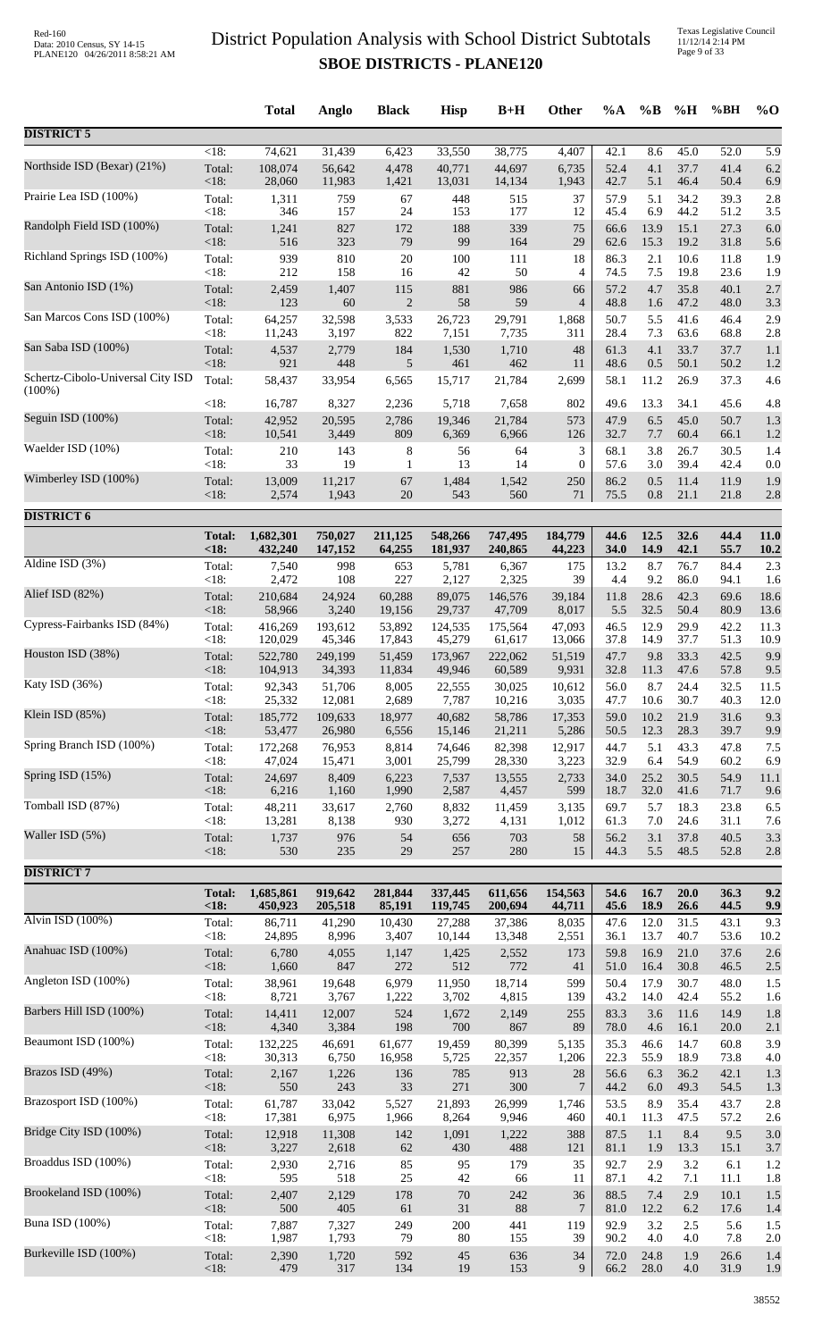# District Population Analysis with School District Subtotals

## SBOE DISTRICTS - PLANE120

| | | Total | Anglo | Black | Hisp | B+H | Other | %A | %B | %H | %BH | %O |
|---|---|---|---|---|---|---|---|---|---|---|---|---|
| **DISTRICT 5** | | | | | | | | | | | | |
| | <18: | 74,621 | 31,439 | 6,423 | 33,550 | 38,775 | 4,407 | 42.1 | 8.6 | 45.0 | 52.0 | 5.9 |
| Northside ISD (Bexar) (21%) | Total: | 108,074 | 56,642 | 4,478 | 40,771 | 44,697 | 6,735 | 52.4 | 4.1 | 37.7 | 41.4 | 6.2 |
| | <18: | 28,060 | 11,983 | 1,421 | 13,031 | 14,134 | 1,943 | 42.7 | 5.1 | 46.4 | 50.4 | 6.9 |
| Prairie Lea ISD (100%) | Total: | 1,311 | 759 | 67 | 448 | 515 | 37 | 57.9 | 5.1 | 34.2 | 39.3 | 2.8 |
| | <18: | 346 | 157 | 24 | 153 | 177 | 12 | 45.4 | 6.9 | 44.2 | 51.2 | 3.5 |
| Randolph Field ISD (100%) | Total: | 1,241 | 827 | 172 | 188 | 339 | 75 | 66.6 | 13.9 | 15.1 | 27.3 | 6.0 |
| | <18: | 516 | 323 | 79 | 99 | 164 | 29 | 62.6 | 15.3 | 19.2 | 31.8 | 5.6 |
| Richland Springs ISD (100%) | Total: | 939 | 810 | 20 | 100 | 111 | 18 | 86.3 | 2.1 | 10.6 | 11.8 | 1.9 |
| | <18: | 212 | 158 | 16 | 42 | 50 | 4 | 74.5 | 7.5 | 19.8 | 23.6 | 1.9 |
| San Antonio ISD (1%) | Total: | 2,459 | 1,407 | 115 | 881 | 986 | 66 | 57.2 | 4.7 | 35.8 | 40.1 | 2.7 |
| | <18: | 123 | 60 | 2 | 58 | 59 | 4 | 48.8 | 1.6 | 47.2 | 48.0 | 3.3 |
| San Marcos Cons ISD (100%) | Total: | 64,257 | 32,598 | 3,533 | 26,723 | 29,791 | 1,868 | 50.7 | 5.5 | 41.6 | 46.4 | 2.9 |
| | <18: | 11,243 | 3,197 | 822 | 7,151 | 7,735 | 311 | 28.4 | 7.3 | 63.6 | 68.8 | 2.8 |
| San Saba ISD (100%) | Total: | 4,537 | 2,779 | 184 | 1,530 | 1,710 | 48 | 61.3 | 4.1 | 33.7 | 37.7 | 1.1 |
| | <18: | 921 | 448 | 5 | 461 | 462 | 11 | 48.6 | 0.5 | 50.1 | 50.2 | 1.2 |
| Schertz-Cibolo-Universal City ISD (100%) | Total: | 58,437 | 33,954 | 6,565 | 15,717 | 21,784 | 2,699 | 58.1 | 11.2 | 26.9 | 37.3 | 4.6 |
| | <18: | 16,787 | 8,327 | 2,236 | 5,718 | 7,658 | 802 | 49.6 | 13.3 | 34.1 | 45.6 | 4.8 |
| Seguin ISD (100%) | Total: | 42,952 | 20,595 | 2,786 | 19,346 | 21,784 | 573 | 47.9 | 6.5 | 45.0 | 50.7 | 1.3 |
| | <18: | 10,541 | 3,449 | 809 | 6,369 | 6,966 | 126 | 32.7 | 7.7 | 60.4 | 66.1 | 1.2 |
| Waelder ISD (10%) | Total: | 210 | 143 | 8 | 56 | 64 | 3 | 68.1 | 3.8 | 26.7 | 30.5 | 1.4 |
| | <18: | 33 | 19 | 1 | 13 | 14 | 0 | 57.6 | 3.0 | 39.4 | 42.4 | 0.0 |
| Wimberley ISD (100%) | Total: | 13,009 | 11,217 | 67 | 1,484 | 1,542 | 250 | 86.2 | 0.5 | 11.4 | 11.9 | 1.9 |
| | <18: | 2,574 | 1,943 | 20 | 543 | 560 | 71 | 75.5 | 0.8 | 21.1 | 21.8 | 2.8 |
| **DISTRICT 6** | | | | | | | | | | | | |
| | **Total:** | **1,682,301** | **750,027** | **211,125** | **548,266** | **747,495** | **184,779** | **44.6** | **12.5** | **32.6** | **44.4** | **11.0** |
| | **<18:** | **432,240** | **147,152** | **64,255** | **181,937** | **240,865** | **44,223** | **34.0** | **14.9** | **42.1** | **55.7** | **10.2** |
| Aldine ISD (3%) | Total: | 7,540 | 998 | 653 | 5,781 | 6,367 | 175 | 13.2 | 8.7 | 76.7 | 84.4 | 2.3 |
| | <18: | 2,472 | 108 | 227 | 2,127 | 2,325 | 39 | 4.4 | 9.2 | 86.0 | 94.1 | 1.6 |
| Alief ISD (82%) | Total: | 210,684 | 24,924 | 60,288 | 89,075 | 146,576 | 39,184 | 11.8 | 28.6 | 42.3 | 69.6 | 18.6 |
| | <18: | 58,966 | 3,240 | 19,156 | 29,737 | 47,709 | 8,017 | 5.5 | 32.5 | 50.4 | 80.9 | 13.6 |
| Cypress-Fairbanks ISD (84%) | Total: | 416,269 | 193,612 | 53,892 | 124,535 | 175,564 | 47,093 | 46.5 | 12.9 | 29.9 | 42.2 | 11.3 |
| | <18: | 120,029 | 45,346 | 17,843 | 45,279 | 61,617 | 13,066 | 37.8 | 14.9 | 37.7 | 51.3 | 10.9 |
| Houston ISD (38%) | Total: | 522,780 | 249,199 | 51,459 | 173,967 | 222,062 | 51,519 | 47.7 | 9.8 | 33.3 | 42.5 | 9.9 |
| | <18: | 104,913 | 34,393 | 11,834 | 49,946 | 60,589 | 9,931 | 32.8 | 11.3 | 47.6 | 57.8 | 9.5 |
| Katy ISD (36%) | Total: | 92,343 | 51,706 | 8,005 | 22,555 | 30,025 | 10,612 | 56.0 | 8.7 | 24.4 | 32.5 | 11.5 |
| | <18: | 25,332 | 12,081 | 2,689 | 7,787 | 10,216 | 3,035 | 47.7 | 10.6 | 30.7 | 40.3 | 12.0 |
| Klein ISD (85%) | Total: | 185,772 | 109,633 | 18,977 | 40,682 | 58,786 | 17,353 | 59.0 | 10.2 | 21.9 | 31.6 | 9.3 |
| | <18: | 53,477 | 26,980 | 6,556 | 15,146 | 21,211 | 5,286 | 50.5 | 12.3 | 28.3 | 39.7 | 9.9 |
| Spring Branch ISD (100%) | Total: | 172,268 | 76,953 | 8,814 | 74,646 | 82,398 | 12,917 | 44.7 | 5.1 | 43.3 | 47.8 | 7.5 |
| | <18: | 47,024 | 15,471 | 3,001 | 25,799 | 28,330 | 3,223 | 32.9 | 6.4 | 54.9 | 60.2 | 6.9 |
| Spring ISD (15%) | Total: | 24,697 | 8,409 | 6,223 | 7,537 | 13,555 | 2,733 | 34.0 | 25.2 | 30.5 | 54.9 | 11.1 |
| | <18: | 6,216 | 1,160 | 1,990 | 2,587 | 4,457 | 599 | 18.7 | 32.0 | 41.6 | 71.7 | 9.6 |
| Tomball ISD (87%) | Total: | 48,211 | 33,617 | 2,760 | 8,832 | 11,459 | 3,135 | 69.7 | 5.7 | 18.3 | 23.8 | 6.5 |
| | <18: | 13,281 | 8,138 | 930 | 3,272 | 4,131 | 1,012 | 61.3 | 7.0 | 24.6 | 31.1 | 7.6 |
| Waller ISD (5%) | Total: | 1,737 | 976 | 54 | 656 | 703 | 58 | 56.2 | 3.1 | 37.8 | 40.5 | 3.3 |
| | <18: | 530 | 235 | 29 | 257 | 280 | 15 | 44.3 | 5.5 | 48.5 | 52.8 | 2.8 |
| **DISTRICT 7** | | | | | | | | | | | | |
| | **Total:** | **1,685,861** | **919,642** | **281,844** | **337,445** | **611,656** | **154,563** | **54.6** | **16.7** | **20.0** | **36.3** | **9.2** |
| | **<18:** | **450,923** | **205,518** | **85,191** | **119,745** | **200,694** | **44,711** | **45.6** | **18.9** | **26.6** | **44.5** | **9.9** |
| Alvin ISD (100%) | Total: | 86,711 | 41,290 | 10,430 | 27,288 | 37,386 | 8,035 | 47.6 | 12.0 | 31.5 | 43.1 | 9.3 |
| | <18: | 24,895 | 8,996 | 3,407 | 10,144 | 13,348 | 2,551 | 36.1 | 13.7 | 40.7 | 53.6 | 10.2 |
| Anahuac ISD (100%) | Total: | 6,780 | 4,055 | 1,147 | 1,425 | 2,552 | 173 | 59.8 | 16.9 | 21.0 | 37.6 | 2.6 |
| | <18: | 1,660 | 847 | 272 | 512 | 772 | 41 | 51.0 | 16.4 | 30.8 | 46.5 | 2.5 |
| Angleton ISD (100%) | Total: | 38,961 | 19,648 | 6,979 | 11,950 | 18,714 | 599 | 50.4 | 17.9 | 30.7 | 48.0 | 1.5 |
| | <18: | 8,721 | 3,767 | 1,222 | 3,702 | 4,815 | 139 | 43.2 | 14.0 | 42.4 | 55.2 | 1.6 |
| Barbers Hill ISD (100%) | Total: | 14,411 | 12,007 | 524 | 1,672 | 2,149 | 255 | 83.3 | 3.6 | 11.6 | 14.9 | 1.8 |
| | <18: | 4,340 | 3,384 | 198 | 700 | 867 | 89 | 78.0 | 4.6 | 16.1 | 20.0 | 2.1 |
| Beaumont ISD (100%) | Total: | 132,225 | 46,691 | 61,677 | 19,459 | 80,399 | 5,135 | 35.3 | 46.6 | 14.7 | 60.8 | 3.9 |
| | <18: | 30,313 | 6,750 | 16,958 | 5,725 | 22,357 | 1,206 | 22.3 | 55.9 | 18.9 | 73.8 | 4.0 |
| Brazos ISD (49%) | Total: | 2,167 | 1,226 | 136 | 785 | 913 | 28 | 56.6 | 6.3 | 36.2 | 42.1 | 1.3 |
| | <18: | 550 | 243 | 33 | 271 | 300 | 7 | 44.2 | 6.0 | 49.3 | 54.5 | 1.3 |
| Brazosport ISD (100%) | Total: | 61,787 | 33,042 | 5,527 | 21,893 | 26,999 | 1,746 | 53.5 | 8.9 | 35.4 | 43.7 | 2.8 |
| | <18: | 17,381 | 6,975 | 1,966 | 8,264 | 9,946 | 460 | 40.1 | 11.3 | 47.5 | 57.2 | 2.6 |
| Bridge City ISD (100%) | Total: | 12,918 | 11,308 | 142 | 1,091 | 1,222 | 388 | 87.5 | 1.1 | 8.4 | 9.5 | 3.0 |
| | <18: | 3,227 | 2,618 | 62 | 430 | 488 | 121 | 81.1 | 1.9 | 13.3 | 15.1 | 3.7 |
| Broaddus ISD (100%) | Total: | 2,930 | 2,716 | 85 | 95 | 179 | 35 | 92.7 | 2.9 | 3.2 | 6.1 | 1.2 |
| | <18: | 595 | 518 | 25 | 42 | 66 | 11 | 87.1 | 4.2 | 7.1 | 11.1 | 1.8 |
| Brookeland ISD (100%) | Total: | 2,407 | 2,129 | 178 | 70 | 242 | 36 | 88.5 | 7.4 | 2.9 | 10.1 | 1.5 |
| | <18: | 500 | 405 | 61 | 31 | 88 | 7 | 81.0 | 12.2 | 6.2 | 17.6 | 1.4 |
| Buna ISD (100%) | Total: | 7,887 | 7,327 | 249 | 200 | 441 | 119 | 92.9 | 3.2 | 2.5 | 5.6 | 1.5 |
| | <18: | 1,987 | 1,793 | 79 | 80 | 155 | 39 | 90.2 | 4.0 | 4.0 | 7.8 | 2.0 |
| Burkeville ISD (100%) | Total: | 2,390 | 1,720 | 592 | 45 | 636 | 34 | 72.0 | 24.8 | 1.9 | 26.6 | 1.4 |
| | <18: | 479 | 317 | 134 | 19 | 153 | 9 | 66.2 | 28.0 | 4.0 | 31.9 | 1.9 |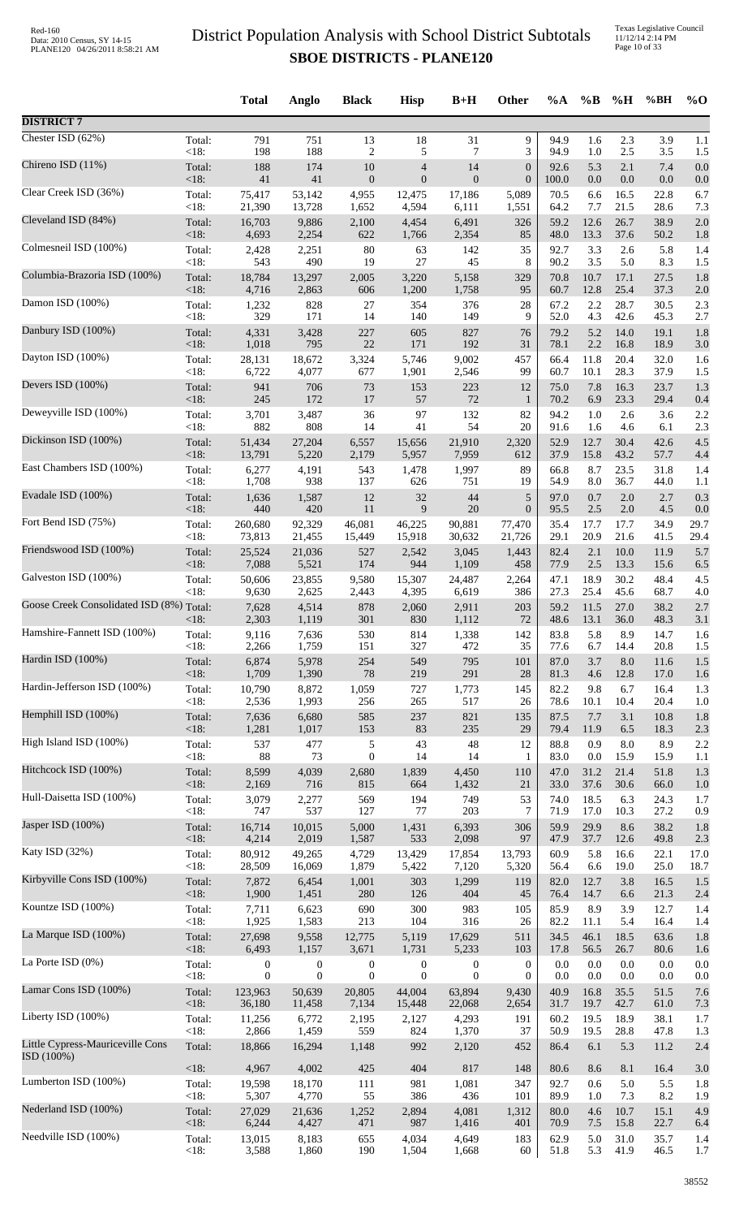# District Population Analysis with School District Subtotals

## SBOE DISTRICTS - PLANE120

| | | Total | Anglo | Black | Hisp | B+H | Other | %A | %B | %H | %BH | %O |
|---|---|---|---|---|---|---|---|---|---|---|---|---|
| **DISTRICT 7** | | | | | | | | | | | | |
| Chester ISD (62%) | Total: | 791 | 751 | 13 | 18 | 31 | 9 | 94.9 | 1.6 | 2.3 | 3.9 | 1.1 |
| | <18: | 198 | 188 | 2 | 5 | 7 | 3 | 94.9 | 1.0 | 2.5 | 3.5 | 1.5 |
| Chireno ISD (11%) | Total: | 188 | 174 | 10 | 4 | 14 | 0 | 92.6 | 5.3 | 2.1 | 7.4 | 0.0 |
| | <18: | 41 | 41 | 0 | 0 | 0 | 0 | 100.0 | 0.0 | 0.0 | 0.0 | 0.0 |
| Clear Creek ISD (36%) | Total: | 75,417 | 53,142 | 4,955 | 12,475 | 17,186 | 5,089 | 70.5 | 6.6 | 16.5 | 22.8 | 6.7 |
| | <18: | 21,390 | 13,728 | 1,652 | 4,594 | 6,111 | 1,551 | 64.2 | 7.7 | 21.5 | 28.6 | 7.3 |
| Cleveland ISD (84%) | Total: | 16,703 | 9,886 | 2,100 | 4,454 | 6,491 | 326 | 59.2 | 12.6 | 26.7 | 38.9 | 2.0 |
| | <18: | 4,693 | 2,254 | 622 | 1,766 | 2,354 | 85 | 48.0 | 13.3 | 37.6 | 50.2 | 1.8 |
| Colmesneil ISD (100%) | Total: | 2,428 | 2,251 | 80 | 63 | 142 | 35 | 92.7 | 3.3 | 2.6 | 5.8 | 1.4 |
| | <18: | 543 | 490 | 19 | 27 | 45 | 8 | 90.2 | 3.5 | 5.0 | 8.3 | 1.5 |
| Columbia-Brazoria ISD (100%) | Total: | 18,784 | 13,297 | 2,005 | 3,220 | 5,158 | 329 | 70.8 | 10.7 | 17.1 | 27.5 | 1.8 |
| | <18: | 4,716 | 2,863 | 606 | 1,200 | 1,758 | 95 | 60.7 | 12.8 | 25.4 | 37.3 | 2.0 |
| Damon ISD (100%) | Total: | 1,232 | 828 | 27 | 354 | 376 | 28 | 67.2 | 2.2 | 28.7 | 30.5 | 2.3 |
| | <18: | 329 | 171 | 14 | 140 | 149 | 9 | 52.0 | 4.3 | 42.6 | 45.3 | 2.7 |
| Danbury ISD (100%) | Total: | 4,331 | 3,428 | 227 | 605 | 827 | 76 | 79.2 | 5.2 | 14.0 | 19.1 | 1.8 |
| | <18: | 1,018 | 795 | 22 | 171 | 192 | 31 | 78.1 | 2.2 | 16.8 | 18.9 | 3.0 |
| Dayton ISD (100%) | Total: | 28,131 | 18,672 | 3,324 | 5,746 | 9,002 | 457 | 66.4 | 11.8 | 20.4 | 32.0 | 1.6 |
| | <18: | 6,722 | 4,077 | 677 | 1,901 | 2,546 | 99 | 60.7 | 10.1 | 28.3 | 37.9 | 1.5 |
| Devers ISD (100%) | Total: | 941 | 706 | 73 | 153 | 223 | 12 | 75.0 | 7.8 | 16.3 | 23.7 | 1.3 |
| | <18: | 245 | 172 | 17 | 57 | 72 | 1 | 70.2 | 6.9 | 23.3 | 29.4 | 0.4 |
| Deweyville ISD (100%) | Total: | 3,701 | 3,487 | 36 | 97 | 132 | 82 | 94.2 | 1.0 | 2.6 | 3.6 | 2.2 |
| | <18: | 882 | 808 | 14 | 41 | 54 | 20 | 91.6 | 1.6 | 4.6 | 6.1 | 2.3 |
| Dickinson ISD (100%) | Total: | 51,434 | 27,204 | 6,557 | 15,656 | 21,910 | 2,320 | 52.9 | 12.7 | 30.4 | 42.6 | 4.5 |
| | <18: | 13,791 | 5,220 | 2,179 | 5,957 | 7,959 | 612 | 37.9 | 15.8 | 43.2 | 57.7 | 4.4 |
| East Chambers ISD (100%) | Total: | 6,277 | 4,191 | 543 | 1,478 | 1,997 | 89 | 66.8 | 8.7 | 23.5 | 31.8 | 1.4 |
| | <18: | 1,708 | 938 | 137 | 626 | 751 | 19 | 54.9 | 8.0 | 36.7 | 44.0 | 1.1 |
| Evadale ISD (100%) | Total: | 1,636 | 1,587 | 12 | 32 | 44 | 5 | 97.0 | 0.7 | 2.0 | 2.7 | 0.3 |
| | <18: | 440 | 420 | 11 | 9 | 20 | 0 | 95.5 | 2.5 | 2.0 | 4.5 | 0.0 |
| Fort Bend ISD (75%) | Total: | 260,680 | 92,329 | 46,081 | 46,225 | 90,881 | 77,470 | 35.4 | 17.7 | 17.7 | 34.9 | 29.7 |
| | <18: | 73,813 | 21,455 | 15,449 | 15,918 | 30,632 | 21,726 | 29.1 | 20.9 | 21.6 | 41.5 | 29.4 |
| Friendswood ISD (100%) | Total: | 25,524 | 21,036 | 527 | 2,542 | 3,045 | 1,443 | 82.4 | 2.1 | 10.0 | 11.9 | 5.7 |
| | <18: | 7,088 | 5,521 | 174 | 944 | 1,109 | 458 | 77.9 | 2.5 | 13.3 | 15.6 | 6.5 |
| Galveston ISD (100%) | Total: | 50,606 | 23,855 | 9,580 | 15,307 | 24,487 | 2,264 | 47.1 | 18.9 | 30.2 | 48.4 | 4.5 |
| | <18: | 9,630 | 2,625 | 2,443 | 4,395 | 6,619 | 386 | 27.3 | 25.4 | 45.6 | 68.7 | 4.0 |
| Goose Creek Consolidated ISD (8%) | Total: | 7,628 | 4,514 | 878 | 2,060 | 2,911 | 203 | 59.2 | 11.5 | 27.0 | 38.2 | 2.7 |
| | <18: | 2,303 | 1,119 | 301 | 830 | 1,112 | 72 | 48.6 | 13.1 | 36.0 | 48.3 | 3.1 |
| Hamshire-Fannett ISD (100%) | Total: | 9,116 | 7,636 | 530 | 814 | 1,338 | 142 | 83.8 | 5.8 | 8.9 | 14.7 | 1.6 |
| | <18: | 2,266 | 1,759 | 151 | 327 | 472 | 35 | 77.6 | 6.7 | 14.4 | 20.8 | 1.5 |
| Hardin ISD (100%) | Total: | 6,874 | 5,978 | 254 | 549 | 795 | 101 | 87.0 | 3.7 | 8.0 | 11.6 | 1.5 |
| | <18: | 1,709 | 1,390 | 78 | 219 | 291 | 28 | 81.3 | 4.6 | 12.8 | 17.0 | 1.6 |
| Hardin-Jefferson ISD (100%) | Total: | 10,790 | 8,872 | 1,059 | 727 | 1,773 | 145 | 82.2 | 9.8 | 6.7 | 16.4 | 1.3 |
| | <18: | 2,536 | 1,993 | 256 | 265 | 517 | 26 | 78.6 | 10.1 | 10.4 | 20.4 | 1.0 |
| Hemphill ISD (100%) | Total: | 7,636 | 6,680 | 585 | 237 | 821 | 135 | 87.5 | 7.7 | 3.1 | 10.8 | 1.8 |
| | <18: | 1,281 | 1,017 | 153 | 83 | 235 | 29 | 79.4 | 11.9 | 6.5 | 18.3 | 2.3 |
| High Island ISD (100%) | Total: | 537 | 477 | 5 | 43 | 48 | 12 | 88.8 | 0.9 | 8.0 | 8.9 | 2.2 |
| | <18: | 88 | 73 | 0 | 14 | 14 | 1 | 83.0 | 0.0 | 15.9 | 15.9 | 1.1 |
| Hitchcock ISD (100%) | Total: | 8,599 | 4,039 | 2,680 | 1,839 | 4,450 | 110 | 47.0 | 31.2 | 21.4 | 51.8 | 1.3 |
| | <18: | 2,169 | 716 | 815 | 664 | 1,432 | 21 | 33.0 | 37.6 | 30.6 | 66.0 | 1.0 |
| Hull-Daisetta ISD (100%) | Total: | 3,079 | 2,277 | 569 | 194 | 749 | 53 | 74.0 | 18.5 | 6.3 | 24.3 | 1.7 |
| | <18: | 747 | 537 | 127 | 77 | 203 | 7 | 71.9 | 17.0 | 10.3 | 27.2 | 0.9 |
| Jasper ISD (100%) | Total: | 16,714 | 10,015 | 5,000 | 1,431 | 6,393 | 306 | 59.9 | 29.9 | 8.6 | 38.2 | 1.8 |
| | <18: | 4,214 | 2,019 | 1,587 | 533 | 2,098 | 97 | 47.9 | 37.7 | 12.6 | 49.8 | 2.3 |
| Katy ISD (32%) | Total: | 80,912 | 49,265 | 4,729 | 13,429 | 17,854 | 13,793 | 60.9 | 5.8 | 16.6 | 22.1 | 17.0 |
| | <18: | 28,509 | 16,069 | 1,879 | 5,422 | 7,120 | 5,320 | 56.4 | 6.6 | 19.0 | 25.0 | 18.7 |
| Kirbyville Cons ISD (100%) | Total: | 7,872 | 6,454 | 1,001 | 303 | 1,299 | 119 | 82.0 | 12.7 | 3.8 | 16.5 | 1.5 |
| | <18: | 1,900 | 1,451 | 280 | 126 | 404 | 45 | 76.4 | 14.7 | 6.6 | 21.3 | 2.4 |
| Kountze ISD (100%) | Total: | 7,711 | 6,623 | 690 | 300 | 983 | 105 | 85.9 | 8.9 | 3.9 | 12.7 | 1.4 |
| | <18: | 1,925 | 1,583 | 213 | 104 | 316 | 26 | 82.2 | 11.1 | 5.4 | 16.4 | 1.4 |
| La Marque ISD (100%) | Total: | 27,698 | 9,558 | 12,775 | 5,119 | 17,629 | 511 | 34.5 | 46.1 | 18.5 | 63.6 | 1.8 |
| | <18: | 6,493 | 1,157 | 3,671 | 1,731 | 5,233 | 103 | 17.8 | 56.5 | 26.7 | 80.6 | 1.6 |
| La Porte ISD (0%) | Total: | 0 | 0 | 0 | 0 | 0 | 0 | 0.0 | 0.0 | 0.0 | 0.0 | 0.0 |
| | <18: | 0 | 0 | 0 | 0 | 0 | 0 | 0.0 | 0.0 | 0.0 | 0.0 | 0.0 |
| Lamar Cons ISD (100%) | Total: | 123,963 | 50,639 | 20,805 | 44,004 | 63,894 | 9,430 | 40.9 | 16.8 | 35.5 | 51.5 | 7.6 |
| | <18: | 36,180 | 11,458 | 7,134 | 15,448 | 22,068 | 2,654 | 31.7 | 19.7 | 42.7 | 61.0 | 7.3 |
| Liberty ISD (100%) | Total: | 11,256 | 6,772 | 2,195 | 2,127 | 4,293 | 191 | 60.2 | 19.5 | 18.9 | 38.1 | 1.7 |
| | <18: | 2,866 | 1,459 | 559 | 824 | 1,370 | 37 | 50.9 | 19.5 | 28.8 | 47.8 | 1.3 |
| Little Cypress-Mauriceville Cons ISD (100%) | Total: | 18,866 | 16,294 | 1,148 | 992 | 2,120 | 452 | 86.4 | 6.1 | 5.3 | 11.2 | 2.4 |
| | <18: | 4,967 | 4,002 | 425 | 404 | 817 | 148 | 80.6 | 8.6 | 8.1 | 16.4 | 3.0 |
| Lumberton ISD (100%) | Total: | 19,598 | 18,170 | 111 | 981 | 1,081 | 347 | 92.7 | 0.6 | 5.0 | 5.5 | 1.8 |
| | <18: | 5,307 | 4,770 | 55 | 386 | 436 | 101 | 89.9 | 1.0 | 7.3 | 8.2 | 1.9 |
| Nederland ISD (100%) | Total: | 27,029 | 21,636 | 1,252 | 2,894 | 4,081 | 1,312 | 80.0 | 4.6 | 10.7 | 15.1 | 4.9 |
| | <18: | 6,244 | 4,427 | 471 | 987 | 1,416 | 401 | 70.9 | 7.5 | 15.8 | 22.7 | 6.4 |
| Needville ISD (100%) | Total: | 13,015 | 8,183 | 655 | 4,034 | 4,649 | 183 | 62.9 | 5.0 | 31.0 | 35.7 | 1.4 |
| | <18: | 3,588 | 1,860 | 190 | 1,504 | 1,668 | 60 | 51.8 | 5.3 | 41.9 | 46.5 | 1.7 |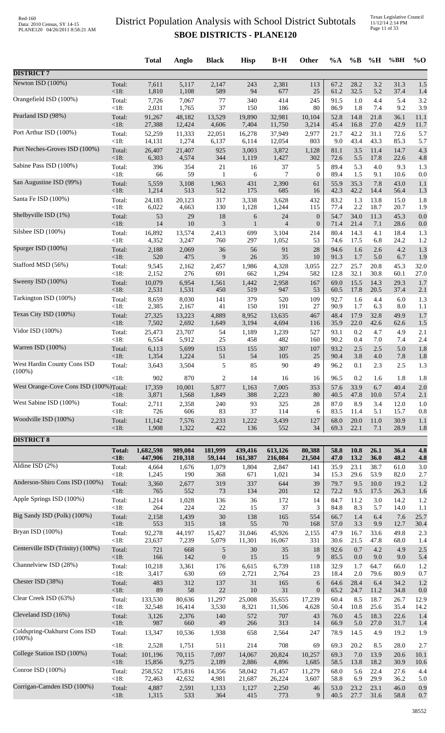# District Population Analysis with School District Subtotals

## SBOE DISTRICTS - PLANE120

| | | Total | Anglo | Black | Hisp | B+H | Other | %A | %B | %H | %BH | %O |
|---|---|---|---|---|---|---|---|---|---|---|---|---|
| **DISTRICT 7** | | | | | | | | | | | | |
| Newton ISD (100%) | Total: | 7,611 | 5,117 | 2,147 | 243 | 2,381 | 113 | 67.2 | 28.2 | 3.2 | 31.3 | 1.5 |
| | <18: | 1,810 | 1,108 | 589 | 94 | 677 | 25 | 61.2 | 32.5 | 5.2 | 37.4 | 1.4 |
| Orangefield ISD (100%) | Total: | 7,726 | 7,067 | 77 | 340 | 414 | 245 | 91.5 | 1.0 | 4.4 | 5.4 | 3.2 |
| | <18: | 2,031 | 1,765 | 37 | 150 | 186 | 80 | 86.9 | 1.8 | 7.4 | 9.2 | 3.9 |
| Pearland ISD (98%) | Total: | 91,267 | 48,182 | 13,529 | 19,890 | 32,981 | 10,104 | 52.8 | 14.8 | 21.8 | 36.1 | 11.1 |
| | <18: | 27,388 | 12,424 | 4,606 | 7,404 | 11,750 | 3,214 | 45.4 | 16.8 | 27.0 | 42.9 | 11.7 |
| Port Arthur ISD (100%) | Total: | 52,259 | 11,333 | 22,051 | 16,278 | 37,949 | 2,977 | 21.7 | 42.2 | 31.1 | 72.6 | 5.7 |
| | <18: | 14,131 | 1,274 | 6,137 | 6,114 | 12,054 | 803 | 9.0 | 43.4 | 43.3 | 85.3 | 5.7 |
| Port Neches-Groves ISD (100%) | Total: | 26,407 | 21,407 | 925 | 3,003 | 3,872 | 1,128 | 81.1 | 3.5 | 11.4 | 14.7 | 4.3 |
| | <18: | 6,303 | 4,574 | 344 | 1,119 | 1,427 | 302 | 72.6 | 5.5 | 17.8 | 22.6 | 4.8 |
| Sabine Pass ISD (100%) | Total: | 396 | 354 | 21 | 16 | 37 | 5 | 89.4 | 5.3 | 4.0 | 9.3 | 1.3 |
| | <18: | 66 | 59 | 1 | 6 | 7 | 0 | 89.4 | 1.5 | 9.1 | 10.6 | 0.0 |
| San Augustine ISD (99%) | Total: | 5,559 | 3,108 | 1,963 | 431 | 2,390 | 61 | 55.9 | 35.3 | 7.8 | 43.0 | 1.1 |
| | <18: | 1,214 | 513 | 512 | 175 | 685 | 16 | 42.3 | 42.2 | 14.4 | 56.4 | 1.3 |
| Santa Fe ISD (100%) | Total: | 24,183 | 20,123 | 317 | 3,338 | 3,628 | 432 | 83.2 | 1.3 | 13.8 | 15.0 | 1.8 |
| | <18: | 6,022 | 4,663 | 130 | 1,128 | 1,244 | 115 | 77.4 | 2.2 | 18.7 | 20.7 | 1.9 |
| Shelbyville ISD (1%) | Total: | 53 | 29 | 18 | 6 | 24 | 0 | 54.7 | 34.0 | 11.3 | 45.3 | 0.0 |
| | <18: | 14 | 10 | 3 | 1 | 4 | 0 | 71.4 | 21.4 | 7.1 | 28.6 | 0.0 |
| Silsbee ISD (100%) | Total: | 16,892 | 13,574 | 2,413 | 699 | 3,104 | 214 | 80.4 | 14.3 | 4.1 | 18.4 | 1.3 |
| | <18: | 4,352 | 3,247 | 760 | 297 | 1,052 | 53 | 74.6 | 17.5 | 6.8 | 24.2 | 1.2 |
| Spurger ISD (100%) | Total: | 2,188 | 2,069 | 36 | 56 | 91 | 28 | 94.6 | 1.6 | 2.6 | 4.2 | 1.3 |
| | <18: | 520 | 475 | 9 | 26 | 35 | 10 | 91.3 | 1.7 | 5.0 | 6.7 | 1.9 |
| Stafford MSD (56%) | Total: | 9,545 | 2,162 | 2,457 | 1,986 | 4,328 | 3,055 | 22.7 | 25.7 | 20.8 | 45.3 | 32.0 |
| | <18: | 2,152 | 276 | 691 | 662 | 1,294 | 582 | 12.8 | 32.1 | 30.8 | 60.1 | 27.0 |
| Sweeny ISD (100%) | Total: | 10,079 | 6,954 | 1,561 | 1,442 | 2,958 | 167 | 69.0 | 15.5 | 14.3 | 29.3 | 1.7 |
| | <18: | 2,531 | 1,531 | 450 | 519 | 947 | 53 | 60.5 | 17.8 | 20.5 | 37.4 | 2.1 |
| Tarkington ISD (100%) | Total: | 8,659 | 8,030 | 141 | 379 | 520 | 109 | 92.7 | 1.6 | 4.4 | 6.0 | 1.3 |
| | <18: | 2,385 | 2,167 | 41 | 150 | 191 | 27 | 90.9 | 1.7 | 6.3 | 8.0 | 1.1 |
| Texas City ISD (100%) | Total: | 27,325 | 13,223 | 4,889 | 8,952 | 13,635 | 467 | 48.4 | 17.9 | 32.8 | 49.9 | 1.7 |
| | <18: | 7,502 | 2,692 | 1,649 | 3,194 | 4,694 | 116 | 35.9 | 22.0 | 42.6 | 62.6 | 1.5 |
| Vidor ISD (100%) | Total: | 25,473 | 23,707 | 54 | 1,189 | 1,239 | 527 | 93.1 | 0.2 | 4.7 | 4.9 | 2.1 |
| | <18: | 6,554 | 5,912 | 25 | 458 | 482 | 160 | 90.2 | 0.4 | 7.0 | 7.4 | 2.4 |
| Warren ISD (100%) | Total: | 6,113 | 5,699 | 153 | 155 | 307 | 107 | 93.2 | 2.5 | 2.5 | 5.0 | 1.8 |
| | <18: | 1,354 | 1,224 | 51 | 54 | 105 | 25 | 90.4 | 3.8 | 4.0 | 7.8 | 1.8 |
| West Hardin County Cons ISD (100%) | Total: | 3,643 | 3,504 | 5 | 85 | 90 | 49 | 96.2 | 0.1 | 2.3 | 2.5 | 1.3 |
| | <18: | 902 | 870 | 2 | 14 | 16 | 16 | 96.5 | 0.2 | 1.6 | 1.8 | 1.8 |
| West Orange-Cove Cons ISD (100%) | Total: | 17,359 | 10,001 | 5,877 | 1,163 | 7,005 | 353 | 57.6 | 33.9 | 6.7 | 40.4 | 2.0 |
| | <18: | 3,871 | 1,568 | 1,849 | 388 | 2,223 | 80 | 40.5 | 47.8 | 10.0 | 57.4 | 2.1 |
| West Sabine ISD (100%) | Total: | 2,711 | 2,358 | 240 | 93 | 325 | 28 | 87.0 | 8.9 | 3.4 | 12.0 | 1.0 |
| | <18: | 726 | 606 | 83 | 37 | 114 | 6 | 83.5 | 11.4 | 5.1 | 15.7 | 0.8 |
| Woodville ISD (100%) | Total: | 11,142 | 7,576 | 2,233 | 1,222 | 3,439 | 127 | 68.0 | 20.0 | 11.0 | 30.9 | 1.1 |
| | <18: | 1,908 | 1,322 | 422 | 136 | 552 | 34 | 69.3 | 22.1 | 7.1 | 28.9 | 1.8 |
| **DISTRICT 8** | | | | | | | | | | | | |
| | **Total:** | **1,682,598** | **989,084** | **181,999** | **439,416** | **613,126** | **80,388** | **58.8** | **10.8** | **26.1** | **36.4** | **4.8** |
| | **<18:** | **447,906** | **210,318** | **59,144** | **161,387** | **216,084** | **21,504** | **47.0** | **13.2** | **36.0** | **48.2** | **4.8** |
| Aldine ISD (2%) | Total: | 4,664 | 1,676 | 1,079 | 1,804 | 2,847 | 141 | 35.9 | 23.1 | 38.7 | 61.0 | 3.0 |
| | <18: | 1,245 | 190 | 368 | 671 | 1,021 | 34 | 15.3 | 29.6 | 53.9 | 82.0 | 2.7 |
| Anderson-Shiro Cons ISD (100%) | Total: | 3,360 | 2,677 | 319 | 337 | 644 | 39 | 79.7 | 9.5 | 10.0 | 19.2 | 1.2 |
| | <18: | 765 | 552 | 73 | 134 | 201 | 12 | 72.2 | 9.5 | 17.5 | 26.3 | 1.6 |
| Apple Springs ISD (100%) | Total: | 1,214 | 1,028 | 136 | 36 | 172 | 14 | 84.7 | 11.2 | 3.0 | 14.2 | 1.2 |
| | <18: | 264 | 224 | 22 | 15 | 37 | 3 | 84.8 | 8.3 | 5.7 | 14.0 | 1.1 |
| Big Sandy ISD (Polk) (100%) | Total: | 2,158 | 1,439 | 30 | 138 | 165 | 554 | 66.7 | 1.4 | 6.4 | 7.6 | 25.7 |
| | <18: | 553 | 315 | 18 | 55 | 70 | 168 | 57.0 | 3.3 | 9.9 | 12.7 | 30.4 |
| Bryan ISD (100%) | Total: | 92,278 | 44,197 | 15,427 | 31,046 | 45,926 | 2,155 | 47.9 | 16.7 | 33.6 | 49.8 | 2.3 |
| | <18: | 23,637 | 7,239 | 5,079 | 11,301 | 16,067 | 331 | 30.6 | 21.5 | 47.8 | 68.0 | 1.4 |
| Centerville ISD (Trinity) (100%) | Total: | 721 | 668 | 5 | 30 | 35 | 18 | 92.6 | 0.7 | 4.2 | 4.9 | 2.5 |
| | <18: | 166 | 142 | 0 | 15 | 15 | 9 | 85.5 | 0.0 | 9.0 | 9.0 | 5.4 |
| Channelview ISD (28%) | Total: | 10,218 | 3,361 | 176 | 6,615 | 6,739 | 118 | 32.9 | 1.7 | 64.7 | 66.0 | 1.2 |
| | <18: | 3,417 | 630 | 69 | 2,721 | 2,764 | 23 | 18.4 | 2.0 | 79.6 | 80.9 | 0.7 |
| Chester ISD (38%) | Total: | 483 | 312 | 137 | 31 | 165 | 6 | 64.6 | 28.4 | 6.4 | 34.2 | 1.2 |
| | <18: | 89 | 58 | 22 | 10 | 31 | 0 | 65.2 | 24.7 | 11.2 | 34.8 | 0.0 |
| Clear Creek ISD (63%) | Total: | 133,530 | 80,636 | 11,297 | 25,008 | 35,655 | 17,239 | 60.4 | 8.5 | 18.7 | 26.7 | 12.9 |
| | <18: | 32,548 | 16,414 | 3,530 | 8,321 | 11,506 | 4,628 | 50.4 | 10.8 | 25.6 | 35.4 | 14.2 |
| Cleveland ISD (16%) | Total: | 3,126 | 2,376 | 140 | 572 | 707 | 43 | 76.0 | 4.5 | 18.3 | 22.6 | 1.4 |
| | <18: | 987 | 660 | 49 | 266 | 313 | 14 | 66.9 | 5.0 | 27.0 | 31.7 | 1.4 |
| Coldspring-Oakhurst Cons ISD (100%) | Total: | 13,347 | 10,536 | 1,938 | 658 | 2,564 | 247 | 78.9 | 14.5 | 4.9 | 19.2 | 1.9 |
| | <18: | 2,528 | 1,751 | 511 | 214 | 708 | 69 | 69.3 | 20.2 | 8.5 | 28.0 | 2.7 |
| College Station ISD (100%) | Total: | 101,196 | 70,115 | 7,097 | 14,067 | 20,824 | 10,257 | 69.3 | 7.0 | 13.9 | 20.6 | 10.1 |
| | <18: | 15,856 | 9,275 | 2,189 | 2,886 | 4,896 | 1,685 | 58.5 | 13.8 | 18.2 | 30.9 | 10.6 |
| Conroe ISD (100%) | Total: | 258,552 | 175,816 | 14,356 | 58,042 | 71,457 | 11,279 | 68.0 | 5.6 | 22.4 | 27.6 | 4.4 |
| | <18: | 72,463 | 42,632 | 4,981 | 21,687 | 26,224 | 3,607 | 58.8 | 6.9 | 29.9 | 36.2 | 5.0 |
| Corrigan-Camden ISD (100%) | Total: | 4,887 | 2,591 | 1,133 | 1,127 | 2,250 | 46 | 53.0 | 23.2 | 23.1 | 46.0 | 0.9 |
| | <18: | 1,315 | 533 | 364 | 415 | 773 | 9 | 40.5 | 27.7 | 31.6 | 58.8 | 0.7 |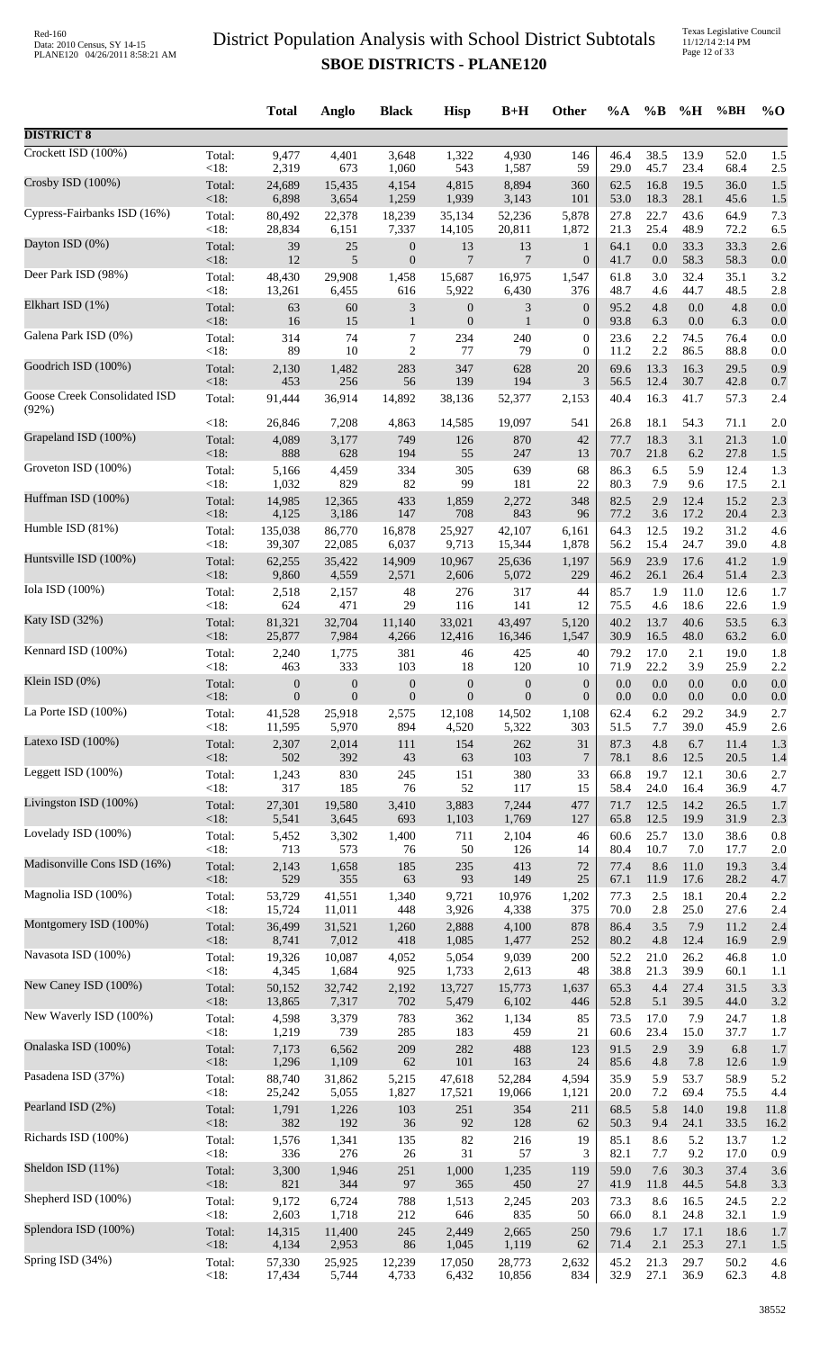# District Population Analysis with School District Subtotals

## SBOE DISTRICTS - PLANE120

| | | Total | Anglo | Black | Hisp | B+H | Other | %A | %B | %H | %BH | %O |
|---|---|---|---|---|---|---|---|---|---|---|---|---|
| **DISTRICT 8** | | | | | | | | | | | | |
| Crockett ISD (100%) | Total: | 9,477 | 4,401 | 3,648 | 1,322 | 4,930 | 146 | 46.4 | 38.5 | 13.9 | 52.0 | 1.5 |
| | <18: | 2,319 | 673 | 1,060 | 543 | 1,587 | 59 | 29.0 | 45.7 | 23.4 | 68.4 | 2.5 |
| Crosby ISD (100%) | Total: | 24,689 | 15,435 | 4,154 | 4,815 | 8,894 | 360 | 62.5 | 16.8 | 19.5 | 36.0 | 1.5 |
| | <18: | 6,898 | 3,654 | 1,259 | 1,939 | 3,143 | 101 | 53.0 | 18.3 | 28.1 | 45.6 | 1.5 |
| Cypress-Fairbanks ISD (16%) | Total: | 80,492 | 22,378 | 18,239 | 35,134 | 52,236 | 5,878 | 27.8 | 22.7 | 43.6 | 64.9 | 7.3 |
| | <18: | 28,834 | 6,151 | 7,337 | 14,105 | 20,811 | 1,872 | 21.3 | 25.4 | 48.9 | 72.2 | 6.5 |
| Dayton ISD (0%) | Total: | 39 | 25 | 0 | 13 | 13 | 1 | 64.1 | 0.0 | 33.3 | 33.3 | 2.6 |
| | <18: | 12 | 5 | 0 | 7 | 7 | 0 | 41.7 | 0.0 | 58.3 | 58.3 | 0.0 |
| Deer Park ISD (98%) | Total: | 48,430 | 29,908 | 1,458 | 15,687 | 16,975 | 1,547 | 61.8 | 3.0 | 32.4 | 35.1 | 3.2 |
| | <18: | 13,261 | 6,455 | 616 | 5,922 | 6,430 | 376 | 48.7 | 4.6 | 44.7 | 48.5 | 2.8 |
| Elkhart ISD (1%) | Total: | 63 | 60 | 3 | 0 | 3 | 0 | 95.2 | 4.8 | 0.0 | 4.8 | 0.0 |
| | <18: | 16 | 15 | 1 | 0 | 1 | 0 | 93.8 | 6.3 | 0.0 | 6.3 | 0.0 |
| Galena Park ISD (0%) | Total: | 314 | 74 | 7 | 234 | 240 | 0 | 23.6 | 2.2 | 74.5 | 76.4 | 0.0 |
| | <18: | 89 | 10 | 2 | 77 | 79 | 0 | 11.2 | 2.2 | 86.5 | 88.8 | 0.0 |
| Goodrich ISD (100%) | Total: | 2,130 | 1,482 | 283 | 347 | 628 | 20 | 69.6 | 13.3 | 16.3 | 29.5 | 0.9 |
| | <18: | 453 | 256 | 56 | 139 | 194 | 3 | 56.5 | 12.4 | 30.7 | 42.8 | 0.7 |
| Goose Creek Consolidated ISD (92%) | Total: | 91,444 | 36,914 | 14,892 | 38,136 | 52,377 | 2,153 | 40.4 | 16.3 | 41.7 | 57.3 | 2.4 |
| | <18: | 26,846 | 7,208 | 4,863 | 14,585 | 19,097 | 541 | 26.8 | 18.1 | 54.3 | 71.1 | 2.0 |
| Grapeland ISD (100%) | Total: | 4,089 | 3,177 | 749 | 126 | 870 | 42 | 77.7 | 18.3 | 3.1 | 21.3 | 1.0 |
| | <18: | 888 | 628 | 194 | 55 | 247 | 13 | 70.7 | 21.8 | 6.2 | 27.8 | 1.5 |
| Groveton ISD (100%) | Total: | 5,166 | 4,459 | 334 | 305 | 639 | 68 | 86.3 | 6.5 | 5.9 | 12.4 | 1.3 |
| | <18: | 1,032 | 829 | 82 | 99 | 181 | 22 | 80.3 | 7.9 | 9.6 | 17.5 | 2.1 |
| Huffman ISD (100%) | Total: | 14,985 | 12,365 | 433 | 1,859 | 2,272 | 348 | 82.5 | 2.9 | 12.4 | 15.2 | 2.3 |
| | <18: | 4,125 | 3,186 | 147 | 708 | 843 | 96 | 77.2 | 3.6 | 17.2 | 20.4 | 2.3 |
| Humble ISD (81%) | Total: | 135,038 | 86,770 | 16,878 | 25,927 | 42,107 | 6,161 | 64.3 | 12.5 | 19.2 | 31.2 | 4.6 |
| | <18: | 39,307 | 22,085 | 6,037 | 9,713 | 15,344 | 1,878 | 56.2 | 15.4 | 24.7 | 39.0 | 4.8 |
| Huntsville ISD (100%) | Total: | 62,255 | 35,422 | 14,909 | 10,967 | 25,636 | 1,197 | 56.9 | 23.9 | 17.6 | 41.2 | 1.9 |
| | <18: | 9,860 | 4,559 | 2,571 | 2,606 | 5,072 | 229 | 46.2 | 26.1 | 26.4 | 51.4 | 2.3 |
| Iola ISD (100%) | Total: | 2,518 | 2,157 | 48 | 276 | 317 | 44 | 85.7 | 1.9 | 11.0 | 12.6 | 1.7 |
| | <18: | 624 | 471 | 29 | 116 | 141 | 12 | 75.5 | 4.6 | 18.6 | 22.6 | 1.9 |
| Katy ISD (32%) | Total: | 81,321 | 32,704 | 11,140 | 33,021 | 43,497 | 5,120 | 40.2 | 13.7 | 40.6 | 53.5 | 6.3 |
| | <18: | 25,877 | 7,984 | 4,266 | 12,416 | 16,346 | 1,547 | 30.9 | 16.5 | 48.0 | 63.2 | 6.0 |
| Kennard ISD (100%) | Total: | 2,240 | 1,775 | 381 | 46 | 425 | 40 | 79.2 | 17.0 | 2.1 | 19.0 | 1.8 |
| | <18: | 463 | 333 | 103 | 18 | 120 | 10 | 71.9 | 22.2 | 3.9 | 25.9 | 2.2 |
| Klein ISD (0%) | Total: | 0 | 0 | 0 | 0 | 0 | 0 | 0.0 | 0.0 | 0.0 | 0.0 | 0.0 |
| | <18: | 0 | 0 | 0 | 0 | 0 | 0 | 0.0 | 0.0 | 0.0 | 0.0 | 0.0 |
| La Porte ISD (100%) | Total: | 41,528 | 25,918 | 2,575 | 12,108 | 14,502 | 1,108 | 62.4 | 6.2 | 29.2 | 34.9 | 2.7 |
| | <18: | 11,595 | 5,970 | 894 | 4,520 | 5,322 | 303 | 51.5 | 7.7 | 39.0 | 45.9 | 2.6 |
| Latexo ISD (100%) | Total: | 2,307 | 2,014 | 111 | 154 | 262 | 31 | 87.3 | 4.8 | 6.7 | 11.4 | 1.3 |
| | <18: | 502 | 392 | 43 | 63 | 103 | 7 | 78.1 | 8.6 | 12.5 | 20.5 | 1.4 |
| Leggett ISD (100%) | Total: | 1,243 | 830 | 245 | 151 | 380 | 33 | 66.8 | 19.7 | 12.1 | 30.6 | 2.7 |
| | <18: | 317 | 185 | 76 | 52 | 117 | 15 | 58.4 | 24.0 | 16.4 | 36.9 | 4.7 |
| Livingston ISD (100%) | Total: | 27,301 | 19,580 | 3,410 | 3,883 | 7,244 | 477 | 71.7 | 12.5 | 14.2 | 26.5 | 1.7 |
| | <18: | 5,541 | 3,645 | 693 | 1,103 | 1,769 | 127 | 65.8 | 12.5 | 19.9 | 31.9 | 2.3 |
| Lovelady ISD (100%) | Total: | 5,452 | 3,302 | 1,400 | 711 | 2,104 | 46 | 60.6 | 25.7 | 13.0 | 38.6 | 0.8 |
| | <18: | 713 | 573 | 76 | 50 | 126 | 14 | 80.4 | 10.7 | 7.0 | 17.7 | 2.0 |
| Madisonville Cons ISD (16%) | Total: | 2,143 | 1,658 | 185 | 235 | 413 | 72 | 77.4 | 8.6 | 11.0 | 19.3 | 3.4 |
| | <18: | 529 | 355 | 63 | 93 | 149 | 25 | 67.1 | 11.9 | 17.6 | 28.2 | 4.7 |
| Magnolia ISD (100%) | Total: | 53,729 | 41,551 | 1,340 | 9,721 | 10,976 | 1,202 | 77.3 | 2.5 | 18.1 | 20.4 | 2.2 |
| | <18: | 15,724 | 11,011 | 448 | 3,926 | 4,338 | 375 | 70.0 | 2.8 | 25.0 | 27.6 | 2.4 |
| Montgomery ISD (100%) | Total: | 36,499 | 31,521 | 1,260 | 2,888 | 4,100 | 878 | 86.4 | 3.5 | 7.9 | 11.2 | 2.4 |
| | <18: | 8,741 | 7,012 | 418 | 1,085 | 1,477 | 252 | 80.2 | 4.8 | 12.4 | 16.9 | 2.9 |
| Navasota ISD (100%) | Total: | 19,326 | 10,087 | 4,052 | 5,054 | 9,039 | 200 | 52.2 | 21.0 | 26.2 | 46.8 | 1.0 |
| | <18: | 4,345 | 1,684 | 925 | 1,733 | 2,613 | 48 | 38.8 | 21.3 | 39.9 | 60.1 | 1.1 |
| New Caney ISD (100%) | Total: | 50,152 | 32,742 | 2,192 | 13,727 | 15,773 | 1,637 | 65.3 | 4.4 | 27.4 | 31.5 | 3.3 |
| | <18: | 13,865 | 7,317 | 702 | 5,479 | 6,102 | 446 | 52.8 | 5.1 | 39.5 | 44.0 | 3.2 |
| New Waverly ISD (100%) | Total: | 4,598 | 3,379 | 783 | 362 | 1,134 | 85 | 73.5 | 17.0 | 7.9 | 24.7 | 1.8 |
| | <18: | 1,219 | 739 | 285 | 183 | 459 | 21 | 60.6 | 23.4 | 15.0 | 37.7 | 1.7 |
| Onalaska ISD (100%) | Total: | 7,173 | 6,562 | 209 | 282 | 488 | 123 | 91.5 | 2.9 | 3.9 | 6.8 | 1.7 |
| | <18: | 1,296 | 1,109 | 62 | 101 | 163 | 24 | 85.6 | 4.8 | 7.8 | 12.6 | 1.9 |
| Pasadena ISD (37%) | Total: | 88,740 | 31,862 | 5,215 | 47,618 | 52,284 | 4,594 | 35.9 | 5.9 | 53.7 | 58.9 | 5.2 |
| | <18: | 25,242 | 5,055 | 1,827 | 17,521 | 19,066 | 1,121 | 20.0 | 7.2 | 69.4 | 75.5 | 4.4 |
| Pearland ISD (2%) | Total: | 1,791 | 1,226 | 103 | 251 | 354 | 211 | 68.5 | 5.8 | 14.0 | 19.8 | 11.8 |
| | <18: | 382 | 192 | 36 | 92 | 128 | 62 | 50.3 | 9.4 | 24.1 | 33.5 | 16.2 |
| Richards ISD (100%) | Total: | 1,576 | 1,341 | 135 | 82 | 216 | 19 | 85.1 | 8.6 | 5.2 | 13.7 | 1.2 |
| | <18: | 336 | 276 | 26 | 31 | 57 | 3 | 82.1 | 7.7 | 9.2 | 17.0 | 0.9 |
| Sheldon ISD (11%) | Total: | 3,300 | 1,946 | 251 | 1,000 | 1,235 | 119 | 59.0 | 7.6 | 30.3 | 37.4 | 3.6 |
| | <18: | 821 | 344 | 97 | 365 | 450 | 27 | 41.9 | 11.8 | 44.5 | 54.8 | 3.3 |
| Shepherd ISD (100%) | Total: | 9,172 | 6,724 | 788 | 1,513 | 2,245 | 203 | 73.3 | 8.6 | 16.5 | 24.5 | 2.2 |
| | <18: | 2,603 | 1,718 | 212 | 646 | 835 | 50 | 66.0 | 8.1 | 24.8 | 32.1 | 1.9 |
| Splendora ISD (100%) | Total: | 14,315 | 11,400 | 245 | 2,449 | 2,665 | 250 | 79.6 | 1.7 | 17.1 | 18.6 | 1.7 |
| | <18: | 4,134 | 2,953 | 86 | 1,045 | 1,119 | 62 | 71.4 | 2.1 | 25.3 | 27.1 | 1.5 |
| Spring ISD (34%) | Total: | 57,330 | 25,925 | 12,239 | 17,050 | 28,773 | 2,632 | 45.2 | 21.3 | 29.7 | 50.2 | 4.6 |
| | <18: | 17,434 | 5,744 | 4,733 | 6,432 | 10,856 | 834 | 32.9 | 27.1 | 36.9 | 62.3 | 4.8 |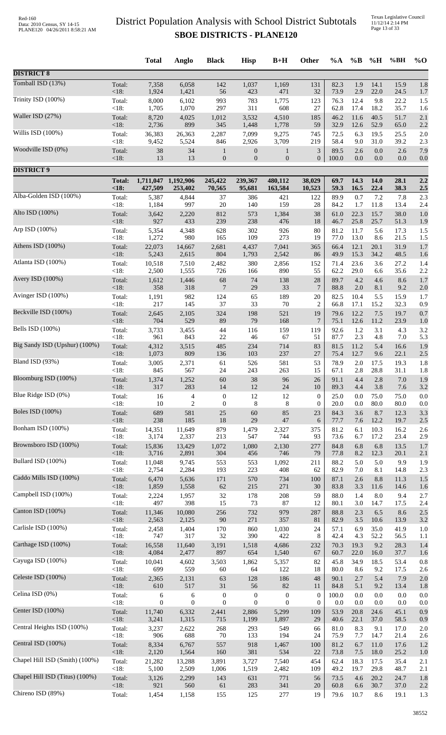# District Population Analysis with School District Subtotals
## SBOE DISTRICTS - PLANE120

| | | Total | Anglo | Black | Hisp | B+H | Other | %A | %B | %H | %BH | %O |
|---|---|---|---|---|---|---|---|---|---|---|---|---|
| **DISTRICT 8** | | | | | | | | | | | | |
| Tomball ISD (13%) | Total: | 7,358 | 6,058 | 142 | 1,037 | 1,169 | 131 | 82.3 | 1.9 | 14.1 | 15.9 | 1.8 |
| | <18: | 1,924 | 1,421 | 56 | 423 | 471 | 32 | 73.9 | 2.9 | 22.0 | 24.5 | 1.7 |
| Trinity ISD (100%) | Total: | 8,000 | 6,102 | 993 | 783 | 1,775 | 123 | 76.3 | 12.4 | 9.8 | 22.2 | 1.5 |
| | <18: | 1,705 | 1,070 | 297 | 311 | 608 | 27 | 62.8 | 17.4 | 18.2 | 35.7 | 1.6 |
| Waller ISD (27%) | Total: | 8,720 | 4,025 | 1,012 | 3,532 | 4,510 | 185 | 46.2 | 11.6 | 40.5 | 51.7 | 2.1 |
| | <18: | 2,736 | 899 | 345 | 1,448 | 1,778 | 59 | 32.9 | 12.6 | 52.9 | 65.0 | 2.2 |
| Willis ISD (100%) | Total: | 36,383 | 26,363 | 2,287 | 7,099 | 9,275 | 745 | 72.5 | 6.3 | 19.5 | 25.5 | 2.0 |
| | <18: | 9,452 | 5,524 | 846 | 2,926 | 3,709 | 219 | 58.4 | 9.0 | 31.0 | 39.2 | 2.3 |
| Woodville ISD (0%) | Total: | 38 | 34 | 1 | 0 | 1 | 3 | 89.5 | 2.6 | 0.0 | 2.6 | 7.9 |
| | <18: | 13 | 13 | 0 | 0 | 0 | 0 | 100.0 | 0.0 | 0.0 | 0.0 | 0.0 |
| **DISTRICT 9** | | | | | | | | | | | | |
| | **Total:** | **1,711,047** | **1,192,906** | **245,422** | **239,367** | **480,112** | **38,029** | **69.7** | **14.3** | **14.0** | **28.1** | **2.2** |
| | **<18:** | **427,509** | **253,402** | **70,565** | **95,681** | **163,584** | **10,523** | **59.3** | **16.5** | **22.4** | **38.3** | **2.5** |
| Alba-Golden ISD (100%) | Total: | 5,387 | 4,844 | 37 | 386 | 421 | 122 | 89.9 | 0.7 | 7.2 | 7.8 | 2.3 |
| | <18: | 1,184 | 997 | 20 | 140 | 159 | 28 | 84.2 | 1.7 | 11.8 | 13.4 | 2.4 |
| Alto ISD (100%) | Total: | 3,642 | 2,220 | 812 | 573 | 1,384 | 38 | 61.0 | 22.3 | 15.7 | 38.0 | 1.0 |
| | <18: | 927 | 433 | 239 | 238 | 476 | 18 | 46.7 | 25.8 | 25.7 | 51.3 | 1.9 |
| Arp ISD (100%) | Total: | 5,354 | 4,348 | 628 | 302 | 926 | 80 | 81.2 | 11.7 | 5.6 | 17.3 | 1.5 |
| | <18: | 1,272 | 980 | 165 | 109 | 273 | 19 | 77.0 | 13.0 | 8.6 | 21.5 | 1.5 |
| Athens ISD (100%) | Total: | 22,073 | 14,667 | 2,681 | 4,437 | 7,041 | 365 | 66.4 | 12.1 | 20.1 | 31.9 | 1.7 |
| | <18: | 5,243 | 2,615 | 804 | 1,793 | 2,542 | 86 | 49.9 | 15.3 | 34.2 | 48.5 | 1.6 |
| Atlanta ISD (100%) | Total: | 10,518 | 7,510 | 2,482 | 380 | 2,856 | 152 | 71.4 | 23.6 | 3.6 | 27.2 | 1.4 |
| | <18: | 2,500 | 1,555 | 726 | 166 | 890 | 55 | 62.2 | 29.0 | 6.6 | 35.6 | 2.2 |
| Avery ISD (100%) | Total: | 1,612 | 1,446 | 68 | 74 | 138 | 28 | 89.7 | 4.2 | 4.6 | 8.6 | 1.7 |
| | <18: | 358 | 318 | 7 | 29 | 33 | 7 | 88.8 | 2.0 | 8.1 | 9.2 | 2.0 |
| Avinger ISD (100%) | Total: | 1,191 | 982 | 124 | 65 | 189 | 20 | 82.5 | 10.4 | 5.5 | 15.9 | 1.7 |
| | <18: | 217 | 145 | 37 | 33 | 70 | 2 | 66.8 | 17.1 | 15.2 | 32.3 | 0.9 |
| Beckville ISD (100%) | Total: | 2,645 | 2,105 | 324 | 198 | 521 | 19 | 79.6 | 12.2 | 7.5 | 19.7 | 0.7 |
| | <18: | 704 | 529 | 89 | 79 | 168 | 7 | 75.1 | 12.6 | 11.2 | 23.9 | 1.0 |
| Bells ISD (100%) | Total: | 3,733 | 3,455 | 44 | 116 | 159 | 119 | 92.6 | 1.2 | 3.1 | 4.3 | 3.2 |
| | <18: | 961 | 843 | 22 | 46 | 67 | 51 | 87.7 | 2.3 | 4.8 | 7.0 | 5.3 |
| Big Sandy ISD (Upshur) (100%) | Total: | 4,312 | 3,515 | 485 | 234 | 714 | 83 | 81.5 | 11.2 | 5.4 | 16.6 | 1.9 |
| | <18: | 1,073 | 809 | 136 | 103 | 237 | 27 | 75.4 | 12.7 | 9.6 | 22.1 | 2.5 |
| Bland ISD (93%) | Total: | 3,005 | 2,371 | 61 | 526 | 581 | 53 | 78.9 | 2.0 | 17.5 | 19.3 | 1.8 |
| | <18: | 845 | 567 | 24 | 243 | 263 | 15 | 67.1 | 2.8 | 28.8 | 31.1 | 1.8 |
| Bloomburg ISD (100%) | Total: | 1,374 | 1,252 | 60 | 38 | 96 | 26 | 91.1 | 4.4 | 2.8 | 7.0 | 1.9 |
| | <18: | 317 | 283 | 14 | 12 | 24 | 10 | 89.3 | 4.4 | 3.8 | 7.6 | 3.2 |
| Blue Ridge ISD (0%) | Total: | 16 | 4 | 0 | 12 | 12 | 0 | 25.0 | 0.0 | 75.0 | 75.0 | 0.0 |
| | <18: | 10 | 2 | 0 | 8 | 8 | 0 | 20.0 | 0.0 | 80.0 | 80.0 | 0.0 |
| Boles ISD (100%) | Total: | 689 | 581 | 25 | 60 | 85 | 23 | 84.3 | 3.6 | 8.7 | 12.3 | 3.3 |
| | <18: | 238 | 185 | 18 | 29 | 47 | 6 | 77.7 | 7.6 | 12.2 | 19.7 | 2.5 |
| Bonham ISD (100%) | Total: | 14,351 | 11,649 | 879 | 1,479 | 2,327 | 375 | 81.2 | 6.1 | 10.3 | 16.2 | 2.6 |
| | <18: | 3,174 | 2,337 | 213 | 547 | 744 | 93 | 73.6 | 6.7 | 17.2 | 23.4 | 2.9 |
| Brownsboro ISD (100%) | Total: | 15,836 | 13,429 | 1,072 | 1,080 | 2,130 | 277 | 84.8 | 6.8 | 6.8 | 13.5 | 1.7 |
| | <18: | 3,716 | 2,891 | 304 | 456 | 746 | 79 | 77.8 | 8.2 | 12.3 | 20.1 | 2.1 |
| Bullard ISD (100%) | Total: | 11,048 | 9,745 | 553 | 553 | 1,092 | 211 | 88.2 | 5.0 | 5.0 | 9.9 | 1.9 |
| | <18: | 2,754 | 2,284 | 193 | 223 | 408 | 62 | 82.9 | 7.0 | 8.1 | 14.8 | 2.3 |
| Caddo Mills ISD (100%) | Total: | 6,470 | 5,636 | 171 | 570 | 734 | 100 | 87.1 | 2.6 | 8.8 | 11.3 | 1.5 |
| | <18: | 1,859 | 1,558 | 62 | 215 | 271 | 30 | 83.8 | 3.3 | 11.6 | 14.6 | 1.6 |
| Campbell ISD (100%) | Total: | 2,224 | 1,957 | 32 | 178 | 208 | 59 | 88.0 | 1.4 | 8.0 | 9.4 | 2.7 |
| | <18: | 497 | 398 | 15 | 73 | 87 | 12 | 80.1 | 3.0 | 14.7 | 17.5 | 2.4 |
| Canton ISD (100%) | Total: | 11,346 | 10,080 | 256 | 732 | 979 | 287 | 88.8 | 2.3 | 6.5 | 8.6 | 2.5 |
| | <18: | 2,563 | 2,125 | 90 | 271 | 357 | 81 | 82.9 | 3.5 | 10.6 | 13.9 | 3.2 |
| Carlisle ISD (100%) | Total: | 2,458 | 1,404 | 170 | 860 | 1,030 | 24 | 57.1 | 6.9 | 35.0 | 41.9 | 1.0 |
| | <18: | 747 | 317 | 32 | 390 | 422 | 8 | 42.4 | 4.3 | 52.2 | 56.5 | 1.1 |
| Carthage ISD (100%) | Total: | 16,558 | 11,640 | 3,191 | 1,518 | 4,686 | 232 | 70.3 | 19.3 | 9.2 | 28.3 | 1.4 |
| | <18: | 4,084 | 2,477 | 897 | 654 | 1,540 | 67 | 60.7 | 22.0 | 16.0 | 37.7 | 1.6 |
| Cayuga ISD (100%) | Total: | 10,041 | 4,602 | 3,503 | 1,862 | 5,357 | 82 | 45.8 | 34.9 | 18.5 | 53.4 | 0.8 |
| | <18: | 699 | 559 | 60 | 64 | 122 | 18 | 80.0 | 8.6 | 9.2 | 17.5 | 2.6 |
| Celeste ISD (100%) | Total: | 2,365 | 2,131 | 63 | 128 | 186 | 48 | 90.1 | 2.7 | 5.4 | 7.9 | 2.0 |
| | <18: | 610 | 517 | 31 | 56 | 82 | 11 | 84.8 | 5.1 | 9.2 | 13.4 | 1.8 |
| Celina ISD (0%) | Total: | 6 | 6 | 0 | 0 | 0 | 0 | 100.0 | 0.0 | 0.0 | 0.0 | 0.0 |
| | <18: | 0 | 0 | 0 | 0 | 0 | 0 | 0.0 | 0.0 | 0.0 | 0.0 | 0.0 |
| Center ISD (100%) | Total: | 11,740 | 6,332 | 2,441 | 2,886 | 5,299 | 109 | 53.9 | 20.8 | 24.6 | 45.1 | 0.9 |
| | <18: | 3,241 | 1,315 | 715 | 1,199 | 1,897 | 29 | 40.6 | 22.1 | 37.0 | 58.5 | 0.9 |
| Central Heights ISD (100%) | Total: | 3,237 | 2,622 | 268 | 293 | 549 | 66 | 81.0 | 8.3 | 9.1 | 17.0 | 2.0 |
| | <18: | 906 | 688 | 70 | 133 | 194 | 24 | 75.9 | 7.7 | 14.7 | 21.4 | 2.6 |
| Central ISD (100%) | Total: | 8,334 | 6,767 | 557 | 918 | 1,467 | 100 | 81.2 | 6.7 | 11.0 | 17.6 | 1.2 |
| | <18: | 2,120 | 1,564 | 160 | 381 | 534 | 22 | 73.8 | 7.5 | 18.0 | 25.2 | 1.0 |
| Chapel Hill ISD (Smith) (100%) | Total: | 21,282 | 13,288 | 3,891 | 3,727 | 7,540 | 454 | 62.4 | 18.3 | 17.5 | 35.4 | 2.1 |
| | <18: | 5,100 | 2,509 | 1,006 | 1,519 | 2,482 | 109 | 49.2 | 19.7 | 29.8 | 48.7 | 2.1 |
| Chapel Hill ISD (Titus) (100%) | Total: | 3,126 | 2,299 | 143 | 631 | 771 | 56 | 73.5 | 4.6 | 20.2 | 24.7 | 1.8 |
| | <18: | 921 | 560 | 61 | 283 | 341 | 20 | 60.8 | 6.6 | 30.7 | 37.0 | 2.2 |
| Chireno ISD (89%) | Total: | 1,454 | 1,158 | 155 | 125 | 277 | 19 | 79.6 | 10.7 | 8.6 | 19.1 | 1.3 |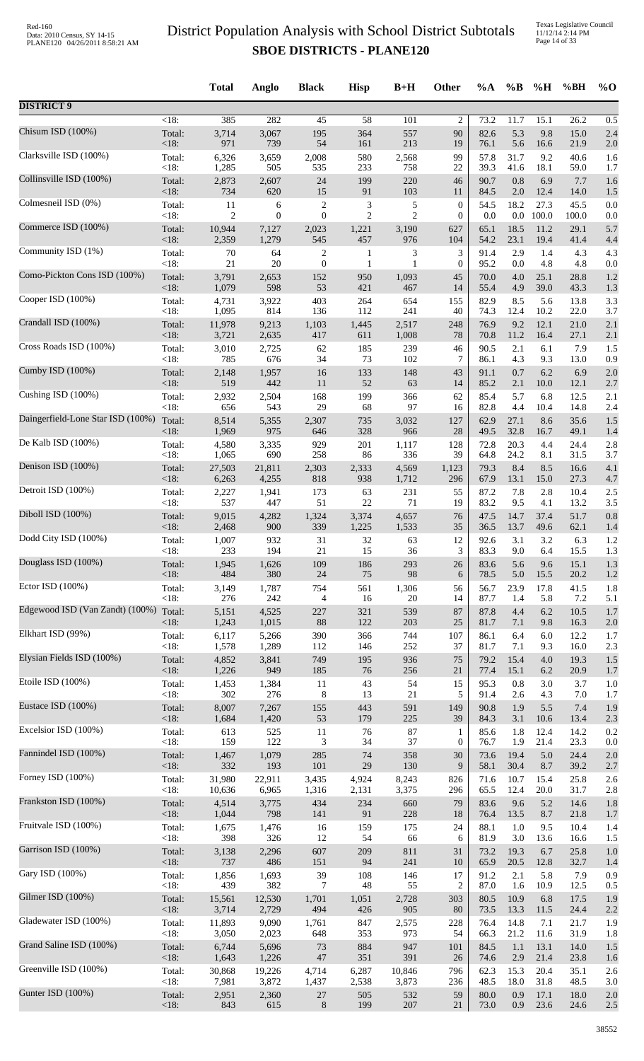# District Population Analysis with School District Subtotals

## SBOE DISTRICTS - PLANE120

| | | Total | Anglo | Black | Hisp | B+H | Other | %A | %B | %H | %BH | %O |
|---|---|---|---|---|---|---|---|---|---|---|---|---|
| **DISTRICT 9** | | | | | | | | | | | | |
| | <18: | 385 | 282 | 45 | 58 | 101 | 2 | 73.2 | 11.7 | 15.1 | 26.2 | 0.5 |
| Chisum ISD (100%) | Total: | 3,714 | 3,067 | 195 | 364 | 557 | 90 | 82.6 | 5.3 | 9.8 | 15.0 | 2.4 |
| | <18: | 971 | 739 | 54 | 161 | 213 | 19 | 76.1 | 5.6 | 16.6 | 21.9 | 2.0 |
| Clarksville ISD (100%) | Total: | 6,326 | 3,659 | 2,008 | 580 | 2,568 | 99 | 57.8 | 31.7 | 9.2 | 40.6 | 1.6 |
| | <18: | 1,285 | 505 | 535 | 233 | 758 | 22 | 39.3 | 41.6 | 18.1 | 59.0 | 1.7 |
| Collinsville ISD (100%) | Total: | 2,873 | 2,607 | 24 | 199 | 220 | 46 | 90.7 | 0.8 | 6.9 | 7.7 | 1.6 |
| | <18: | 734 | 620 | 15 | 91 | 103 | 11 | 84.5 | 2.0 | 12.4 | 14.0 | 1.5 |
| Colmesneil ISD (0%) | Total: | 11 | 6 | 2 | 3 | 5 | 0 | 54.5 | 18.2 | 27.3 | 45.5 | 0.0 |
| | <18: | 2 | 0 | 0 | 2 | 2 | 0 | 0.0 | 0.0 | 100.0 | 100.0 | 0.0 |
| Commerce ISD (100%) | Total: | 10,944 | 7,127 | 2,023 | 1,221 | 3,190 | 627 | 65.1 | 18.5 | 11.2 | 29.1 | 5.7 |
| | <18: | 2,359 | 1,279 | 545 | 457 | 976 | 104 | 54.2 | 23.1 | 19.4 | 41.4 | 4.4 |
| Community ISD (1%) | Total: | 70 | 64 | 2 | 1 | 3 | 3 | 91.4 | 2.9 | 1.4 | 4.3 | 4.3 |
| | <18: | 21 | 20 | 0 | 1 | 1 | 0 | 95.2 | 0.0 | 4.8 | 4.8 | 0.0 |
| Como-Pickton Cons ISD (100%) | Total: | 3,791 | 2,653 | 152 | 950 | 1,093 | 45 | 70.0 | 4.0 | 25.1 | 28.8 | 1.2 |
| | <18: | 1,079 | 598 | 53 | 421 | 467 | 14 | 55.4 | 4.9 | 39.0 | 43.3 | 1.3 |
| Cooper ISD (100%) | Total: | 4,731 | 3,922 | 403 | 264 | 654 | 155 | 82.9 | 8.5 | 5.6 | 13.8 | 3.3 |
| | <18: | 1,095 | 814 | 136 | 112 | 241 | 40 | 74.3 | 12.4 | 10.2 | 22.0 | 3.7 |
| Crandall ISD (100%) | Total: | 11,978 | 9,213 | 1,103 | 1,445 | 2,517 | 248 | 76.9 | 9.2 | 12.1 | 21.0 | 2.1 |
| | <18: | 3,721 | 2,635 | 417 | 611 | 1,008 | 78 | 70.8 | 11.2 | 16.4 | 27.1 | 2.1 |
| Cross Roads ISD (100%) | Total: | 3,010 | 2,725 | 62 | 185 | 239 | 46 | 90.5 | 2.1 | 6.1 | 7.9 | 1.5 |
| | <18: | 785 | 676 | 34 | 73 | 102 | 7 | 86.1 | 4.3 | 9.3 | 13.0 | 0.9 |
| Cumby ISD (100%) | Total: | 2,148 | 1,957 | 16 | 133 | 148 | 43 | 91.1 | 0.7 | 6.2 | 6.9 | 2.0 |
| | <18: | 519 | 442 | 11 | 52 | 63 | 14 | 85.2 | 2.1 | 10.0 | 12.1 | 2.7 |
| Cushing ISD (100%) | Total: | 2,932 | 2,504 | 168 | 199 | 366 | 62 | 85.4 | 5.7 | 6.8 | 12.5 | 2.1 |
| | <18: | 656 | 543 | 29 | 68 | 97 | 16 | 82.8 | 4.4 | 10.4 | 14.8 | 2.4 |
| Daingerfield-Lone Star ISD (100%) | Total: | 8,514 | 5,355 | 2,307 | 735 | 3,032 | 127 | 62.9 | 27.1 | 8.6 | 35.6 | 1.5 |
| | <18: | 1,969 | 975 | 646 | 328 | 966 | 28 | 49.5 | 32.8 | 16.7 | 49.1 | 1.4 |
| De Kalb ISD (100%) | Total: | 4,580 | 3,335 | 929 | 201 | 1,117 | 128 | 72.8 | 20.3 | 4.4 | 24.4 | 2.8 |
| | <18: | 1,065 | 690 | 258 | 86 | 336 | 39 | 64.8 | 24.2 | 8.1 | 31.5 | 3.7 |
| Denison ISD (100%) | Total: | 27,503 | 21,811 | 2,303 | 2,333 | 4,569 | 1,123 | 79.3 | 8.4 | 8.5 | 16.6 | 4.1 |
| | <18: | 6,263 | 4,255 | 818 | 938 | 1,712 | 296 | 67.9 | 13.1 | 15.0 | 27.3 | 4.7 |
| Detroit ISD (100%) | Total: | 2,227 | 1,941 | 173 | 63 | 231 | 55 | 87.2 | 7.8 | 2.8 | 10.4 | 2.5 |
| | <18: | 537 | 447 | 51 | 22 | 71 | 19 | 83.2 | 9.5 | 4.1 | 13.2 | 3.5 |
| Diboll ISD (100%) | Total: | 9,015 | 4,282 | 1,324 | 3,374 | 4,657 | 76 | 47.5 | 14.7 | 37.4 | 51.7 | 0.8 |
| | <18: | 2,468 | 900 | 339 | 1,225 | 1,533 | 35 | 36.5 | 13.7 | 49.6 | 62.1 | 1.4 |
| Dodd City ISD (100%) | Total: | 1,007 | 932 | 31 | 32 | 63 | 12 | 92.6 | 3.1 | 3.2 | 6.3 | 1.2 |
| | <18: | 233 | 194 | 21 | 15 | 36 | 3 | 83.3 | 9.0 | 6.4 | 15.5 | 1.3 |
| Douglass ISD (100%) | Total: | 1,945 | 1,626 | 109 | 186 | 293 | 26 | 83.6 | 5.6 | 9.6 | 15.1 | 1.3 |
| | <18: | 484 | 380 | 24 | 75 | 98 | 6 | 78.5 | 5.0 | 15.5 | 20.2 | 1.2 |
| Ector ISD (100%) | Total: | 3,149 | 1,787 | 754 | 561 | 1,306 | 56 | 56.7 | 23.9 | 17.8 | 41.5 | 1.8 |
| | <18: | 276 | 242 | 4 | 16 | 20 | 14 | 87.7 | 1.4 | 5.8 | 7.2 | 5.1 |
| Edgewood ISD (Van Zandt) (100%) | Total: | 5,151 | 4,525 | 227 | 321 | 539 | 87 | 87.8 | 4.4 | 6.2 | 10.5 | 1.7 |
| | <18: | 1,243 | 1,015 | 88 | 122 | 203 | 25 | 81.7 | 7.1 | 9.8 | 16.3 | 2.0 |
| Elkhart ISD (99%) | Total: | 6,117 | 5,266 | 390 | 366 | 744 | 107 | 86.1 | 6.4 | 6.0 | 12.2 | 1.7 |
| | <18: | 1,578 | 1,289 | 112 | 146 | 252 | 37 | 81.7 | 7.1 | 9.3 | 16.0 | 2.3 |
| Elysian Fields ISD (100%) | Total: | 4,852 | 3,841 | 749 | 195 | 936 | 75 | 79.2 | 15.4 | 4.0 | 19.3 | 1.5 |
| | <18: | 1,226 | 949 | 185 | 76 | 256 | 21 | 77.4 | 15.1 | 6.2 | 20.9 | 1.7 |
| Etoile ISD (100%) | Total: | 1,453 | 1,384 | 11 | 43 | 54 | 15 | 95.3 | 0.8 | 3.0 | 3.7 | 1.0 |
| | <18: | 302 | 276 | 8 | 13 | 21 | 5 | 91.4 | 2.6 | 4.3 | 7.0 | 1.7 |
| Eustace ISD (100%) | Total: | 8,007 | 7,267 | 155 | 443 | 591 | 149 | 90.8 | 1.9 | 5.5 | 7.4 | 1.9 |
| | <18: | 1,684 | 1,420 | 53 | 179 | 225 | 39 | 84.3 | 3.1 | 10.6 | 13.4 | 2.3 |
| Excelsior ISD (100%) | Total: | 613 | 525 | 11 | 76 | 87 | 1 | 85.6 | 1.8 | 12.4 | 14.2 | 0.2 |
| | <18: | 159 | 122 | 3 | 34 | 37 | 0 | 76.7 | 1.9 | 21.4 | 23.3 | 0.0 |
| Fannindel ISD (100%) | Total: | 1,467 | 1,079 | 285 | 74 | 358 | 30 | 73.6 | 19.4 | 5.0 | 24.4 | 2.0 |
| | <18: | 332 | 193 | 101 | 29 | 130 | 9 | 58.1 | 30.4 | 8.7 | 39.2 | 2.7 |
| Forney ISD (100%) | Total: | 31,980 | 22,911 | 3,435 | 4,924 | 8,243 | 826 | 71.6 | 10.7 | 15.4 | 25.8 | 2.6 |
| | <18: | 10,636 | 6,965 | 1,316 | 2,131 | 3,375 | 296 | 65.5 | 12.4 | 20.0 | 31.7 | 2.8 |
| Frankston ISD (100%) | Total: | 4,514 | 3,775 | 434 | 234 | 660 | 79 | 83.6 | 9.6 | 5.2 | 14.6 | 1.8 |
| | <18: | 1,044 | 798 | 141 | 91 | 228 | 18 | 76.4 | 13.5 | 8.7 | 21.8 | 1.7 |
| Fruitvale ISD (100%) | Total: | 1,675 | 1,476 | 16 | 159 | 175 | 24 | 88.1 | 1.0 | 9.5 | 10.4 | 1.4 |
| | <18: | 398 | 326 | 12 | 54 | 66 | 6 | 81.9 | 3.0 | 13.6 | 16.6 | 1.5 |
| Garrison ISD (100%) | Total: | 3,138 | 2,296 | 607 | 209 | 811 | 31 | 73.2 | 19.3 | 6.7 | 25.8 | 1.0 |
| | <18: | 737 | 486 | 151 | 94 | 241 | 10 | 65.9 | 20.5 | 12.8 | 32.7 | 1.4 |
| Gary ISD (100%) | Total: | 1,856 | 1,693 | 39 | 108 | 146 | 17 | 91.2 | 2.1 | 5.8 | 7.9 | 0.9 |
| | <18: | 439 | 382 | 7 | 48 | 55 | 2 | 87.0 | 1.6 | 10.9 | 12.5 | 0.5 |
| Gilmer ISD (100%) | Total: | 15,561 | 12,530 | 1,701 | 1,051 | 2,728 | 303 | 80.5 | 10.9 | 6.8 | 17.5 | 1.9 |
| | <18: | 3,714 | 2,729 | 494 | 426 | 905 | 80 | 73.5 | 13.3 | 11.5 | 24.4 | 2.2 |
| Gladewater ISD (100%) | Total: | 11,893 | 9,090 | 1,761 | 847 | 2,575 | 228 | 76.4 | 14.8 | 7.1 | 21.7 | 1.9 |
| | <18: | 3,050 | 2,023 | 648 | 353 | 973 | 54 | 66.3 | 21.2 | 11.6 | 31.9 | 1.8 |
| Grand Saline ISD (100%) | Total: | 6,744 | 5,696 | 73 | 884 | 947 | 101 | 84.5 | 1.1 | 13.1 | 14.0 | 1.5 |
| | <18: | 1,643 | 1,226 | 47 | 351 | 391 | 26 | 74.6 | 2.9 | 21.4 | 23.8 | 1.6 |
| Greenville ISD (100%) | Total: | 30,868 | 19,226 | 4,714 | 6,287 | 10,846 | 796 | 62.3 | 15.3 | 20.4 | 35.1 | 2.6 |
| | <18: | 7,981 | 3,872 | 1,437 | 2,538 | 3,873 | 236 | 48.5 | 18.0 | 31.8 | 48.5 | 3.0 |
| Gunter ISD (100%) | Total: | 2,951 | 2,360 | 27 | 505 | 532 | 59 | 80.0 | 0.9 | 17.1 | 18.0 | 2.0 |
| | <18: | 843 | 615 | 8 | 199 | 207 | 21 | 73.0 | 0.9 | 23.6 | 24.6 | 2.5 |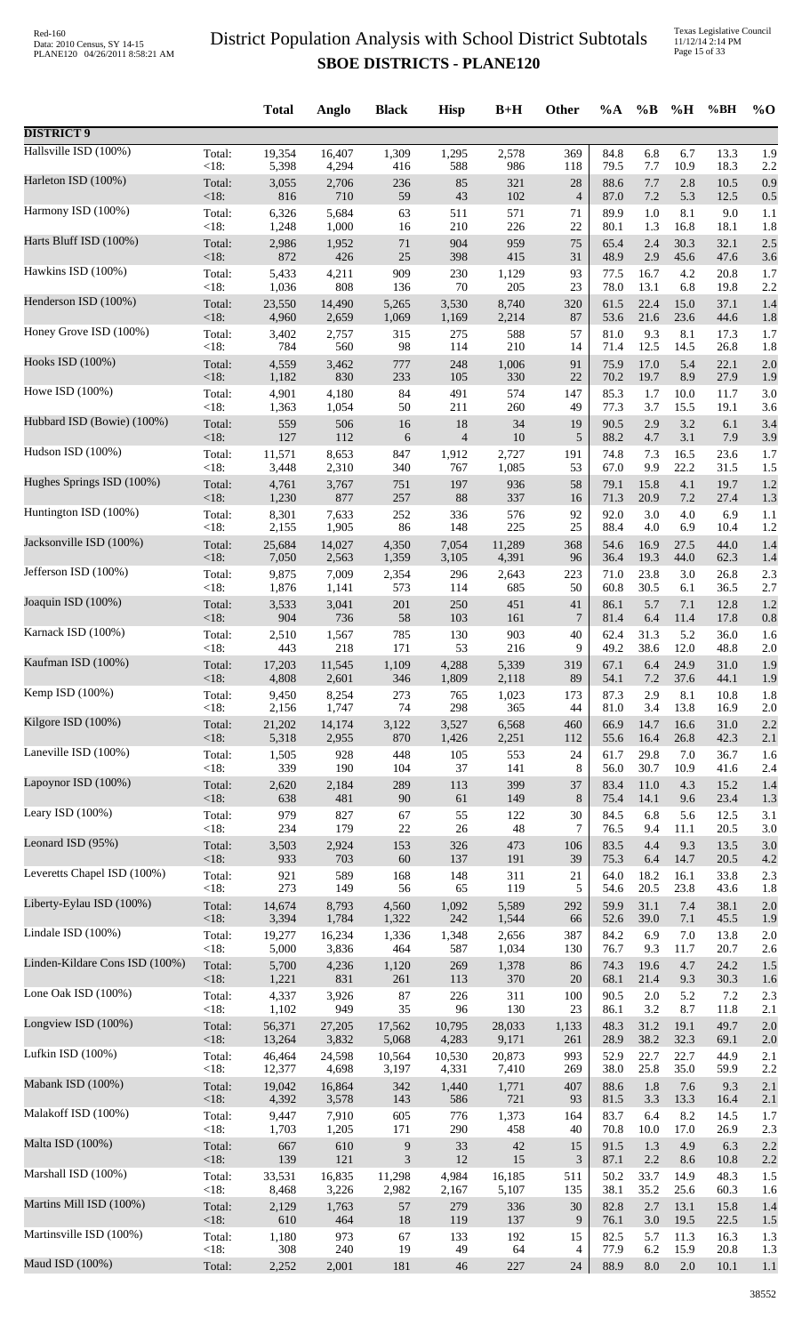# District Population Analysis with School District Subtotals
## SBOE DISTRICTS - PLANE120

Red-160
Data: 2010 Census, SY 14-15
PLANE120 04/26/2011 8:58:21 AM

Texas Legislative Council
11/12/14 2:14 PM

| | | Total | Anglo | Black | Hisp | B+H | Other | %A | %B | %H | %BH | %O |
|---|---|---|---|---|---|---|---|---|---|---|---|---|
| **DISTRICT 9** | | | | | | | | | | | | |
| Hallsville ISD (100%) | Total: | 19,354 | 16,407 | 1,309 | 1,295 | 2,578 | 369 | 84.8 | 6.8 | 6.7 | 13.3 | 1.9 |
| | <18: | 5,398 | 4,294 | 416 | 588 | 986 | 118 | 79.5 | 7.7 | 10.9 | 18.3 | 2.2 |
| Harleton ISD (100%) | Total: | 3,055 | 2,706 | 236 | 85 | 321 | 28 | 88.6 | 7.7 | 2.8 | 10.5 | 0.9 |
| | <18: | 816 | 710 | 59 | 43 | 102 | 4 | 87.0 | 7.2 | 5.3 | 12.5 | 0.5 |
| Harmony ISD (100%) | Total: | 6,326 | 5,684 | 63 | 511 | 571 | 71 | 89.9 | 1.0 | 8.1 | 9.0 | 1.1 |
| | <18: | 1,248 | 1,000 | 16 | 210 | 226 | 22 | 80.1 | 1.3 | 16.8 | 18.1 | 1.8 |
| Harts Bluff ISD (100%) | Total: | 2,986 | 1,952 | 71 | 904 | 959 | 75 | 65.4 | 2.4 | 30.3 | 32.1 | 2.5 |
| | <18: | 872 | 426 | 25 | 398 | 415 | 31 | 48.9 | 2.9 | 45.6 | 47.6 | 3.6 |
| Hawkins ISD (100%) | Total: | 5,433 | 4,211 | 909 | 230 | 1,129 | 93 | 77.5 | 16.7 | 4.2 | 20.8 | 1.7 |
| | <18: | 1,036 | 808 | 136 | 70 | 205 | 23 | 78.0 | 13.1 | 6.8 | 19.8 | 2.2 |
| Henderson ISD (100%) | Total: | 23,550 | 14,490 | 5,265 | 3,530 | 8,740 | 320 | 61.5 | 22.4 | 15.0 | 37.1 | 1.4 |
| | <18: | 4,960 | 2,659 | 1,069 | 1,169 | 2,214 | 87 | 53.6 | 21.6 | 23.6 | 44.6 | 1.8 |
| Honey Grove ISD (100%) | Total: | 3,402 | 2,757 | 315 | 275 | 588 | 57 | 81.0 | 9.3 | 8.1 | 17.3 | 1.7 |
| | <18: | 784 | 560 | 98 | 114 | 210 | 14 | 71.4 | 12.5 | 14.5 | 26.8 | 1.8 |
| Hooks ISD (100%) | Total: | 4,559 | 3,462 | 777 | 248 | 1,006 | 91 | 75.9 | 17.0 | 5.4 | 22.1 | 2.0 |
| | <18: | 1,182 | 830 | 233 | 105 | 330 | 22 | 70.2 | 19.7 | 8.9 | 27.9 | 1.9 |
| Howe ISD (100%) | Total: | 4,901 | 4,180 | 84 | 491 | 574 | 147 | 85.3 | 1.7 | 10.0 | 11.7 | 3.0 |
| | <18: | 1,363 | 1,054 | 50 | 211 | 260 | 49 | 77.3 | 3.7 | 15.5 | 19.1 | 3.6 |
| Hubbard ISD (Bowie) (100%) | Total: | 559 | 506 | 16 | 18 | 34 | 19 | 90.5 | 2.9 | 3.2 | 6.1 | 3.4 |
| | <18: | 127 | 112 | 6 | 4 | 10 | 5 | 88.2 | 4.7 | 3.1 | 7.9 | 3.9 |
| Hudson ISD (100%) | Total: | 11,571 | 8,653 | 847 | 1,912 | 2,727 | 191 | 74.8 | 7.3 | 16.5 | 23.6 | 1.7 |
| | <18: | 3,448 | 2,310 | 340 | 767 | 1,085 | 53 | 67.0 | 9.9 | 22.2 | 31.5 | 1.5 |
| Hughes Springs ISD (100%) | Total: | 4,761 | 3,767 | 751 | 197 | 936 | 58 | 79.1 | 15.8 | 4.1 | 19.7 | 1.2 |
| | <18: | 1,230 | 877 | 257 | 88 | 337 | 16 | 71.3 | 20.9 | 7.2 | 27.4 | 1.3 |
| Huntington ISD (100%) | Total: | 8,301 | 7,633 | 252 | 336 | 576 | 92 | 92.0 | 3.0 | 4.0 | 6.9 | 1.1 |
| | <18: | 2,155 | 1,905 | 86 | 148 | 225 | 25 | 88.4 | 4.0 | 6.9 | 10.4 | 1.2 |
| Jacksonville ISD (100%) | Total: | 25,684 | 14,027 | 4,350 | 7,054 | 11,289 | 368 | 54.6 | 16.9 | 27.5 | 44.0 | 1.4 |
| | <18: | 7,050 | 2,563 | 1,359 | 3,105 | 4,391 | 96 | 36.4 | 19.3 | 44.0 | 62.3 | 1.4 |
| Jefferson ISD (100%) | Total: | 9,875 | 7,009 | 2,354 | 296 | 2,643 | 223 | 71.0 | 23.8 | 3.0 | 26.8 | 2.3 |
| | <18: | 1,876 | 1,141 | 573 | 114 | 685 | 50 | 60.8 | 30.5 | 6.1 | 36.5 | 2.7 |
| Joaquin ISD (100%) | Total: | 3,533 | 3,041 | 201 | 250 | 451 | 41 | 86.1 | 5.7 | 7.1 | 12.8 | 1.2 |
| | <18: | 904 | 736 | 58 | 103 | 161 | 7 | 81.4 | 6.4 | 11.4 | 17.8 | 0.8 |
| Karnack ISD (100%) | Total: | 2,510 | 1,567 | 785 | 130 | 903 | 40 | 62.4 | 31.3 | 5.2 | 36.0 | 1.6 |
| | <18: | 443 | 218 | 171 | 53 | 216 | 9 | 49.2 | 38.6 | 12.0 | 48.8 | 2.0 |
| Kaufman ISD (100%) | Total: | 17,203 | 11,545 | 1,109 | 4,288 | 5,339 | 319 | 67.1 | 6.4 | 24.9 | 31.0 | 1.9 |
| | <18: | 4,808 | 2,601 | 346 | 1,809 | 2,118 | 89 | 54.1 | 7.2 | 37.6 | 44.1 | 1.9 |
| Kemp ISD (100%) | Total: | 9,450 | 8,254 | 273 | 765 | 1,023 | 173 | 87.3 | 2.9 | 8.1 | 10.8 | 1.8 |
| | <18: | 2,156 | 1,747 | 74 | 298 | 365 | 44 | 81.0 | 3.4 | 13.8 | 16.9 | 2.0 |
| Kilgore ISD (100%) | Total: | 21,202 | 14,174 | 3,122 | 3,527 | 6,568 | 460 | 66.9 | 14.7 | 16.6 | 31.0 | 2.2 |
| | <18: | 5,318 | 2,955 | 870 | 1,426 | 2,251 | 112 | 55.6 | 16.4 | 26.8 | 42.3 | 2.1 |
| Laneville ISD (100%) | Total: | 1,505 | 928 | 448 | 105 | 553 | 24 | 61.7 | 29.8 | 7.0 | 36.7 | 1.6 |
| | <18: | 339 | 190 | 104 | 37 | 141 | 8 | 56.0 | 30.7 | 10.9 | 41.6 | 2.4 |
| Lapoynor ISD (100%) | Total: | 2,620 | 2,184 | 289 | 113 | 399 | 37 | 83.4 | 11.0 | 4.3 | 15.2 | 1.4 |
| | <18: | 638 | 481 | 90 | 61 | 149 | 8 | 75.4 | 14.1 | 9.6 | 23.4 | 1.3 |
| Leary ISD (100%) | Total: | 979 | 827 | 67 | 55 | 122 | 30 | 84.5 | 6.8 | 5.6 | 12.5 | 3.1 |
| | <18: | 234 | 179 | 22 | 26 | 48 | 7 | 76.5 | 9.4 | 11.1 | 20.5 | 3.0 |
| Leonard ISD (95%) | Total: | 3,503 | 2,924 | 153 | 326 | 473 | 106 | 83.5 | 4.4 | 9.3 | 13.5 | 3.0 |
| | <18: | 933 | 703 | 60 | 137 | 191 | 39 | 75.3 | 6.4 | 14.7 | 20.5 | 4.2 |
| Leveretts Chapel ISD (100%) | Total: | 921 | 589 | 168 | 148 | 311 | 21 | 64.0 | 18.2 | 16.1 | 33.8 | 2.3 |
| | <18: | 273 | 149 | 56 | 65 | 119 | 5 | 54.6 | 20.5 | 23.8 | 43.6 | 1.8 |
| Liberty-Eylau ISD (100%) | Total: | 14,674 | 8,793 | 4,560 | 1,092 | 5,589 | 292 | 59.9 | 31.1 | 7.4 | 38.1 | 2.0 |
| | <18: | 3,394 | 1,784 | 1,322 | 242 | 1,544 | 66 | 52.6 | 39.0 | 7.1 | 45.5 | 1.9 |
| Lindale ISD (100%) | Total: | 19,277 | 16,234 | 1,336 | 1,348 | 2,656 | 387 | 84.2 | 6.9 | 7.0 | 13.8 | 2.0 |
| | <18: | 5,000 | 3,836 | 464 | 587 | 1,034 | 130 | 76.7 | 9.3 | 11.7 | 20.7 | 2.6 |
| Linden-Kildare Cons ISD (100%) | Total: | 5,700 | 4,236 | 1,120 | 269 | 1,378 | 86 | 74.3 | 19.6 | 4.7 | 24.2 | 1.5 |
| | <18: | 1,221 | 831 | 261 | 113 | 370 | 20 | 68.1 | 21.4 | 9.3 | 30.3 | 1.6 |
| Lone Oak ISD (100%) | Total: | 4,337 | 3,926 | 87 | 226 | 311 | 100 | 90.5 | 2.0 | 5.2 | 7.2 | 2.3 |
| | <18: | 1,102 | 949 | 35 | 96 | 130 | 23 | 86.1 | 3.2 | 8.7 | 11.8 | 2.1 |
| Longview ISD (100%) | Total: | 56,371 | 27,205 | 17,562 | 10,795 | 28,033 | 1,133 | 48.3 | 31.2 | 19.1 | 49.7 | 2.0 |
| | <18: | 13,264 | 3,832 | 5,068 | 4,283 | 9,171 | 261 | 28.9 | 38.2 | 32.3 | 69.1 | 2.0 |
| Lufkin ISD (100%) | Total: | 46,464 | 24,598 | 10,564 | 10,530 | 20,873 | 993 | 52.9 | 22.7 | 22.7 | 44.9 | 2.1 |
| | <18: | 12,377 | 4,698 | 3,197 | 4,331 | 7,410 | 269 | 38.0 | 25.8 | 35.0 | 59.9 | 2.2 |
| Mabank ISD (100%) | Total: | 19,042 | 16,864 | 342 | 1,440 | 1,771 | 407 | 88.6 | 1.8 | 7.6 | 9.3 | 2.1 |
| | <18: | 4,392 | 3,578 | 143 | 586 | 721 | 93 | 81.5 | 3.3 | 13.3 | 16.4 | 2.1 |
| Malakoff ISD (100%) | Total: | 9,447 | 7,910 | 605 | 776 | 1,373 | 164 | 83.7 | 6.4 | 8.2 | 14.5 | 1.7 |
| | <18: | 1,703 | 1,205 | 171 | 290 | 458 | 40 | 70.8 | 10.0 | 17.0 | 26.9 | 2.3 |
| Malta ISD (100%) | Total: | 667 | 610 | 9 | 33 | 42 | 15 | 91.5 | 1.3 | 4.9 | 6.3 | 2.2 |
| | <18: | 139 | 121 | 3 | 12 | 15 | 3 | 87.1 | 2.2 | 8.6 | 10.8 | 2.2 |
| Marshall ISD (100%) | Total: | 33,531 | 16,835 | 11,298 | 4,984 | 16,185 | 511 | 50.2 | 33.7 | 14.9 | 48.3 | 1.5 |
| | <18: | 8,468 | 3,226 | 2,982 | 2,167 | 5,107 | 135 | 38.1 | 35.2 | 25.6 | 60.3 | 1.6 |
| Martins Mill ISD (100%) | Total: | 2,129 | 1,763 | 57 | 279 | 336 | 30 | 82.8 | 2.7 | 13.1 | 15.8 | 1.4 |
| | <18: | 610 | 464 | 18 | 119 | 137 | 9 | 76.1 | 3.0 | 19.5 | 22.5 | 1.5 |
| Martinsville ISD (100%) | Total: | 1,180 | 973 | 67 | 133 | 192 | 15 | 82.5 | 5.7 | 11.3 | 16.3 | 1.3 |
| | <18: | 308 | 240 | 19 | 49 | 64 | 4 | 77.9 | 6.2 | 15.9 | 20.8 | 1.3 |
| Maud ISD (100%) | Total: | 2,252 | 2,001 | 181 | 46 | 227 | 24 | 88.9 | 8.0 | 2.0 | 10.1 | 1.1 |

38552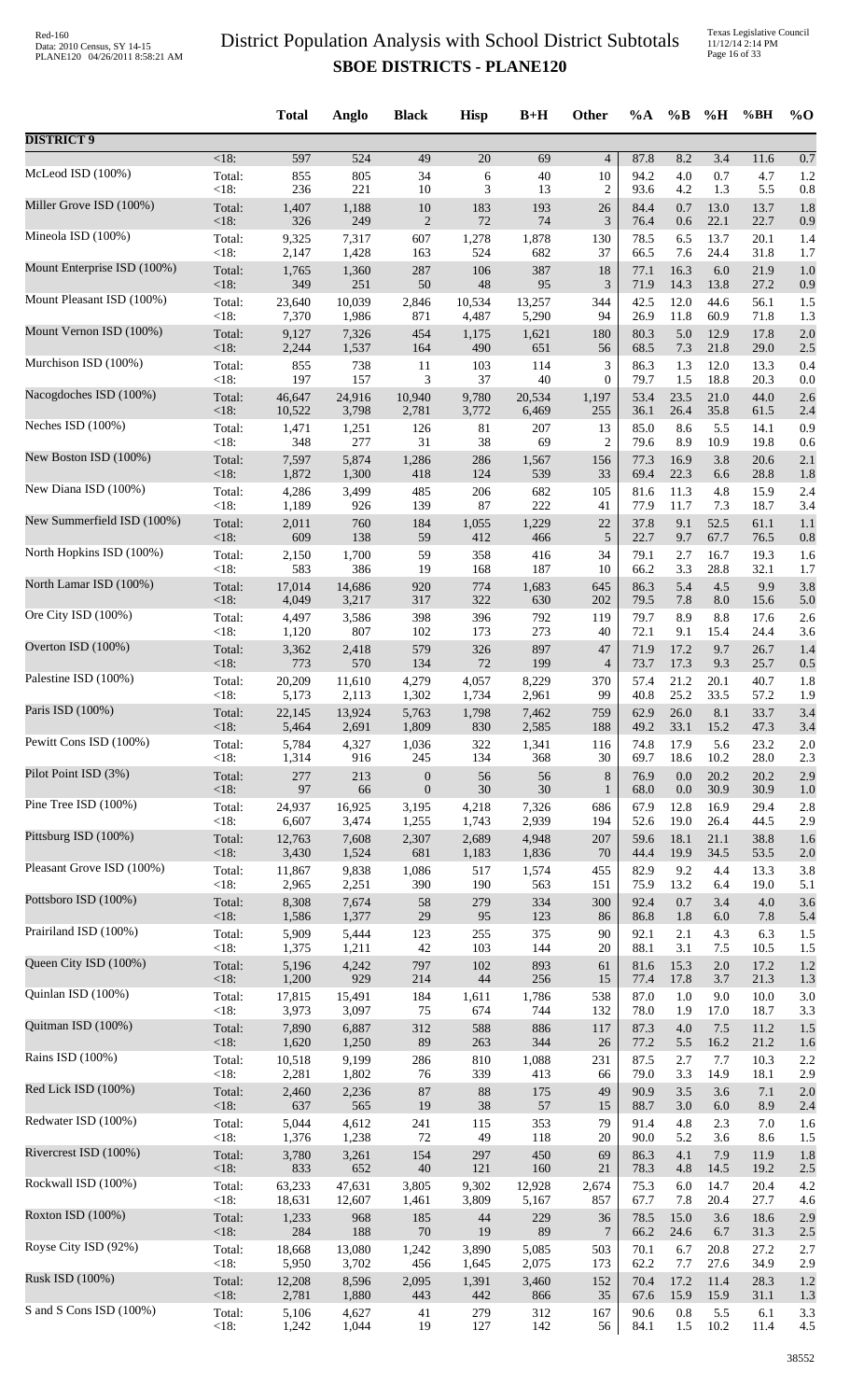# District Population Analysis with School District Subtotals

## SBOE DISTRICTS - PLANE120

| | | Total | Anglo | Black | Hisp | B+H | Other | %A | %B | %H | %BH | %O |
|---|---|---|---|---|---|---|---|---|---|---|---|---|
| **DISTRICT 9** | | | | | | | | | | | | |
| | <18: | 597 | 524 | 49 | 20 | 69 | 4 | 87.8 | 8.2 | 3.4 | 11.6 | 0.7 |
| McLeod ISD (100%) | Total: | 855 | 805 | 34 | 6 | 40 | 10 | 94.2 | 4.0 | 0.7 | 4.7 | 1.2 |
| | <18: | 236 | 221 | 10 | 3 | 13 | 2 | 93.6 | 4.2 | 1.3 | 5.5 | 0.8 |
| Miller Grove ISD (100%) | Total: | 1,407 | 1,188 | 10 | 183 | 193 | 26 | 84.4 | 0.7 | 13.0 | 13.7 | 1.8 |
| | <18: | 326 | 249 | 2 | 72 | 74 | 3 | 76.4 | 0.6 | 22.1 | 22.7 | 0.9 |
| Mineola ISD (100%) | Total: | 9,325 | 7,317 | 607 | 1,278 | 1,878 | 130 | 78.5 | 6.5 | 13.7 | 20.1 | 1.4 |
| | <18: | 2,147 | 1,428 | 163 | 524 | 682 | 37 | 66.5 | 7.6 | 24.4 | 31.8 | 1.7 |
| Mount Enterprise ISD (100%) | Total: | 1,765 | 1,360 | 287 | 106 | 387 | 18 | 77.1 | 16.3 | 6.0 | 21.9 | 1.0 |
| | <18: | 349 | 251 | 50 | 48 | 95 | 3 | 71.9 | 14.3 | 13.8 | 27.2 | 0.9 |
| Mount Pleasant ISD (100%) | Total: | 23,640 | 10,039 | 2,846 | 10,534 | 13,257 | 344 | 42.5 | 12.0 | 44.6 | 56.1 | 1.5 |
| | <18: | 7,370 | 1,986 | 871 | 4,487 | 5,290 | 94 | 26.9 | 11.8 | 60.9 | 71.8 | 1.3 |
| Mount Vernon ISD (100%) | Total: | 9,127 | 7,326 | 454 | 1,175 | 1,621 | 180 | 80.3 | 5.0 | 12.9 | 17.8 | 2.0 |
| | <18: | 2,244 | 1,537 | 164 | 490 | 651 | 56 | 68.5 | 7.3 | 21.8 | 29.0 | 2.5 |
| Murchison ISD (100%) | Total: | 855 | 738 | 11 | 103 | 114 | 3 | 86.3 | 1.3 | 12.0 | 13.3 | 0.4 |
| | <18: | 197 | 157 | 3 | 37 | 40 | 0 | 79.7 | 1.5 | 18.8 | 20.3 | 0.0 |
| Nacogdoches ISD (100%) | Total: | 46,647 | 24,916 | 10,940 | 9,780 | 20,534 | 1,197 | 53.4 | 23.5 | 21.0 | 44.0 | 2.6 |
| | <18: | 10,522 | 3,798 | 2,781 | 3,772 | 6,469 | 255 | 36.1 | 26.4 | 35.8 | 61.5 | 2.4 |
| Neches ISD (100%) | Total: | 1,471 | 1,251 | 126 | 81 | 207 | 13 | 85.0 | 8.6 | 5.5 | 14.1 | 0.9 |
| | <18: | 348 | 277 | 31 | 38 | 69 | 2 | 79.6 | 8.9 | 10.9 | 19.8 | 0.6 |
| New Boston ISD (100%) | Total: | 7,597 | 5,874 | 1,286 | 286 | 1,567 | 156 | 77.3 | 16.9 | 3.8 | 20.6 | 2.1 |
| | <18: | 1,872 | 1,300 | 418 | 124 | 539 | 33 | 69.4 | 22.3 | 6.6 | 28.8 | 1.8 |
| New Diana ISD (100%) | Total: | 4,286 | 3,499 | 485 | 206 | 682 | 105 | 81.6 | 11.3 | 4.8 | 15.9 | 2.4 |
| | <18: | 1,189 | 926 | 139 | 87 | 222 | 41 | 77.9 | 11.7 | 7.3 | 18.7 | 3.4 |
| New Summerfield ISD (100%) | Total: | 2,011 | 760 | 184 | 1,055 | 1,229 | 22 | 37.8 | 9.1 | 52.5 | 61.1 | 1.1 |
| | <18: | 609 | 138 | 59 | 412 | 466 | 5 | 22.7 | 9.7 | 67.7 | 76.5 | 0.8 |
| North Hopkins ISD (100%) | Total: | 2,150 | 1,700 | 59 | 358 | 416 | 34 | 79.1 | 2.7 | 16.7 | 19.3 | 1.6 |
| | <18: | 583 | 386 | 19 | 168 | 187 | 10 | 66.2 | 3.3 | 28.8 | 32.1 | 1.7 |
| North Lamar ISD (100%) | Total: | 17,014 | 14,686 | 920 | 774 | 1,683 | 645 | 86.3 | 5.4 | 4.5 | 9.9 | 3.8 |
| | <18: | 4,049 | 3,217 | 317 | 322 | 630 | 202 | 79.5 | 7.8 | 8.0 | 15.6 | 5.0 |
| Ore City ISD (100%) | Total: | 4,497 | 3,586 | 398 | 396 | 792 | 119 | 79.7 | 8.9 | 8.8 | 17.6 | 2.6 |
| | <18: | 1,120 | 807 | 102 | 173 | 273 | 40 | 72.1 | 9.1 | 15.4 | 24.4 | 3.6 |
| Overton ISD (100%) | Total: | 3,362 | 2,418 | 579 | 326 | 897 | 47 | 71.9 | 17.2 | 9.7 | 26.7 | 1.4 |
| | <18: | 773 | 570 | 134 | 72 | 199 | 4 | 73.7 | 17.3 | 9.3 | 25.7 | 0.5 |
| Palestine ISD (100%) | Total: | 20,209 | 11,610 | 4,279 | 4,057 | 8,229 | 370 | 57.4 | 21.2 | 20.1 | 40.7 | 1.8 |
| | <18: | 5,173 | 2,113 | 1,302 | 1,734 | 2,961 | 99 | 40.8 | 25.2 | 33.5 | 57.2 | 1.9 |
| Paris ISD (100%) | Total: | 22,145 | 13,924 | 5,763 | 1,798 | 7,462 | 759 | 62.9 | 26.0 | 8.1 | 33.7 | 3.4 |
| | <18: | 5,464 | 2,691 | 1,809 | 830 | 2,585 | 188 | 49.2 | 33.1 | 15.2 | 47.3 | 3.4 |
| Pewitt Cons ISD (100%) | Total: | 5,784 | 4,327 | 1,036 | 322 | 1,341 | 116 | 74.8 | 17.9 | 5.6 | 23.2 | 2.0 |
| | <18: | 1,314 | 916 | 245 | 134 | 368 | 30 | 69.7 | 18.6 | 10.2 | 28.0 | 2.3 |
| Pilot Point ISD (3%) | Total: | 277 | 213 | 0 | 56 | 56 | 8 | 76.9 | 0.0 | 20.2 | 20.2 | 2.9 |
| | <18: | 97 | 66 | 0 | 30 | 30 | 1 | 68.0 | 0.0 | 30.9 | 30.9 | 1.0 |
| Pine Tree ISD (100%) | Total: | 24,937 | 16,925 | 3,195 | 4,218 | 7,326 | 686 | 67.9 | 12.8 | 16.9 | 29.4 | 2.8 |
| | <18: | 6,607 | 3,474 | 1,255 | 1,743 | 2,939 | 194 | 52.6 | 19.0 | 26.4 | 44.5 | 2.9 |
| Pittsburg ISD (100%) | Total: | 12,763 | 7,608 | 2,307 | 2,689 | 4,948 | 207 | 59.6 | 18.1 | 21.1 | 38.8 | 1.6 |
| | <18: | 3,430 | 1,524 | 681 | 1,183 | 1,836 | 70 | 44.4 | 19.9 | 34.5 | 53.5 | 2.0 |
| Pleasant Grove ISD (100%) | Total: | 11,867 | 9,838 | 1,086 | 517 | 1,574 | 455 | 82.9 | 9.2 | 4.4 | 13.3 | 3.8 |
| | <18: | 2,965 | 2,251 | 390 | 190 | 563 | 151 | 75.9 | 13.2 | 6.4 | 19.0 | 5.1 |
| Pottsboro ISD (100%) | Total: | 8,308 | 7,674 | 58 | 279 | 334 | 300 | 92.4 | 0.7 | 3.4 | 4.0 | 3.6 |
| | <18: | 1,586 | 1,377 | 29 | 95 | 123 | 86 | 86.8 | 1.8 | 6.0 | 7.8 | 5.4 |
| Prairiland ISD (100%) | Total: | 5,909 | 5,444 | 123 | 255 | 375 | 90 | 92.1 | 2.1 | 4.3 | 6.3 | 1.5 |
| | <18: | 1,375 | 1,211 | 42 | 103 | 144 | 20 | 88.1 | 3.1 | 7.5 | 10.5 | 1.5 |
| Queen City ISD (100%) | Total: | 5,196 | 4,242 | 797 | 102 | 893 | 61 | 81.6 | 15.3 | 2.0 | 17.2 | 1.2 |
| | <18: | 1,200 | 929 | 214 | 44 | 256 | 15 | 77.4 | 17.8 | 3.7 | 21.3 | 1.3 |
| Quinlan ISD (100%) | Total: | 17,815 | 15,491 | 184 | 1,611 | 1,786 | 538 | 87.0 | 1.0 | 9.0 | 10.0 | 3.0 |
| | <18: | 3,973 | 3,097 | 75 | 674 | 744 | 132 | 78.0 | 1.9 | 17.0 | 18.7 | 3.3 |
| Quitman ISD (100%) | Total: | 7,890 | 6,887 | 312 | 588 | 886 | 117 | 87.3 | 4.0 | 7.5 | 11.2 | 1.5 |
| | <18: | 1,620 | 1,250 | 89 | 263 | 344 | 26 | 77.2 | 5.5 | 16.2 | 21.2 | 1.6 |
| Rains ISD (100%) | Total: | 10,518 | 9,199 | 286 | 810 | 1,088 | 231 | 87.5 | 2.7 | 7.7 | 10.3 | 2.2 |
| | <18: | 2,281 | 1,802 | 76 | 339 | 413 | 66 | 79.0 | 3.3 | 14.9 | 18.1 | 2.9 |
| Red Lick ISD (100%) | Total: | 2,460 | 2,236 | 87 | 88 | 175 | 49 | 90.9 | 3.5 | 3.6 | 7.1 | 2.0 |
| | <18: | 637 | 565 | 19 | 38 | 57 | 15 | 88.7 | 3.0 | 6.0 | 8.9 | 2.4 |
| Redwater ISD (100%) | Total: | 5,044 | 4,612 | 241 | 115 | 353 | 79 | 91.4 | 4.8 | 2.3 | 7.0 | 1.6 |
| | <18: | 1,376 | 1,238 | 72 | 49 | 118 | 20 | 90.0 | 5.2 | 3.6 | 8.6 | 1.5 |
| Rivercrest ISD (100%) | Total: | 3,780 | 3,261 | 154 | 297 | 450 | 69 | 86.3 | 4.1 | 7.9 | 11.9 | 1.8 |
| | <18: | 833 | 652 | 40 | 121 | 160 | 21 | 78.3 | 4.8 | 14.5 | 19.2 | 2.5 |
| Rockwall ISD (100%) | Total: | 63,233 | 47,631 | 3,805 | 9,302 | 12,928 | 2,674 | 75.3 | 6.0 | 14.7 | 20.4 | 4.2 |
| | <18: | 18,631 | 12,607 | 1,461 | 3,809 | 5,167 | 857 | 67.7 | 7.8 | 20.4 | 27.7 | 4.6 |
| Roxton ISD (100%) | Total: | 1,233 | 968 | 185 | 44 | 229 | 36 | 78.5 | 15.0 | 3.6 | 18.6 | 2.9 |
| | <18: | 284 | 188 | 70 | 19 | 89 | 7 | 66.2 | 24.6 | 6.7 | 31.3 | 2.5 |
| Royse City ISD (92%) | Total: | 18,668 | 13,080 | 1,242 | 3,890 | 5,085 | 503 | 70.1 | 6.7 | 20.8 | 27.2 | 2.7 |
| | <18: | 5,950 | 3,702 | 456 | 1,645 | 2,075 | 173 | 62.2 | 7.7 | 27.6 | 34.9 | 2.9 |
| Rusk ISD (100%) | Total: | 12,208 | 8,596 | 2,095 | 1,391 | 3,460 | 152 | 70.4 | 17.2 | 11.4 | 28.3 | 1.2 |
| | <18: | 2,781 | 1,880 | 443 | 442 | 866 | 35 | 67.6 | 15.9 | 15.9 | 31.1 | 1.3 |
| S and S Cons ISD (100%) | Total: | 5,106 | 4,627 | 41 | 279 | 312 | 167 | 90.6 | 0.8 | 5.5 | 6.1 | 3.3 |
| | <18: | 1,242 | 1,044 | 19 | 127 | 142 | 56 | 84.1 | 1.5 | 10.2 | 11.4 | 4.5 |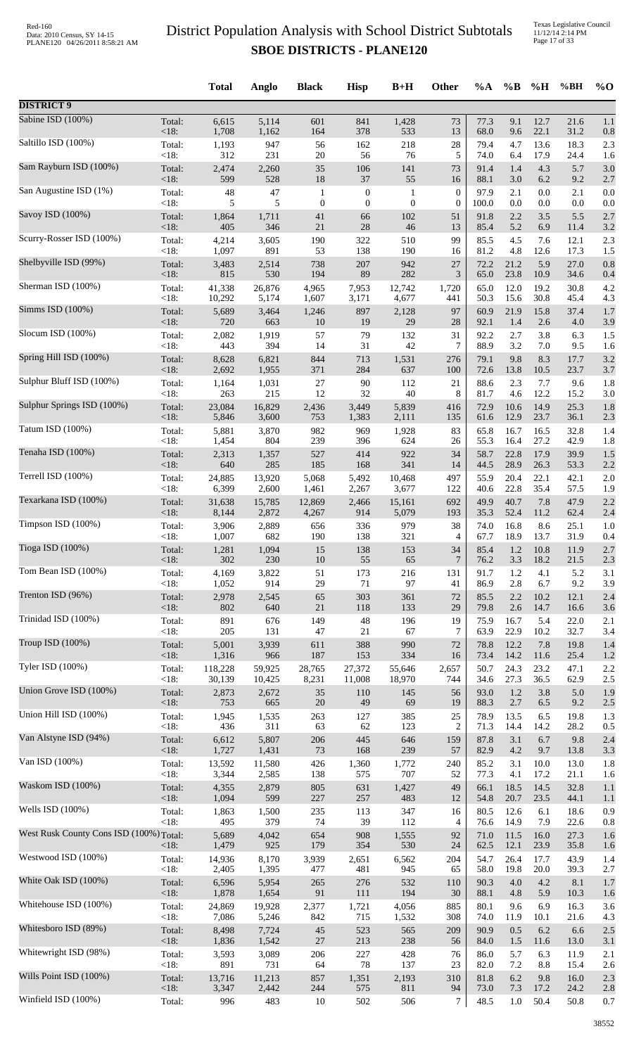# District Population Analysis with School District Subtotals

## SBOE DISTRICTS - PLANE120

| | | Total | Anglo | Black | Hisp | B+H | Other | %A | %B | %H | %BH | %O |
|---|---|---|---|---|---|---|---|---|---|---|---|---|
| **DISTRICT 9** | | | | | | | | | | | | |
| Sabine ISD (100%) | Total: | 6,615 | 5,114 | 601 | 841 | 1,428 | 73 | 77.3 | 9.1 | 12.7 | 21.6 | 1.1 |
| | <18: | 1,708 | 1,162 | 164 | 378 | 533 | 13 | 68.0 | 9.6 | 22.1 | 31.2 | 0.8 |
| Saltillo ISD (100%) | Total: | 1,193 | 947 | 56 | 162 | 218 | 28 | 79.4 | 4.7 | 13.6 | 18.3 | 2.3 |
| | <18: | 312 | 231 | 20 | 56 | 76 | 5 | 74.0 | 6.4 | 17.9 | 24.4 | 1.6 |
| Sam Rayburn ISD (100%) | Total: | 2,474 | 2,260 | 35 | 106 | 141 | 73 | 91.4 | 1.4 | 4.3 | 5.7 | 3.0 |
| | <18: | 599 | 528 | 18 | 37 | 55 | 16 | 88.1 | 3.0 | 6.2 | 9.2 | 2.7 |
| San Augustine ISD (1%) | Total: | 48 | 47 | 1 | 0 | 1 | 0 | 97.9 | 2.1 | 0.0 | 2.1 | 0.0 |
| | <18: | 5 | 5 | 0 | 0 | 0 | 0 | 100.0 | 0.0 | 0.0 | 0.0 | 0.0 |
| Savoy ISD (100%) | Total: | 1,864 | 1,711 | 41 | 66 | 102 | 51 | 91.8 | 2.2 | 3.5 | 5.5 | 2.7 |
| | <18: | 405 | 346 | 21 | 28 | 46 | 13 | 85.4 | 5.2 | 6.9 | 11.4 | 3.2 |
| Scurry-Rosser ISD (100%) | Total: | 4,214 | 3,605 | 190 | 322 | 510 | 99 | 85.5 | 4.5 | 7.6 | 12.1 | 2.3 |
| | <18: | 1,097 | 891 | 53 | 138 | 190 | 16 | 81.2 | 4.8 | 12.6 | 17.3 | 1.5 |
| Shelbyville ISD (99%) | Total: | 3,483 | 2,514 | 738 | 207 | 942 | 27 | 72.2 | 21.2 | 5.9 | 27.0 | 0.8 |
| | <18: | 815 | 530 | 194 | 89 | 282 | 3 | 65.0 | 23.8 | 10.9 | 34.6 | 0.4 |
| Sherman ISD (100%) | Total: | 41,338 | 26,876 | 4,965 | 7,953 | 12,742 | 1,720 | 65.0 | 12.0 | 19.2 | 30.8 | 4.2 |
| | <18: | 10,292 | 5,174 | 1,607 | 3,171 | 4,677 | 441 | 50.3 | 15.6 | 30.8 | 45.4 | 4.3 |
| Simms ISD (100%) | Total: | 5,689 | 3,464 | 1,246 | 897 | 2,128 | 97 | 60.9 | 21.9 | 15.8 | 37.4 | 1.7 |
| | <18: | 720 | 663 | 10 | 19 | 29 | 28 | 92.1 | 1.4 | 2.6 | 4.0 | 3.9 |
| Slocum ISD (100%) | Total: | 2,082 | 1,919 | 57 | 79 | 132 | 31 | 92.2 | 2.7 | 3.8 | 6.3 | 1.5 |
| | <18: | 443 | 394 | 14 | 31 | 42 | 7 | 88.9 | 3.2 | 7.0 | 9.5 | 1.6 |
| Spring Hill ISD (100%) | Total: | 8,628 | 6,821 | 844 | 713 | 1,531 | 276 | 79.1 | 9.8 | 8.3 | 17.7 | 3.2 |
| | <18: | 2,692 | 1,955 | 371 | 284 | 637 | 100 | 72.6 | 13.8 | 10.5 | 23.7 | 3.7 |
| Sulphur Bluff ISD (100%) | Total: | 1,164 | 1,031 | 27 | 90 | 112 | 21 | 88.6 | 2.3 | 7.7 | 9.6 | 1.8 |
| | <18: | 263 | 215 | 12 | 32 | 40 | 8 | 81.7 | 4.6 | 12.2 | 15.2 | 3.0 |
| Sulphur Springs ISD (100%) | Total: | 23,084 | 16,829 | 2,436 | 3,449 | 5,839 | 416 | 72.9 | 10.6 | 14.9 | 25.3 | 1.8 |
| | <18: | 5,846 | 3,600 | 753 | 1,383 | 2,111 | 135 | 61.6 | 12.9 | 23.7 | 36.1 | 2.3 |
| Tatum ISD (100%) | Total: | 5,881 | 3,870 | 982 | 969 | 1,928 | 83 | 65.8 | 16.7 | 16.5 | 32.8 | 1.4 |
| | <18: | 1,454 | 804 | 239 | 396 | 624 | 26 | 55.3 | 16.4 | 27.2 | 42.9 | 1.8 |
| Tenaha ISD (100%) | Total: | 2,313 | 1,357 | 527 | 414 | 922 | 34 | 58.7 | 22.8 | 17.9 | 39.9 | 1.5 |
| | <18: | 640 | 285 | 185 | 168 | 341 | 14 | 44.5 | 28.9 | 26.3 | 53.3 | 2.2 |
| Terrell ISD (100%) | Total: | 24,885 | 13,920 | 5,068 | 5,492 | 10,468 | 497 | 55.9 | 20.4 | 22.1 | 42.1 | 2.0 |
| | <18: | 6,399 | 2,600 | 1,461 | 2,267 | 3,677 | 122 | 40.6 | 22.8 | 35.4 | 57.5 | 1.9 |
| Texarkana ISD (100%) | Total: | 31,638 | 15,785 | 12,869 | 2,466 | 15,161 | 692 | 49.9 | 40.7 | 7.8 | 47.9 | 2.2 |
| | <18: | 8,144 | 2,872 | 4,267 | 914 | 5,079 | 193 | 35.3 | 52.4 | 11.2 | 62.4 | 2.4 |
| Timpson ISD (100%) | Total: | 3,906 | 2,889 | 656 | 336 | 979 | 38 | 74.0 | 16.8 | 8.6 | 25.1 | 1.0 |
| | <18: | 1,007 | 682 | 190 | 138 | 321 | 4 | 67.7 | 18.9 | 13.7 | 31.9 | 0.4 |
| Tioga ISD (100%) | Total: | 1,281 | 1,094 | 15 | 138 | 153 | 34 | 85.4 | 1.2 | 10.8 | 11.9 | 2.7 |
| | <18: | 302 | 230 | 10 | 55 | 65 | 7 | 76.2 | 3.3 | 18.2 | 21.5 | 2.3 |
| Tom Bean ISD (100%) | Total: | 4,169 | 3,822 | 51 | 173 | 216 | 131 | 91.7 | 1.2 | 4.1 | 5.2 | 3.1 |
| | <18: | 1,052 | 914 | 29 | 71 | 97 | 41 | 86.9 | 2.8 | 6.7 | 9.2 | 3.9 |
| Trenton ISD (96%) | Total: | 2,978 | 2,545 | 65 | 303 | 361 | 72 | 85.5 | 2.2 | 10.2 | 12.1 | 2.4 |
| | <18: | 802 | 640 | 21 | 118 | 133 | 29 | 79.8 | 2.6 | 14.7 | 16.6 | 3.6 |
| Trinidad ISD (100%) | Total: | 891 | 676 | 149 | 48 | 196 | 19 | 75.9 | 16.7 | 5.4 | 22.0 | 2.1 |
| | <18: | 205 | 131 | 47 | 21 | 67 | 7 | 63.9 | 22.9 | 10.2 | 32.7 | 3.4 |
| Troup ISD (100%) | Total: | 5,001 | 3,939 | 611 | 388 | 990 | 72 | 78.8 | 12.2 | 7.8 | 19.8 | 1.4 |
| | <18: | 1,316 | 966 | 187 | 153 | 334 | 16 | 73.4 | 14.2 | 11.6 | 25.4 | 1.2 |
| Tyler ISD (100%) | Total: | 118,228 | 59,925 | 28,765 | 27,372 | 55,646 | 2,657 | 50.7 | 24.3 | 23.2 | 47.1 | 2.2 |
| | <18: | 30,139 | 10,425 | 8,231 | 11,008 | 18,970 | 744 | 34.6 | 27.3 | 36.5 | 62.9 | 2.5 |
| Union Grove ISD (100%) | Total: | 2,873 | 2,672 | 35 | 110 | 145 | 56 | 93.0 | 1.2 | 3.8 | 5.0 | 1.9 |
| | <18: | 753 | 665 | 20 | 49 | 69 | 19 | 88.3 | 2.7 | 6.5 | 9.2 | 2.5 |
| Union Hill ISD (100%) | Total: | 1,945 | 1,535 | 263 | 127 | 385 | 25 | 78.9 | 13.5 | 6.5 | 19.8 | 1.3 |
| | <18: | 436 | 311 | 63 | 62 | 123 | 2 | 71.3 | 14.4 | 14.2 | 28.2 | 0.5 |
| Van Alstyne ISD (94%) | Total: | 6,612 | 5,807 | 206 | 445 | 646 | 159 | 87.8 | 3.1 | 6.7 | 9.8 | 2.4 |
| | <18: | 1,727 | 1,431 | 73 | 168 | 239 | 57 | 82.9 | 4.2 | 9.7 | 13.8 | 3.3 |
| Van ISD (100%) | Total: | 13,592 | 11,580 | 426 | 1,360 | 1,772 | 240 | 85.2 | 3.1 | 10.0 | 13.0 | 1.8 |
| | <18: | 3,344 | 2,585 | 138 | 575 | 707 | 52 | 77.3 | 4.1 | 17.2 | 21.1 | 1.6 |
| Waskom ISD (100%) | Total: | 4,355 | 2,879 | 805 | 631 | 1,427 | 49 | 66.1 | 18.5 | 14.5 | 32.8 | 1.1 |
| | <18: | 1,094 | 599 | 227 | 257 | 483 | 12 | 54.8 | 20.7 | 23.5 | 44.1 | 1.1 |
| Wells ISD (100%) | Total: | 1,863 | 1,500 | 235 | 113 | 347 | 16 | 80.5 | 12.6 | 6.1 | 18.6 | 0.9 |
| | <18: | 495 | 379 | 74 | 39 | 112 | 4 | 76.6 | 14.9 | 7.9 | 22.6 | 0.8 |
| West Rusk County Cons ISD (100%) | Total: | 5,689 | 4,042 | 654 | 908 | 1,555 | 92 | 71.0 | 11.5 | 16.0 | 27.3 | 1.6 |
| | <18: | 1,479 | 925 | 179 | 354 | 530 | 24 | 62.5 | 12.1 | 23.9 | 35.8 | 1.6 |
| Westwood ISD (100%) | Total: | 14,936 | 8,170 | 3,939 | 2,651 | 6,562 | 204 | 54.7 | 26.4 | 17.7 | 43.9 | 1.4 |
| | <18: | 2,405 | 1,395 | 477 | 481 | 945 | 65 | 58.0 | 19.8 | 20.0 | 39.3 | 2.7 |
| White Oak ISD (100%) | Total: | 6,596 | 5,954 | 265 | 276 | 532 | 110 | 90.3 | 4.0 | 4.2 | 8.1 | 1.7 |
| | <18: | 1,878 | 1,654 | 91 | 111 | 194 | 30 | 88.1 | 4.8 | 5.9 | 10.3 | 1.6 |
| Whitehouse ISD (100%) | Total: | 24,869 | 19,928 | 2,377 | 1,721 | 4,056 | 885 | 80.1 | 9.6 | 6.9 | 16.3 | 3.6 |
| | <18: | 7,086 | 5,246 | 842 | 715 | 1,532 | 308 | 74.0 | 11.9 | 10.1 | 21.6 | 4.3 |
| Whitesboro ISD (89%) | Total: | 8,498 | 7,724 | 45 | 523 | 565 | 209 | 90.9 | 0.5 | 6.2 | 6.6 | 2.5 |
| | <18: | 1,836 | 1,542 | 27 | 213 | 238 | 56 | 84.0 | 1.5 | 11.6 | 13.0 | 3.1 |
| Whitewright ISD (98%) | Total: | 3,593 | 3,089 | 206 | 227 | 428 | 76 | 86.0 | 5.7 | 6.3 | 11.9 | 2.1 |
| | <18: | 891 | 731 | 64 | 78 | 137 | 23 | 82.0 | 7.2 | 8.8 | 15.4 | 2.6 |
| Wills Point ISD (100%) | Total: | 13,716 | 11,213 | 857 | 1,351 | 2,193 | 310 | 81.8 | 6.2 | 9.8 | 16.0 | 2.3 |
| | <18: | 3,347 | 2,442 | 244 | 575 | 811 | 94 | 73.0 | 7.3 | 17.2 | 24.2 | 2.8 |
| Winfield ISD (100%) | Total: | 996 | 483 | 10 | 502 | 506 | 7 | 48.5 | 1.0 | 50.4 | 50.8 | 0.7 |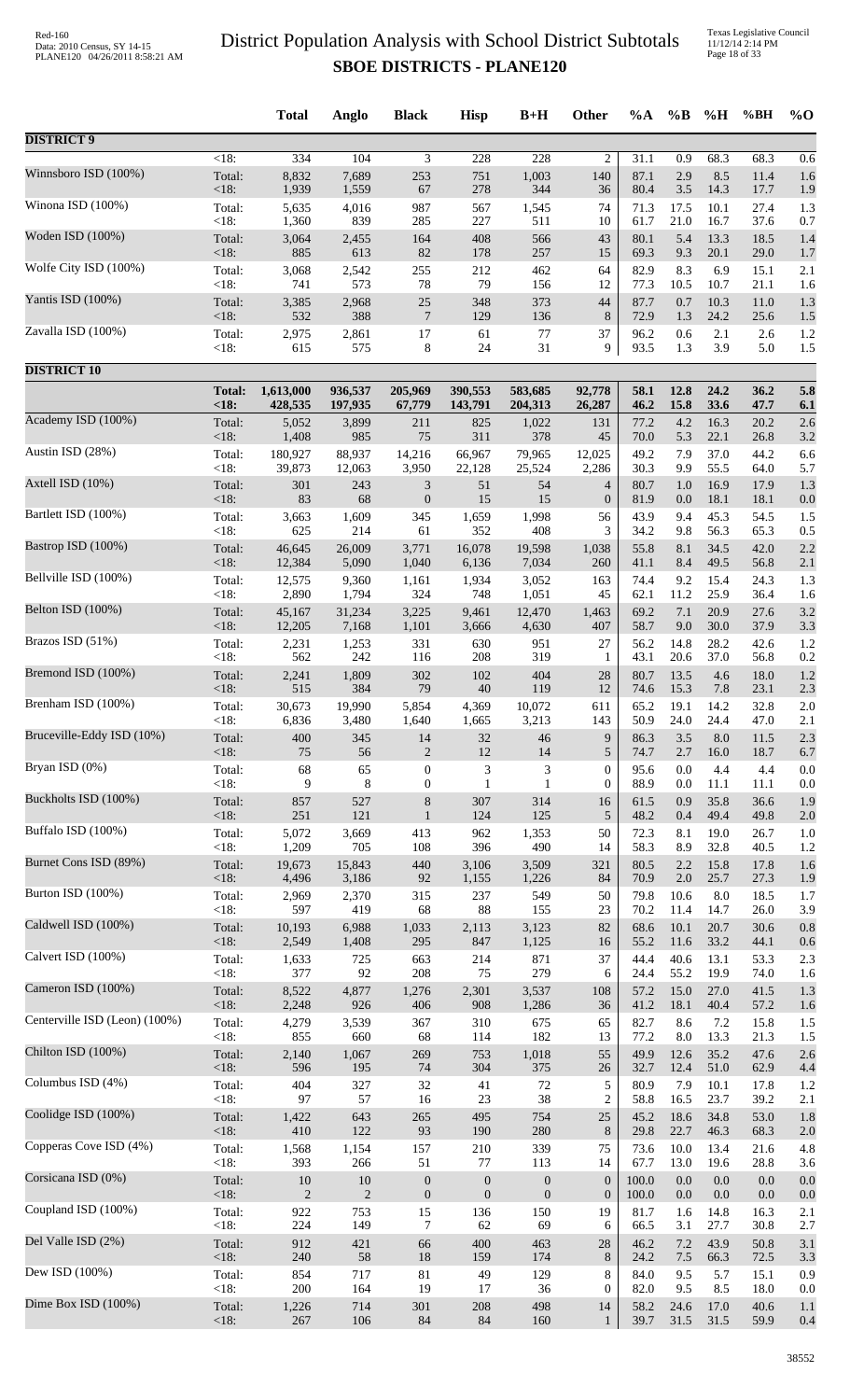# District Population Analysis with School District Subtotals
## SBOE DISTRICTS - PLANE120

| | | Total | Anglo | Black | Hisp | B+H | Other | %A | %B | %H | %BH | %O |
|---|---|---|---|---|---|---|---|---|---|---|---|---|
| **DISTRICT 9** | | | | | | | | | | | | |
| | <18: | 334 | 104 | 3 | 228 | 228 | 2 | 31.1 | 0.9 | 68.3 | 68.3 | 0.6 |
| Winnsboro ISD (100%) | Total: | 8,832 | 7,689 | 253 | 751 | 1,003 | 140 | 87.1 | 2.9 | 8.5 | 11.4 | 1.6 |
| | <18: | 1,939 | 1,559 | 67 | 278 | 344 | 36 | 80.4 | 3.5 | 14.3 | 17.7 | 1.9 |
| Winona ISD (100%) | Total: | 5,635 | 4,016 | 987 | 567 | 1,545 | 74 | 71.3 | 17.5 | 10.1 | 27.4 | 1.3 |
| | <18: | 1,360 | 839 | 285 | 227 | 511 | 10 | 61.7 | 21.0 | 16.7 | 37.6 | 0.7 |
| Woden ISD (100%) | Total: | 3,064 | 2,455 | 164 | 408 | 566 | 43 | 80.1 | 5.4 | 13.3 | 18.5 | 1.4 |
| | <18: | 885 | 613 | 82 | 178 | 257 | 15 | 69.3 | 9.3 | 20.1 | 29.0 | 1.7 |
| Wolfe City ISD (100%) | Total: | 3,068 | 2,542 | 255 | 212 | 462 | 64 | 82.9 | 8.3 | 6.9 | 15.1 | 2.1 |
| | <18: | 741 | 573 | 78 | 79 | 156 | 12 | 77.3 | 10.5 | 10.7 | 21.1 | 1.6 |
| Yantis ISD (100%) | Total: | 3,385 | 2,968 | 25 | 348 | 373 | 44 | 87.7 | 0.7 | 10.3 | 11.0 | 1.3 |
| | <18: | 532 | 388 | 7 | 129 | 136 | 8 | 72.9 | 1.3 | 24.2 | 25.6 | 1.5 |
| Zavalla ISD (100%) | Total: | 2,975 | 2,861 | 17 | 61 | 77 | 37 | 96.2 | 0.6 | 2.1 | 2.6 | 1.2 |
| | <18: | 615 | 575 | 8 | 24 | 31 | 9 | 93.5 | 1.3 | 3.9 | 5.0 | 1.5 |
| **DISTRICT 10** | | | | | | | | | | | | |
| | **Total:** | **1,613,000** | **936,537** | **205,969** | **390,553** | **583,685** | **92,778** | **58.1** | **12.8** | **24.2** | **36.2** | **5.8** |
| | **<18:** | **428,535** | **197,935** | **67,779** | **143,791** | **204,313** | **26,287** | **46.2** | **15.8** | **33.6** | **47.7** | **6.1** |
| Academy ISD (100%) | Total: | 5,052 | 3,899 | 211 | 825 | 1,022 | 131 | 77.2 | 4.2 | 16.3 | 20.2 | 2.6 |
| | <18: | 1,408 | 985 | 75 | 311 | 378 | 45 | 70.0 | 5.3 | 22.1 | 26.8 | 3.2 |
| Austin ISD (28%) | Total: | 180,927 | 88,937 | 14,216 | 66,967 | 79,965 | 12,025 | 49.2 | 7.9 | 37.0 | 44.2 | 6.6 |
| | <18: | 39,873 | 12,063 | 3,950 | 22,128 | 25,524 | 2,286 | 30.3 | 9.9 | 55.5 | 64.0 | 5.7 |
| Axtell ISD (10%) | Total: | 301 | 243 | 3 | 51 | 54 | 4 | 80.7 | 1.0 | 16.9 | 17.9 | 1.3 |
| | <18: | 83 | 68 | 0 | 15 | 15 | 0 | 81.9 | 0.0 | 18.1 | 18.1 | 0.0 |
| Bartlett ISD (100%) | Total: | 3,663 | 1,609 | 345 | 1,659 | 1,998 | 56 | 43.9 | 9.4 | 45.3 | 54.5 | 1.5 |
| | <18: | 625 | 214 | 61 | 352 | 408 | 3 | 34.2 | 9.8 | 56.3 | 65.3 | 0.5 |
| Bastrop ISD (100%) | Total: | 46,645 | 26,009 | 3,771 | 16,078 | 19,598 | 1,038 | 55.8 | 8.1 | 34.5 | 42.0 | 2.2 |
| | <18: | 12,384 | 5,090 | 1,040 | 6,136 | 7,034 | 260 | 41.1 | 8.4 | 49.5 | 56.8 | 2.1 |
| Bellville ISD (100%) | Total: | 12,575 | 9,360 | 1,161 | 1,934 | 3,052 | 163 | 74.4 | 9.2 | 15.4 | 24.3 | 1.3 |
| | <18: | 2,890 | 1,794 | 324 | 748 | 1,051 | 45 | 62.1 | 11.2 | 25.9 | 36.4 | 1.6 |
| Belton ISD (100%) | Total: | 45,167 | 31,234 | 3,225 | 9,461 | 12,470 | 1,463 | 69.2 | 7.1 | 20.9 | 27.6 | 3.2 |
| | <18: | 12,205 | 7,168 | 1,101 | 3,666 | 4,630 | 407 | 58.7 | 9.0 | 30.0 | 37.9 | 3.3 |
| Brazos ISD (51%) | Total: | 2,231 | 1,253 | 331 | 630 | 951 | 27 | 56.2 | 14.8 | 28.2 | 42.6 | 1.2 |
| | <18: | 562 | 242 | 116 | 208 | 319 | 1 | 43.1 | 20.6 | 37.0 | 56.8 | 0.2 |
| Bremond ISD (100%) | Total: | 2,241 | 1,809 | 302 | 102 | 404 | 28 | 80.7 | 13.5 | 4.6 | 18.0 | 1.2 |
| | <18: | 515 | 384 | 79 | 40 | 119 | 12 | 74.6 | 15.3 | 7.8 | 23.1 | 2.3 |
| Brenham ISD (100%) | Total: | 30,673 | 19,990 | 5,854 | 4,369 | 10,072 | 611 | 65.2 | 19.1 | 14.2 | 32.8 | 2.0 |
| | <18: | 6,836 | 3,480 | 1,640 | 1,665 | 3,213 | 143 | 50.9 | 24.0 | 24.4 | 47.0 | 2.1 |
| Bruceville-Eddy ISD (10%) | Total: | 400 | 345 | 14 | 32 | 46 | 9 | 86.3 | 3.5 | 8.0 | 11.5 | 2.3 |
| | <18: | 75 | 56 | 2 | 12 | 14 | 5 | 74.7 | 2.7 | 16.0 | 18.7 | 6.7 |
| Bryan ISD (0%) | Total: | 68 | 65 | 0 | 3 | 3 | 0 | 95.6 | 0.0 | 4.4 | 4.4 | 0.0 |
| | <18: | 9 | 8 | 0 | 1 | 1 | 0 | 88.9 | 0.0 | 11.1 | 11.1 | 0.0 |
| Buckholts ISD (100%) | Total: | 857 | 527 | 8 | 307 | 314 | 16 | 61.5 | 0.9 | 35.8 | 36.6 | 1.9 |
| | <18: | 251 | 121 | 1 | 124 | 125 | 5 | 48.2 | 0.4 | 49.4 | 49.8 | 2.0 |
| Buffalo ISD (100%) | Total: | 5,072 | 3,669 | 413 | 962 | 1,353 | 50 | 72.3 | 8.1 | 19.0 | 26.7 | 1.0 |
| | <18: | 1,209 | 705 | 108 | 396 | 490 | 14 | 58.3 | 8.9 | 32.8 | 40.5 | 1.2 |
| Burnet Cons ISD (89%) | Total: | 19,673 | 15,843 | 440 | 3,106 | 3,509 | 321 | 80.5 | 2.2 | 15.8 | 17.8 | 1.6 |
| | <18: | 4,496 | 3,186 | 92 | 1,155 | 1,226 | 84 | 70.9 | 2.0 | 25.7 | 27.3 | 1.9 |
| Burton ISD (100%) | Total: | 2,969 | 2,370 | 315 | 237 | 549 | 50 | 79.8 | 10.6 | 8.0 | 18.5 | 1.7 |
| | <18: | 597 | 419 | 68 | 88 | 155 | 23 | 70.2 | 11.4 | 14.7 | 26.0 | 3.9 |
| Caldwell ISD (100%) | Total: | 10,193 | 6,988 | 1,033 | 2,113 | 3,123 | 82 | 68.6 | 10.1 | 20.7 | 30.6 | 0.8 |
| | <18: | 2,549 | 1,408 | 295 | 847 | 1,125 | 16 | 55.2 | 11.6 | 33.2 | 44.1 | 0.6 |
| Calvert ISD (100%) | Total: | 1,633 | 725 | 663 | 214 | 871 | 37 | 44.4 | 40.6 | 13.1 | 53.3 | 2.3 |
| | <18: | 377 | 92 | 208 | 75 | 279 | 6 | 24.4 | 55.2 | 19.9 | 74.0 | 1.6 |
| Cameron ISD (100%) | Total: | 8,522 | 4,877 | 1,276 | 2,301 | 3,537 | 108 | 57.2 | 15.0 | 27.0 | 41.5 | 1.3 |
| | <18: | 2,248 | 926 | 406 | 908 | 1,286 | 36 | 41.2 | 18.1 | 40.4 | 57.2 | 1.6 |
| Centerville ISD (Leon) (100%) | Total: | 4,279 | 3,539 | 367 | 310 | 675 | 65 | 82.7 | 8.6 | 7.2 | 15.8 | 1.5 |
| | <18: | 855 | 660 | 68 | 114 | 182 | 13 | 77.2 | 8.0 | 13.3 | 21.3 | 1.5 |
| Chilton ISD (100%) | Total: | 2,140 | 1,067 | 269 | 753 | 1,018 | 55 | 49.9 | 12.6 | 35.2 | 47.6 | 2.6 |
| | <18: | 596 | 195 | 74 | 304 | 375 | 26 | 32.7 | 12.4 | 51.0 | 62.9 | 4.4 |
| Columbus ISD (4%) | Total: | 404 | 327 | 32 | 41 | 72 | 5 | 80.9 | 7.9 | 10.1 | 17.8 | 1.2 |
| | <18: | 97 | 57 | 16 | 23 | 38 | 2 | 58.8 | 16.5 | 23.7 | 39.2 | 2.1 |
| Coolidge ISD (100%) | Total: | 1,422 | 643 | 265 | 495 | 754 | 25 | 45.2 | 18.6 | 34.8 | 53.0 | 1.8 |
| | <18: | 410 | 122 | 93 | 190 | 280 | 8 | 29.8 | 22.7 | 46.3 | 68.3 | 2.0 |
| Copperas Cove ISD (4%) | Total: | 1,568 | 1,154 | 157 | 210 | 339 | 75 | 73.6 | 10.0 | 13.4 | 21.6 | 4.8 |
| | <18: | 393 | 266 | 51 | 77 | 113 | 14 | 67.7 | 13.0 | 19.6 | 28.8 | 3.6 |
| Corsicana ISD (0%) | Total: | 10 | 10 | 0 | 0 | 0 | 0 | 100.0 | 0.0 | 0.0 | 0.0 | 0.0 |
| | <18: | 2 | 2 | 0 | 0 | 0 | 0 | 100.0 | 0.0 | 0.0 | 0.0 | 0.0 |
| Coupland ISD (100%) | Total: | 922 | 753 | 15 | 136 | 150 | 19 | 81.7 | 1.6 | 14.8 | 16.3 | 2.1 |
| | <18: | 224 | 149 | 7 | 62 | 69 | 6 | 66.5 | 3.1 | 27.7 | 30.8 | 2.7 |
| Del Valle ISD (2%) | Total: | 912 | 421 | 66 | 400 | 463 | 28 | 46.2 | 7.2 | 43.9 | 50.8 | 3.1 |
| | <18: | 240 | 58 | 18 | 159 | 174 | 8 | 24.2 | 7.5 | 66.3 | 72.5 | 3.3 |
| Dew ISD (100%) | Total: | 854 | 717 | 81 | 49 | 129 | 8 | 84.0 | 9.5 | 5.7 | 15.1 | 0.9 |
| | <18: | 200 | 164 | 19 | 17 | 36 | 0 | 82.0 | 9.5 | 8.5 | 18.0 | 0.0 |
| Dime Box ISD (100%) | Total: | 1,226 | 714 | 301 | 208 | 498 | 14 | 58.2 | 24.6 | 17.0 | 40.6 | 1.1 |
| | <18: | 267 | 106 | 84 | 84 | 160 | 1 | 39.7 | 31.5 | 31.5 | 59.9 | 0.4 |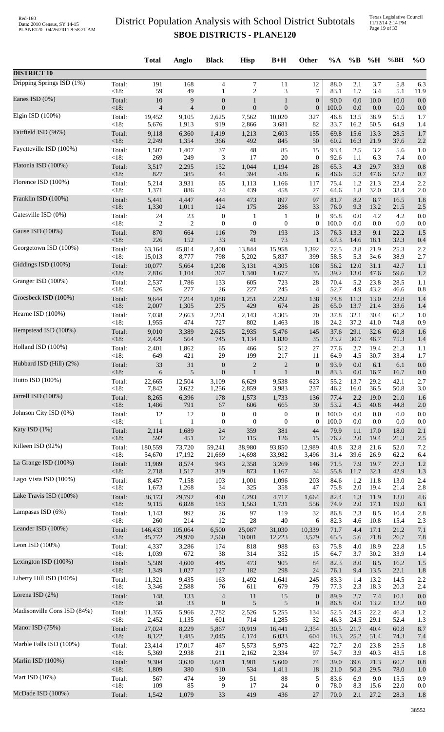# District Population Analysis with School District Subtotals
## SBOE DISTRICTS - PLANE120

Red-160
Data: 2010 Census, SY 14-15
PLANE120 04/26/2011 8:58:21 AM

Texas Legislative Council
11/12/14 2:14 PM

| | | Total | Anglo | Black | Hisp | B+H | Other | %A | %B | %H | %BH | %O |
|---|---|---|---|---|---|---|---|---|---|---|---|---|
| **DISTRICT 10** | | | | | | | | | | | | |
| Dripping Springs ISD (1%) | Total: | 191 | 168 | 4 | 7 | 11 | 12 | 88.0 | 2.1 | 3.7 | 5.8 | 6.3 |
| | <18: | 59 | 49 | 1 | 2 | 3 | 7 | 83.1 | 1.7 | 3.4 | 5.1 | 11.9 |
| Eanes ISD (0%) | Total: | 10 | 9 | 0 | 1 | 1 | 0 | 90.0 | 0.0 | 10.0 | 10.0 | 0.0 |
| | <18: | 4 | 4 | 0 | 0 | 0 | 0 | 100.0 | 0.0 | 0.0 | 0.0 | 0.0 |
| Elgin ISD (100%) | Total: | 19,452 | 9,105 | 2,625 | 7,562 | 10,020 | 327 | 46.8 | 13.5 | 38.9 | 51.5 | 1.7 |
| | <18: | 5,676 | 1,913 | 919 | 2,866 | 3,681 | 82 | 33.7 | 16.2 | 50.5 | 64.9 | 1.4 |
| Fairfield ISD (96%) | Total: | 9,118 | 6,360 | 1,419 | 1,213 | 2,603 | 155 | 69.8 | 15.6 | 13.3 | 28.5 | 1.7 |
| | <18: | 2,249 | 1,354 | 366 | 492 | 845 | 50 | 60.2 | 16.3 | 21.9 | 37.6 | 2.2 |
| Fayetteville ISD (100%) | Total: | 1,507 | 1,407 | 37 | 48 | 85 | 15 | 93.4 | 2.5 | 3.2 | 5.6 | 1.0 |
| | <18: | 269 | 249 | 3 | 17 | 20 | 0 | 92.6 | 1.1 | 6.3 | 7.4 | 0.0 |
| Flatonia ISD (100%) | Total: | 3,517 | 2,295 | 152 | 1,044 | 1,194 | 28 | 65.3 | 4.3 | 29.7 | 33.9 | 0.8 |
| | <18: | 827 | 385 | 44 | 394 | 436 | 6 | 46.6 | 5.3 | 47.6 | 52.7 | 0.7 |
| Florence ISD (100%) | Total: | 5,214 | 3,931 | 65 | 1,113 | 1,166 | 117 | 75.4 | 1.2 | 21.3 | 22.4 | 2.2 |
| | <18: | 1,371 | 886 | 24 | 439 | 458 | 27 | 64.6 | 1.8 | 32.0 | 33.4 | 2.0 |
| Franklin ISD (100%) | Total: | 5,441 | 4,447 | 444 | 473 | 897 | 97 | 81.7 | 8.2 | 8.7 | 16.5 | 1.8 |
| | <18: | 1,330 | 1,011 | 124 | 175 | 286 | 33 | 76.0 | 9.3 | 13.2 | 21.5 | 2.5 |
| Gatesville ISD (0%) | Total: | 24 | 23 | 0 | 1 | 1 | 0 | 95.8 | 0.0 | 4.2 | 4.2 | 0.0 |
| | <18: | 2 | 2 | 0 | 0 | 0 | 0 | 100.0 | 0.0 | 0.0 | 0.0 | 0.0 |
| Gause ISD (100%) | Total: | 870 | 664 | 116 | 79 | 193 | 13 | 76.3 | 13.3 | 9.1 | 22.2 | 1.5 |
| | <18: | 226 | 152 | 33 | 41 | 73 | 1 | 67.3 | 14.6 | 18.1 | 32.3 | 0.4 |
| Georgetown ISD (100%) | Total: | 63,164 | 45,814 | 2,400 | 13,844 | 15,958 | 1,392 | 72.5 | 3.8 | 21.9 | 25.3 | 2.2 |
| | <18: | 15,013 | 8,777 | 798 | 5,202 | 5,837 | 399 | 58.5 | 5.3 | 34.6 | 38.9 | 2.7 |
| Giddings ISD (100%) | Total: | 10,077 | 5,664 | 1,208 | 3,131 | 4,305 | 108 | 56.2 | 12.0 | 31.1 | 42.7 | 1.1 |
| | <18: | 2,816 | 1,104 | 367 | 1,340 | 1,677 | 35 | 39.2 | 13.0 | 47.6 | 59.6 | 1.2 |
| Granger ISD (100%) | Total: | 2,537 | 1,786 | 133 | 605 | 723 | 28 | 70.4 | 5.2 | 23.8 | 28.5 | 1.1 |
| | <18: | 526 | 277 | 26 | 227 | 245 | 4 | 52.7 | 4.9 | 43.2 | 46.6 | 0.8 |
| Groesbeck ISD (100%) | Total: | 9,644 | 7,214 | 1,088 | 1,251 | 2,292 | 138 | 74.8 | 11.3 | 13.0 | 23.8 | 1.4 |
| | <18: | 2,007 | 1,305 | 275 | 429 | 674 | 28 | 65.0 | 13.7 | 21.4 | 33.6 | 1.4 |
| Hearne ISD (100%) | Total: | 7,038 | 2,663 | 2,261 | 2,143 | 4,305 | 70 | 37.8 | 32.1 | 30.4 | 61.2 | 1.0 |
| | <18: | 1,955 | 474 | 727 | 802 | 1,463 | 18 | 24.2 | 37.2 | 41.0 | 74.8 | 0.9 |
| Hempstead ISD (100%) | Total: | 9,010 | 3,389 | 2,625 | 2,935 | 5,476 | 145 | 37.6 | 29.1 | 32.6 | 60.8 | 1.6 |
| | <18: | 2,429 | 564 | 745 | 1,134 | 1,830 | 35 | 23.2 | 30.7 | 46.7 | 75.3 | 1.4 |
| Holland ISD (100%) | Total: | 2,401 | 1,862 | 65 | 466 | 512 | 27 | 77.6 | 2.7 | 19.4 | 21.3 | 1.1 |
| | <18: | 649 | 421 | 29 | 199 | 217 | 11 | 64.9 | 4.5 | 30.7 | 33.4 | 1.7 |
| Hubbard ISD (Hill) (2%) | Total: | 33 | 31 | 0 | 2 | 2 | 0 | 93.9 | 0.0 | 6.1 | 6.1 | 0.0 |
| | <18: | 6 | 5 | 0 | 1 | 1 | 0 | 83.3 | 0.0 | 16.7 | 16.7 | 0.0 |
| Hutto ISD (100%) | Total: | 22,665 | 12,504 | 3,109 | 6,629 | 9,538 | 623 | 55.2 | 13.7 | 29.2 | 42.1 | 2.7 |
| | <18: | 7,842 | 3,622 | 1,256 | 2,859 | 3,983 | 237 | 46.2 | 16.0 | 36.5 | 50.8 | 3.0 |
| Jarrell ISD (100%) | Total: | 8,265 | 6,396 | 178 | 1,573 | 1,733 | 136 | 77.4 | 2.2 | 19.0 | 21.0 | 1.6 |
| | <18: | 1,486 | 791 | 67 | 606 | 665 | 30 | 53.2 | 4.5 | 40.8 | 44.8 | 2.0 |
| Johnson City ISD (0%) | Total: | 12 | 12 | 0 | 0 | 0 | 0 | 100.0 | 0.0 | 0.0 | 0.0 | 0.0 |
| | <18: | 1 | 1 | 0 | 0 | 0 | 0 | 100.0 | 0.0 | 0.0 | 0.0 | 0.0 |
| Katy ISD (1%) | Total: | 2,114 | 1,689 | 24 | 359 | 381 | 44 | 79.9 | 1.1 | 17.0 | 18.0 | 2.1 |
| | <18: | 592 | 451 | 12 | 115 | 126 | 15 | 76.2 | 2.0 | 19.4 | 21.3 | 2.5 |
| Killeen ISD (92%) | Total: | 180,559 | 73,720 | 59,241 | 38,980 | 93,850 | 12,989 | 40.8 | 32.8 | 21.6 | 52.0 | 7.2 |
| | <18: | 54,670 | 17,192 | 21,669 | 14,698 | 33,982 | 3,496 | 31.4 | 39.6 | 26.9 | 62.2 | 6.4 |
| La Grange ISD (100%) | Total: | 11,989 | 8,574 | 943 | 2,358 | 3,269 | 146 | 71.5 | 7.9 | 19.7 | 27.3 | 1.2 |
| | <18: | 2,718 | 1,517 | 319 | 873 | 1,167 | 34 | 55.8 | 11.7 | 32.1 | 42.9 | 1.3 |
| Lago Vista ISD (100%) | Total: | 8,457 | 7,158 | 103 | 1,001 | 1,096 | 203 | 84.6 | 1.2 | 11.8 | 13.0 | 2.4 |
| | <18: | 1,673 | 1,268 | 34 | 325 | 358 | 47 | 75.8 | 2.0 | 19.4 | 21.4 | 2.8 |
| Lake Travis ISD (100%) | Total: | 36,173 | 29,792 | 460 | 4,293 | 4,717 | 1,664 | 82.4 | 1.3 | 11.9 | 13.0 | 4.6 |
| | <18: | 9,115 | 6,828 | 183 | 1,563 | 1,731 | 556 | 74.9 | 2.0 | 17.1 | 19.0 | 6.1 |
| Lampasas ISD (6%) | Total: | 1,143 | 992 | 26 | 97 | 119 | 32 | 86.8 | 2.3 | 8.5 | 10.4 | 2.8 |
| | <18: | 260 | 214 | 12 | 28 | 40 | 6 | 82.3 | 4.6 | 10.8 | 15.4 | 2.3 |
| Leander ISD (100%) | Total: | 146,433 | 105,064 | 6,500 | 25,087 | 31,030 | 10,339 | 71.7 | 4.4 | 17.1 | 21.2 | 7.1 |
| | <18: | 45,772 | 29,970 | 2,560 | 10,001 | 12,223 | 3,579 | 65.5 | 5.6 | 21.8 | 26.7 | 7.8 |
| Leon ISD (100%) | Total: | 4,337 | 3,286 | 174 | 818 | 988 | 63 | 75.8 | 4.0 | 18.9 | 22.8 | 1.5 |
| | <18: | 1,039 | 672 | 38 | 314 | 352 | 15 | 64.7 | 3.7 | 30.2 | 33.9 | 1.4 |
| Lexington ISD (100%) | Total: | 5,589 | 4,600 | 445 | 473 | 905 | 84 | 82.3 | 8.0 | 8.5 | 16.2 | 1.5 |
| | <18: | 1,349 | 1,027 | 127 | 182 | 298 | 24 | 76.1 | 9.4 | 13.5 | 22.1 | 1.8 |
| Liberty Hill ISD (100%) | Total: | 11,321 | 9,435 | 163 | 1,492 | 1,641 | 245 | 83.3 | 1.4 | 13.2 | 14.5 | 2.2 |
| | <18: | 3,346 | 2,588 | 76 | 611 | 679 | 79 | 77.3 | 2.3 | 18.3 | 20.3 | 2.4 |
| Lorena ISD (2%) | Total: | 148 | 133 | 4 | 11 | 15 | 0 | 89.9 | 2.7 | 7.4 | 10.1 | 0.0 |
| | <18: | 38 | 33 | 0 | 5 | 5 | 0 | 86.8 | 0.0 | 13.2 | 13.2 | 0.0 |
| Madisonville Cons ISD (84%) | Total: | 11,355 | 5,966 | 2,782 | 2,526 | 5,255 | 134 | 52.5 | 24.5 | 22.2 | 46.3 | 1.2 |
| | <18: | 2,452 | 1,135 | 601 | 714 | 1,285 | 32 | 46.3 | 24.5 | 29.1 | 52.4 | 1.3 |
| Manor ISD (75%) | Total: | 27,024 | 8,229 | 5,867 | 10,919 | 16,441 | 2,354 | 30.5 | 21.7 | 40.4 | 60.8 | 8.7 |
| | <18: | 8,122 | 1,485 | 2,045 | 4,174 | 6,033 | 604 | 18.3 | 25.2 | 51.4 | 74.3 | 7.4 |
| Marble Falls ISD (100%) | Total: | 23,414 | 17,017 | 467 | 5,573 | 5,975 | 422 | 72.7 | 2.0 | 23.8 | 25.5 | 1.8 |
| | <18: | 5,369 | 2,938 | 211 | 2,162 | 2,334 | 97 | 54.7 | 3.9 | 40.3 | 43.5 | 1.8 |
| Marlin ISD (100%) | Total: | 9,304 | 3,630 | 3,681 | 1,981 | 5,600 | 74 | 39.0 | 39.6 | 21.3 | 60.2 | 0.8 |
| | <18: | 1,809 | 380 | 910 | 534 | 1,411 | 18 | 21.0 | 50.3 | 29.5 | 78.0 | 1.0 |
| Mart ISD (16%) | Total: | 567 | 474 | 39 | 51 | 88 | 5 | 83.6 | 6.9 | 9.0 | 15.5 | 0.9 |
| | <18: | 109 | 85 | 9 | 17 | 24 | 0 | 78.0 | 8.3 | 15.6 | 22.0 | 0.0 |
| McDade ISD (100%) | Total: | 1,542 | 1,079 | 33 | 419 | 436 | 27 | 70.0 | 2.1 | 27.2 | 28.3 | 1.8 |

38552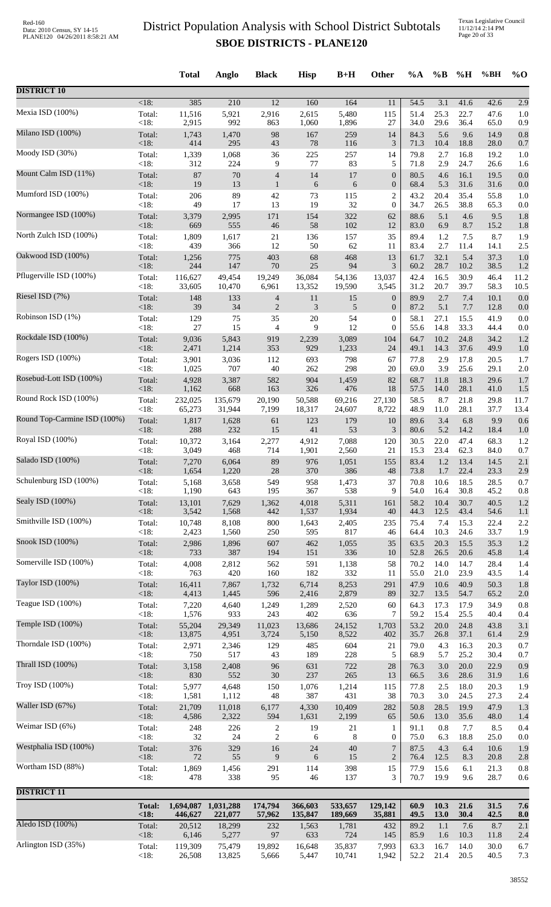# District Population Analysis with School District Subtotals

## SBOE DISTRICTS - PLANE120

| | | Total | Anglo | Black | Hisp | B+H | Other | %A | %B | %H | %BH | %O |
|---|---|---|---|---|---|---|---|---|---|---|---|---|
| **DISTRICT 10** | | | | | | | | | | | | |
| | <18: | 385 | 210 | 12 | 160 | 164 | 11 | 54.5 | 3.1 | 41.6 | 42.6 | 2.9 |
| Mexia ISD (100%) | Total: | 11,516 | 5,921 | 2,916 | 2,615 | 5,480 | 115 | 51.4 | 25.3 | 22.7 | 47.6 | 1.0 |
| | <18: | 2,915 | 992 | 863 | 1,060 | 1,896 | 27 | 34.0 | 29.6 | 36.4 | 65.0 | 0.9 |
| Milano ISD (100%) | Total: | 1,743 | 1,470 | 98 | 167 | 259 | 14 | 84.3 | 5.6 | 9.6 | 14.9 | 0.8 |
| | <18: | 414 | 295 | 43 | 78 | 116 | 3 | 71.3 | 10.4 | 18.8 | 28.0 | 0.7 |
| Moody ISD (30%) | Total: | 1,339 | 1,068 | 36 | 225 | 257 | 14 | 79.8 | 2.7 | 16.8 | 19.2 | 1.0 |
| | <18: | 312 | 224 | 9 | 77 | 83 | 5 | 71.8 | 2.9 | 24.7 | 26.6 | 1.6 |
| Mount Calm ISD (11%) | Total: | 87 | 70 | 4 | 14 | 17 | 0 | 80.5 | 4.6 | 16.1 | 19.5 | 0.0 |
| | <18: | 19 | 13 | 1 | 6 | 6 | 0 | 68.4 | 5.3 | 31.6 | 31.6 | 0.0 |
| Mumford ISD (100%) | Total: | 206 | 89 | 42 | 73 | 115 | 2 | 43.2 | 20.4 | 35.4 | 55.8 | 1.0 |
| | <18: | 49 | 17 | 13 | 19 | 32 | 0 | 34.7 | 26.5 | 38.8 | 65.3 | 0.0 |
| Normangee ISD (100%) | Total: | 3,379 | 2,995 | 171 | 154 | 322 | 62 | 88.6 | 5.1 | 4.6 | 9.5 | 1.8 |
| | <18: | 669 | 555 | 46 | 58 | 102 | 12 | 83.0 | 6.9 | 8.7 | 15.2 | 1.8 |
| North Zulch ISD (100%) | Total: | 1,809 | 1,617 | 21 | 136 | 157 | 35 | 89.4 | 1.2 | 7.5 | 8.7 | 1.9 |
| | <18: | 439 | 366 | 12 | 50 | 62 | 11 | 83.4 | 2.7 | 11.4 | 14.1 | 2.5 |
| Oakwood ISD (100%) | Total: | 1,256 | 775 | 403 | 68 | 468 | 13 | 61.7 | 32.1 | 5.4 | 37.3 | 1.0 |
| | <18: | 244 | 147 | 70 | 25 | 94 | 3 | 60.2 | 28.7 | 10.2 | 38.5 | 1.2 |
| Pflugerville ISD (100%) | Total: | 116,627 | 49,454 | 19,249 | 36,084 | 54,136 | 13,037 | 42.4 | 16.5 | 30.9 | 46.4 | 11.2 |
| | <18: | 33,605 | 10,470 | 6,961 | 13,352 | 19,590 | 3,545 | 31.2 | 20.7 | 39.7 | 58.3 | 10.5 |
| Riesel ISD (7%) | Total: | 148 | 133 | 4 | 11 | 15 | 0 | 89.9 | 2.7 | 7.4 | 10.1 | 0.0 |
| | <18: | 39 | 34 | 2 | 3 | 5 | 0 | 87.2 | 5.1 | 7.7 | 12.8 | 0.0 |
| Robinson ISD (1%) | Total: | 129 | 75 | 35 | 20 | 54 | 0 | 58.1 | 27.1 | 15.5 | 41.9 | 0.0 |
| | <18: | 27 | 15 | 4 | 9 | 12 | 0 | 55.6 | 14.8 | 33.3 | 44.4 | 0.0 |
| Rockdale ISD (100%) | Total: | 9,036 | 5,843 | 919 | 2,239 | 3,089 | 104 | 64.7 | 10.2 | 24.8 | 34.2 | 1.2 |
| | <18: | 2,471 | 1,214 | 353 | 929 | 1,233 | 24 | 49.1 | 14.3 | 37.6 | 49.9 | 1.0 |
| Rogers ISD (100%) | Total: | 3,901 | 3,036 | 112 | 693 | 798 | 67 | 77.8 | 2.9 | 17.8 | 20.5 | 1.7 |
| | <18: | 1,025 | 707 | 40 | 262 | 298 | 20 | 69.0 | 3.9 | 25.6 | 29.1 | 2.0 |
| Rosebud-Lott ISD (100%) | Total: | 4,928 | 3,387 | 582 | 904 | 1,459 | 82 | 68.7 | 11.8 | 18.3 | 29.6 | 1.7 |
| | <18: | 1,162 | 668 | 163 | 326 | 476 | 18 | 57.5 | 14.0 | 28.1 | 41.0 | 1.5 |
| Round Rock ISD (100%) | Total: | 232,025 | 135,679 | 20,190 | 50,588 | 69,216 | 27,130 | 58.5 | 8.7 | 21.8 | 29.8 | 11.7 |
| | <18: | 65,273 | 31,944 | 7,199 | 18,317 | 24,607 | 8,722 | 48.9 | 11.0 | 28.1 | 37.7 | 13.4 |
| Round Top-Carmine ISD (100%) | Total: | 1,817 | 1,628 | 61 | 123 | 179 | 10 | 89.6 | 3.4 | 6.8 | 9.9 | 0.6 |
| | <18: | 288 | 232 | 15 | 41 | 53 | 3 | 80.6 | 5.2 | 14.2 | 18.4 | 1.0 |
| Royal ISD (100%) | Total: | 10,372 | 3,164 | 2,277 | 4,912 | 7,088 | 120 | 30.5 | 22.0 | 47.4 | 68.3 | 1.2 |
| | <18: | 3,049 | 468 | 714 | 1,901 | 2,560 | 21 | 15.3 | 23.4 | 62.3 | 84.0 | 0.7 |
| Salado ISD (100%) | Total: | 7,270 | 6,064 | 89 | 976 | 1,051 | 155 | 83.4 | 1.2 | 13.4 | 14.5 | 2.1 |
| | <18: | 1,654 | 1,220 | 28 | 370 | 386 | 48 | 73.8 | 1.7 | 22.4 | 23.3 | 2.9 |
| Schulenburg ISD (100%) | Total: | 5,168 | 3,658 | 549 | 958 | 1,473 | 37 | 70.8 | 10.6 | 18.5 | 28.5 | 0.7 |
| | <18: | 1,190 | 643 | 195 | 367 | 538 | 9 | 54.0 | 16.4 | 30.8 | 45.2 | 0.8 |
| Sealy ISD (100%) | Total: | 13,101 | 7,629 | 1,362 | 4,018 | 5,311 | 161 | 58.2 | 10.4 | 30.7 | 40.5 | 1.2 |
| | <18: | 3,542 | 1,568 | 442 | 1,537 | 1,934 | 40 | 44.3 | 12.5 | 43.4 | 54.6 | 1.1 |
| Smithville ISD (100%) | Total: | 10,748 | 8,108 | 800 | 1,643 | 2,405 | 235 | 75.4 | 7.4 | 15.3 | 22.4 | 2.2 |
| | <18: | 2,423 | 1,560 | 250 | 595 | 817 | 46 | 64.4 | 10.3 | 24.6 | 33.7 | 1.9 |
| Snook ISD (100%) | Total: | 2,986 | 1,896 | 607 | 462 | 1,055 | 35 | 63.5 | 20.3 | 15.5 | 35.3 | 1.2 |
| | <18: | 733 | 387 | 194 | 151 | 336 | 10 | 52.8 | 26.5 | 20.6 | 45.8 | 1.4 |
| Somerville ISD (100%) | Total: | 4,008 | 2,812 | 562 | 591 | 1,138 | 58 | 70.2 | 14.0 | 14.7 | 28.4 | 1.4 |
| | <18: | 763 | 420 | 160 | 182 | 332 | 11 | 55.0 | 21.0 | 23.9 | 43.5 | 1.4 |
| Taylor ISD (100%) | Total: | 16,411 | 7,867 | 1,732 | 6,714 | 8,253 | 291 | 47.9 | 10.6 | 40.9 | 50.3 | 1.8 |
| | <18: | 4,413 | 1,445 | 596 | 2,416 | 2,879 | 89 | 32.7 | 13.5 | 54.7 | 65.2 | 2.0 |
| Teague ISD (100%) | Total: | 7,220 | 4,640 | 1,249 | 1,289 | 2,520 | 60 | 64.3 | 17.3 | 17.9 | 34.9 | 0.8 |
| | <18: | 1,576 | 933 | 243 | 402 | 636 | 7 | 59.2 | 15.4 | 25.5 | 40.4 | 0.4 |
| Temple ISD (100%) | Total: | 55,204 | 29,349 | 11,023 | 13,686 | 24,152 | 1,703 | 53.2 | 20.0 | 24.8 | 43.8 | 3.1 |
| | <18: | 13,875 | 4,951 | 3,724 | 5,150 | 8,522 | 402 | 35.7 | 26.8 | 37.1 | 61.4 | 2.9 |
| Thorndale ISD (100%) | Total: | 2,971 | 2,346 | 129 | 485 | 604 | 21 | 79.0 | 4.3 | 16.3 | 20.3 | 0.7 |
| | <18: | 750 | 517 | 43 | 189 | 228 | 5 | 68.9 | 5.7 | 25.2 | 30.4 | 0.7 |
| Thrall ISD (100%) | Total: | 3,158 | 2,408 | 96 | 631 | 722 | 28 | 76.3 | 3.0 | 20.0 | 22.9 | 0.9 |
| | <18: | 830 | 552 | 30 | 237 | 265 | 13 | 66.5 | 3.6 | 28.6 | 31.9 | 1.6 |
| Troy ISD (100%) | Total: | 5,977 | 4,648 | 150 | 1,076 | 1,214 | 115 | 77.8 | 2.5 | 18.0 | 20.3 | 1.9 |
| | <18: | 1,581 | 1,112 | 48 | 387 | 431 | 38 | 70.3 | 3.0 | 24.5 | 27.3 | 2.4 |
| Waller ISD (67%) | Total: | 21,709 | 11,018 | 6,177 | 4,330 | 10,409 | 282 | 50.8 | 28.5 | 19.9 | 47.9 | 1.3 |
| | <18: | 4,586 | 2,322 | 594 | 1,631 | 2,199 | 65 | 50.6 | 13.0 | 35.6 | 48.0 | 1.4 |
| Weimar ISD (6%) | Total: | 248 | 226 | 2 | 19 | 21 | 1 | 91.1 | 0.8 | 7.7 | 8.5 | 0.4 |
| | <18: | 32 | 24 | 2 | 6 | 8 | 0 | 75.0 | 6.3 | 18.8 | 25.0 | 0.0 |
| Westphalia ISD (100%) | Total: | 376 | 329 | 16 | 24 | 40 | 7 | 87.5 | 4.3 | 6.4 | 10.6 | 1.9 |
| | <18: | 72 | 55 | 9 | 6 | 15 | 2 | 76.4 | 12.5 | 8.3 | 20.8 | 2.8 |
| Wortham ISD (88%) | Total: | 1,869 | 1,456 | 291 | 114 | 398 | 15 | 77.9 | 15.6 | 6.1 | 21.3 | 0.8 |
| | <18: | 478 | 338 | 95 | 46 | 137 | 3 | 70.7 | 19.9 | 9.6 | 28.7 | 0.6 |
| **DISTRICT 11** | | | | | | | | | | | | |
| | **Total:** | **1,694,087** | **1,031,288** | **174,794** | **366,603** | **533,657** | **129,142** | **60.9** | **10.3** | **21.6** | **31.5** | **7.6** |
| | **<18:** | **446,627** | **221,077** | **57,962** | **135,847** | **189,669** | **35,881** | **49.5** | **13.0** | **30.4** | **42.5** | **8.0** |
| Aledo ISD (100%) | Total: | 20,512 | 18,299 | 232 | 1,563 | 1,781 | 432 | 89.2 | 1.1 | 7.6 | 8.7 | 2.1 |
| | <18: | 6,146 | 5,277 | 97 | 633 | 724 | 145 | 85.9 | 1.6 | 10.3 | 11.8 | 2.4 |
| Arlington ISD (35%) | Total: | 119,309 | 75,479 | 19,892 | 16,648 | 35,837 | 7,993 | 63.3 | 16.7 | 14.0 | 30.0 | 6.7 |
| | <18: | 26,508 | 13,825 | 5,666 | 5,447 | 10,741 | 1,942 | 52.2 | 21.4 | 20.5 | 40.5 | 7.3 |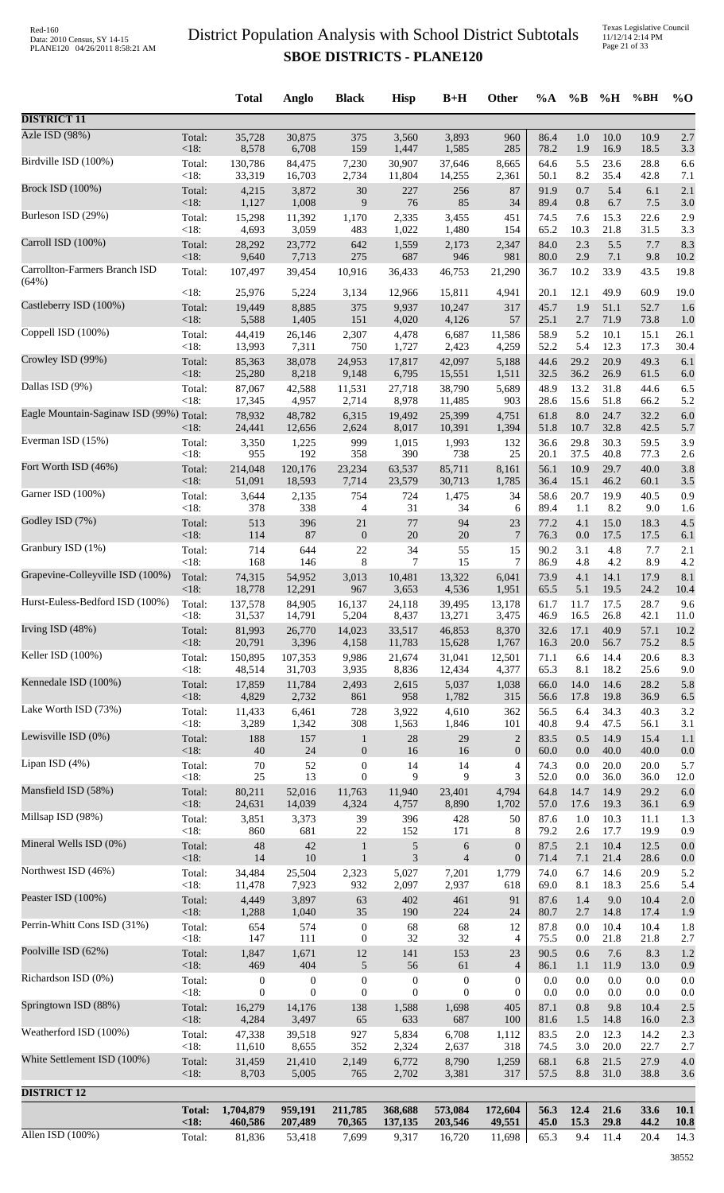# District Population Analysis with School District Subtotals

## SBOE DISTRICTS - PLANE120

| | | Total | Anglo | Black | Hisp | B+H | Other | %A | %B | %H | %BH | %O |
|---|---|---|---|---|---|---|---|---|---|---|---|---|
| **DISTRICT 11** | | | | | | | | | | | | |
| Azle ISD (98%) | Total: | 35,728 | 30,875 | 375 | 3,560 | 3,893 | 960 | 86.4 | 1.0 | 10.0 | 10.9 | 2.7 |
| | <18: | 8,578 | 6,708 | 159 | 1,447 | 1,585 | 285 | 78.2 | 1.9 | 16.9 | 18.5 | 3.3 |
| Birdville ISD (100%) | Total: | 130,786 | 84,475 | 7,230 | 30,907 | 37,646 | 8,665 | 64.6 | 5.5 | 23.6 | 28.8 | 6.6 |
| | <18: | 33,319 | 16,703 | 2,734 | 11,804 | 14,255 | 2,361 | 50.1 | 8.2 | 35.4 | 42.8 | 7.1 |
| Brock ISD (100%) | Total: | 4,215 | 3,872 | 30 | 227 | 256 | 87 | 91.9 | 0.7 | 5.4 | 6.1 | 2.1 |
| | <18: | 1,127 | 1,008 | 9 | 76 | 85 | 34 | 89.4 | 0.8 | 6.7 | 7.5 | 3.0 |
| Burleson ISD (29%) | Total: | 15,298 | 11,392 | 1,170 | 2,335 | 3,455 | 451 | 74.5 | 7.6 | 15.3 | 22.6 | 2.9 |
| | <18: | 4,693 | 3,059 | 483 | 1,022 | 1,480 | 154 | 65.2 | 10.3 | 21.8 | 31.5 | 3.3 |
| Carroll ISD (100%) | Total: | 28,292 | 23,772 | 642 | 1,559 | 2,173 | 2,347 | 84.0 | 2.3 | 5.5 | 7.7 | 8.3 |
| | <18: | 9,640 | 7,713 | 275 | 687 | 946 | 981 | 80.0 | 2.9 | 7.1 | 9.8 | 10.2 |
| Carrollton-Farmers Branch ISD (64%) | Total: | 107,497 | 39,454 | 10,916 | 36,433 | 46,753 | 21,290 | 36.7 | 10.2 | 33.9 | 43.5 | 19.8 |
| | <18: | 25,976 | 5,224 | 3,134 | 12,966 | 15,811 | 4,941 | 20.1 | 12.1 | 49.9 | 60.9 | 19.0 |
| Castleberry ISD (100%) | Total: | 19,449 | 8,885 | 375 | 9,937 | 10,247 | 317 | 45.7 | 1.9 | 51.1 | 52.7 | 1.6 |
| | <18: | 5,588 | 1,405 | 151 | 4,020 | 4,126 | 57 | 25.1 | 2.7 | 71.9 | 73.8 | 1.0 |
| Coppell ISD (100%) | Total: | 44,419 | 26,146 | 2,307 | 4,478 | 6,687 | 11,586 | 58.9 | 5.2 | 10.1 | 15.1 | 26.1 |
| | <18: | 13,993 | 7,311 | 750 | 1,727 | 2,423 | 4,259 | 52.2 | 5.4 | 12.3 | 17.3 | 30.4 |
| Crowley ISD (99%) | Total: | 85,363 | 38,078 | 24,953 | 17,817 | 42,097 | 5,188 | 44.6 | 29.2 | 20.9 | 49.3 | 6.1 |
| | <18: | 25,280 | 8,218 | 9,148 | 6,795 | 15,551 | 1,511 | 32.5 | 36.2 | 26.9 | 61.5 | 6.0 |
| Dallas ISD (9%) | Total: | 87,067 | 42,588 | 11,531 | 27,718 | 38,790 | 5,689 | 48.9 | 13.2 | 31.8 | 44.6 | 6.5 |
| | <18: | 17,345 | 4,957 | 2,714 | 8,978 | 11,485 | 903 | 28.6 | 15.6 | 51.8 | 66.2 | 5.2 |
| Eagle Mountain-Saginaw ISD (99%) | Total: | 78,932 | 48,782 | 6,315 | 19,492 | 25,399 | 4,751 | 61.8 | 8.0 | 24.7 | 32.2 | 6.0 |
| | <18: | 24,441 | 12,656 | 2,624 | 8,017 | 10,391 | 1,394 | 51.8 | 10.7 | 32.8 | 42.5 | 5.7 |
| Everman ISD (15%) | Total: | 3,350 | 1,225 | 999 | 1,015 | 1,993 | 132 | 36.6 | 29.8 | 30.3 | 59.5 | 3.9 |
| | <18: | 955 | 192 | 358 | 390 | 738 | 25 | 20.1 | 37.5 | 40.8 | 77.3 | 2.6 |
| Fort Worth ISD (46%) | Total: | 214,048 | 120,176 | 23,234 | 63,537 | 85,711 | 8,161 | 56.1 | 10.9 | 29.7 | 40.0 | 3.8 |
| | <18: | 51,091 | 18,593 | 7,714 | 23,579 | 30,713 | 1,785 | 36.4 | 15.1 | 46.2 | 60.1 | 3.5 |
| Garner ISD (100%) | Total: | 3,644 | 2,135 | 754 | 724 | 1,475 | 34 | 58.6 | 20.7 | 19.9 | 40.5 | 0.9 |
| | <18: | 378 | 338 | 4 | 31 | 34 | 6 | 89.4 | 1.1 | 8.2 | 9.0 | 1.6 |
| Godley ISD (7%) | Total: | 513 | 396 | 21 | 77 | 94 | 23 | 77.2 | 4.1 | 15.0 | 18.3 | 4.5 |
| | <18: | 114 | 87 | 0 | 20 | 20 | 7 | 76.3 | 0.0 | 17.5 | 17.5 | 6.1 |
| Granbury ISD (1%) | Total: | 714 | 644 | 22 | 34 | 55 | 15 | 90.2 | 3.1 | 4.8 | 7.7 | 2.1 |
| | <18: | 168 | 146 | 8 | 7 | 15 | 7 | 86.9 | 4.8 | 4.2 | 8.9 | 4.2 |
| Grapevine-Colleyville ISD (100%) | Total: | 74,315 | 54,952 | 3,013 | 10,481 | 13,322 | 6,041 | 73.9 | 4.1 | 14.1 | 17.9 | 8.1 |
| | <18: | 18,778 | 12,291 | 967 | 3,653 | 4,536 | 1,951 | 65.5 | 5.1 | 19.5 | 24.2 | 10.4 |
| Hurst-Euless-Bedford ISD (100%) | Total: | 137,578 | 84,905 | 16,137 | 24,118 | 39,495 | 13,178 | 61.7 | 11.7 | 17.5 | 28.7 | 9.6 |
| | <18: | 31,537 | 14,791 | 5,204 | 8,437 | 13,271 | 3,475 | 46.9 | 16.5 | 26.8 | 42.1 | 11.0 |
| Irving ISD (48%) | Total: | 81,993 | 26,770 | 14,023 | 33,517 | 46,853 | 8,370 | 32.6 | 17.1 | 40.9 | 57.1 | 10.2 |
| | <18: | 20,791 | 3,396 | 4,158 | 11,783 | 15,628 | 1,767 | 16.3 | 20.0 | 56.7 | 75.2 | 8.5 |
| Keller ISD (100%) | Total: | 150,895 | 107,353 | 9,986 | 21,674 | 31,041 | 12,501 | 71.1 | 6.6 | 14.4 | 20.6 | 8.3 |
| | <18: | 48,514 | 31,703 | 3,935 | 8,836 | 12,434 | 4,377 | 65.3 | 8.1 | 18.2 | 25.6 | 9.0 |
| Kennedale ISD (100%) | Total: | 17,859 | 11,784 | 2,493 | 2,615 | 5,037 | 1,038 | 66.0 | 14.0 | 14.6 | 28.2 | 5.8 |
| | <18: | 4,829 | 2,732 | 861 | 958 | 1,782 | 315 | 56.6 | 17.8 | 19.8 | 36.9 | 6.5 |
| Lake Worth ISD (73%) | Total: | 11,433 | 6,461 | 728 | 3,922 | 4,610 | 362 | 56.5 | 6.4 | 34.3 | 40.3 | 3.2 |
| | <18: | 3,289 | 1,342 | 308 | 1,563 | 1,846 | 101 | 40.8 | 9.4 | 47.5 | 56.1 | 3.1 |
| Lewisville ISD (0%) | Total: | 188 | 157 | 1 | 28 | 29 | 2 | 83.5 | 0.5 | 14.9 | 15.4 | 1.1 |
| | <18: | 40 | 24 | 0 | 16 | 16 | 0 | 60.0 | 0.0 | 40.0 | 40.0 | 0.0 |
| Lipan ISD (4%) | Total: | 70 | 52 | 0 | 14 | 14 | 4 | 74.3 | 0.0 | 20.0 | 20.0 | 5.7 |
| | <18: | 25 | 13 | 0 | 9 | 9 | 3 | 52.0 | 0.0 | 36.0 | 36.0 | 12.0 |
| Mansfield ISD (58%) | Total: | 80,211 | 52,016 | 11,763 | 11,940 | 23,401 | 4,794 | 64.8 | 14.7 | 14.9 | 29.2 | 6.0 |
| | <18: | 24,631 | 14,039 | 4,324 | 4,757 | 8,890 | 1,702 | 57.0 | 17.6 | 19.3 | 36.1 | 6.9 |
| Millsap ISD (98%) | Total: | 3,851 | 3,373 | 39 | 396 | 428 | 50 | 87.6 | 1.0 | 10.3 | 11.1 | 1.3 |
| | <18: | 860 | 681 | 22 | 152 | 171 | 8 | 79.2 | 2.6 | 17.7 | 19.9 | 0.9 |
| Mineral Wells ISD (0%) | Total: | 48 | 42 | 1 | 5 | 6 | 0 | 87.5 | 2.1 | 10.4 | 12.5 | 0.0 |
| | <18: | 14 | 10 | 1 | 3 | 4 | 0 | 71.4 | 7.1 | 21.4 | 28.6 | 0.0 |
| Northwest ISD (46%) | Total: | 34,484 | 25,504 | 2,323 | 5,027 | 7,201 | 1,779 | 74.0 | 6.7 | 14.6 | 20.9 | 5.2 |
| | <18: | 11,478 | 7,923 | 932 | 2,097 | 2,937 | 618 | 69.0 | 8.1 | 18.3 | 25.6 | 5.4 |
| Peaster ISD (100%) | Total: | 4,449 | 3,897 | 63 | 402 | 461 | 91 | 87.6 | 1.4 | 9.0 | 10.4 | 2.0 |
| | <18: | 1,288 | 1,040 | 35 | 190 | 224 | 24 | 80.7 | 2.7 | 14.8 | 17.4 | 1.9 |
| Perrin-Whitt Cons ISD (31%) | Total: | 654 | 574 | 0 | 68 | 68 | 12 | 87.8 | 0.0 | 10.4 | 10.4 | 1.8 |
| | <18: | 147 | 111 | 0 | 32 | 32 | 4 | 75.5 | 0.0 | 21.8 | 21.8 | 2.7 |
| Poolville ISD (62%) | Total: | 1,847 | 1,671 | 12 | 141 | 153 | 23 | 90.5 | 0.6 | 7.6 | 8.3 | 1.2 |
| | <18: | 469 | 404 | 5 | 56 | 61 | 4 | 86.1 | 1.1 | 11.9 | 13.0 | 0.9 |
| Richardson ISD (0%) | Total: | 0 | 0 | 0 | 0 | 0 | 0 | 0.0 | 0.0 | 0.0 | 0.0 | 0.0 |
| | <18: | 0 | 0 | 0 | 0 | 0 | 0 | 0.0 | 0.0 | 0.0 | 0.0 | 0.0 |
| Springtown ISD (88%) | Total: | 16,279 | 14,176 | 138 | 1,588 | 1,698 | 405 | 87.1 | 0.8 | 9.8 | 10.4 | 2.5 |
| | <18: | 4,284 | 3,497 | 65 | 633 | 687 | 100 | 81.6 | 1.5 | 14.8 | 16.0 | 2.3 |
| Weatherford ISD (100%) | Total: | 47,338 | 39,518 | 927 | 5,834 | 6,708 | 1,112 | 83.5 | 2.0 | 12.3 | 14.2 | 2.3 |
| | <18: | 11,610 | 8,655 | 352 | 2,324 | 2,637 | 318 | 74.5 | 3.0 | 20.0 | 22.7 | 2.7 |
| White Settlement ISD (100%) | Total: | 31,459 | 21,410 | 2,149 | 6,772 | 8,790 | 1,259 | 68.1 | 6.8 | 21.5 | 27.9 | 4.0 |
| | <18: | 8,703 | 5,005 | 765 | 2,702 | 3,381 | 317 | 57.5 | 8.8 | 31.0 | 38.8 | 3.6 |
| **DISTRICT 12** | | | | | | | | | | | | |
| | **Total:** | **1,704,879** | **959,191** | **211,785** | **368,688** | **573,084** | **172,604** | **56.3** | **12.4** | **21.6** | **33.6** | **10.1** |
| | **<18:** | **460,586** | **207,489** | **70,365** | **137,135** | **203,546** | **49,551** | **45.0** | **15.3** | **29.8** | **44.2** | **10.8** |
| Allen ISD (100%) | Total: | 81,836 | 53,418 | 7,699 | 9,317 | 16,720 | 11,698 | 65.3 | 9.4 | 11.4 | 20.4 | 14.3 |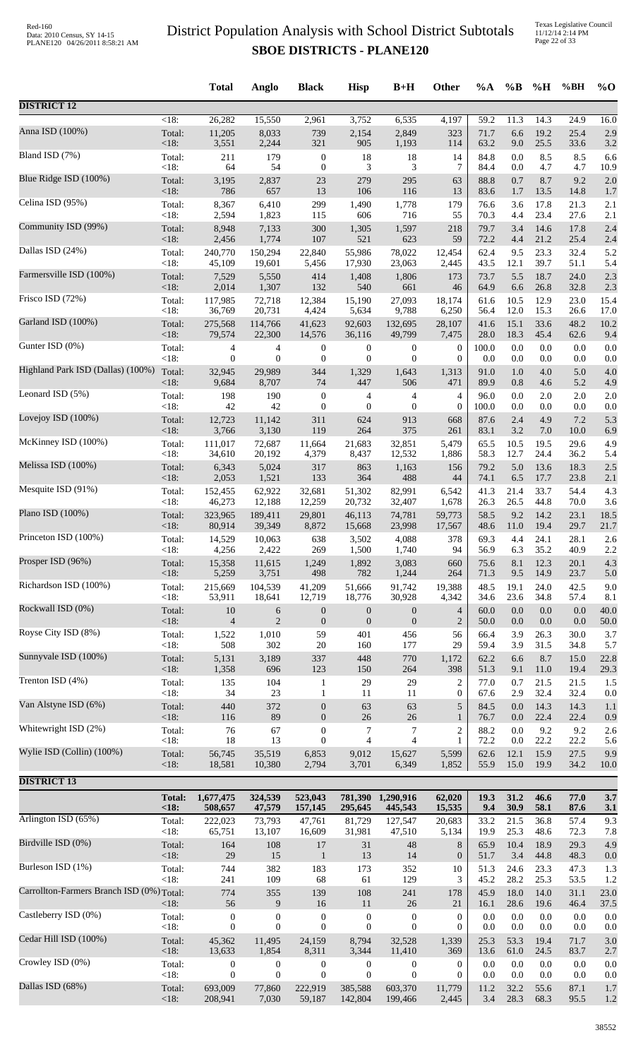# District Population Analysis with School District Subtotals
## SBOE DISTRICTS - PLANE120

| | | Total | Anglo | Black | Hisp | B+H | Other | %A | %B | %H | %BH | %O |
|---|---|---|---|---|---|---|---|---|---|---|---|---|
| **DISTRICT 12** | | | | | | | | | | | | |
| | <18: | 26,282 | 15,550 | 2,961 | 3,752 | 6,535 | 4,197 | 59.2 | 11.3 | 14.3 | 24.9 | 16.0 |
| Anna ISD (100%) | Total: | 11,205 | 8,033 | 739 | 2,154 | 2,849 | 323 | 71.7 | 6.6 | 19.2 | 25.4 | 2.9 |
| | <18: | 3,551 | 2,244 | 321 | 905 | 1,193 | 114 | 63.2 | 9.0 | 25.5 | 33.6 | 3.2 |
| Bland ISD (7%) | Total: | 211 | 179 | 0 | 18 | 18 | 14 | 84.8 | 0.0 | 8.5 | 8.5 | 6.6 |
| | <18: | 64 | 54 | 0 | 3 | 3 | 7 | 84.4 | 0.0 | 4.7 | 4.7 | 10.9 |
| Blue Ridge ISD (100%) | Total: | 3,195 | 2,837 | 23 | 279 | 295 | 63 | 88.8 | 0.7 | 8.7 | 9.2 | 2.0 |
| | <18: | 786 | 657 | 13 | 106 | 116 | 13 | 83.6 | 1.7 | 13.5 | 14.8 | 1.7 |
| Celina ISD (95%) | Total: | 8,367 | 6,410 | 299 | 1,490 | 1,778 | 179 | 76.6 | 3.6 | 17.8 | 21.3 | 2.1 |
| | <18: | 2,594 | 1,823 | 115 | 606 | 716 | 55 | 70.3 | 4.4 | 23.4 | 27.6 | 2.1 |
| Community ISD (99%) | Total: | 8,948 | 7,133 | 300 | 1,305 | 1,597 | 218 | 79.7 | 3.4 | 14.6 | 17.8 | 2.4 |
| | <18: | 2,456 | 1,774 | 107 | 521 | 623 | 59 | 72.2 | 4.4 | 21.2 | 25.4 | 2.4 |
| Dallas ISD (24%) | Total: | 240,770 | 150,294 | 22,840 | 55,986 | 78,022 | 12,454 | 62.4 | 9.5 | 23.3 | 32.4 | 5.2 |
| | <18: | 45,109 | 19,601 | 5,456 | 17,930 | 23,063 | 2,445 | 43.5 | 12.1 | 39.7 | 51.1 | 5.4 |
| Farmersville ISD (100%) | Total: | 7,529 | 5,550 | 414 | 1,408 | 1,806 | 173 | 73.7 | 5.5 | 18.7 | 24.0 | 2.3 |
| | <18: | 2,014 | 1,307 | 132 | 540 | 661 | 46 | 64.9 | 6.6 | 26.8 | 32.8 | 2.3 |
| Frisco ISD (72%) | Total: | 117,985 | 72,718 | 12,384 | 15,190 | 27,093 | 18,174 | 61.6 | 10.5 | 12.9 | 23.0 | 15.4 |
| | <18: | 36,769 | 20,731 | 4,424 | 5,634 | 9,788 | 6,250 | 56.4 | 12.0 | 15.3 | 26.6 | 17.0 |
| Garland ISD (100%) | Total: | 275,568 | 114,766 | 41,623 | 92,603 | 132,695 | 28,107 | 41.6 | 15.1 | 33.6 | 48.2 | 10.2 |
| | <18: | 79,574 | 22,300 | 14,576 | 36,116 | 49,799 | 7,475 | 28.0 | 18.3 | 45.4 | 62.6 | 9.4 |
| Gunter ISD (0%) | Total: | 4 | 4 | 0 | 0 | 0 | 0 | 100.0 | 0.0 | 0.0 | 0.0 | 0.0 |
| | <18: | 0 | 0 | 0 | 0 | 0 | 0 | 0.0 | 0.0 | 0.0 | 0.0 | 0.0 |
| Highland Park ISD (Dallas) (100%) | Total: | 32,945 | 29,989 | 344 | 1,329 | 1,643 | 1,313 | 91.0 | 1.0 | 4.0 | 5.0 | 4.0 |
| | <18: | 9,684 | 8,707 | 74 | 447 | 506 | 471 | 89.9 | 0.8 | 4.6 | 5.2 | 4.9 |
| Leonard ISD (5%) | Total: | 198 | 190 | 0 | 4 | 4 | 4 | 96.0 | 0.0 | 2.0 | 2.0 | 2.0 |
| | <18: | 42 | 42 | 0 | 0 | 0 | 0 | 100.0 | 0.0 | 0.0 | 0.0 | 0.0 |
| Lovejoy ISD (100%) | Total: | 12,723 | 11,142 | 311 | 624 | 913 | 668 | 87.6 | 2.4 | 4.9 | 7.2 | 5.3 |
| | <18: | 3,766 | 3,130 | 119 | 264 | 375 | 261 | 83.1 | 3.2 | 7.0 | 10.0 | 6.9 |
| McKinney ISD (100%) | Total: | 111,017 | 72,687 | 11,664 | 21,683 | 32,851 | 5,479 | 65.5 | 10.5 | 19.5 | 29.6 | 4.9 |
| | <18: | 34,610 | 20,192 | 4,379 | 8,437 | 12,532 | 1,886 | 58.3 | 12.7 | 24.4 | 36.2 | 5.4 |
| Melissa ISD (100%) | Total: | 6,343 | 5,024 | 317 | 863 | 1,163 | 156 | 79.2 | 5.0 | 13.6 | 18.3 | 2.5 |
| | <18: | 2,053 | 1,521 | 133 | 364 | 488 | 44 | 74.1 | 6.5 | 17.7 | 23.8 | 2.1 |
| Mesquite ISD (91%) | Total: | 152,455 | 62,922 | 32,681 | 51,302 | 82,991 | 6,542 | 41.3 | 21.4 | 33.7 | 54.4 | 4.3 |
| | <18: | 46,273 | 12,188 | 12,259 | 20,732 | 32,407 | 1,678 | 26.3 | 26.5 | 44.8 | 70.0 | 3.6 |
| Plano ISD (100%) | Total: | 323,965 | 189,411 | 29,801 | 46,113 | 74,781 | 59,773 | 58.5 | 9.2 | 14.2 | 23.1 | 18.5 |
| | <18: | 80,914 | 39,349 | 8,872 | 15,668 | 23,998 | 17,567 | 48.6 | 11.0 | 19.4 | 29.7 | 21.7 |
| Princeton ISD (100%) | Total: | 14,529 | 10,063 | 638 | 3,502 | 4,088 | 378 | 69.3 | 4.4 | 24.1 | 28.1 | 2.6 |
| | <18: | 4,256 | 2,422 | 269 | 1,500 | 1,740 | 94 | 56.9 | 6.3 | 35.2 | 40.9 | 2.2 |
| Prosper ISD (96%) | Total: | 15,358 | 11,615 | 1,249 | 1,892 | 3,083 | 660 | 75.6 | 8.1 | 12.3 | 20.1 | 4.3 |
| | <18: | 5,259 | 3,751 | 498 | 782 | 1,244 | 264 | 71.3 | 9.5 | 14.9 | 23.7 | 5.0 |
| Richardson ISD (100%) | Total: | 215,669 | 104,539 | 41,209 | 51,666 | 91,742 | 19,388 | 48.5 | 19.1 | 24.0 | 42.5 | 9.0 |
| | <18: | 53,911 | 18,641 | 12,719 | 18,776 | 30,928 | 4,342 | 34.6 | 23.6 | 34.8 | 57.4 | 8.1 |
| Rockwall ISD (0%) | Total: | 10 | 6 | 0 | 0 | 0 | 4 | 60.0 | 0.0 | 0.0 | 0.0 | 40.0 |
| | <18: | 4 | 2 | 0 | 0 | 0 | 2 | 50.0 | 0.0 | 0.0 | 0.0 | 50.0 |
| Royse City ISD (8%) | Total: | 1,522 | 1,010 | 59 | 401 | 456 | 56 | 66.4 | 3.9 | 26.3 | 30.0 | 3.7 |
| | <18: | 508 | 302 | 20 | 160 | 177 | 29 | 59.4 | 3.9 | 31.5 | 34.8 | 5.7 |
| Sunnyvale ISD (100%) | Total: | 5,131 | 3,189 | 337 | 448 | 770 | 1,172 | 62.2 | 6.6 | 8.7 | 15.0 | 22.8 |
| | <18: | 1,358 | 696 | 123 | 150 | 264 | 398 | 51.3 | 9.1 | 11.0 | 19.4 | 29.3 |
| Trenton ISD (4%) | Total: | 135 | 104 | 1 | 29 | 29 | 2 | 77.0 | 0.7 | 21.5 | 21.5 | 1.5 |
| | <18: | 34 | 23 | 1 | 11 | 11 | 0 | 67.6 | 2.9 | 32.4 | 32.4 | 0.0 |
| Van Alstyne ISD (6%) | Total: | 440 | 372 | 0 | 63 | 63 | 5 | 84.5 | 0.0 | 14.3 | 14.3 | 1.1 |
| | <18: | 116 | 89 | 0 | 26 | 26 | 1 | 76.7 | 0.0 | 22.4 | 22.4 | 0.9 |
| Whitewright ISD (2%) | Total: | 76 | 67 | 0 | 7 | 7 | 2 | 88.2 | 0.0 | 9.2 | 9.2 | 2.6 |
| | <18: | 18 | 13 | 0 | 4 | 4 | 1 | 72.2 | 0.0 | 22.2 | 22.2 | 5.6 |
| Wylie ISD (Collin) (100%) | Total: | 56,745 | 35,519 | 6,853 | 9,012 | 15,627 | 5,599 | 62.6 | 12.1 | 15.9 | 27.5 | 9.9 |
| | <18: | 18,581 | 10,380 | 2,794 | 3,701 | 6,349 | 1,852 | 55.9 | 15.0 | 19.9 | 34.2 | 10.0 |
| **DISTRICT 13** | | | | | | | | | | | | |
| | **Total:** | **1,677,475** | **324,539** | **523,043** | **781,390** | **1,290,916** | **62,020** | **19.3** | **31.2** | **46.6** | **77.0** | **3.7** |
| | **<18:** | **508,657** | **47,579** | **157,145** | **295,645** | **445,543** | **15,535** | **9.4** | **30.9** | **58.1** | **87.6** | **3.1** |
| Arlington ISD (65%) | Total: | 222,023 | 73,793 | 47,761 | 81,729 | 127,547 | 20,683 | 33.2 | 21.5 | 36.8 | 57.4 | 9.3 |
| | <18: | 65,751 | 13,107 | 16,609 | 31,981 | 47,510 | 5,134 | 19.9 | 25.3 | 48.6 | 72.3 | 7.8 |
| Birdville ISD (0%) | Total: | 164 | 108 | 17 | 31 | 48 | 8 | 65.9 | 10.4 | 18.9 | 29.3 | 4.9 |
| | <18: | 29 | 15 | 1 | 13 | 14 | 0 | 51.7 | 3.4 | 44.8 | 48.3 | 0.0 |
| Burleson ISD (1%) | Total: | 744 | 382 | 183 | 173 | 352 | 10 | 51.3 | 24.6 | 23.3 | 47.3 | 1.3 |
| | <18: | 241 | 109 | 68 | 61 | 129 | 3 | 45.2 | 28.2 | 25.3 | 53.5 | 1.2 |
| Carrollton-Farmers Branch ISD (0%) | Total: | 774 | 355 | 139 | 108 | 241 | 178 | 45.9 | 18.0 | 14.0 | 31.1 | 23.0 |
| | <18: | 56 | 9 | 16 | 11 | 26 | 21 | 16.1 | 28.6 | 19.6 | 46.4 | 37.5 |
| Castleberry ISD (0%) | Total: | 0 | 0 | 0 | 0 | 0 | 0 | 0.0 | 0.0 | 0.0 | 0.0 | 0.0 |
| | <18: | 0 | 0 | 0 | 0 | 0 | 0 | 0.0 | 0.0 | 0.0 | 0.0 | 0.0 |
| Cedar Hill ISD (100%) | Total: | 45,362 | 11,495 | 24,159 | 8,794 | 32,528 | 1,339 | 25.3 | 53.3 | 19.4 | 71.7 | 3.0 |
| | <18: | 13,633 | 1,854 | 8,311 | 3,344 | 11,410 | 369 | 13.6 | 61.0 | 24.5 | 83.7 | 2.7 |
| Crowley ISD (0%) | Total: | 0 | 0 | 0 | 0 | 0 | 0 | 0.0 | 0.0 | 0.0 | 0.0 | 0.0 |
| | <18: | 0 | 0 | 0 | 0 | 0 | 0 | 0.0 | 0.0 | 0.0 | 0.0 | 0.0 |
| Dallas ISD (68%) | Total: | 693,009 | 77,860 | 222,919 | 385,588 | 603,370 | 11,779 | 11.2 | 32.2 | 55.6 | 87.1 | 1.7 |
| | <18: | 208,941 | 7,030 | 59,187 | 142,804 | 199,466 | 2,445 | 3.4 | 28.3 | 68.3 | 95.5 | 1.2 |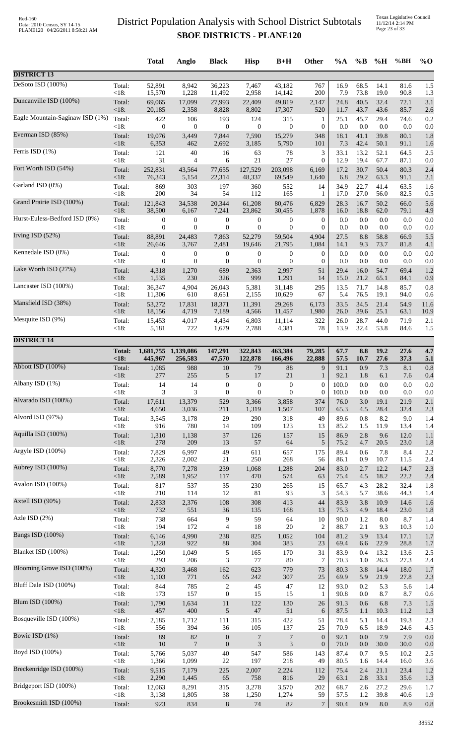# District Population Analysis with School District Subtotals
## SBOE DISTRICTS - PLANE120

| | | Total | Anglo | Black | Hisp | B+H | Other | %A | %B | %H | %BH | %O |
|---|---|---|---|---|---|---|---|---|---|---|---|---|
| **DISTRICT 13** | | | | | | | | | | | | |
| DeSoto ISD (100%) | Total: | 52,891 | 8,942 | 36,223 | 7,467 | 43,182 | 767 | 16.9 | 68.5 | 14.1 | 81.6 | 1.5 |
| | <18: | 15,570 | 1,228 | 11,492 | 2,958 | 14,142 | 200 | 7.9 | 73.8 | 19.0 | 90.8 | 1.3 |
| Duncanville ISD (100%) | Total: | 69,065 | 17,099 | 27,993 | 22,409 | 49,819 | 2,147 | 24.8 | 40.5 | 32.4 | 72.1 | 3.1 |
| | <18: | 20,185 | 2,358 | 8,828 | 8,802 | 17,307 | 520 | 11.7 | 43.7 | 43.6 | 85.7 | 2.6 |
| Eagle Mountain-Saginaw ISD (1%) | Total: | 422 | 106 | 193 | 124 | 315 | 1 | 25.1 | 45.7 | 29.4 | 74.6 | 0.2 |
| | <18: | 0 | 0 | 0 | 0 | 0 | 0 | 0.0 | 0.0 | 0.0 | 0.0 | 0.0 |
| Everman ISD (85%) | Total: | 19,076 | 3,449 | 7,844 | 7,590 | 15,279 | 348 | 18.1 | 41.1 | 39.8 | 80.1 | 1.8 |
| | <18: | 6,353 | 462 | 2,692 | 3,185 | 5,790 | 101 | 7.3 | 42.4 | 50.1 | 91.1 | 1.6 |
| Ferris ISD (1%) | Total: | 121 | 40 | 16 | 63 | 78 | 3 | 33.1 | 13.2 | 52.1 | 64.5 | 2.5 |
| | <18: | 31 | 4 | 6 | 21 | 27 | 0 | 12.9 | 19.4 | 67.7 | 87.1 | 0.0 |
| Fort Worth ISD (54%) | Total: | 252,831 | 43,564 | 77,655 | 127,529 | 203,098 | 6,169 | 17.2 | 30.7 | 50.4 | 80.3 | 2.4 |
| | <18: | 76,343 | 5,154 | 22,314 | 48,337 | 69,549 | 1,640 | 6.8 | 29.2 | 63.3 | 91.1 | 2.1 |
| Garland ISD (0%) | Total: | 869 | 303 | 197 | 360 | 552 | 14 | 34.9 | 22.7 | 41.4 | 63.5 | 1.6 |
| | <18: | 200 | 34 | 54 | 112 | 165 | 1 | 17.0 | 27.0 | 56.0 | 82.5 | 0.5 |
| Grand Prairie ISD (100%) | Total: | 121,843 | 34,538 | 20,344 | 61,208 | 80,476 | 6,829 | 28.3 | 16.7 | 50.2 | 66.0 | 5.6 |
| | <18: | 38,500 | 6,167 | 7,241 | 23,862 | 30,455 | 1,878 | 16.0 | 18.8 | 62.0 | 79.1 | 4.9 |
| Hurst-Euless-Bedford ISD (0%) | Total: | 0 | 0 | 0 | 0 | 0 | 0 | 0.0 | 0.0 | 0.0 | 0.0 | 0.0 |
| | <18: | 0 | 0 | 0 | 0 | 0 | 0 | 0.0 | 0.0 | 0.0 | 0.0 | 0.0 |
| Irving ISD (52%) | Total: | 88,891 | 24,483 | 7,863 | 52,279 | 59,504 | 4,904 | 27.5 | 8.8 | 58.8 | 66.9 | 5.5 |
| | <18: | 26,646 | 3,767 | 2,481 | 19,646 | 21,795 | 1,084 | 14.1 | 9.3 | 73.7 | 81.8 | 4.1 |
| Kennedale ISD (0%) | Total: | 0 | 0 | 0 | 0 | 0 | 0 | 0.0 | 0.0 | 0.0 | 0.0 | 0.0 |
| | <18: | 0 | 0 | 0 | 0 | 0 | 0 | 0.0 | 0.0 | 0.0 | 0.0 | 0.0 |
| Lake Worth ISD (27%) | Total: | 4,318 | 1,270 | 689 | 2,363 | 2,997 | 51 | 29.4 | 16.0 | 54.7 | 69.4 | 1.2 |
| | <18: | 1,535 | 230 | 326 | 999 | 1,291 | 14 | 15.0 | 21.2 | 65.1 | 84.1 | 0.9 |
| Lancaster ISD (100%) | Total: | 36,347 | 4,904 | 26,043 | 5,381 | 31,148 | 295 | 13.5 | 71.7 | 14.8 | 85.7 | 0.8 |
| | <18: | 11,306 | 610 | 8,651 | 2,155 | 10,629 | 67 | 5.4 | 76.5 | 19.1 | 94.0 | 0.6 |
| Mansfield ISD (38%) | Total: | 53,272 | 17,831 | 18,371 | 11,391 | 29,268 | 6,173 | 33.5 | 34.5 | 21.4 | 54.9 | 11.6 |
| | <18: | 18,156 | 4,719 | 7,189 | 4,566 | 11,457 | 1,980 | 26.0 | 39.6 | 25.1 | 63.1 | 10.9 |
| Mesquite ISD (9%) | Total: | 15,453 | 4,017 | 4,434 | 6,803 | 11,114 | 322 | 26.0 | 28.7 | 44.0 | 71.9 | 2.1 |
| | <18: | 5,181 | 722 | 1,679 | 2,788 | 4,381 | 78 | 13.9 | 32.4 | 53.8 | 84.6 | 1.5 |
| **DISTRICT 14** | | | | | | | | | | | | |
| | **Total:** | **1,681,755** | **1,139,086** | **147,291** | **322,843** | **463,384** | **79,285** | **67.7** | **8.8** | **19.2** | **27.6** | **4.7** |
| | **<18:** | **445,967** | **256,583** | **47,570** | **122,878** | **166,496** | **22,888** | **57.5** | **10.7** | **27.6** | **37.3** | **5.1** |
| Abbott ISD (100%) | Total: | 1,085 | 988 | 10 | 79 | 88 | 9 | 91.1 | 0.9 | 7.3 | 8.1 | 0.8 |
| | <18: | 277 | 255 | 5 | 17 | 21 | 1 | 92.1 | 1.8 | 6.1 | 7.6 | 0.4 |
| Albany ISD (1%) | Total: | 14 | 14 | 0 | 0 | 0 | 0 | 100.0 | 0.0 | 0.0 | 0.0 | 0.0 |
| | <18: | 3 | 3 | 0 | 0 | 0 | 0 | 100.0 | 0.0 | 0.0 | 0.0 | 0.0 |
| Alvarado ISD (100%) | Total: | 17,611 | 13,379 | 529 | 3,366 | 3,858 | 374 | 76.0 | 3.0 | 19.1 | 21.9 | 2.1 |
| | <18: | 4,650 | 3,036 | 211 | 1,319 | 1,507 | 107 | 65.3 | 4.5 | 28.4 | 32.4 | 2.3 |
| Alvord ISD (97%) | Total: | 3,545 | 3,178 | 29 | 290 | 318 | 49 | 89.6 | 0.8 | 8.2 | 9.0 | 1.4 |
| | <18: | 916 | 780 | 14 | 109 | 123 | 13 | 85.2 | 1.5 | 11.9 | 13.4 | 1.4 |
| Aquilla ISD (100%) | Total: | 1,310 | 1,138 | 37 | 126 | 157 | 15 | 86.9 | 2.8 | 9.6 | 12.0 | 1.1 |
| | <18: | 278 | 209 | 13 | 57 | 64 | 5 | 75.2 | 4.7 | 20.5 | 23.0 | 1.8 |
| Argyle ISD (100%) | Total: | 7,829 | 6,997 | 49 | 611 | 657 | 175 | 89.4 | 0.6 | 7.8 | 8.4 | 2.2 |
| | <18: | 2,326 | 2,002 | 21 | 250 | 268 | 56 | 86.1 | 0.9 | 10.7 | 11.5 | 2.4 |
| Aubrey ISD (100%) | Total: | 8,770 | 7,278 | 239 | 1,068 | 1,288 | 204 | 83.0 | 2.7 | 12.2 | 14.7 | 2.3 |
| | <18: | 2,589 | 1,952 | 117 | 470 | 574 | 63 | 75.4 | 4.5 | 18.2 | 22.2 | 2.4 |
| Avalon ISD (100%) | Total: | 817 | 537 | 35 | 230 | 265 | 15 | 65.7 | 4.3 | 28.2 | 32.4 | 1.8 |
| | <18: | 210 | 114 | 12 | 81 | 93 | 3 | 54.3 | 5.7 | 38.6 | 44.3 | 1.4 |
| Axtell ISD (90%) | Total: | 2,833 | 2,376 | 108 | 308 | 413 | 44 | 83.9 | 3.8 | 10.9 | 14.6 | 1.6 |
| | <18: | 732 | 551 | 36 | 135 | 168 | 13 | 75.3 | 4.9 | 18.4 | 23.0 | 1.8 |
| Azle ISD (2%) | Total: | 738 | 664 | 9 | 59 | 64 | 10 | 90.0 | 1.2 | 8.0 | 8.7 | 1.4 |
| | <18: | 194 | 172 | 4 | 18 | 20 | 2 | 88.7 | 2.1 | 9.3 | 10.3 | 1.0 |
| Bangs ISD (100%) | Total: | 6,146 | 4,990 | 238 | 825 | 1,052 | 104 | 81.2 | 3.9 | 13.4 | 17.1 | 1.7 |
| | <18: | 1,328 | 922 | 88 | 304 | 383 | 23 | 69.4 | 6.6 | 22.9 | 28.8 | 1.7 |
| Blanket ISD (100%) | Total: | 1,250 | 1,049 | 5 | 165 | 170 | 31 | 83.9 | 0.4 | 13.2 | 13.6 | 2.5 |
| | <18: | 293 | 206 | 3 | 77 | 80 | 7 | 70.3 | 1.0 | 26.3 | 27.3 | 2.4 |
| Blooming Grove ISD (100%) | Total: | 4,320 | 3,468 | 162 | 623 | 779 | 73 | 80.3 | 3.8 | 14.4 | 18.0 | 1.7 |
| | <18: | 1,103 | 771 | 65 | 242 | 307 | 25 | 69.9 | 5.9 | 21.9 | 27.8 | 2.3 |
| Bluff Dale ISD (100%) | Total: | 844 | 785 | 2 | 45 | 47 | 12 | 93.0 | 0.2 | 5.3 | 5.6 | 1.4 |
| | <18: | 173 | 157 | 0 | 15 | 15 | 1 | 90.8 | 0.0 | 8.7 | 8.7 | 0.6 |
| Blum ISD (100%) | Total: | 1,790 | 1,634 | 11 | 122 | 130 | 26 | 91.3 | 0.6 | 6.8 | 7.3 | 1.5 |
| | <18: | 457 | 400 | 5 | 47 | 51 | 6 | 87.5 | 1.1 | 10.3 | 11.2 | 1.3 |
| Bosqueville ISD (100%) | Total: | 2,185 | 1,712 | 111 | 315 | 422 | 51 | 78.4 | 5.1 | 14.4 | 19.3 | 2.3 |
| | <18: | 556 | 394 | 36 | 105 | 137 | 25 | 70.9 | 6.5 | 18.9 | 24.6 | 4.5 |
| Bowie ISD (1%) | Total: | 89 | 82 | 0 | 7 | 7 | 0 | 92.1 | 0.0 | 7.9 | 7.9 | 0.0 |
| | <18: | 10 | 7 | 0 | 3 | 3 | 0 | 70.0 | 0.0 | 30.0 | 30.0 | 0.0 |
| Boyd ISD (100%) | Total: | 5,766 | 5,037 | 40 | 547 | 586 | 143 | 87.4 | 0.7 | 9.5 | 10.2 | 2.5 |
| | <18: | 1,366 | 1,099 | 22 | 197 | 218 | 49 | 80.5 | 1.6 | 14.4 | 16.0 | 3.6 |
| Breckenridge ISD (100%) | Total: | 9,515 | 7,179 | 225 | 2,007 | 2,224 | 112 | 75.4 | 2.4 | 21.1 | 23.4 | 1.2 |
| | <18: | 2,290 | 1,445 | 65 | 758 | 816 | 29 | 63.1 | 2.8 | 33.1 | 35.6 | 1.3 |
| Bridgeport ISD (100%) | Total: | 12,063 | 8,291 | 315 | 3,278 | 3,570 | 202 | 68.7 | 2.6 | 27.2 | 29.6 | 1.7 |
| | <18: | 3,138 | 1,805 | 38 | 1,250 | 1,274 | 59 | 57.5 | 1.2 | 39.8 | 40.6 | 1.9 |
| Brookesmith ISD (100%) | Total: | 923 | 834 | 8 | 74 | 82 | 7 | 90.4 | 0.9 | 8.0 | 8.9 | 0.8 |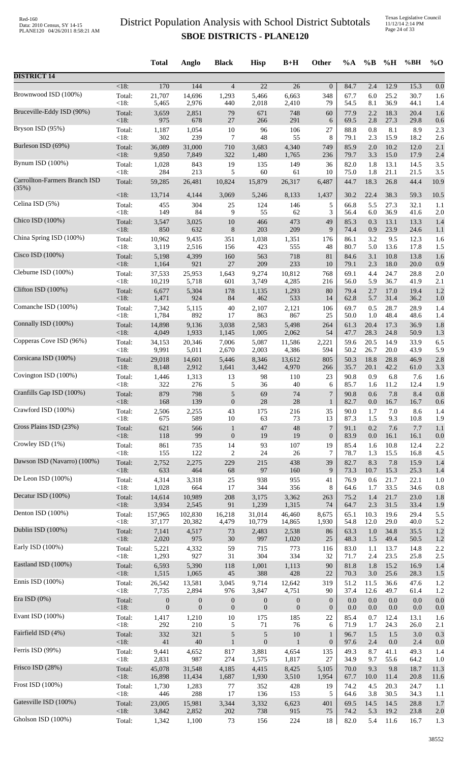# District Population Analysis with School District Subtotals
## SBOE DISTRICTS - PLANE120

| | | Total | Anglo | Black | Hisp | B+H | Other | %A | %B | %H | %BH | %O |
|---|---|---|---|---|---|---|---|---|---|---|---|---|
| **DISTRICT 14** | | | | | | | | | | | | |
| | <18: | 170 | 144 | 4 | 22 | 26 | 0 | 84.7 | 2.4 | 12.9 | 15.3 | 0.0 |
| Brownwood ISD (100%) | Total: | 21,707 | 14,696 | 1,293 | 5,466 | 6,663 | 348 | 67.7 | 6.0 | 25.2 | 30.7 | 1.6 |
| | <18: | 5,465 | 2,976 | 440 | 2,018 | 2,410 | 79 | 54.5 | 8.1 | 36.9 | 44.1 | 1.4 |
| Bruceville-Eddy ISD (90%) | Total: | 3,659 | 2,851 | 79 | 671 | 748 | 60 | 77.9 | 2.2 | 18.3 | 20.4 | 1.6 |
| | <18: | 975 | 678 | 27 | 266 | 291 | 6 | 69.5 | 2.8 | 27.3 | 29.8 | 0.6 |
| Bryson ISD (95%) | Total: | 1,187 | 1,054 | 10 | 96 | 106 | 27 | 88.8 | 0.8 | 8.1 | 8.9 | 2.3 |
| | <18: | 302 | 239 | 7 | 48 | 55 | 8 | 79.1 | 2.3 | 15.9 | 18.2 | 2.6 |
| Burleson ISD (69%) | Total: | 36,089 | 31,000 | 710 | 3,683 | 4,340 | 749 | 85.9 | 2.0 | 10.2 | 12.0 | 2.1 |
| | <18: | 9,850 | 7,849 | 322 | 1,480 | 1,765 | 236 | 79.7 | 3.3 | 15.0 | 17.9 | 2.4 |
| Bynum ISD (100%) | Total: | 1,028 | 843 | 19 | 135 | 149 | 36 | 82.0 | 1.8 | 13.1 | 14.5 | 3.5 |
| | <18: | 284 | 213 | 5 | 60 | 61 | 10 | 75.0 | 1.8 | 21.1 | 21.5 | 3.5 |
| Carrollton-Farmers Branch ISD (35%) | Total: | 59,285 | 26,481 | 10,824 | 15,879 | 26,317 | 6,487 | 44.7 | 18.3 | 26.8 | 44.4 | 10.9 |
| | <18: | 13,714 | 4,144 | 3,069 | 5,246 | 8,133 | 1,437 | 30.2 | 22.4 | 38.3 | 59.3 | 10.5 |
| Celina ISD (5%) | Total: | 455 | 304 | 25 | 124 | 146 | 5 | 66.8 | 5.5 | 27.3 | 32.1 | 1.1 |
| | <18: | 149 | 84 | 9 | 55 | 62 | 3 | 56.4 | 6.0 | 36.9 | 41.6 | 2.0 |
| Chico ISD (100%) | Total: | 3,547 | 3,025 | 10 | 466 | 473 | 49 | 85.3 | 0.3 | 13.1 | 13.3 | 1.4 |
| | <18: | 850 | 632 | 8 | 203 | 209 | 9 | 74.4 | 0.9 | 23.9 | 24.6 | 1.1 |
| China Spring ISD (100%) | Total: | 10,962 | 9,435 | 351 | 1,038 | 1,351 | 176 | 86.1 | 3.2 | 9.5 | 12.3 | 1.6 |
| | <18: | 3,119 | 2,516 | 156 | 423 | 555 | 48 | 80.7 | 5.0 | 13.6 | 17.8 | 1.5 |
| Cisco ISD (100%) | Total: | 5,198 | 4,399 | 160 | 563 | 718 | 81 | 84.6 | 3.1 | 10.8 | 13.8 | 1.6 |
| | <18: | 1,164 | 921 | 27 | 209 | 233 | 10 | 79.1 | 2.3 | 18.0 | 20.0 | 0.9 |
| Cleburne ISD (100%) | Total: | 37,533 | 25,953 | 1,643 | 9,274 | 10,812 | 768 | 69.1 | 4.4 | 24.7 | 28.8 | 2.0 |
| | <18: | 10,219 | 5,718 | 601 | 3,749 | 4,285 | 216 | 56.0 | 5.9 | 36.7 | 41.9 | 2.1 |
| Clifton ISD (100%) | Total: | 6,677 | 5,304 | 178 | 1,135 | 1,293 | 80 | 79.4 | 2.7 | 17.0 | 19.4 | 1.2 |
| | <18: | 1,471 | 924 | 84 | 462 | 533 | 14 | 62.8 | 5.7 | 31.4 | 36.2 | 1.0 |
| Comanche ISD (100%) | Total: | 7,342 | 5,115 | 40 | 2,107 | 2,121 | 106 | 69.7 | 0.5 | 28.7 | 28.9 | 1.4 |
| | <18: | 1,784 | 892 | 17 | 863 | 867 | 25 | 50.0 | 1.0 | 48.4 | 48.6 | 1.4 |
| Connally ISD (100%) | Total: | 14,898 | 9,136 | 3,038 | 2,583 | 5,498 | 264 | 61.3 | 20.4 | 17.3 | 36.9 | 1.8 |
| | <18: | 4,049 | 1,933 | 1,145 | 1,005 | 2,062 | 54 | 47.7 | 28.3 | 24.8 | 50.9 | 1.3 |
| Copperas Cove ISD (96%) | Total: | 34,153 | 20,346 | 7,006 | 5,087 | 11,586 | 2,221 | 59.6 | 20.5 | 14.9 | 33.9 | 6.5 |
| | <18: | 9,991 | 5,011 | 2,670 | 2,003 | 4,386 | 594 | 50.2 | 26.7 | 20.0 | 43.9 | 5.9 |
| Corsicana ISD (100%) | Total: | 29,018 | 14,601 | 5,446 | 8,346 | 13,612 | 805 | 50.3 | 18.8 | 28.8 | 46.9 | 2.8 |
| | <18: | 8,148 | 2,912 | 1,641 | 3,442 | 4,970 | 266 | 35.7 | 20.1 | 42.2 | 61.0 | 3.3 |
| Covington ISD (100%) | Total: | 1,446 | 1,313 | 13 | 98 | 110 | 23 | 90.8 | 0.9 | 6.8 | 7.6 | 1.6 |
| | <18: | 322 | 276 | 5 | 36 | 40 | 6 | 85.7 | 1.6 | 11.2 | 12.4 | 1.9 |
| Cranfills Gap ISD (100%) | Total: | 879 | 798 | 5 | 69 | 74 | 7 | 90.8 | 0.6 | 7.8 | 8.4 | 0.8 |
| | <18: | 168 | 139 | 0 | 28 | 28 | 1 | 82.7 | 0.0 | 16.7 | 16.7 | 0.6 |
| Crawford ISD (100%) | Total: | 2,506 | 2,255 | 43 | 175 | 216 | 35 | 90.0 | 1.7 | 7.0 | 8.6 | 1.4 |
| | <18: | 675 | 589 | 10 | 63 | 73 | 13 | 87.3 | 1.5 | 9.3 | 10.8 | 1.9 |
| Cross Plains ISD (23%) | Total: | 621 | 566 | 1 | 47 | 48 | 7 | 91.1 | 0.2 | 7.6 | 7.7 | 1.1 |
| | <18: | 118 | 99 | 0 | 19 | 19 | 0 | 83.9 | 0.0 | 16.1 | 16.1 | 0.0 |
| Crowley ISD (1%) | Total: | 861 | 735 | 14 | 93 | 107 | 19 | 85.4 | 1.6 | 10.8 | 12.4 | 2.2 |
| | <18: | 155 | 122 | 2 | 24 | 26 | 7 | 78.7 | 1.3 | 15.5 | 16.8 | 4.5 |
| Dawson ISD (Navarro) (100%) | Total: | 2,752 | 2,275 | 229 | 215 | 438 | 39 | 82.7 | 8.3 | 7.8 | 15.9 | 1.4 |
| | <18: | 633 | 464 | 68 | 97 | 160 | 9 | 73.3 | 10.7 | 15.3 | 25.3 | 1.4 |
| De Leon ISD (100%) | Total: | 4,314 | 3,318 | 25 | 938 | 955 | 41 | 76.9 | 0.6 | 21.7 | 22.1 | 1.0 |
| | <18: | 1,028 | 664 | 17 | 344 | 356 | 8 | 64.6 | 1.7 | 33.5 | 34.6 | 0.8 |
| Decatur ISD (100%) | Total: | 14,614 | 10,989 | 208 | 3,175 | 3,362 | 263 | 75.2 | 1.4 | 21.7 | 23.0 | 1.8 |
| | <18: | 3,934 | 2,545 | 91 | 1,239 | 1,315 | 74 | 64.7 | 2.3 | 31.5 | 33.4 | 1.9 |
| Denton ISD (100%) | Total: | 157,965 | 102,830 | 16,218 | 31,014 | 46,460 | 8,675 | 65.1 | 10.3 | 19.6 | 29.4 | 5.5 |
| | <18: | 37,177 | 20,382 | 4,479 | 10,779 | 14,865 | 1,930 | 54.8 | 12.0 | 29.0 | 40.0 | 5.2 |
| Dublin ISD (100%) | Total: | 7,141 | 4,517 | 73 | 2,483 | 2,538 | 86 | 63.3 | 1.0 | 34.8 | 35.5 | 1.2 |
| | <18: | 2,020 | 975 | 30 | 997 | 1,020 | 25 | 48.3 | 1.5 | 49.4 | 50.5 | 1.2 |
| Early ISD (100%) | Total: | 5,221 | 4,332 | 59 | 715 | 773 | 116 | 83.0 | 1.1 | 13.7 | 14.8 | 2.2 |
| | <18: | 1,293 | 927 | 31 | 304 | 334 | 32 | 71.7 | 2.4 | 23.5 | 25.8 | 2.5 |
| Eastland ISD (100%) | Total: | 6,593 | 5,390 | 118 | 1,001 | 1,113 | 90 | 81.8 | 1.8 | 15.2 | 16.9 | 1.4 |
| | <18: | 1,515 | 1,065 | 45 | 388 | 428 | 22 | 70.3 | 3.0 | 25.6 | 28.3 | 1.5 |
| Ennis ISD (100%) | Total: | 26,542 | 13,581 | 3,045 | 9,714 | 12,642 | 319 | 51.2 | 11.5 | 36.6 | 47.6 | 1.2 |
| | <18: | 7,735 | 2,894 | 976 | 3,847 | 4,751 | 90 | 37.4 | 12.6 | 49.7 | 61.4 | 1.2 |
| Era ISD (0%) | Total: | 0 | 0 | 0 | 0 | 0 | 0 | 0.0 | 0.0 | 0.0 | 0.0 | 0.0 |
| | <18: | 0 | 0 | 0 | 0 | 0 | 0 | 0.0 | 0.0 | 0.0 | 0.0 | 0.0 |
| Evant ISD (100%) | Total: | 1,417 | 1,210 | 10 | 175 | 185 | 22 | 85.4 | 0.7 | 12.4 | 13.1 | 1.6 |
| | <18: | 292 | 210 | 5 | 71 | 76 | 6 | 71.9 | 1.7 | 24.3 | 26.0 | 2.1 |
| Fairfield ISD (4%) | Total: | 332 | 321 | 5 | 5 | 10 | 1 | 96.7 | 1.5 | 1.5 | 3.0 | 0.3 |
| | <18: | 41 | 40 | 1 | 0 | 1 | 0 | 97.6 | 2.4 | 0.0 | 2.4 | 0.0 |
| Ferris ISD (99%) | Total: | 9,441 | 4,652 | 817 | 3,881 | 4,654 | 135 | 49.3 | 8.7 | 41.1 | 49.3 | 1.4 |
| | <18: | 2,831 | 987 | 274 | 1,575 | 1,817 | 27 | 34.9 | 9.7 | 55.6 | 64.2 | 1.0 |
| Frisco ISD (28%) | Total: | 45,078 | 31,548 | 4,185 | 4,415 | 8,425 | 5,105 | 70.0 | 9.3 | 9.8 | 18.7 | 11.3 |
| | <18: | 16,898 | 11,434 | 1,687 | 1,930 | 3,510 | 1,954 | 67.7 | 10.0 | 11.4 | 20.8 | 11.6 |
| Frost ISD (100%) | Total: | 1,730 | 1,283 | 77 | 352 | 428 | 19 | 74.2 | 4.5 | 20.3 | 24.7 | 1.1 |
| | <18: | 446 | 288 | 17 | 136 | 153 | 5 | 64.6 | 3.8 | 30.5 | 34.3 | 1.1 |
| Gatesville ISD (100%) | Total: | 23,005 | 15,981 | 3,344 | 3,332 | 6,623 | 401 | 69.5 | 14.5 | 14.5 | 28.8 | 1.7 |
| | <18: | 3,842 | 2,852 | 202 | 738 | 915 | 75 | 74.2 | 5.3 | 19.2 | 23.8 | 2.0 |
| Gholson ISD (100%) | Total: | 1,342 | 1,100 | 73 | 156 | 224 | 18 | 82.0 | 5.4 | 11.6 | 16.7 | 1.3 |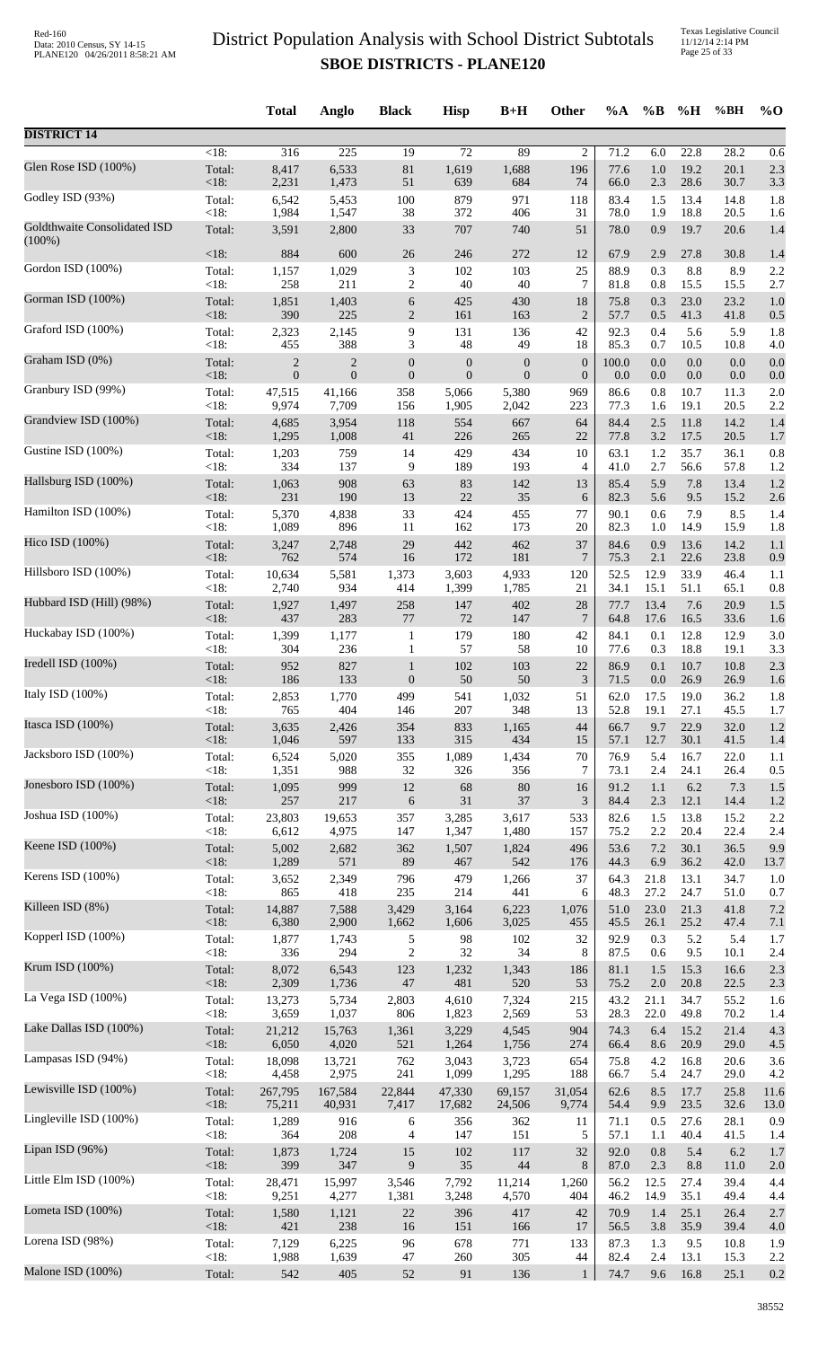# District Population Analysis with School District Subtotals

## SBOE DISTRICTS - PLANE120

| | | Total | Anglo | Black | Hisp | B+H | Other | %A | %B | %H | %BH | %O |
|---|---|---|---|---|---|---|---|---|---|---|---|---|
| **DISTRICT 14** | | | | | | | | | | | | |
| | <18: | 316 | 225 | 19 | 72 | 89 | 2 | 71.2 | 6.0 | 22.8 | 28.2 | 0.6 |
| Glen Rose ISD (100%) | Total: | 8,417 | 6,533 | 81 | 1,619 | 1,688 | 196 | 77.6 | 1.0 | 19.2 | 20.1 | 2.3 |
| | <18: | 2,231 | 1,473 | 51 | 639 | 684 | 74 | 66.0 | 2.3 | 28.6 | 30.7 | 3.3 |
| Godley ISD (93%) | Total: | 6,542 | 5,453 | 100 | 879 | 971 | 118 | 83.4 | 1.5 | 13.4 | 14.8 | 1.8 |
| | <18: | 1,984 | 1,547 | 38 | 372 | 406 | 31 | 78.0 | 1.9 | 18.8 | 20.5 | 1.6 |
| Goldthwaite Consolidated ISD (100%) | Total: | 3,591 | 2,800 | 33 | 707 | 740 | 51 | 78.0 | 0.9 | 19.7 | 20.6 | 1.4 |
| | <18: | 884 | 600 | 26 | 246 | 272 | 12 | 67.9 | 2.9 | 27.8 | 30.8 | 1.4 |
| Gordon ISD (100%) | Total: | 1,157 | 1,029 | 3 | 102 | 103 | 25 | 88.9 | 0.3 | 8.8 | 8.9 | 2.2 |
| | <18: | 258 | 211 | 2 | 40 | 40 | 7 | 81.8 | 0.8 | 15.5 | 15.5 | 2.7 |
| Gorman ISD (100%) | Total: | 1,851 | 1,403 | 6 | 425 | 430 | 18 | 75.8 | 0.3 | 23.0 | 23.2 | 1.0 |
| | <18: | 390 | 225 | 2 | 161 | 163 | 2 | 57.7 | 0.5 | 41.3 | 41.8 | 0.5 |
| Graford ISD (100%) | Total: | 2,323 | 2,145 | 9 | 131 | 136 | 42 | 92.3 | 0.4 | 5.6 | 5.9 | 1.8 |
| | <18: | 455 | 388 | 3 | 48 | 49 | 18 | 85.3 | 0.7 | 10.5 | 10.8 | 4.0 |
| Graham ISD (0%) | Total: | 2 | 2 | 0 | 0 | 0 | 0 | 100.0 | 0.0 | 0.0 | 0.0 | 0.0 |
| | <18: | 0 | 0 | 0 | 0 | 0 | 0 | 0.0 | 0.0 | 0.0 | 0.0 | 0.0 |
| Granbury ISD (99%) | Total: | 47,515 | 41,166 | 358 | 5,066 | 5,380 | 969 | 86.6 | 0.8 | 10.7 | 11.3 | 2.0 |
| | <18: | 9,974 | 7,709 | 156 | 1,905 | 2,042 | 223 | 77.3 | 1.6 | 19.1 | 20.5 | 2.2 |
| Grandview ISD (100%) | Total: | 4,685 | 3,954 | 118 | 554 | 667 | 64 | 84.4 | 2.5 | 11.8 | 14.2 | 1.4 |
| | <18: | 1,295 | 1,008 | 41 | 226 | 265 | 22 | 77.8 | 3.2 | 17.5 | 20.5 | 1.7 |
| Gustine ISD (100%) | Total: | 1,203 | 759 | 14 | 429 | 434 | 10 | 63.1 | 1.2 | 35.7 | 36.1 | 0.8 |
| | <18: | 334 | 137 | 9 | 189 | 193 | 4 | 41.0 | 2.7 | 56.6 | 57.8 | 1.2 |
| Hallsburg ISD (100%) | Total: | 1,063 | 908 | 63 | 83 | 142 | 13 | 85.4 | 5.9 | 7.8 | 13.4 | 1.2 |
| | <18: | 231 | 190 | 13 | 22 | 35 | 6 | 82.3 | 5.6 | 9.5 | 15.2 | 2.6 |
| Hamilton ISD (100%) | Total: | 5,370 | 4,838 | 33 | 424 | 455 | 77 | 90.1 | 0.6 | 7.9 | 8.5 | 1.4 |
| | <18: | 1,089 | 896 | 11 | 162 | 173 | 20 | 82.3 | 1.0 | 14.9 | 15.9 | 1.8 |
| Hico ISD (100%) | Total: | 3,247 | 2,748 | 29 | 442 | 462 | 37 | 84.6 | 0.9 | 13.6 | 14.2 | 1.1 |
| | <18: | 762 | 574 | 16 | 172 | 181 | 7 | 75.3 | 2.1 | 22.6 | 23.8 | 0.9 |
| Hillsboro ISD (100%) | Total: | 10,634 | 5,581 | 1,373 | 3,603 | 4,933 | 120 | 52.5 | 12.9 | 33.9 | 46.4 | 1.1 |
| | <18: | 2,740 | 934 | 414 | 1,399 | 1,785 | 21 | 34.1 | 15.1 | 51.1 | 65.1 | 0.8 |
| Hubbard ISD (Hill) (98%) | Total: | 1,927 | 1,497 | 258 | 147 | 402 | 28 | 77.7 | 13.4 | 7.6 | 20.9 | 1.5 |
| | <18: | 437 | 283 | 77 | 72 | 147 | 7 | 64.8 | 17.6 | 16.5 | 33.6 | 1.6 |
| Huckabay ISD (100%) | Total: | 1,399 | 1,177 | 1 | 179 | 180 | 42 | 84.1 | 0.1 | 12.8 | 12.9 | 3.0 |
| | <18: | 304 | 236 | 1 | 57 | 58 | 10 | 77.6 | 0.3 | 18.8 | 19.1 | 3.3 |
| Iredell ISD (100%) | Total: | 952 | 827 | 1 | 102 | 103 | 22 | 86.9 | 0.1 | 10.7 | 10.8 | 2.3 |
| | <18: | 186 | 133 | 0 | 50 | 50 | 3 | 71.5 | 0.0 | 26.9 | 26.9 | 1.6 |
| Italy ISD (100%) | Total: | 2,853 | 1,770 | 499 | 541 | 1,032 | 51 | 62.0 | 17.5 | 19.0 | 36.2 | 1.8 |
| | <18: | 765 | 404 | 146 | 207 | 348 | 13 | 52.8 | 19.1 | 27.1 | 45.5 | 1.7 |
| Itasca ISD (100%) | Total: | 3,635 | 2,426 | 354 | 833 | 1,165 | 44 | 66.7 | 9.7 | 22.9 | 32.0 | 1.2 |
| | <18: | 1,046 | 597 | 133 | 315 | 434 | 15 | 57.1 | 12.7 | 30.1 | 41.5 | 1.4 |
| Jacksboro ISD (100%) | Total: | 6,524 | 5,020 | 355 | 1,089 | 1,434 | 70 | 76.9 | 5.4 | 16.7 | 22.0 | 1.1 |
| | <18: | 1,351 | 988 | 32 | 326 | 356 | 7 | 73.1 | 2.4 | 24.1 | 26.4 | 0.5 |
| Jonesboro ISD (100%) | Total: | 1,095 | 999 | 12 | 68 | 80 | 16 | 91.2 | 1.1 | 6.2 | 7.3 | 1.5 |
| | <18: | 257 | 217 | 6 | 31 | 37 | 3 | 84.4 | 2.3 | 12.1 | 14.4 | 1.2 |
| Joshua ISD (100%) | Total: | 23,803 | 19,653 | 357 | 3,285 | 3,617 | 533 | 82.6 | 1.5 | 13.8 | 15.2 | 2.2 |
| | <18: | 6,612 | 4,975 | 147 | 1,347 | 1,480 | 157 | 75.2 | 2.2 | 20.4 | 22.4 | 2.4 |
| Keene ISD (100%) | Total: | 5,002 | 2,682 | 362 | 1,507 | 1,824 | 496 | 53.6 | 7.2 | 30.1 | 36.5 | 9.9 |
| | <18: | 1,289 | 571 | 89 | 467 | 542 | 176 | 44.3 | 6.9 | 36.2 | 42.0 | 13.7 |
| Kerens ISD (100%) | Total: | 3,652 | 2,349 | 796 | 479 | 1,266 | 37 | 64.3 | 21.8 | 13.1 | 34.7 | 1.0 |
| | <18: | 865 | 418 | 235 | 214 | 441 | 6 | 48.3 | 27.2 | 24.7 | 51.0 | 0.7 |
| Killeen ISD (8%) | Total: | 14,887 | 7,588 | 3,429 | 3,164 | 6,223 | 1,076 | 51.0 | 23.0 | 21.3 | 41.8 | 7.2 |
| | <18: | 6,380 | 2,900 | 1,662 | 1,606 | 3,025 | 455 | 45.5 | 26.1 | 25.2 | 47.4 | 7.1 |
| Kopperl ISD (100%) | Total: | 1,877 | 1,743 | 5 | 98 | 102 | 32 | 92.9 | 0.3 | 5.2 | 5.4 | 1.7 |
| | <18: | 336 | 294 | 2 | 32 | 34 | 8 | 87.5 | 0.6 | 9.5 | 10.1 | 2.4 |
| Krum ISD (100%) | Total: | 8,072 | 6,543 | 123 | 1,232 | 1,343 | 186 | 81.1 | 1.5 | 15.3 | 16.6 | 2.3 |
| | <18: | 2,309 | 1,736 | 47 | 481 | 520 | 53 | 75.2 | 2.0 | 20.8 | 22.5 | 2.3 |
| La Vega ISD (100%) | Total: | 13,273 | 5,734 | 2,803 | 4,610 | 7,324 | 215 | 43.2 | 21.1 | 34.7 | 55.2 | 1.6 |
| | <18: | 3,659 | 1,037 | 806 | 1,823 | 2,569 | 53 | 28.3 | 22.0 | 49.8 | 70.2 | 1.4 |
| Lake Dallas ISD (100%) | Total: | 21,212 | 15,763 | 1,361 | 3,229 | 4,545 | 904 | 74.3 | 6.4 | 15.2 | 21.4 | 4.3 |
| | <18: | 6,050 | 4,020 | 521 | 1,264 | 1,756 | 274 | 66.4 | 8.6 | 20.9 | 29.0 | 4.5 |
| Lampasas ISD (94%) | Total: | 18,098 | 13,721 | 762 | 3,043 | 3,723 | 654 | 75.8 | 4.2 | 16.8 | 20.6 | 3.6 |
| | <18: | 4,458 | 2,975 | 241 | 1,099 | 1,295 | 188 | 66.7 | 5.4 | 24.7 | 29.0 | 4.2 |
| Lewisville ISD (100%) | Total: | 267,795 | 167,584 | 22,844 | 47,330 | 69,157 | 31,054 | 62.6 | 8.5 | 17.7 | 25.8 | 11.6 |
| | <18: | 75,211 | 40,931 | 7,417 | 17,682 | 24,506 | 9,774 | 54.4 | 9.9 | 23.5 | 32.6 | 13.0 |
| Lingleville ISD (100%) | Total: | 1,289 | 916 | 6 | 356 | 362 | 11 | 71.1 | 0.5 | 27.6 | 28.1 | 0.9 |
| | <18: | 364 | 208 | 4 | 147 | 151 | 5 | 57.1 | 1.1 | 40.4 | 41.5 | 1.4 |
| Lipan ISD (96%) | Total: | 1,873 | 1,724 | 15 | 102 | 117 | 32 | 92.0 | 0.8 | 5.4 | 6.2 | 1.7 |
| | <18: | 399 | 347 | 9 | 35 | 44 | 8 | 87.0 | 2.3 | 8.8 | 11.0 | 2.0 |
| Little Elm ISD (100%) | Total: | 28,471 | 15,997 | 3,546 | 7,792 | 11,214 | 1,260 | 56.2 | 12.5 | 27.4 | 39.4 | 4.4 |
| | <18: | 9,251 | 4,277 | 1,381 | 3,248 | 4,570 | 404 | 46.2 | 14.9 | 35.1 | 49.4 | 4.4 |
| Lometa ISD (100%) | Total: | 1,580 | 1,121 | 22 | 396 | 417 | 42 | 70.9 | 1.4 | 25.1 | 26.4 | 2.7 |
| | <18: | 421 | 238 | 16 | 151 | 166 | 17 | 56.5 | 3.8 | 35.9 | 39.4 | 4.0 |
| Lorena ISD (98%) | Total: | 7,129 | 6,225 | 96 | 678 | 771 | 133 | 87.3 | 1.3 | 9.5 | 10.8 | 1.9 |
| | <18: | 1,988 | 1,639 | 47 | 260 | 305 | 44 | 82.4 | 2.4 | 13.1 | 15.3 | 2.2 |
| Malone ISD (100%) | Total: | 542 | 405 | 52 | 91 | 136 | 1 | 74.7 | 9.6 | 16.8 | 25.1 | 0.2 |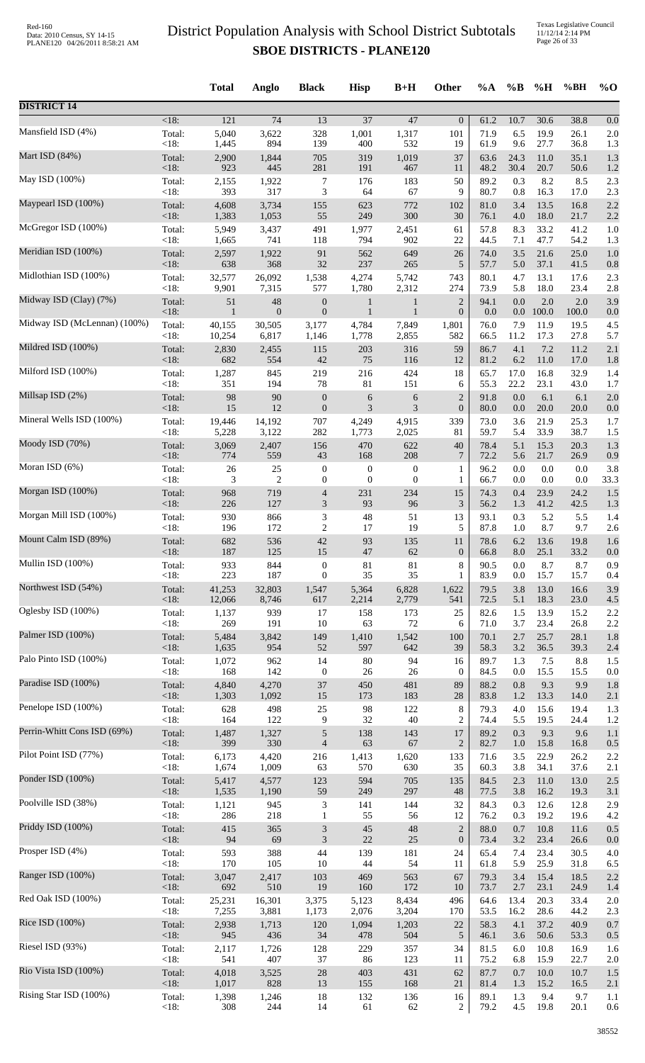# District Population Analysis with School District Subtotals

## SBOE DISTRICTS - PLANE120

| | | Total | Anglo | Black | Hisp | B+H | Other | %A | %B | %H | %BH | %O |
|---|---|---|---|---|---|---|---|---|---|---|---|---|
| **DISTRICT 14** | | | | | | | | | | | | |
| | <18: | 121 | 74 | 13 | 37 | 47 | 0 | 61.2 | 10.7 | 30.6 | 38.8 | 0.0 |
| Mansfield ISD (4%) | Total: | 5,040 | 3,622 | 328 | 1,001 | 1,317 | 101 | 71.9 | 6.5 | 19.9 | 26.1 | 2.0 |
| | <18: | 1,445 | 894 | 139 | 400 | 532 | 19 | 61.9 | 9.6 | 27.7 | 36.8 | 1.3 |
| Mart ISD (84%) | Total: | 2,900 | 1,844 | 705 | 319 | 1,019 | 37 | 63.6 | 24.3 | 11.0 | 35.1 | 1.3 |
| | <18: | 923 | 445 | 281 | 191 | 467 | 11 | 48.2 | 30.4 | 20.7 | 50.6 | 1.2 |
| May ISD (100%) | Total: | 2,155 | 1,922 | 7 | 176 | 183 | 50 | 89.2 | 0.3 | 8.2 | 8.5 | 2.3 |
| | <18: | 393 | 317 | 3 | 64 | 67 | 9 | 80.7 | 0.8 | 16.3 | 17.0 | 2.3 |
| Maypearl ISD (100%) | Total: | 4,608 | 3,734 | 155 | 623 | 772 | 102 | 81.0 | 3.4 | 13.5 | 16.8 | 2.2 |
| | <18: | 1,383 | 1,053 | 55 | 249 | 300 | 30 | 76.1 | 4.0 | 18.0 | 21.7 | 2.2 |
| McGregor ISD (100%) | Total: | 5,949 | 3,437 | 491 | 1,977 | 2,451 | 61 | 57.8 | 8.3 | 33.2 | 41.2 | 1.0 |
| | <18: | 1,665 | 741 | 118 | 794 | 902 | 22 | 44.5 | 7.1 | 47.7 | 54.2 | 1.3 |
| Meridian ISD (100%) | Total: | 2,597 | 1,922 | 91 | 562 | 649 | 26 | 74.0 | 3.5 | 21.6 | 25.0 | 1.0 |
| | <18: | 638 | 368 | 32 | 237 | 265 | 5 | 57.7 | 5.0 | 37.1 | 41.5 | 0.8 |
| Midlothian ISD (100%) | Total: | 32,577 | 26,092 | 1,538 | 4,274 | 5,742 | 743 | 80.1 | 4.7 | 13.1 | 17.6 | 2.3 |
| | <18: | 9,901 | 7,315 | 577 | 1,780 | 2,312 | 274 | 73.9 | 5.8 | 18.0 | 23.4 | 2.8 |
| Midway ISD (Clay) (7%) | Total: | 51 | 48 | 0 | 1 | 1 | 2 | 94.1 | 0.0 | 2.0 | 2.0 | 3.9 |
| | <18: | 1 | 0 | 0 | 1 | 1 | 0 | 0.0 | 0.0 | 100.0 | 100.0 | 0.0 |
| Midway ISD (McLennan) (100%) | Total: | 40,155 | 30,505 | 3,177 | 4,784 | 7,849 | 1,801 | 76.0 | 7.9 | 11.9 | 19.5 | 4.5 |
| | <18: | 10,254 | 6,817 | 1,146 | 1,778 | 2,855 | 582 | 66.5 | 11.2 | 17.3 | 27.8 | 5.7 |
| Mildred ISD (100%) | Total: | 2,830 | 2,455 | 115 | 203 | 316 | 59 | 86.7 | 4.1 | 7.2 | 11.2 | 2.1 |
| | <18: | 682 | 554 | 42 | 75 | 116 | 12 | 81.2 | 6.2 | 11.0 | 17.0 | 1.8 |
| Milford ISD (100%) | Total: | 1,287 | 845 | 219 | 216 | 424 | 18 | 65.7 | 17.0 | 16.8 | 32.9 | 1.4 |
| | <18: | 351 | 194 | 78 | 81 | 151 | 6 | 55.3 | 22.2 | 23.1 | 43.0 | 1.7 |
| Millsap ISD (2%) | Total: | 98 | 90 | 0 | 6 | 6 | 2 | 91.8 | 0.0 | 6.1 | 6.1 | 2.0 |
| | <18: | 15 | 12 | 0 | 3 | 3 | 0 | 80.0 | 0.0 | 20.0 | 20.0 | 0.0 |
| Mineral Wells ISD (100%) | Total: | 19,446 | 14,192 | 707 | 4,249 | 4,915 | 339 | 73.0 | 3.6 | 21.9 | 25.3 | 1.7 |
| | <18: | 5,228 | 3,122 | 282 | 1,773 | 2,025 | 81 | 59.7 | 5.4 | 33.9 | 38.7 | 1.5 |
| Moody ISD (70%) | Total: | 3,069 | 2,407 | 156 | 470 | 622 | 40 | 78.4 | 5.1 | 15.3 | 20.3 | 1.3 |
| | <18: | 774 | 559 | 43 | 168 | 208 | 7 | 72.2 | 5.6 | 21.7 | 26.9 | 0.9 |
| Moran ISD (6%) | Total: | 26 | 25 | 0 | 0 | 0 | 1 | 96.2 | 0.0 | 0.0 | 0.0 | 3.8 |
| | <18: | 3 | 2 | 0 | 0 | 0 | 1 | 66.7 | 0.0 | 0.0 | 0.0 | 33.3 |
| Morgan ISD (100%) | Total: | 968 | 719 | 4 | 231 | 234 | 15 | 74.3 | 0.4 | 23.9 | 24.2 | 1.5 |
| | <18: | 226 | 127 | 3 | 93 | 96 | 3 | 56.2 | 1.3 | 41.2 | 42.5 | 1.3 |
| Morgan Mill ISD (100%) | Total: | 930 | 866 | 3 | 48 | 51 | 13 | 93.1 | 0.3 | 5.2 | 5.5 | 1.4 |
| | <18: | 196 | 172 | 2 | 17 | 19 | 5 | 87.8 | 1.0 | 8.7 | 9.7 | 2.6 |
| Mount Calm ISD (89%) | Total: | 682 | 536 | 42 | 93 | 135 | 11 | 78.6 | 6.2 | 13.6 | 19.8 | 1.6 |
| | <18: | 187 | 125 | 15 | 47 | 62 | 0 | 66.8 | 8.0 | 25.1 | 33.2 | 0.0 |
| Mullin ISD (100%) | Total: | 933 | 844 | 0 | 81 | 81 | 8 | 90.5 | 0.0 | 8.7 | 8.7 | 0.9 |
| | <18: | 223 | 187 | 0 | 35 | 35 | 1 | 83.9 | 0.0 | 15.7 | 15.7 | 0.4 |
| Northwest ISD (54%) | Total: | 41,253 | 32,803 | 1,547 | 5,364 | 6,828 | 1,622 | 79.5 | 3.8 | 13.0 | 16.6 | 3.9 |
| | <18: | 12,066 | 8,746 | 617 | 2,214 | 2,779 | 541 | 72.5 | 5.1 | 18.3 | 23.0 | 4.5 |
| Oglesby ISD (100%) | Total: | 1,137 | 939 | 17 | 158 | 173 | 25 | 82.6 | 1.5 | 13.9 | 15.2 | 2.2 |
| | <18: | 269 | 191 | 10 | 63 | 72 | 6 | 71.0 | 3.7 | 23.4 | 26.8 | 2.2 |
| Palmer ISD (100%) | Total: | 5,484 | 3,842 | 149 | 1,410 | 1,542 | 100 | 70.1 | 2.7 | 25.7 | 28.1 | 1.8 |
| | <18: | 1,635 | 954 | 52 | 597 | 642 | 39 | 58.3 | 3.2 | 36.5 | 39.3 | 2.4 |
| Palo Pinto ISD (100%) | Total: | 1,072 | 962 | 14 | 80 | 94 | 16 | 89.7 | 1.3 | 7.5 | 8.8 | 1.5 |
| | <18: | 168 | 142 | 0 | 26 | 26 | 0 | 84.5 | 0.0 | 15.5 | 15.5 | 0.0 |
| Paradise ISD (100%) | Total: | 4,840 | 4,270 | 37 | 450 | 481 | 89 | 88.2 | 0.8 | 9.3 | 9.9 | 1.8 |
| | <18: | 1,303 | 1,092 | 15 | 173 | 183 | 28 | 83.8 | 1.2 | 13.3 | 14.0 | 2.1 |
| Penelope ISD (100%) | Total: | 628 | 498 | 25 | 98 | 122 | 8 | 79.3 | 4.0 | 15.6 | 19.4 | 1.3 |
| | <18: | 164 | 122 | 9 | 32 | 40 | 2 | 74.4 | 5.5 | 19.5 | 24.4 | 1.2 |
| Perrin-Whitt Cons ISD (69%) | Total: | 1,487 | 1,327 | 5 | 138 | 143 | 17 | 89.2 | 0.3 | 9.3 | 9.6 | 1.1 |
| | <18: | 399 | 330 | 4 | 63 | 67 | 2 | 82.7 | 1.0 | 15.8 | 16.8 | 0.5 |
| Pilot Point ISD (77%) | Total: | 6,173 | 4,420 | 216 | 1,413 | 1,620 | 133 | 71.6 | 3.5 | 22.9 | 26.2 | 2.2 |
| | <18: | 1,674 | 1,009 | 63 | 570 | 630 | 35 | 60.3 | 3.8 | 34.1 | 37.6 | 2.1 |
| Ponder ISD (100%) | Total: | 5,417 | 4,577 | 123 | 594 | 705 | 135 | 84.5 | 2.3 | 11.0 | 13.0 | 2.5 |
| | <18: | 1,535 | 1,190 | 59 | 249 | 297 | 48 | 77.5 | 3.8 | 16.2 | 19.3 | 3.1 |
| Poolville ISD (38%) | Total: | 1,121 | 945 | 3 | 141 | 144 | 32 | 84.3 | 0.3 | 12.6 | 12.8 | 2.9 |
| | <18: | 286 | 218 | 1 | 55 | 56 | 12 | 76.2 | 0.3 | 19.2 | 19.6 | 4.2 |
| Priddy ISD (100%) | Total: | 415 | 365 | 3 | 45 | 48 | 2 | 88.0 | 0.7 | 10.8 | 11.6 | 0.5 |
| | <18: | 94 | 69 | 3 | 22 | 25 | 0 | 73.4 | 3.2 | 23.4 | 26.6 | 0.0 |
| Prosper ISD (4%) | Total: | 593 | 388 | 44 | 139 | 181 | 24 | 65.4 | 7.4 | 23.4 | 30.5 | 4.0 |
| | <18: | 170 | 105 | 10 | 44 | 54 | 11 | 61.8 | 5.9 | 25.9 | 31.8 | 6.5 |
| Ranger ISD (100%) | Total: | 3,047 | 2,417 | 103 | 469 | 563 | 67 | 79.3 | 3.4 | 15.4 | 18.5 | 2.2 |
| | <18: | 692 | 510 | 19 | 160 | 172 | 10 | 73.7 | 2.7 | 23.1 | 24.9 | 1.4 |
| Red Oak ISD (100%) | Total: | 25,231 | 16,301 | 3,375 | 5,123 | 8,434 | 496 | 64.6 | 13.4 | 20.3 | 33.4 | 2.0 |
| | <18: | 7,255 | 3,881 | 1,173 | 2,076 | 3,204 | 170 | 53.5 | 16.2 | 28.6 | 44.2 | 2.3 |
| Rice ISD (100%) | Total: | 2,938 | 1,713 | 120 | 1,094 | 1,203 | 22 | 58.3 | 4.1 | 37.2 | 40.9 | 0.7 |
| | <18: | 945 | 436 | 34 | 478 | 504 | 5 | 46.1 | 3.6 | 50.6 | 53.3 | 0.5 |
| Riesel ISD (93%) | Total: | 2,117 | 1,726 | 128 | 229 | 357 | 34 | 81.5 | 6.0 | 10.8 | 16.9 | 1.6 |
| | <18: | 541 | 407 | 37 | 86 | 123 | 11 | 75.2 | 6.8 | 15.9 | 22.7 | 2.0 |
| Rio Vista ISD (100%) | Total: | 4,018 | 3,525 | 28 | 403 | 431 | 62 | 87.7 | 0.7 | 10.0 | 10.7 | 1.5 |
| | <18: | 1,017 | 828 | 13 | 155 | 168 | 21 | 81.4 | 1.3 | 15.2 | 16.5 | 2.1 |
| Rising Star ISD (100%) | Total: | 1,398 | 1,246 | 18 | 132 | 136 | 16 | 89.1 | 1.3 | 9.4 | 9.7 | 1.1 |
| | <18: | 308 | 244 | 14 | 61 | 62 | 2 | 79.2 | 4.5 | 19.8 | 20.1 | 0.6 |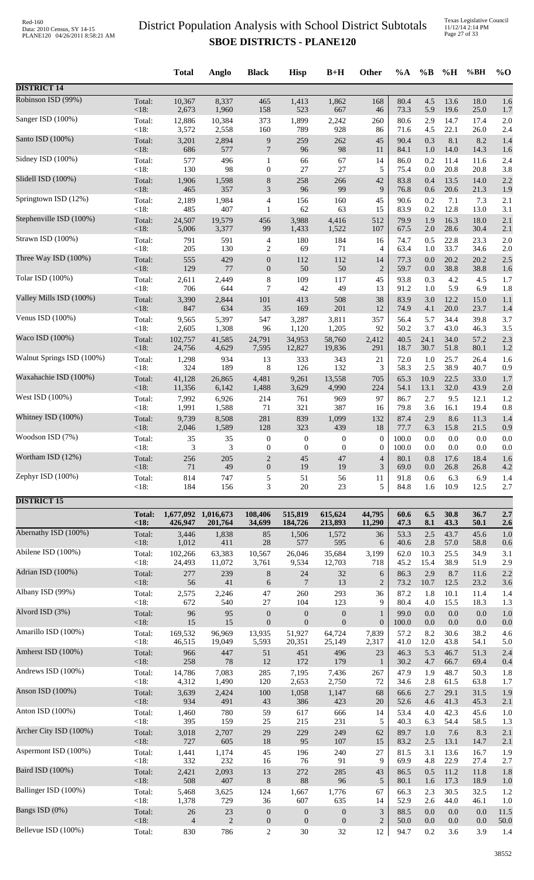# District Population Analysis with School District Subtotals
## SBOE DISTRICTS - PLANE120

| | | Total | Anglo | Black | Hisp | B+H | Other | %A | %B | %H | %BH | %O |
|---|---|---|---|---|---|---|---|---|---|---|---|---|
| **DISTRICT 14** | | | | | | | | | | | | |
| Robinson ISD (99%) | Total: | 10,367 | 8,337 | 465 | 1,413 | 1,862 | 168 | 80.4 | 4.5 | 13.6 | 18.0 | 1.6 |
| | <18: | 2,673 | 1,960 | 158 | 523 | 667 | 46 | 73.3 | 5.9 | 19.6 | 25.0 | 1.7 |
| Sanger ISD (100%) | Total: | 12,886 | 10,384 | 373 | 1,899 | 2,242 | 260 | 80.6 | 2.9 | 14.7 | 17.4 | 2.0 |
| | <18: | 3,572 | 2,558 | 160 | 789 | 928 | 86 | 71.6 | 4.5 | 22.1 | 26.0 | 2.4 |
| Santo ISD (100%) | Total: | 3,201 | 2,894 | 9 | 259 | 262 | 45 | 90.4 | 0.3 | 8.1 | 8.2 | 1.4 |
| | <18: | 686 | 577 | 7 | 96 | 98 | 11 | 84.1 | 1.0 | 14.0 | 14.3 | 1.6 |
| Sidney ISD (100%) | Total: | 577 | 496 | 1 | 66 | 67 | 14 | 86.0 | 0.2 | 11.4 | 11.6 | 2.4 |
| | <18: | 130 | 98 | 0 | 27 | 27 | 5 | 75.4 | 0.0 | 20.8 | 20.8 | 3.8 |
| Slidell ISD (100%) | Total: | 1,906 | 1,598 | 8 | 258 | 266 | 42 | 83.8 | 0.4 | 13.5 | 14.0 | 2.2 |
| | <18: | 465 | 357 | 3 | 96 | 99 | 9 | 76.8 | 0.6 | 20.6 | 21.3 | 1.9 |
| Springtown ISD (12%) | Total: | 2,189 | 1,984 | 4 | 156 | 160 | 45 | 90.6 | 0.2 | 7.1 | 7.3 | 2.1 |
| | <18: | 485 | 407 | 1 | 62 | 63 | 15 | 83.9 | 0.2 | 12.8 | 13.0 | 3.1 |
| Stephenville ISD (100%) | Total: | 24,507 | 19,579 | 456 | 3,988 | 4,416 | 512 | 79.9 | 1.9 | 16.3 | 18.0 | 2.1 |
| | <18: | 5,006 | 3,377 | 99 | 1,433 | 1,522 | 107 | 67.5 | 2.0 | 28.6 | 30.4 | 2.1 |
| Strawn ISD (100%) | Total: | 791 | 591 | 4 | 180 | 184 | 16 | 74.7 | 0.5 | 22.8 | 23.3 | 2.0 |
| | <18: | 205 | 130 | 2 | 69 | 71 | 4 | 63.4 | 1.0 | 33.7 | 34.6 | 2.0 |
| Three Way ISD (100%) | Total: | 555 | 429 | 0 | 112 | 112 | 14 | 77.3 | 0.0 | 20.2 | 20.2 | 2.5 |
| | <18: | 129 | 77 | 0 | 50 | 50 | 2 | 59.7 | 0.0 | 38.8 | 38.8 | 1.6 |
| Tolar ISD (100%) | Total: | 2,611 | 2,449 | 8 | 109 | 117 | 45 | 93.8 | 0.3 | 4.2 | 4.5 | 1.7 |
| | <18: | 706 | 644 | 7 | 42 | 49 | 13 | 91.2 | 1.0 | 5.9 | 6.9 | 1.8 |
| Valley Mills ISD (100%) | Total: | 3,390 | 2,844 | 101 | 413 | 508 | 38 | 83.9 | 3.0 | 12.2 | 15.0 | 1.1 |
| | <18: | 847 | 634 | 35 | 169 | 201 | 12 | 74.9 | 4.1 | 20.0 | 23.7 | 1.4 |
| Venus ISD (100%) | Total: | 9,565 | 5,397 | 547 | 3,287 | 3,811 | 357 | 56.4 | 5.7 | 34.4 | 39.8 | 3.7 |
| | <18: | 2,605 | 1,308 | 96 | 1,120 | 1,205 | 92 | 50.2 | 3.7 | 43.0 | 46.3 | 3.5 |
| Waco ISD (100%) | Total: | 102,757 | 41,585 | 24,791 | 34,953 | 58,760 | 2,412 | 40.5 | 24.1 | 34.0 | 57.2 | 2.3 |
| | <18: | 24,756 | 4,629 | 7,595 | 12,827 | 19,836 | 291 | 18.7 | 30.7 | 51.8 | 80.1 | 1.2 |
| Walnut Springs ISD (100%) | Total: | 1,298 | 934 | 13 | 333 | 343 | 21 | 72.0 | 1.0 | 25.7 | 26.4 | 1.6 |
| | <18: | 324 | 189 | 8 | 126 | 132 | 3 | 58.3 | 2.5 | 38.9 | 40.7 | 0.9 |
| Waxahachie ISD (100%) | Total: | 41,128 | 26,865 | 4,481 | 9,261 | 13,558 | 705 | 65.3 | 10.9 | 22.5 | 33.0 | 1.7 |
| | <18: | 11,356 | 6,142 | 1,488 | 3,629 | 4,990 | 224 | 54.1 | 13.1 | 32.0 | 43.9 | 2.0 |
| West ISD (100%) | Total: | 7,992 | 6,926 | 214 | 761 | 969 | 97 | 86.7 | 2.7 | 9.5 | 12.1 | 1.2 |
| | <18: | 1,991 | 1,588 | 71 | 321 | 387 | 16 | 79.8 | 3.6 | 16.1 | 19.4 | 0.8 |
| Whitney ISD (100%) | Total: | 9,739 | 8,508 | 281 | 839 | 1,099 | 132 | 87.4 | 2.9 | 8.6 | 11.3 | 1.4 |
| | <18: | 2,046 | 1,589 | 128 | 323 | 439 | 18 | 77.7 | 6.3 | 15.8 | 21.5 | 0.9 |
| Woodson ISD (7%) | Total: | 35 | 35 | 0 | 0 | 0 | 0 | 100.0 | 0.0 | 0.0 | 0.0 | 0.0 |
| | <18: | 3 | 3 | 0 | 0 | 0 | 0 | 100.0 | 0.0 | 0.0 | 0.0 | 0.0 |
| Wortham ISD (12%) | Total: | 256 | 205 | 2 | 45 | 47 | 4 | 80.1 | 0.8 | 17.6 | 18.4 | 1.6 |
| | <18: | 71 | 49 | 0 | 19 | 19 | 3 | 69.0 | 0.0 | 26.8 | 26.8 | 4.2 |
| Zephyr ISD (100%) | Total: | 814 | 747 | 5 | 51 | 56 | 11 | 91.8 | 0.6 | 6.3 | 6.9 | 1.4 |
| | <18: | 184 | 156 | 3 | 20 | 23 | 5 | 84.8 | 1.6 | 10.9 | 12.5 | 2.7 |
| **DISTRICT 15** | | | | | | | | | | | | |
| | **Total:** | **1,677,092** | **1,016,673** | **108,406** | **515,819** | **615,624** | **44,795** | **60.6** | **6.5** | **30.8** | **36.7** | **2.7** |
| | **<18:** | **426,947** | **201,764** | **34,699** | **184,726** | **213,893** | **11,290** | **47.3** | **8.1** | **43.3** | **50.1** | **2.6** |
| Abernathy ISD (100%) | Total: | 3,446 | 1,838 | 85 | 1,506 | 1,572 | 36 | 53.3 | 2.5 | 43.7 | 45.6 | 1.0 |
| | <18: | 1,012 | 411 | 28 | 577 | 595 | 6 | 40.6 | 2.8 | 57.0 | 58.8 | 0.6 |
| Abilene ISD (100%) | Total: | 102,266 | 63,383 | 10,567 | 26,046 | 35,684 | 3,199 | 62.0 | 10.3 | 25.5 | 34.9 | 3.1 |
| | <18: | 24,493 | 11,072 | 3,761 | 9,534 | 12,703 | 718 | 45.2 | 15.4 | 38.9 | 51.9 | 2.9 |
| Adrian ISD (100%) | Total: | 277 | 239 | 8 | 24 | 32 | 6 | 86.3 | 2.9 | 8.7 | 11.6 | 2.2 |
| | <18: | 56 | 41 | 6 | 7 | 13 | 2 | 73.2 | 10.7 | 12.5 | 23.2 | 3.6 |
| Albany ISD (99%) | Total: | 2,575 | 2,246 | 47 | 260 | 293 | 36 | 87.2 | 1.8 | 10.1 | 11.4 | 1.4 |
| | <18: | 672 | 540 | 27 | 104 | 123 | 9 | 80.4 | 4.0 | 15.5 | 18.3 | 1.3 |
| Alvord ISD (3%) | Total: | 96 | 95 | 0 | 0 | 0 | 1 | 99.0 | 0.0 | 0.0 | 0.0 | 1.0 |
| | <18: | 15 | 15 | 0 | 0 | 0 | 0 | 100.0 | 0.0 | 0.0 | 0.0 | 0.0 |
| Amarillo ISD (100%) | Total: | 169,532 | 96,969 | 13,935 | 51,927 | 64,724 | 7,839 | 57.2 | 8.2 | 30.6 | 38.2 | 4.6 |
| | <18: | 46,515 | 19,049 | 5,593 | 20,351 | 25,149 | 2,317 | 41.0 | 12.0 | 43.8 | 54.1 | 5.0 |
| Amherst ISD (100%) | Total: | 966 | 447 | 51 | 451 | 496 | 23 | 46.3 | 5.3 | 46.7 | 51.3 | 2.4 |
| | <18: | 258 | 78 | 12 | 172 | 179 | 1 | 30.2 | 4.7 | 66.7 | 69.4 | 0.4 |
| Andrews ISD (100%) | Total: | 14,786 | 7,083 | 285 | 7,195 | 7,436 | 267 | 47.9 | 1.9 | 48.7 | 50.3 | 1.8 |
| | <18: | 4,312 | 1,490 | 120 | 2,653 | 2,750 | 72 | 34.6 | 2.8 | 61.5 | 63.8 | 1.7 |
| Anson ISD (100%) | Total: | 3,639 | 2,424 | 100 | 1,058 | 1,147 | 68 | 66.6 | 2.7 | 29.1 | 31.5 | 1.9 |
| | <18: | 934 | 491 | 43 | 386 | 423 | 20 | 52.6 | 4.6 | 41.3 | 45.3 | 2.1 |
| Anton ISD (100%) | Total: | 1,460 | 780 | 59 | 617 | 666 | 14 | 53.4 | 4.0 | 42.3 | 45.6 | 1.0 |
| | <18: | 395 | 159 | 25 | 215 | 231 | 5 | 40.3 | 6.3 | 54.4 | 58.5 | 1.3 |
| Archer City ISD (100%) | Total: | 3,018 | 2,707 | 29 | 229 | 249 | 62 | 89.7 | 1.0 | 7.6 | 8.3 | 2.1 |
| | <18: | 727 | 605 | 18 | 95 | 107 | 15 | 83.2 | 2.5 | 13.1 | 14.7 | 2.1 |
| Aspermont ISD (100%) | Total: | 1,441 | 1,174 | 45 | 196 | 240 | 27 | 81.5 | 3.1 | 13.6 | 16.7 | 1.9 |
| | <18: | 332 | 232 | 16 | 76 | 91 | 9 | 69.9 | 4.8 | 22.9 | 27.4 | 2.7 |
| Baird ISD (100%) | Total: | 2,421 | 2,093 | 13 | 272 | 285 | 43 | 86.5 | 0.5 | 11.2 | 11.8 | 1.8 |
| | <18: | 508 | 407 | 8 | 88 | 96 | 5 | 80.1 | 1.6 | 17.3 | 18.9 | 1.0 |
| Ballinger ISD (100%) | Total: | 5,468 | 3,625 | 124 | 1,667 | 1,776 | 67 | 66.3 | 2.3 | 30.5 | 32.5 | 1.2 |
| | <18: | 1,378 | 729 | 36 | 607 | 635 | 14 | 52.9 | 2.6 | 44.0 | 46.1 | 1.0 |
| Bangs ISD (0%) | Total: | 26 | 23 | 0 | 0 | 0 | 3 | 88.5 | 0.0 | 0.0 | 0.0 | 11.5 |
| | <18: | 4 | 2 | 0 | 0 | 0 | 2 | 50.0 | 0.0 | 0.0 | 0.0 | 50.0 |
| Bellevue ISD (100%) | Total: | 830 | 786 | 2 | 30 | 32 | 12 | 94.7 | 0.2 | 3.6 | 3.9 | 1.4 |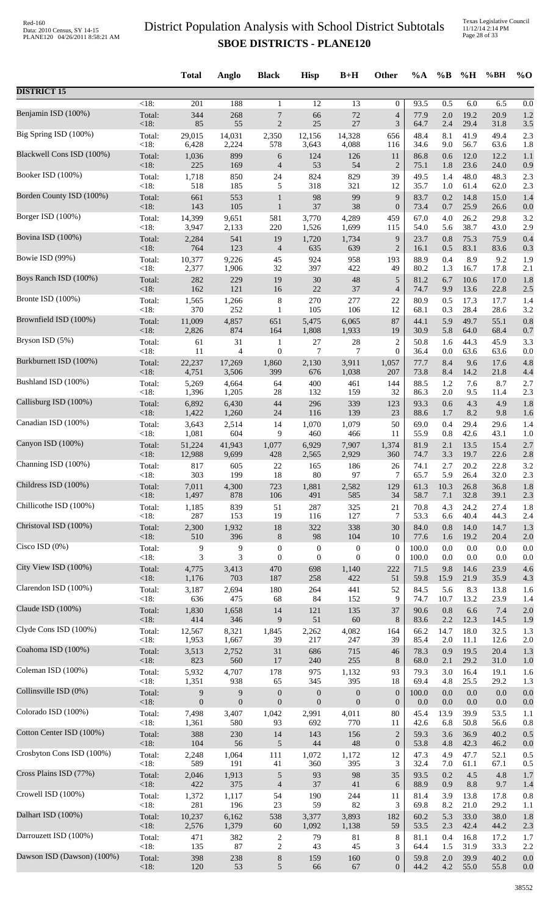# District Population Analysis with School District Subtotals

## SBOE DISTRICTS - PLANE120

| | | Total | Anglo | Black | Hisp | B+H | Other | %A | %B | %H | %BH | %O |
|---|---|---|---|---|---|---|---|---|---|---|---|---|
| **DISTRICT 15** | | | | | | | | | | | | |
| | <18: | 201 | 188 | 1 | 12 | 13 | 0 | 93.5 | 0.5 | 6.0 | 6.5 | 0.0 |
| Benjamin ISD (100%) | Total: | 344 | 268 | 7 | 66 | 72 | 4 | 77.9 | 2.0 | 19.2 | 20.9 | 1.2 |
| | <18: | 85 | 55 | 2 | 25 | 27 | 3 | 64.7 | 2.4 | 29.4 | 31.8 | 3.5 |
| Big Spring ISD (100%) | Total: | 29,015 | 14,031 | 2,350 | 12,156 | 14,328 | 656 | 48.4 | 8.1 | 41.9 | 49.4 | 2.3 |
| | <18: | 6,428 | 2,224 | 578 | 3,643 | 4,088 | 116 | 34.6 | 9.0 | 56.7 | 63.6 | 1.8 |
| Blackwell Cons ISD (100%) | Total: | 1,036 | 899 | 6 | 124 | 126 | 11 | 86.8 | 0.6 | 12.0 | 12.2 | 1.1 |
| | <18: | 225 | 169 | 4 | 53 | 54 | 2 | 75.1 | 1.8 | 23.6 | 24.0 | 0.9 |
| Booker ISD (100%) | Total: | 1,718 | 850 | 24 | 824 | 829 | 39 | 49.5 | 1.4 | 48.0 | 48.3 | 2.3 |
| | <18: | 518 | 185 | 5 | 318 | 321 | 12 | 35.7 | 1.0 | 61.4 | 62.0 | 2.3 |
| Borden County ISD (100%) | Total: | 661 | 553 | 1 | 98 | 99 | 9 | 83.7 | 0.2 | 14.8 | 15.0 | 1.4 |
| | <18: | 143 | 105 | 1 | 37 | 38 | 0 | 73.4 | 0.7 | 25.9 | 26.6 | 0.0 |
| Borger ISD (100%) | Total: | 14,399 | 9,651 | 581 | 3,770 | 4,289 | 459 | 67.0 | 4.0 | 26.2 | 29.8 | 3.2 |
| | <18: | 3,947 | 2,133 | 220 | 1,526 | 1,699 | 115 | 54.0 | 5.6 | 38.7 | 43.0 | 2.9 |
| Bovina ISD (100%) | Total: | 2,284 | 541 | 19 | 1,720 | 1,734 | 9 | 23.7 | 0.8 | 75.3 | 75.9 | 0.4 |
| | <18: | 764 | 123 | 4 | 635 | 639 | 2 | 16.1 | 0.5 | 83.1 | 83.6 | 0.3 |
| Bowie ISD (99%) | Total: | 10,377 | 9,226 | 45 | 924 | 958 | 193 | 88.9 | 0.4 | 8.9 | 9.2 | 1.9 |
| | <18: | 2,377 | 1,906 | 32 | 397 | 422 | 49 | 80.2 | 1.3 | 16.7 | 17.8 | 2.1 |
| Boys Ranch ISD (100%) | Total: | 282 | 229 | 19 | 30 | 48 | 5 | 81.2 | 6.7 | 10.6 | 17.0 | 1.8 |
| | <18: | 162 | 121 | 16 | 22 | 37 | 4 | 74.7 | 9.9 | 13.6 | 22.8 | 2.5 |
| Bronte ISD (100%) | Total: | 1,565 | 1,266 | 8 | 270 | 277 | 22 | 80.9 | 0.5 | 17.3 | 17.7 | 1.4 |
| | <18: | 370 | 252 | 1 | 105 | 106 | 12 | 68.1 | 0.3 | 28.4 | 28.6 | 3.2 |
| Brownfield ISD (100%) | Total: | 11,009 | 4,857 | 651 | 5,475 | 6,065 | 87 | 44.1 | 5.9 | 49.7 | 55.1 | 0.8 |
| | <18: | 2,826 | 874 | 164 | 1,808 | 1,933 | 19 | 30.9 | 5.8 | 64.0 | 68.4 | 0.7 |
| Bryson ISD (5%) | Total: | 61 | 31 | 1 | 27 | 28 | 2 | 50.8 | 1.6 | 44.3 | 45.9 | 3.3 |
| | <18: | 11 | 4 | 0 | 7 | 7 | 0 | 36.4 | 0.0 | 63.6 | 63.6 | 0.0 |
| Burkburnett ISD (100%) | Total: | 22,237 | 17,269 | 1,860 | 2,130 | 3,911 | 1,057 | 77.7 | 8.4 | 9.6 | 17.6 | 4.8 |
| | <18: | 4,751 | 3,506 | 399 | 676 | 1,038 | 207 | 73.8 | 8.4 | 14.2 | 21.8 | 4.4 |
| Bushland ISD (100%) | Total: | 5,269 | 4,664 | 64 | 400 | 461 | 144 | 88.5 | 1.2 | 7.6 | 8.7 | 2.7 |
| | <18: | 1,396 | 1,205 | 28 | 132 | 159 | 32 | 86.3 | 2.0 | 9.5 | 11.4 | 2.3 |
| Callisburg ISD (100%) | Total: | 6,892 | 6,430 | 44 | 296 | 339 | 123 | 93.3 | 0.6 | 4.3 | 4.9 | 1.8 |
| | <18: | 1,422 | 1,260 | 24 | 116 | 139 | 23 | 88.6 | 1.7 | 8.2 | 9.8 | 1.6 |
| Canadian ISD (100%) | Total: | 3,643 | 2,514 | 14 | 1,070 | 1,079 | 50 | 69.0 | 0.4 | 29.4 | 29.6 | 1.4 |
| | <18: | 1,081 | 604 | 9 | 460 | 466 | 11 | 55.9 | 0.8 | 42.6 | 43.1 | 1.0 |
| Canyon ISD (100%) | Total: | 51,224 | 41,943 | 1,077 | 6,929 | 7,907 | 1,374 | 81.9 | 2.1 | 13.5 | 15.4 | 2.7 |
| | <18: | 12,988 | 9,699 | 428 | 2,565 | 2,929 | 360 | 74.7 | 3.3 | 19.7 | 22.6 | 2.8 |
| Channing ISD (100%) | Total: | 817 | 605 | 22 | 165 | 186 | 26 | 74.1 | 2.7 | 20.2 | 22.8 | 3.2 |
| | <18: | 303 | 199 | 18 | 80 | 97 | 7 | 65.7 | 5.9 | 26.4 | 32.0 | 2.3 |
| Childress ISD (100%) | Total: | 7,011 | 4,300 | 723 | 1,881 | 2,582 | 129 | 61.3 | 10.3 | 26.8 | 36.8 | 1.8 |
| | <18: | 1,497 | 878 | 106 | 491 | 585 | 34 | 58.7 | 7.1 | 32.8 | 39.1 | 2.3 |
| Chillicothe ISD (100%) | Total: | 1,185 | 839 | 51 | 287 | 325 | 21 | 70.8 | 4.3 | 24.2 | 27.4 | 1.8 |
| | <18: | 287 | 153 | 19 | 116 | 127 | 7 | 53.3 | 6.6 | 40.4 | 44.3 | 2.4 |
| Christoval ISD (100%) | Total: | 2,300 | 1,932 | 18 | 322 | 338 | 30 | 84.0 | 0.8 | 14.0 | 14.7 | 1.3 |
| | <18: | 510 | 396 | 8 | 98 | 104 | 10 | 77.6 | 1.6 | 19.2 | 20.4 | 2.0 |
| Cisco ISD (0%) | Total: | 9 | 9 | 0 | 0 | 0 | 0 | 100.0 | 0.0 | 0.0 | 0.0 | 0.0 |
| | <18: | 3 | 3 | 0 | 0 | 0 | 0 | 100.0 | 0.0 | 0.0 | 0.0 | 0.0 |
| City View ISD (100%) | Total: | 4,775 | 3,413 | 470 | 698 | 1,140 | 222 | 71.5 | 9.8 | 14.6 | 23.9 | 4.6 |
| | <18: | 1,176 | 703 | 187 | 258 | 422 | 51 | 59.8 | 15.9 | 21.9 | 35.9 | 4.3 |
| Clarendon ISD (100%) | Total: | 3,187 | 2,694 | 180 | 264 | 441 | 52 | 84.5 | 5.6 | 8.3 | 13.8 | 1.6 |
| | <18: | 636 | 475 | 68 | 84 | 152 | 9 | 74.7 | 10.7 | 13.2 | 23.9 | 1.4 |
| Claude ISD (100%) | Total: | 1,830 | 1,658 | 14 | 121 | 135 | 37 | 90.6 | 0.8 | 6.6 | 7.4 | 2.0 |
| | <18: | 414 | 346 | 9 | 51 | 60 | 8 | 83.6 | 2.2 | 12.3 | 14.5 | 1.9 |
| Clyde Cons ISD (100%) | Total: | 12,567 | 8,321 | 1,845 | 2,262 | 4,082 | 164 | 66.2 | 14.7 | 18.0 | 32.5 | 1.3 |
| | <18: | 1,953 | 1,667 | 39 | 217 | 247 | 39 | 85.4 | 2.0 | 11.1 | 12.6 | 2.0 |
| Coahoma ISD (100%) | Total: | 3,513 | 2,752 | 31 | 686 | 715 | 46 | 78.3 | 0.9 | 19.5 | 20.4 | 1.3 |
| | <18: | 823 | 560 | 17 | 240 | 255 | 8 | 68.0 | 2.1 | 29.2 | 31.0 | 1.0 |
| Coleman ISD (100%) | Total: | 5,932 | 4,707 | 178 | 975 | 1,132 | 93 | 79.3 | 3.0 | 16.4 | 19.1 | 1.6 |
| | <18: | 1,351 | 938 | 65 | 345 | 395 | 18 | 69.4 | 4.8 | 25.5 | 29.2 | 1.3 |
| Collinsville ISD (0%) | Total: | 9 | 9 | 0 | 0 | 0 | 0 | 100.0 | 0.0 | 0.0 | 0.0 | 0.0 |
| | <18: | 0 | 0 | 0 | 0 | 0 | 0 | 0.0 | 0.0 | 0.0 | 0.0 | 0.0 |
| Colorado ISD (100%) | Total: | 7,498 | 3,407 | 1,042 | 2,991 | 4,011 | 80 | 45.4 | 13.9 | 39.9 | 53.5 | 1.1 |
| | <18: | 1,361 | 580 | 93 | 692 | 770 | 11 | 42.6 | 6.8 | 50.8 | 56.6 | 0.8 |
| Cotton Center ISD (100%) | Total: | 388 | 230 | 14 | 143 | 156 | 2 | 59.3 | 3.6 | 36.9 | 40.2 | 0.5 |
| | <18: | 104 | 56 | 5 | 44 | 48 | 0 | 53.8 | 4.8 | 42.3 | 46.2 | 0.0 |
| Crosbyton Cons ISD (100%) | Total: | 2,248 | 1,064 | 111 | 1,072 | 1,172 | 12 | 47.3 | 4.9 | 47.7 | 52.1 | 0.5 |
| | <18: | 589 | 191 | 41 | 360 | 395 | 3 | 32.4 | 7.0 | 61.1 | 67.1 | 0.5 |
| Cross Plains ISD (77%) | Total: | 2,046 | 1,913 | 5 | 93 | 98 | 35 | 93.5 | 0.2 | 4.5 | 4.8 | 1.7 |
| | <18: | 422 | 375 | 4 | 37 | 41 | 6 | 88.9 | 0.9 | 8.8 | 9.7 | 1.4 |
| Crowell ISD (100%) | Total: | 1,372 | 1,117 | 54 | 190 | 244 | 11 | 81.4 | 3.9 | 13.8 | 17.8 | 0.8 |
| | <18: | 281 | 196 | 23 | 59 | 82 | 3 | 69.8 | 8.2 | 21.0 | 29.2 | 1.1 |
| Dalhart ISD (100%) | Total: | 10,237 | 6,162 | 538 | 3,377 | 3,893 | 182 | 60.2 | 5.3 | 33.0 | 38.0 | 1.8 |
| | <18: | 2,576 | 1,379 | 60 | 1,092 | 1,138 | 59 | 53.5 | 2.3 | 42.4 | 44.2 | 2.3 |
| Darrouzett ISD (100%) | Total: | 471 | 382 | 2 | 79 | 81 | 8 | 81.1 | 0.4 | 16.8 | 17.2 | 1.7 |
| | <18: | 135 | 87 | 2 | 43 | 45 | 3 | 64.4 | 1.5 | 31.9 | 33.3 | 2.2 |
| Dawson ISD (Dawson) (100%) | Total: | 398 | 238 | 8 | 159 | 160 | 0 | 59.8 | 2.0 | 39.9 | 40.2 | 0.0 |
| | <18: | 120 | 53 | 5 | 66 | 67 | 0 | 44.2 | 4.2 | 55.0 | 55.8 | 0.0 |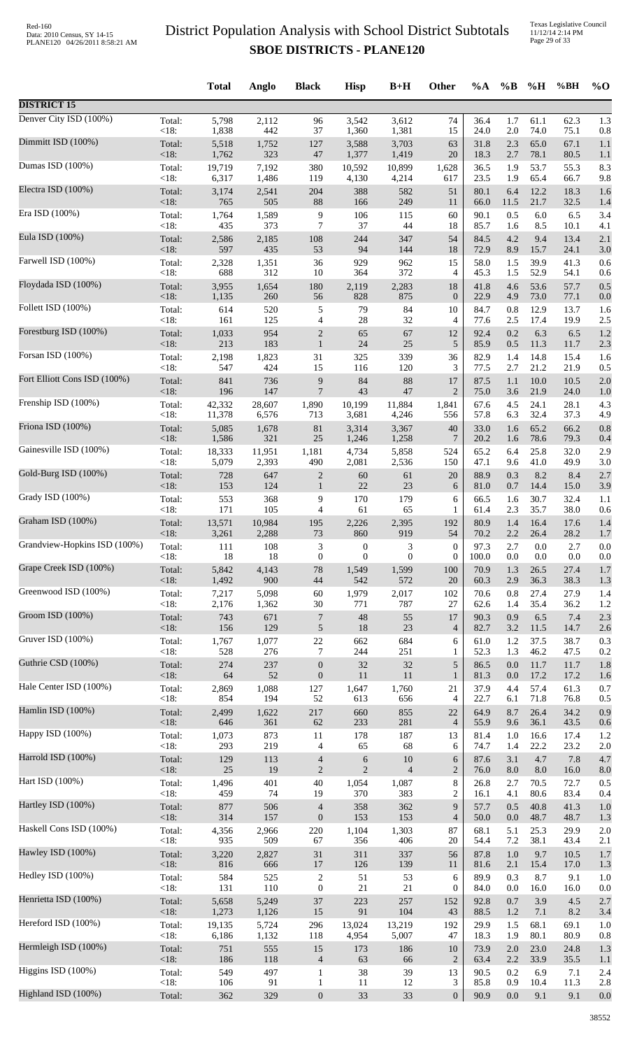# District Population Analysis with School District Subtotals

## SBOE DISTRICTS - PLANE120

|  |  | Total | Anglo | Black | Hisp | B+H | Other | %A | %B | %H | %BH | %O |
|---|---|---|---|---|---|---|---|---|---|---|---|---|
| **DISTRICT 15** |  |  |  |  |  |  |  |  |  |  |  |  |
| Denver City ISD (100%) | Total: | 5,798 | 2,112 | 96 | 3,542 | 3,612 | 74 | 36.4 | 1.7 | 61.1 | 62.3 | 1.3 |
|  | <18: | 1,838 | 442 | 37 | 1,360 | 1,381 | 15 | 24.0 | 2.0 | 74.0 | 75.1 | 0.8 |
| Dimmitt ISD (100%) | Total: | 5,518 | 1,752 | 127 | 3,588 | 3,703 | 63 | 31.8 | 2.3 | 65.0 | 67.1 | 1.1 |
|  | <18: | 1,762 | 323 | 47 | 1,377 | 1,419 | 20 | 18.3 | 2.7 | 78.1 | 80.5 | 1.1 |
| Dumas ISD (100%) | Total: | 19,719 | 7,192 | 380 | 10,592 | 10,899 | 1,628 | 36.5 | 1.9 | 53.7 | 55.3 | 8.3 |
|  | <18: | 6,317 | 1,486 | 119 | 4,130 | 4,214 | 617 | 23.5 | 1.9 | 65.4 | 66.7 | 9.8 |
| Electra ISD (100%) | Total: | 3,174 | 2,541 | 204 | 388 | 582 | 51 | 80.1 | 6.4 | 12.2 | 18.3 | 1.6 |
|  | <18: | 765 | 505 | 88 | 166 | 249 | 11 | 66.0 | 11.5 | 21.7 | 32.5 | 1.4 |
| Era ISD (100%) | Total: | 1,764 | 1,589 | 9 | 106 | 115 | 60 | 90.1 | 0.5 | 6.0 | 6.5 | 3.4 |
|  | <18: | 435 | 373 | 7 | 37 | 44 | 18 | 85.7 | 1.6 | 8.5 | 10.1 | 4.1 |
| Eula ISD (100%) | Total: | 2,586 | 2,185 | 108 | 244 | 347 | 54 | 84.5 | 4.2 | 9.4 | 13.4 | 2.1 |
|  | <18: | 597 | 435 | 53 | 94 | 144 | 18 | 72.9 | 8.9 | 15.7 | 24.1 | 3.0 |
| Farwell ISD (100%) | Total: | 2,328 | 1,351 | 36 | 929 | 962 | 15 | 58.0 | 1.5 | 39.9 | 41.3 | 0.6 |
|  | <18: | 688 | 312 | 10 | 364 | 372 | 4 | 45.3 | 1.5 | 52.9 | 54.1 | 0.6 |
| Floydada ISD (100%) | Total: | 3,955 | 1,654 | 180 | 2,119 | 2,283 | 18 | 41.8 | 4.6 | 53.6 | 57.7 | 0.5 |
|  | <18: | 1,135 | 260 | 56 | 828 | 875 | 0 | 22.9 | 4.9 | 73.0 | 77.1 | 0.0 |
| Follett ISD (100%) | Total: | 614 | 520 | 5 | 79 | 84 | 10 | 84.7 | 0.8 | 12.9 | 13.7 | 1.6 |
|  | <18: | 161 | 125 | 4 | 28 | 32 | 4 | 77.6 | 2.5 | 17.4 | 19.9 | 2.5 |
| Forestburg ISD (100%) | Total: | 1,033 | 954 | 2 | 65 | 67 | 12 | 92.4 | 0.2 | 6.3 | 6.5 | 1.2 |
|  | <18: | 213 | 183 | 1 | 24 | 25 | 5 | 85.9 | 0.5 | 11.3 | 11.7 | 2.3 |
| Forsan ISD (100%) | Total: | 2,198 | 1,823 | 31 | 325 | 339 | 36 | 82.9 | 1.4 | 14.8 | 15.4 | 1.6 |
|  | <18: | 547 | 424 | 15 | 116 | 120 | 3 | 77.5 | 2.7 | 21.2 | 21.9 | 0.5 |
| Fort Elliott Cons ISD (100%) | Total: | 841 | 736 | 9 | 84 | 88 | 17 | 87.5 | 1.1 | 10.0 | 10.5 | 2.0 |
|  | <18: | 196 | 147 | 7 | 43 | 47 | 2 | 75.0 | 3.6 | 21.9 | 24.0 | 1.0 |
| Frenship ISD (100%) | Total: | 42,332 | 28,607 | 1,890 | 10,199 | 11,884 | 1,841 | 67.6 | 4.5 | 24.1 | 28.1 | 4.3 |
|  | <18: | 11,378 | 6,576 | 713 | 3,681 | 4,246 | 556 | 57.8 | 6.3 | 32.4 | 37.3 | 4.9 |
| Friona ISD (100%) | Total: | 5,085 | 1,678 | 81 | 3,314 | 3,367 | 40 | 33.0 | 1.6 | 65.2 | 66.2 | 0.8 |
|  | <18: | 1,586 | 321 | 25 | 1,246 | 1,258 | 7 | 20.2 | 1.6 | 78.6 | 79.3 | 0.4 |
| Gainesville ISD (100%) | Total: | 18,333 | 11,951 | 1,181 | 4,734 | 5,858 | 524 | 65.2 | 6.4 | 25.8 | 32.0 | 2.9 |
|  | <18: | 5,079 | 2,393 | 490 | 2,081 | 2,536 | 150 | 47.1 | 9.6 | 41.0 | 49.9 | 3.0 |
| Gold-Burg ISD (100%) | Total: | 728 | 647 | 2 | 60 | 61 | 20 | 88.9 | 0.3 | 8.2 | 8.4 | 2.7 |
|  | <18: | 153 | 124 | 1 | 22 | 23 | 6 | 81.0 | 0.7 | 14.4 | 15.0 | 3.9 |
| Grady ISD (100%) | Total: | 553 | 368 | 9 | 170 | 179 | 6 | 66.5 | 1.6 | 30.7 | 32.4 | 1.1 |
|  | <18: | 171 | 105 | 4 | 61 | 65 | 1 | 61.4 | 2.3 | 35.7 | 38.0 | 0.6 |
| Graham ISD (100%) | Total: | 13,571 | 10,984 | 195 | 2,226 | 2,395 | 192 | 80.9 | 1.4 | 16.4 | 17.6 | 1.4 |
|  | <18: | 3,261 | 2,288 | 73 | 860 | 919 | 54 | 70.2 | 2.2 | 26.4 | 28.2 | 1.7 |
| Grandview-Hopkins ISD (100%) | Total: | 111 | 108 | 3 | 0 | 3 | 0 | 97.3 | 2.7 | 0.0 | 2.7 | 0.0 |
|  | <18: | 18 | 18 | 0 | 0 | 0 | 0 | 100.0 | 0.0 | 0.0 | 0.0 | 0.0 |
| Grape Creek ISD (100%) | Total: | 5,842 | 4,143 | 78 | 1,549 | 1,599 | 100 | 70.9 | 1.3 | 26.5 | 27.4 | 1.7 |
|  | <18: | 1,492 | 900 | 44 | 542 | 572 | 20 | 60.3 | 2.9 | 36.3 | 38.3 | 1.3 |
| Greenwood ISD (100%) | Total: | 7,217 | 5,098 | 60 | 1,979 | 2,017 | 102 | 70.6 | 0.8 | 27.4 | 27.9 | 1.4 |
|  | <18: | 2,176 | 1,362 | 30 | 771 | 787 | 27 | 62.6 | 1.4 | 35.4 | 36.2 | 1.2 |
| Groom ISD (100%) | Total: | 743 | 671 | 7 | 48 | 55 | 17 | 90.3 | 0.9 | 6.5 | 7.4 | 2.3 |
|  | <18: | 156 | 129 | 5 | 18 | 23 | 4 | 82.7 | 3.2 | 11.5 | 14.7 | 2.6 |
| Gruver ISD (100%) | Total: | 1,767 | 1,077 | 22 | 662 | 684 | 6 | 61.0 | 1.2 | 37.5 | 38.7 | 0.3 |
|  | <18: | 528 | 276 | 7 | 244 | 251 | 1 | 52.3 | 1.3 | 46.2 | 47.5 | 0.2 |
| Guthrie CSD (100%) | Total: | 274 | 237 | 0 | 32 | 32 | 5 | 86.5 | 0.0 | 11.7 | 11.7 | 1.8 |
|  | <18: | 64 | 52 | 0 | 11 | 11 | 1 | 81.3 | 0.0 | 17.2 | 17.2 | 1.6 |
| Hale Center ISD (100%) | Total: | 2,869 | 1,088 | 127 | 1,647 | 1,760 | 21 | 37.9 | 4.4 | 57.4 | 61.3 | 0.7 |
|  | <18: | 854 | 194 | 52 | 613 | 656 | 4 | 22.7 | 6.1 | 71.8 | 76.8 | 0.5 |
| Hamlin ISD (100%) | Total: | 2,499 | 1,622 | 217 | 660 | 855 | 22 | 64.9 | 8.7 | 26.4 | 34.2 | 0.9 |
|  | <18: | 646 | 361 | 62 | 233 | 281 | 4 | 55.9 | 9.6 | 36.1 | 43.5 | 0.6 |
| Happy ISD (100%) | Total: | 1,073 | 873 | 11 | 178 | 187 | 13 | 81.4 | 1.0 | 16.6 | 17.4 | 1.2 |
|  | <18: | 293 | 219 | 4 | 65 | 68 | 6 | 74.7 | 1.4 | 22.2 | 23.2 | 2.0 |
| Harrold ISD (100%) | Total: | 129 | 113 | 4 | 6 | 10 | 6 | 87.6 | 3.1 | 4.7 | 7.8 | 4.7 |
|  | <18: | 25 | 19 | 2 | 2 | 4 | 2 | 76.0 | 8.0 | 8.0 | 16.0 | 8.0 |
| Hart ISD (100%) | Total: | 1,496 | 401 | 40 | 1,054 | 1,087 | 8 | 26.8 | 2.7 | 70.5 | 72.7 | 0.5 |
|  | <18: | 459 | 74 | 19 | 370 | 383 | 2 | 16.1 | 4.1 | 80.6 | 83.4 | 0.4 |
| Hartley ISD (100%) | Total: | 877 | 506 | 4 | 358 | 362 | 9 | 57.7 | 0.5 | 40.8 | 41.3 | 1.0 |
|  | <18: | 314 | 157 | 0 | 153 | 153 | 4 | 50.0 | 0.0 | 48.7 | 48.7 | 1.3 |
| Haskell Cons ISD (100%) | Total: | 4,356 | 2,966 | 220 | 1,104 | 1,303 | 87 | 68.1 | 5.1 | 25.3 | 29.9 | 2.0 |
|  | <18: | 935 | 509 | 67 | 356 | 406 | 20 | 54.4 | 7.2 | 38.1 | 43.4 | 2.1 |
| Hawley ISD (100%) | Total: | 3,220 | 2,827 | 31 | 311 | 337 | 56 | 87.8 | 1.0 | 9.7 | 10.5 | 1.7 |
|  | <18: | 816 | 666 | 17 | 126 | 139 | 11 | 81.6 | 2.1 | 15.4 | 17.0 | 1.3 |
| Hedley ISD (100%) | Total: | 584 | 525 | 2 | 51 | 53 | 6 | 89.9 | 0.3 | 8.7 | 9.1 | 1.0 |
|  | <18: | 131 | 110 | 0 | 21 | 21 | 0 | 84.0 | 0.0 | 16.0 | 16.0 | 0.0 |
| Henrietta ISD (100%) | Total: | 5,658 | 5,249 | 37 | 223 | 257 | 152 | 92.8 | 0.7 | 3.9 | 4.5 | 2.7 |
|  | <18: | 1,273 | 1,126 | 15 | 91 | 104 | 43 | 88.5 | 1.2 | 7.1 | 8.2 | 3.4 |
| Hereford ISD (100%) | Total: | 19,135 | 5,724 | 296 | 13,024 | 13,219 | 192 | 29.9 | 1.5 | 68.1 | 69.1 | 1.0 |
|  | <18: | 6,186 | 1,132 | 118 | 4,954 | 5,007 | 47 | 18.3 | 1.9 | 80.1 | 80.9 | 0.8 |
| Hermleigh ISD (100%) | Total: | 751 | 555 | 15 | 173 | 186 | 10 | 73.9 | 2.0 | 23.0 | 24.8 | 1.3 |
|  | <18: | 186 | 118 | 4 | 63 | 66 | 2 | 63.4 | 2.2 | 33.9 | 35.5 | 1.1 |
| Higgins ISD (100%) | Total: | 549 | 497 | 1 | 38 | 39 | 13 | 90.5 | 0.2 | 6.9 | 7.1 | 2.4 |
|  | <18: | 106 | 91 | 1 | 11 | 12 | 3 | 85.8 | 0.9 | 10.4 | 11.3 | 2.8 |
| Highland ISD (100%) | Total: | 362 | 329 | 0 | 33 | 33 | 0 | 90.9 | 0.0 | 9.1 | 9.1 | 0.0 |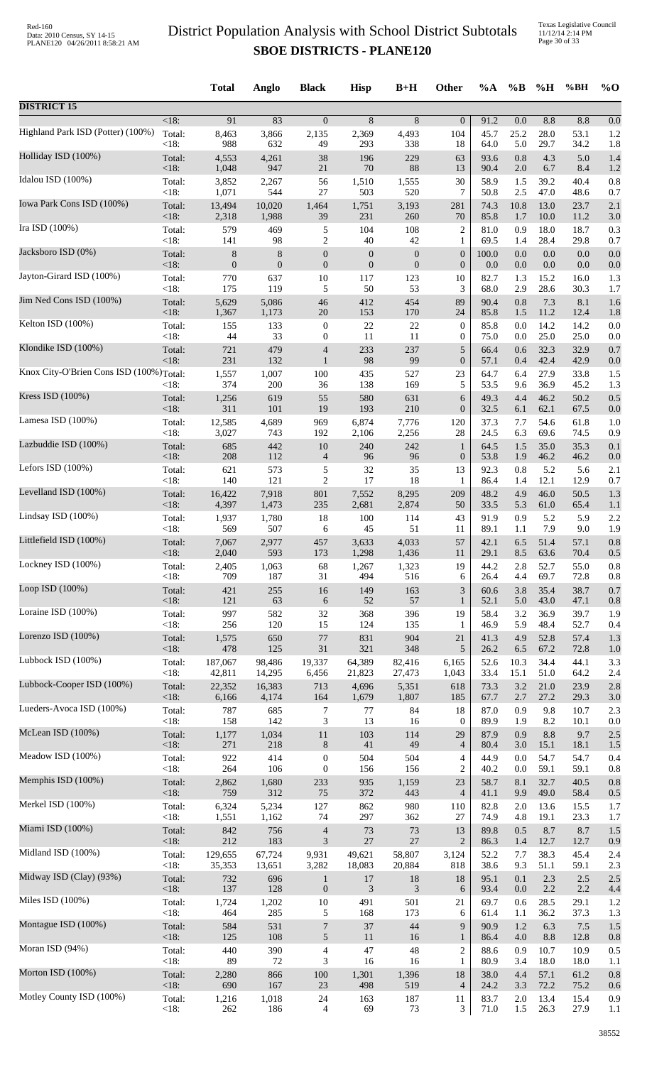# District Population Analysis with School District Subtotals

## SBOE DISTRICTS - PLANE120

| | | Total | Anglo | Black | Hisp | B+H | Other | %A | %B | %H | %BH | %O |
|---|---|---|---|---|---|---|---|---|---|---|---|---|
| **DISTRICT 15** | | | | | | | | | | | | |
| | <18: | 91 | 83 | 0 | 8 | 8 | 0 | 91.2 | 0.0 | 8.8 | 8.8 | 0.0 |
| Highland Park ISD (Potter) (100%) | Total: | 8,463 | 3,866 | 2,135 | 2,369 | 4,493 | 104 | 45.7 | 25.2 | 28.0 | 53.1 | 1.2 |
| | <18: | 988 | 632 | 49 | 293 | 338 | 18 | 64.0 | 5.0 | 29.7 | 34.2 | 1.8 |
| Holliday ISD (100%) | Total: | 4,553 | 4,261 | 38 | 196 | 229 | 63 | 93.6 | 0.8 | 4.3 | 5.0 | 1.4 |
| | <18: | 1,048 | 947 | 21 | 70 | 88 | 13 | 90.4 | 2.0 | 6.7 | 8.4 | 1.2 |
| Idalou ISD (100%) | Total: | 3,852 | 2,267 | 56 | 1,510 | 1,555 | 30 | 58.9 | 1.5 | 39.2 | 40.4 | 0.8 |
| | <18: | 1,071 | 544 | 27 | 503 | 520 | 7 | 50.8 | 2.5 | 47.0 | 48.6 | 0.7 |
| Iowa Park Cons ISD (100%) | Total: | 13,494 | 10,020 | 1,464 | 1,751 | 3,193 | 281 | 74.3 | 10.8 | 13.0 | 23.7 | 2.1 |
| | <18: | 2,318 | 1,988 | 39 | 231 | 260 | 70 | 85.8 | 1.7 | 10.0 | 11.2 | 3.0 |
| Ira ISD (100%) | Total: | 579 | 469 | 5 | 104 | 108 | 2 | 81.0 | 0.9 | 18.0 | 18.7 | 0.3 |
| | <18: | 141 | 98 | 2 | 40 | 42 | 1 | 69.5 | 1.4 | 28.4 | 29.8 | 0.7 |
| Jacksboro ISD (0%) | Total: | 8 | 8 | 0 | 0 | 0 | 0 | 100.0 | 0.0 | 0.0 | 0.0 | 0.0 |
| | <18: | 0 | 0 | 0 | 0 | 0 | 0 | 0.0 | 0.0 | 0.0 | 0.0 | 0.0 |
| Jayton-Girard ISD (100%) | Total: | 770 | 637 | 10 | 117 | 123 | 10 | 82.7 | 1.3 | 15.2 | 16.0 | 1.3 |
| | <18: | 175 | 119 | 5 | 50 | 53 | 3 | 68.0 | 2.9 | 28.6 | 30.3 | 1.7 |
| Jim Ned Cons ISD (100%) | Total: | 5,629 | 5,086 | 46 | 412 | 454 | 89 | 90.4 | 0.8 | 7.3 | 8.1 | 1.6 |
| | <18: | 1,367 | 1,173 | 20 | 153 | 170 | 24 | 85.8 | 1.5 | 11.2 | 12.4 | 1.8 |
| Kelton ISD (100%) | Total: | 155 | 133 | 0 | 22 | 22 | 0 | 85.8 | 0.0 | 14.2 | 14.2 | 0.0 |
| | <18: | 44 | 33 | 0 | 11 | 11 | 0 | 75.0 | 0.0 | 25.0 | 25.0 | 0.0 |
| Klondike ISD (100%) | Total: | 721 | 479 | 4 | 233 | 237 | 5 | 66.4 | 0.6 | 32.3 | 32.9 | 0.7 |
| | <18: | 231 | 132 | 1 | 98 | 99 | 0 | 57.1 | 0.4 | 42.4 | 42.9 | 0.0 |
| Knox City-O'Brien Cons ISD (100%) | Total: | 1,557 | 1,007 | 100 | 435 | 527 | 23 | 64.7 | 6.4 | 27.9 | 33.8 | 1.5 |
| | <18: | 374 | 200 | 36 | 138 | 169 | 5 | 53.5 | 9.6 | 36.9 | 45.2 | 1.3 |
| Kress ISD (100%) | Total: | 1,256 | 619 | 55 | 580 | 631 | 6 | 49.3 | 4.4 | 46.2 | 50.2 | 0.5 |
| | <18: | 311 | 101 | 19 | 193 | 210 | 0 | 32.5 | 6.1 | 62.1 | 67.5 | 0.0 |
| Lamesa ISD (100%) | Total: | 12,585 | 4,689 | 969 | 6,874 | 7,776 | 120 | 37.3 | 7.7 | 54.6 | 61.8 | 1.0 |
| | <18: | 3,027 | 743 | 192 | 2,106 | 2,256 | 28 | 24.5 | 6.3 | 69.6 | 74.5 | 0.9 |
| Lazbuddie ISD (100%) | Total: | 685 | 442 | 10 | 240 | 242 | 1 | 64.5 | 1.5 | 35.0 | 35.3 | 0.1 |
| | <18: | 208 | 112 | 4 | 96 | 96 | 0 | 53.8 | 1.9 | 46.2 | 46.2 | 0.0 |
| Lefors ISD (100%) | Total: | 621 | 573 | 5 | 32 | 35 | 13 | 92.3 | 0.8 | 5.2 | 5.6 | 2.1 |
| | <18: | 140 | 121 | 2 | 17 | 18 | 1 | 86.4 | 1.4 | 12.1 | 12.9 | 0.7 |
| Levelland ISD (100%) | Total: | 16,422 | 7,918 | 801 | 7,552 | 8,295 | 209 | 48.2 | 4.9 | 46.0 | 50.5 | 1.3 |
| | <18: | 4,397 | 1,473 | 235 | 2,681 | 2,874 | 50 | 33.5 | 5.3 | 61.0 | 65.4 | 1.1 |
| Lindsay ISD (100%) | Total: | 1,937 | 1,780 | 18 | 100 | 114 | 43 | 91.9 | 0.9 | 5.2 | 5.9 | 2.2 |
| | <18: | 569 | 507 | 6 | 45 | 51 | 11 | 89.1 | 1.1 | 7.9 | 9.0 | 1.9 |
| Littlefield ISD (100%) | Total: | 7,067 | 2,977 | 457 | 3,633 | 4,033 | 57 | 42.1 | 6.5 | 51.4 | 57.1 | 0.8 |
| | <18: | 2,040 | 593 | 173 | 1,298 | 1,436 | 11 | 29.1 | 8.5 | 63.6 | 70.4 | 0.5 |
| Lockney ISD (100%) | Total: | 2,405 | 1,063 | 68 | 1,267 | 1,323 | 19 | 44.2 | 2.8 | 52.7 | 55.0 | 0.8 |
| | <18: | 709 | 187 | 31 | 494 | 516 | 6 | 26.4 | 4.4 | 69.7 | 72.8 | 0.8 |
| Loop ISD (100%) | Total: | 421 | 255 | 16 | 149 | 163 | 3 | 60.6 | 3.8 | 35.4 | 38.7 | 0.7 |
| | <18: | 121 | 63 | 6 | 52 | 57 | 1 | 52.1 | 5.0 | 43.0 | 47.1 | 0.8 |
| Loraine ISD (100%) | Total: | 997 | 582 | 32 | 368 | 396 | 19 | 58.4 | 3.2 | 36.9 | 39.7 | 1.9 |
| | <18: | 256 | 120 | 15 | 124 | 135 | 1 | 46.9 | 5.9 | 48.4 | 52.7 | 0.4 |
| Lorenzo ISD (100%) | Total: | 1,575 | 650 | 77 | 831 | 904 | 21 | 41.3 | 4.9 | 52.8 | 57.4 | 1.3 |
| | <18: | 478 | 125 | 31 | 321 | 348 | 5 | 26.2 | 6.5 | 67.2 | 72.8 | 1.0 |
| Lubbock ISD (100%) | Total: | 187,067 | 98,486 | 19,337 | 64,389 | 82,416 | 6,165 | 52.6 | 10.3 | 34.4 | 44.1 | 3.3 |
| | <18: | 42,811 | 14,295 | 6,456 | 21,823 | 27,473 | 1,043 | 33.4 | 15.1 | 51.0 | 64.2 | 2.4 |
| Lubbock-Cooper ISD (100%) | Total: | 22,352 | 16,383 | 713 | 4,696 | 5,351 | 618 | 73.3 | 3.2 | 21.0 | 23.9 | 2.8 |
| | <18: | 6,166 | 4,174 | 164 | 1,679 | 1,807 | 185 | 67.7 | 2.7 | 27.2 | 29.3 | 3.0 |
| Lueders-Avoca ISD (100%) | Total: | 787 | 685 | 7 | 77 | 84 | 18 | 87.0 | 0.9 | 9.8 | 10.7 | 2.3 |
| | <18: | 158 | 142 | 3 | 13 | 16 | 0 | 89.9 | 1.9 | 8.2 | 10.1 | 0.0 |
| McLean ISD (100%) | Total: | 1,177 | 1,034 | 11 | 103 | 114 | 29 | 87.9 | 0.9 | 8.8 | 9.7 | 2.5 |
| | <18: | 271 | 218 | 8 | 41 | 49 | 4 | 80.4 | 3.0 | 15.1 | 18.1 | 1.5 |
| Meadow ISD (100%) | Total: | 922 | 414 | 0 | 504 | 504 | 4 | 44.9 | 0.0 | 54.7 | 54.7 | 0.4 |
| | <18: | 264 | 106 | 0 | 156 | 156 | 2 | 40.2 | 0.0 | 59.1 | 59.1 | 0.8 |
| Memphis ISD (100%) | Total: | 2,862 | 1,680 | 233 | 935 | 1,159 | 23 | 58.7 | 8.1 | 32.7 | 40.5 | 0.8 |
| | <18: | 759 | 312 | 75 | 372 | 443 | 4 | 41.1 | 9.9 | 49.0 | 58.4 | 0.5 |
| Merkel ISD (100%) | Total: | 6,324 | 5,234 | 127 | 862 | 980 | 110 | 82.8 | 2.0 | 13.6 | 15.5 | 1.7 |
| | <18: | 1,551 | 1,162 | 74 | 297 | 362 | 27 | 74.9 | 4.8 | 19.1 | 23.3 | 1.7 |
| Miami ISD (100%) | Total: | 842 | 756 | 4 | 73 | 73 | 13 | 89.8 | 0.5 | 8.7 | 8.7 | 1.5 |
| | <18: | 212 | 183 | 3 | 27 | 27 | 2 | 86.3 | 1.4 | 12.7 | 12.7 | 0.9 |
| Midland ISD (100%) | Total: | 129,655 | 67,724 | 9,931 | 49,621 | 58,807 | 3,124 | 52.2 | 7.7 | 38.3 | 45.4 | 2.4 |
| | <18: | 35,353 | 13,651 | 3,282 | 18,083 | 20,884 | 818 | 38.6 | 9.3 | 51.1 | 59.1 | 2.3 |
| Midway ISD (Clay) (93%) | Total: | 732 | 696 | 1 | 17 | 18 | 18 | 95.1 | 0.1 | 2.3 | 2.5 | 2.5 |
| | <18: | 137 | 128 | 0 | 3 | 3 | 6 | 93.4 | 0.0 | 2.2 | 2.2 | 4.4 |
| Miles ISD (100%) | Total: | 1,724 | 1,202 | 10 | 491 | 501 | 21 | 69.7 | 0.6 | 28.5 | 29.1 | 1.2 |
| | <18: | 464 | 285 | 5 | 168 | 173 | 6 | 61.4 | 1.1 | 36.2 | 37.3 | 1.3 |
| Montague ISD (100%) | Total: | 584 | 531 | 7 | 37 | 44 | 9 | 90.9 | 1.2 | 6.3 | 7.5 | 1.5 |
| | <18: | 125 | 108 | 5 | 11 | 16 | 1 | 86.4 | 4.0 | 8.8 | 12.8 | 0.8 |
| Moran ISD (94%) | Total: | 440 | 390 | 4 | 47 | 48 | 2 | 88.6 | 0.9 | 10.7 | 10.9 | 0.5 |
| | <18: | 89 | 72 | 3 | 16 | 16 | 1 | 80.9 | 3.4 | 18.0 | 18.0 | 1.1 |
| Morton ISD (100%) | Total: | 2,280 | 866 | 100 | 1,301 | 1,396 | 18 | 38.0 | 4.4 | 57.1 | 61.2 | 0.8 |
| | <18: | 690 | 167 | 23 | 498 | 519 | 4 | 24.2 | 3.3 | 72.2 | 75.2 | 0.6 |
| Motley County ISD (100%) | Total: | 1,216 | 1,018 | 24 | 163 | 187 | 11 | 83.7 | 2.0 | 13.4 | 15.4 | 0.9 |
| | <18: | 262 | 186 | 4 | 69 | 73 | 3 | 71.0 | 1.5 | 26.3 | 27.9 | 1.1 |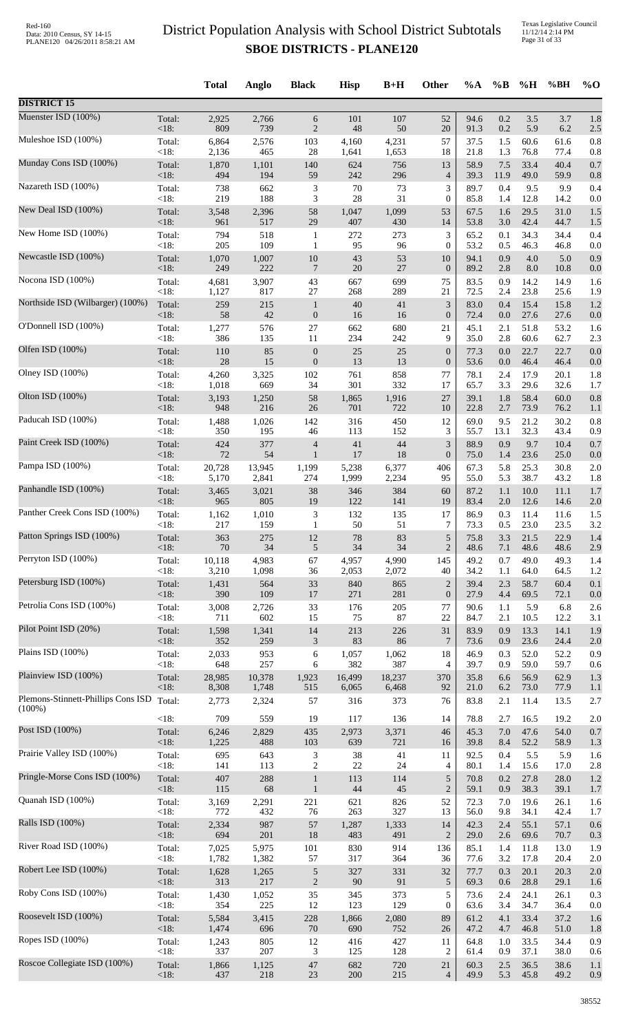# District Population Analysis with School District Subtotals

## SBOE DISTRICTS - PLANE120

| | | Total | Anglo | Black | Hisp | B+H | Other | %A | %B | %H | %BH | %O |
|---|---|---|---|---|---|---|---|---|---|---|---|---|
| **DISTRICT 15** | | | | | | | | | | | | |
| Muenster ISD (100%) | Total: | 2,925 | 2,766 | 6 | 101 | 107 | 52 | 94.6 | 0.2 | 3.5 | 3.7 | 1.8 |
| | <18: | 809 | 739 | 2 | 48 | 50 | 20 | 91.3 | 0.2 | 5.9 | 6.2 | 2.5 |
| Muleshoe ISD (100%) | Total: | 6,864 | 2,576 | 103 | 4,160 | 4,231 | 57 | 37.5 | 1.5 | 60.6 | 61.6 | 0.8 |
| | <18: | 2,136 | 465 | 28 | 1,641 | 1,653 | 18 | 21.8 | 1.3 | 76.8 | 77.4 | 0.8 |
| Munday Cons ISD (100%) | Total: | 1,870 | 1,101 | 140 | 624 | 756 | 13 | 58.9 | 7.5 | 33.4 | 40.4 | 0.7 |
| | <18: | 494 | 194 | 59 | 242 | 296 | 4 | 39.3 | 11.9 | 49.0 | 59.9 | 0.8 |
| Nazareth ISD (100%) | Total: | 738 | 662 | 3 | 70 | 73 | 3 | 89.7 | 0.4 | 9.5 | 9.9 | 0.4 |
| | <18: | 219 | 188 | 3 | 28 | 31 | 0 | 85.8 | 1.4 | 12.8 | 14.2 | 0.0 |
| New Deal ISD (100%) | Total: | 3,548 | 2,396 | 58 | 1,047 | 1,099 | 53 | 67.5 | 1.6 | 29.5 | 31.0 | 1.5 |
| | <18: | 961 | 517 | 29 | 407 | 430 | 14 | 53.8 | 3.0 | 42.4 | 44.7 | 1.5 |
| New Home ISD (100%) | Total: | 794 | 518 | 1 | 272 | 273 | 3 | 65.2 | 0.1 | 34.3 | 34.4 | 0.4 |
| | <18: | 205 | 109 | 1 | 95 | 96 | 0 | 53.2 | 0.5 | 46.3 | 46.8 | 0.0 |
| Newcastle ISD (100%) | Total: | 1,070 | 1,007 | 10 | 43 | 53 | 10 | 94.1 | 0.9 | 4.0 | 5.0 | 0.9 |
| | <18: | 249 | 222 | 7 | 20 | 27 | 0 | 89.2 | 2.8 | 8.0 | 10.8 | 0.0 |
| Nocona ISD (100%) | Total: | 4,681 | 3,907 | 43 | 667 | 699 | 75 | 83.5 | 0.9 | 14.2 | 14.9 | 1.6 |
| | <18: | 1,127 | 817 | 27 | 268 | 289 | 21 | 72.5 | 2.4 | 23.8 | 25.6 | 1.9 |
| Northside ISD (Wilbarger) (100%) | Total: | 259 | 215 | 1 | 40 | 41 | 3 | 83.0 | 0.4 | 15.4 | 15.8 | 1.2 |
| | <18: | 58 | 42 | 0 | 16 | 16 | 0 | 72.4 | 0.0 | 27.6 | 27.6 | 0.0 |
| O'Donnell ISD (100%) | Total: | 1,277 | 576 | 27 | 662 | 680 | 21 | 45.1 | 2.1 | 51.8 | 53.2 | 1.6 |
| | <18: | 386 | 135 | 11 | 234 | 242 | 9 | 35.0 | 2.8 | 60.6 | 62.7 | 2.3 |
| Olfen ISD (100%) | Total: | 110 | 85 | 0 | 25 | 25 | 0 | 77.3 | 0.0 | 22.7 | 22.7 | 0.0 |
| | <18: | 28 | 15 | 0 | 13 | 13 | 0 | 53.6 | 0.0 | 46.4 | 46.4 | 0.0 |
| Olney ISD (100%) | Total: | 4,260 | 3,325 | 102 | 761 | 858 | 77 | 78.1 | 2.4 | 17.9 | 20.1 | 1.8 |
| | <18: | 1,018 | 669 | 34 | 301 | 332 | 17 | 65.7 | 3.3 | 29.6 | 32.6 | 1.7 |
| Olton ISD (100%) | Total: | 3,193 | 1,250 | 58 | 1,865 | 1,916 | 27 | 39.1 | 1.8 | 58.4 | 60.0 | 0.8 |
| | <18: | 948 | 216 | 26 | 701 | 722 | 10 | 22.8 | 2.7 | 73.9 | 76.2 | 1.1 |
| Paducah ISD (100%) | Total: | 1,488 | 1,026 | 142 | 316 | 450 | 12 | 69.0 | 9.5 | 21.2 | 30.2 | 0.8 |
| | <18: | 350 | 195 | 46 | 113 | 152 | 3 | 55.7 | 13.1 | 32.3 | 43.4 | 0.9 |
| Paint Creek ISD (100%) | Total: | 424 | 377 | 4 | 41 | 44 | 3 | 88.9 | 0.9 | 9.7 | 10.4 | 0.7 |
| | <18: | 72 | 54 | 1 | 17 | 18 | 0 | 75.0 | 1.4 | 23.6 | 25.0 | 0.0 |
| Pampa ISD (100%) | Total: | 20,728 | 13,945 | 1,199 | 5,238 | 6,377 | 406 | 67.3 | 5.8 | 25.3 | 30.8 | 2.0 |
| | <18: | 5,170 | 2,841 | 274 | 1,999 | 2,234 | 95 | 55.0 | 5.3 | 38.7 | 43.2 | 1.8 |
| Panhandle ISD (100%) | Total: | 3,465 | 3,021 | 38 | 346 | 384 | 60 | 87.2 | 1.1 | 10.0 | 11.1 | 1.7 |
| | <18: | 965 | 805 | 19 | 122 | 141 | 19 | 83.4 | 2.0 | 12.6 | 14.6 | 2.0 |
| Panther Creek Cons ISD (100%) | Total: | 1,162 | 1,010 | 3 | 132 | 135 | 17 | 86.9 | 0.3 | 11.4 | 11.6 | 1.5 |
| | <18: | 217 | 159 | 1 | 50 | 51 | 7 | 73.3 | 0.5 | 23.0 | 23.5 | 3.2 |
| Patton Springs ISD (100%) | Total: | 363 | 275 | 12 | 78 | 83 | 5 | 75.8 | 3.3 | 21.5 | 22.9 | 1.4 |
| | <18: | 70 | 34 | 5 | 34 | 34 | 2 | 48.6 | 7.1 | 48.6 | 48.6 | 2.9 |
| Perryton ISD (100%) | Total: | 10,118 | 4,983 | 67 | 4,957 | 4,990 | 145 | 49.2 | 0.7 | 49.0 | 49.3 | 1.4 |
| | <18: | 3,210 | 1,098 | 36 | 2,053 | 2,072 | 40 | 34.2 | 1.1 | 64.0 | 64.5 | 1.2 |
| Petersburg ISD (100%) | Total: | 1,431 | 564 | 33 | 840 | 865 | 2 | 39.4 | 2.3 | 58.7 | 60.4 | 0.1 |
| | <18: | 390 | 109 | 17 | 271 | 281 | 0 | 27.9 | 4.4 | 69.5 | 72.1 | 0.0 |
| Petrolia Cons ISD (100%) | Total: | 3,008 | 2,726 | 33 | 176 | 205 | 77 | 90.6 | 1.1 | 5.9 | 6.8 | 2.6 |
| | <18: | 711 | 602 | 15 | 75 | 87 | 22 | 84.7 | 2.1 | 10.5 | 12.2 | 3.1 |
| Pilot Point ISD (20%) | Total: | 1,598 | 1,341 | 14 | 213 | 226 | 31 | 83.9 | 0.9 | 13.3 | 14.1 | 1.9 |
| | <18: | 352 | 259 | 3 | 83 | 86 | 7 | 73.6 | 0.9 | 23.6 | 24.4 | 2.0 |
| Plains ISD (100%) | Total: | 2,033 | 953 | 6 | 1,057 | 1,062 | 18 | 46.9 | 0.3 | 52.0 | 52.2 | 0.9 |
| | <18: | 648 | 257 | 6 | 382 | 387 | 4 | 39.7 | 0.9 | 59.0 | 59.7 | 0.6 |
| Plainview ISD (100%) | Total: | 28,985 | 10,378 | 1,923 | 16,499 | 18,237 | 370 | 35.8 | 6.6 | 56.9 | 62.9 | 1.3 |
| | <18: | 8,308 | 1,748 | 515 | 6,065 | 6,468 | 92 | 21.0 | 6.2 | 73.0 | 77.9 | 1.1 |
| Plemons-Stinnett-Phillips Cons ISD (100%) | Total: | 2,773 | 2,324 | 57 | 316 | 373 | 76 | 83.8 | 2.1 | 11.4 | 13.5 | 2.7 |
| | <18: | 709 | 559 | 19 | 117 | 136 | 14 | 78.8 | 2.7 | 16.5 | 19.2 | 2.0 |
| Post ISD (100%) | Total: | 6,246 | 2,829 | 435 | 2,973 | 3,371 | 46 | 45.3 | 7.0 | 47.6 | 54.0 | 0.7 |
| | <18: | 1,225 | 488 | 103 | 639 | 721 | 16 | 39.8 | 8.4 | 52.2 | 58.9 | 1.3 |
| Prairie Valley ISD (100%) | Total: | 695 | 643 | 3 | 38 | 41 | 11 | 92.5 | 0.4 | 5.5 | 5.9 | 1.6 |
| | <18: | 141 | 113 | 2 | 22 | 24 | 4 | 80.1 | 1.4 | 15.6 | 17.0 | 2.8 |
| Pringle-Morse Cons ISD (100%) | Total: | 407 | 288 | 1 | 113 | 114 | 5 | 70.8 | 0.2 | 27.8 | 28.0 | 1.2 |
| | <18: | 115 | 68 | 1 | 44 | 45 | 2 | 59.1 | 0.9 | 38.3 | 39.1 | 1.7 |
| Quanah ISD (100%) | Total: | 3,169 | 2,291 | 221 | 621 | 826 | 52 | 72.3 | 7.0 | 19.6 | 26.1 | 1.6 |
| | <18: | 772 | 432 | 76 | 263 | 327 | 13 | 56.0 | 9.8 | 34.1 | 42.4 | 1.7 |
| Ralls ISD (100%) | Total: | 2,334 | 987 | 57 | 1,287 | 1,333 | 14 | 42.3 | 2.4 | 55.1 | 57.1 | 0.6 |
| | <18: | 694 | 201 | 18 | 483 | 491 | 2 | 29.0 | 2.6 | 69.6 | 70.7 | 0.3 |
| River Road ISD (100%) | Total: | 7,025 | 5,975 | 101 | 830 | 914 | 136 | 85.1 | 1.4 | 11.8 | 13.0 | 1.9 |
| | <18: | 1,782 | 1,382 | 57 | 317 | 364 | 36 | 77.6 | 3.2 | 17.8 | 20.4 | 2.0 |
| Robert Lee ISD (100%) | Total: | 1,628 | 1,265 | 5 | 327 | 331 | 32 | 77.7 | 0.3 | 20.1 | 20.3 | 2.0 |
| | <18: | 313 | 217 | 2 | 90 | 91 | 5 | 69.3 | 0.6 | 28.8 | 29.1 | 1.6 |
| Roby Cons ISD (100%) | Total: | 1,430 | 1,052 | 35 | 345 | 373 | 5 | 73.6 | 2.4 | 24.1 | 26.1 | 0.3 |
| | <18: | 354 | 225 | 12 | 123 | 129 | 0 | 63.6 | 3.4 | 34.7 | 36.4 | 0.0 |
| Roosevelt ISD (100%) | Total: | 5,584 | 3,415 | 228 | 1,866 | 2,080 | 89 | 61.2 | 4.1 | 33.4 | 37.2 | 1.6 |
| | <18: | 1,474 | 696 | 70 | 690 | 752 | 26 | 47.2 | 4.7 | 46.8 | 51.0 | 1.8 |
| Ropes ISD (100%) | Total: | 1,243 | 805 | 12 | 416 | 427 | 11 | 64.8 | 1.0 | 33.5 | 34.4 | 0.9 |
| | <18: | 337 | 207 | 3 | 125 | 128 | 2 | 61.4 | 0.9 | 37.1 | 38.0 | 0.6 |
| Roscoe Collegiate ISD (100%) | Total: | 1,866 | 1,125 | 47 | 682 | 720 | 21 | 60.3 | 2.5 | 36.5 | 38.6 | 1.1 |
| | <18: | 437 | 218 | 23 | 200 | 215 | 4 | 49.9 | 5.3 | 45.8 | 49.2 | 0.9 |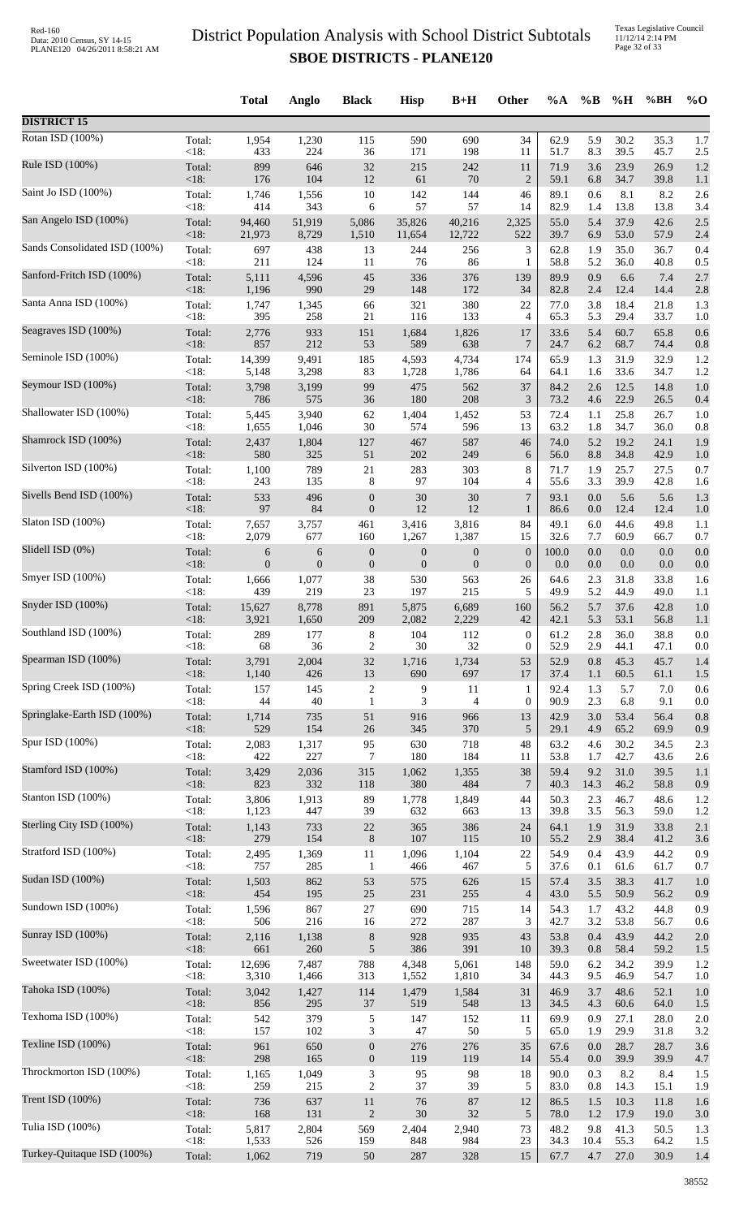# District Population Analysis with School District Subtotals

## SBOE DISTRICTS - PLANE120

| | | Total | Anglo | Black | Hisp | B+H | Other | %A | %B | %H | %BH | %O |
|---|---|---|---|---|---|---|---|---|---|---|---|---|
| **DISTRICT 15** | | | | | | | | | | | | |
| Rotan ISD (100%) | Total: | 1,954 | 1,230 | 115 | 590 | 690 | 34 | 62.9 | 5.9 | 30.2 | 35.3 | 1.7 |
| | <18: | 433 | 224 | 36 | 171 | 198 | 11 | 51.7 | 8.3 | 39.5 | 45.7 | 2.5 |
| Rule ISD (100%) | Total: | 899 | 646 | 32 | 215 | 242 | 11 | 71.9 | 3.6 | 23.9 | 26.9 | 1.2 |
| | <18: | 176 | 104 | 12 | 61 | 70 | 2 | 59.1 | 6.8 | 34.7 | 39.8 | 1.1 |
| Saint Jo ISD (100%) | Total: | 1,746 | 1,556 | 10 | 142 | 144 | 46 | 89.1 | 0.6 | 8.1 | 8.2 | 2.6 |
| | <18: | 414 | 343 | 6 | 57 | 57 | 14 | 82.9 | 1.4 | 13.8 | 13.8 | 3.4 |
| San Angelo ISD (100%) | Total: | 94,460 | 51,919 | 5,086 | 35,826 | 40,216 | 2,325 | 55.0 | 5.4 | 37.9 | 42.6 | 2.5 |
| | <18: | 21,973 | 8,729 | 1,510 | 11,654 | 12,722 | 522 | 39.7 | 6.9 | 53.0 | 57.9 | 2.4 |
| Sands Consolidated ISD (100%) | Total: | 697 | 438 | 13 | 244 | 256 | 3 | 62.8 | 1.9 | 35.0 | 36.7 | 0.4 |
| | <18: | 211 | 124 | 11 | 76 | 86 | 1 | 58.8 | 5.2 | 36.0 | 40.8 | 0.5 |
| Sanford-Fritch ISD (100%) | Total: | 5,111 | 4,596 | 45 | 336 | 376 | 139 | 89.9 | 0.9 | 6.6 | 7.4 | 2.7 |
| | <18: | 1,196 | 990 | 29 | 148 | 172 | 34 | 82.8 | 2.4 | 12.4 | 14.4 | 2.8 |
| Santa Anna ISD (100%) | Total: | 1,747 | 1,345 | 66 | 321 | 380 | 22 | 77.0 | 3.8 | 18.4 | 21.8 | 1.3 |
| | <18: | 395 | 258 | 21 | 116 | 133 | 4 | 65.3 | 5.3 | 29.4 | 33.7 | 1.0 |
| Seagraves ISD (100%) | Total: | 2,776 | 933 | 151 | 1,684 | 1,826 | 17 | 33.6 | 5.4 | 60.7 | 65.8 | 0.6 |
| | <18: | 857 | 212 | 53 | 589 | 638 | 7 | 24.7 | 6.2 | 68.7 | 74.4 | 0.8 |
| Seminole ISD (100%) | Total: | 14,399 | 9,491 | 185 | 4,593 | 4,734 | 174 | 65.9 | 1.3 | 31.9 | 32.9 | 1.2 |
| | <18: | 5,148 | 3,298 | 83 | 1,728 | 1,786 | 64 | 64.1 | 1.6 | 33.6 | 34.7 | 1.2 |
| Seymour ISD (100%) | Total: | 3,798 | 3,199 | 99 | 475 | 562 | 37 | 84.2 | 2.6 | 12.5 | 14.8 | 1.0 |
| | <18: | 786 | 575 | 36 | 180 | 208 | 3 | 73.2 | 4.6 | 22.9 | 26.5 | 0.4 |
| Shallowater ISD (100%) | Total: | 5,445 | 3,940 | 62 | 1,404 | 1,452 | 53 | 72.4 | 1.1 | 25.8 | 26.7 | 1.0 |
| | <18: | 1,655 | 1,046 | 30 | 574 | 596 | 13 | 63.2 | 1.8 | 34.7 | 36.0 | 0.8 |
| Shamrock ISD (100%) | Total: | 2,437 | 1,804 | 127 | 467 | 587 | 46 | 74.0 | 5.2 | 19.2 | 24.1 | 1.9 |
| | <18: | 580 | 325 | 51 | 202 | 249 | 6 | 56.0 | 8.8 | 34.8 | 42.9 | 1.0 |
| Silverton ISD (100%) | Total: | 1,100 | 789 | 21 | 283 | 303 | 8 | 71.7 | 1.9 | 25.7 | 27.5 | 0.7 |
| | <18: | 243 | 135 | 8 | 97 | 104 | 4 | 55.6 | 3.3 | 39.9 | 42.8 | 1.6 |
| Sivells Bend ISD (100%) | Total: | 533 | 496 | 0 | 30 | 30 | 7 | 93.1 | 0.0 | 5.6 | 5.6 | 1.3 |
| | <18: | 97 | 84 | 0 | 12 | 12 | 1 | 86.6 | 0.0 | 12.4 | 12.4 | 1.0 |
| Slaton ISD (100%) | Total: | 7,657 | 3,757 | 461 | 3,416 | 3,816 | 84 | 49.1 | 6.0 | 44.6 | 49.8 | 1.1 |
| | <18: | 2,079 | 677 | 160 | 1,267 | 1,387 | 15 | 32.6 | 7.7 | 60.9 | 66.7 | 0.7 |
| Slidell ISD (0%) | Total: | 6 | 6 | 0 | 0 | 0 | 0 | 100.0 | 0.0 | 0.0 | 0.0 | 0.0 |
| | <18: | 0 | 0 | 0 | 0 | 0 | 0 | 0.0 | 0.0 | 0.0 | 0.0 | 0.0 |
| Smyer ISD (100%) | Total: | 1,666 | 1,077 | 38 | 530 | 563 | 26 | 64.6 | 2.3 | 31.8 | 33.8 | 1.6 |
| | <18: | 439 | 219 | 23 | 197 | 215 | 5 | 49.9 | 5.2 | 44.9 | 49.0 | 1.1 |
| Snyder ISD (100%) | Total: | 15,627 | 8,778 | 891 | 5,875 | 6,689 | 160 | 56.2 | 5.7 | 37.6 | 42.8 | 1.0 |
| | <18: | 3,921 | 1,650 | 209 | 2,082 | 2,229 | 42 | 42.1 | 5.3 | 53.1 | 56.8 | 1.1 |
| Southland ISD (100%) | Total: | 289 | 177 | 8 | 104 | 112 | 0 | 61.2 | 2.8 | 36.0 | 38.8 | 0.0 |
| | <18: | 68 | 36 | 2 | 30 | 32 | 0 | 52.9 | 2.9 | 44.1 | 47.1 | 0.0 |
| Spearman ISD (100%) | Total: | 3,791 | 2,004 | 32 | 1,716 | 1,734 | 53 | 52.9 | 0.8 | 45.3 | 45.7 | 1.4 |
| | <18: | 1,140 | 426 | 13 | 690 | 697 | 17 | 37.4 | 1.1 | 60.5 | 61.1 | 1.5 |
| Spring Creek ISD (100%) | Total: | 157 | 145 | 2 | 9 | 11 | 1 | 92.4 | 1.3 | 5.7 | 7.0 | 0.6 |
| | <18: | 44 | 40 | 1 | 3 | 4 | 0 | 90.9 | 2.3 | 6.8 | 9.1 | 0.0 |
| Springlake-Earth ISD (100%) | Total: | 1,714 | 735 | 51 | 916 | 966 | 13 | 42.9 | 3.0 | 53.4 | 56.4 | 0.8 |
| | <18: | 529 | 154 | 26 | 345 | 370 | 5 | 29.1 | 4.9 | 65.2 | 69.9 | 0.9 |
| Spur ISD (100%) | Total: | 2,083 | 1,317 | 95 | 630 | 718 | 48 | 63.2 | 4.6 | 30.2 | 34.5 | 2.3 |
| | <18: | 422 | 227 | 7 | 180 | 184 | 11 | 53.8 | 1.7 | 42.7 | 43.6 | 2.6 |
| Stamford ISD (100%) | Total: | 3,429 | 2,036 | 315 | 1,062 | 1,355 | 38 | 59.4 | 9.2 | 31.0 | 39.5 | 1.1 |
| | <18: | 823 | 332 | 118 | 380 | 484 | 7 | 40.3 | 14.3 | 46.2 | 58.8 | 0.9 |
| Stanton ISD (100%) | Total: | 3,806 | 1,913 | 89 | 1,778 | 1,849 | 44 | 50.3 | 2.3 | 46.7 | 48.6 | 1.2 |
| | <18: | 1,123 | 447 | 39 | 632 | 663 | 13 | 39.8 | 3.5 | 56.3 | 59.0 | 1.2 |
| Sterling City ISD (100%) | Total: | 1,143 | 733 | 22 | 365 | 386 | 24 | 64.1 | 1.9 | 31.9 | 33.8 | 2.1 |
| | <18: | 279 | 154 | 8 | 107 | 115 | 10 | 55.2 | 2.9 | 38.4 | 41.2 | 3.6 |
| Stratford ISD (100%) | Total: | 2,495 | 1,369 | 11 | 1,096 | 1,104 | 22 | 54.9 | 0.4 | 43.9 | 44.2 | 0.9 |
| | <18: | 757 | 285 | 1 | 466 | 467 | 5 | 37.6 | 0.1 | 61.6 | 61.7 | 0.7 |
| Sudan ISD (100%) | Total: | 1,503 | 862 | 53 | 575 | 626 | 15 | 57.4 | 3.5 | 38.3 | 41.7 | 1.0 |
| | <18: | 454 | 195 | 25 | 231 | 255 | 4 | 43.0 | 5.5 | 50.9 | 56.2 | 0.9 |
| Sundown ISD (100%) | Total: | 1,596 | 867 | 27 | 690 | 715 | 14 | 54.3 | 1.7 | 43.2 | 44.8 | 0.9 |
| | <18: | 506 | 216 | 16 | 272 | 287 | 3 | 42.7 | 3.2 | 53.8 | 56.7 | 0.6 |
| Sunray ISD (100%) | Total: | 2,116 | 1,138 | 8 | 928 | 935 | 43 | 53.8 | 0.4 | 43.9 | 44.2 | 2.0 |
| | <18: | 661 | 260 | 5 | 386 | 391 | 10 | 39.3 | 0.8 | 58.4 | 59.2 | 1.5 |
| Sweetwater ISD (100%) | Total: | 12,696 | 7,487 | 788 | 4,348 | 5,061 | 148 | 59.0 | 6.2 | 34.2 | 39.9 | 1.2 |
| | <18: | 3,310 | 1,466 | 313 | 1,552 | 1,810 | 34 | 44.3 | 9.5 | 46.9 | 54.7 | 1.0 |
| Tahoka ISD (100%) | Total: | 3,042 | 1,427 | 114 | 1,479 | 1,584 | 31 | 46.9 | 3.7 | 48.6 | 52.1 | 1.0 |
| | <18: | 856 | 295 | 37 | 519 | 548 | 13 | 34.5 | 4.3 | 60.6 | 64.0 | 1.5 |
| Texhoma ISD (100%) | Total: | 542 | 379 | 5 | 147 | 152 | 11 | 69.9 | 0.9 | 27.1 | 28.0 | 2.0 |
| | <18: | 157 | 102 | 3 | 47 | 50 | 5 | 65.0 | 1.9 | 29.9 | 31.8 | 3.2 |
| Texline ISD (100%) | Total: | 961 | 650 | 0 | 276 | 276 | 35 | 67.6 | 0.0 | 28.7 | 28.7 | 3.6 |
| | <18: | 298 | 165 | 0 | 119 | 119 | 14 | 55.4 | 0.0 | 39.9 | 39.9 | 4.7 |
| Throckmorton ISD (100%) | Total: | 1,165 | 1,049 | 3 | 95 | 98 | 18 | 90.0 | 0.3 | 8.2 | 8.4 | 1.5 |
| | <18: | 259 | 215 | 2 | 37 | 39 | 5 | 83.0 | 0.8 | 14.3 | 15.1 | 1.9 |
| Trent ISD (100%) | Total: | 736 | 637 | 11 | 76 | 87 | 12 | 86.5 | 1.5 | 10.3 | 11.8 | 1.6 |
| | <18: | 168 | 131 | 2 | 30 | 32 | 5 | 78.0 | 1.2 | 17.9 | 19.0 | 3.0 |
| Tulia ISD (100%) | Total: | 5,817 | 2,804 | 569 | 2,404 | 2,940 | 73 | 48.2 | 9.8 | 41.3 | 50.5 | 1.3 |
| | <18: | 1,533 | 526 | 159 | 848 | 984 | 23 | 34.3 | 10.4 | 55.3 | 64.2 | 1.5 |
| Turkey-Quitaque ISD (100%) | Total: | 1,062 | 719 | 50 | 287 | 328 | 15 | 67.7 | 4.7 | 27.0 | 30.9 | 1.4 |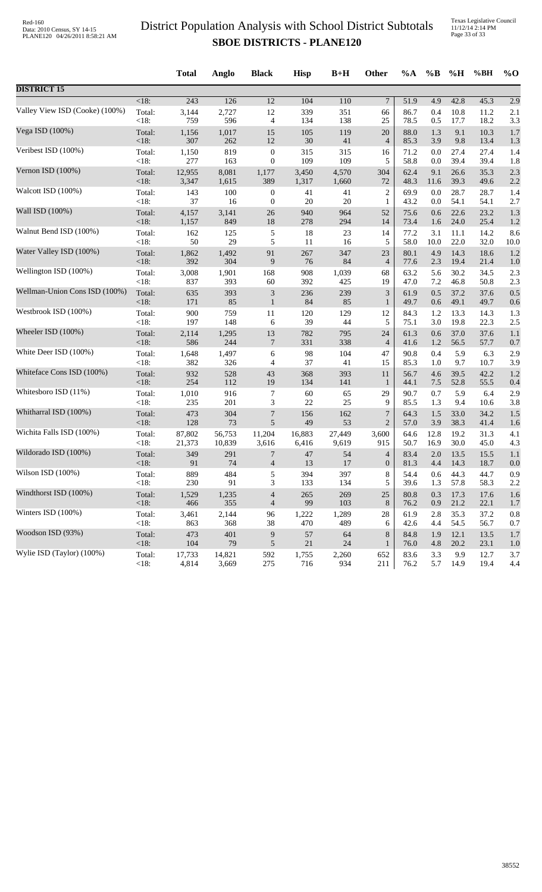# District Population Analysis with School District Subtotals

## SBOE DISTRICTS - PLANE120

| | | Total | Anglo | Black | Hisp | B+H | Other | %A | %B | %H | %BH | %O |
|---|---|---|---|---|---|---|---|---|---|---|---|---|
| **DISTRICT 15** | | | | | | | | | | | | |
| | <18: | 243 | 126 | 12 | 104 | 110 | 7 | 51.9 | 4.9 | 42.8 | 45.3 | 2.9 |
| Valley View ISD (Cooke) (100%) | Total: | 3,144 | 2,727 | 12 | 339 | 351 | 66 | 86.7 | 0.4 | 10.8 | 11.2 | 2.1 |
| | <18: | 759 | 596 | 4 | 134 | 138 | 25 | 78.5 | 0.5 | 17.7 | 18.2 | 3.3 |
| Vega ISD (100%) | Total: | 1,156 | 1,017 | 15 | 105 | 119 | 20 | 88.0 | 1.3 | 9.1 | 10.3 | 1.7 |
| | <18: | 307 | 262 | 12 | 30 | 41 | 4 | 85.3 | 3.9 | 9.8 | 13.4 | 1.3 |
| Veribest ISD (100%) | Total: | 1,150 | 819 | 0 | 315 | 315 | 16 | 71.2 | 0.0 | 27.4 | 27.4 | 1.4 |
| | <18: | 277 | 163 | 0 | 109 | 109 | 5 | 58.8 | 0.0 | 39.4 | 39.4 | 1.8 |
| Vernon ISD (100%) | Total: | 12,955 | 8,081 | 1,177 | 3,450 | 4,570 | 304 | 62.4 | 9.1 | 26.6 | 35.3 | 2.3 |
| | <18: | 3,347 | 1,615 | 389 | 1,317 | 1,660 | 72 | 48.3 | 11.6 | 39.3 | 49.6 | 2.2 |
| Walcott ISD (100%) | Total: | 143 | 100 | 0 | 41 | 41 | 2 | 69.9 | 0.0 | 28.7 | 28.7 | 1.4 |
| | <18: | 37 | 16 | 0 | 20 | 20 | 1 | 43.2 | 0.0 | 54.1 | 54.1 | 2.7 |
| Wall ISD (100%) | Total: | 4,157 | 3,141 | 26 | 940 | 964 | 52 | 75.6 | 0.6 | 22.6 | 23.2 | 1.3 |
| | <18: | 1,157 | 849 | 18 | 278 | 294 | 14 | 73.4 | 1.6 | 24.0 | 25.4 | 1.2 |
| Walnut Bend ISD (100%) | Total: | 162 | 125 | 5 | 18 | 23 | 14 | 77.2 | 3.1 | 11.1 | 14.2 | 8.6 |
| | <18: | 50 | 29 | 5 | 11 | 16 | 5 | 58.0 | 10.0 | 22.0 | 32.0 | 10.0 |
| Water Valley ISD (100%) | Total: | 1,862 | 1,492 | 91 | 267 | 347 | 23 | 80.1 | 4.9 | 14.3 | 18.6 | 1.2 |
| | <18: | 392 | 304 | 9 | 76 | 84 | 4 | 77.6 | 2.3 | 19.4 | 21.4 | 1.0 |
| Wellington ISD (100%) | Total: | 3,008 | 1,901 | 168 | 908 | 1,039 | 68 | 63.2 | 5.6 | 30.2 | 34.5 | 2.3 |
| | <18: | 837 | 393 | 60 | 392 | 425 | 19 | 47.0 | 7.2 | 46.8 | 50.8 | 2.3 |
| Wellman-Union Cons ISD (100%) | Total: | 635 | 393 | 3 | 236 | 239 | 3 | 61.9 | 0.5 | 37.2 | 37.6 | 0.5 |
| | <18: | 171 | 85 | 1 | 84 | 85 | 1 | 49.7 | 0.6 | 49.1 | 49.7 | 0.6 |
| Westbrook ISD (100%) | Total: | 900 | 759 | 11 | 120 | 129 | 12 | 84.3 | 1.2 | 13.3 | 14.3 | 1.3 |
| | <18: | 197 | 148 | 6 | 39 | 44 | 5 | 75.1 | 3.0 | 19.8 | 22.3 | 2.5 |
| Wheeler ISD (100%) | Total: | 2,114 | 1,295 | 13 | 782 | 795 | 24 | 61.3 | 0.6 | 37.0 | 37.6 | 1.1 |
| | <18: | 586 | 244 | 7 | 331 | 338 | 4 | 41.6 | 1.2 | 56.5 | 57.7 | 0.7 |
| White Deer ISD (100%) | Total: | 1,648 | 1,497 | 6 | 98 | 104 | 47 | 90.8 | 0.4 | 5.9 | 6.3 | 2.9 |
| | <18: | 382 | 326 | 4 | 37 | 41 | 15 | 85.3 | 1.0 | 9.7 | 10.7 | 3.9 |
| Whiteface Cons ISD (100%) | Total: | 932 | 528 | 43 | 368 | 393 | 11 | 56.7 | 4.6 | 39.5 | 42.2 | 1.2 |
| | <18: | 254 | 112 | 19 | 134 | 141 | 1 | 44.1 | 7.5 | 52.8 | 55.5 | 0.4 |
| Whitesboro ISD (11%) | Total: | 1,010 | 916 | 7 | 60 | 65 | 29 | 90.7 | 0.7 | 5.9 | 6.4 | 2.9 |
| | <18: | 235 | 201 | 3 | 22 | 25 | 9 | 85.5 | 1.3 | 9.4 | 10.6 | 3.8 |
| Whitharral ISD (100%) | Total: | 473 | 304 | 7 | 156 | 162 | 7 | 64.3 | 1.5 | 33.0 | 34.2 | 1.5 |
| | <18: | 128 | 73 | 5 | 49 | 53 | 2 | 57.0 | 3.9 | 38.3 | 41.4 | 1.6 |
| Wichita Falls ISD (100%) | Total: | 87,802 | 56,753 | 11,204 | 16,883 | 27,449 | 3,600 | 64.6 | 12.8 | 19.2 | 31.3 | 4.1 |
| | <18: | 21,373 | 10,839 | 3,616 | 6,416 | 9,619 | 915 | 50.7 | 16.9 | 30.0 | 45.0 | 4.3 |
| Wildorado ISD (100%) | Total: | 349 | 291 | 7 | 47 | 54 | 4 | 83.4 | 2.0 | 13.5 | 15.5 | 1.1 |
| | <18: | 91 | 74 | 4 | 13 | 17 | 0 | 81.3 | 4.4 | 14.3 | 18.7 | 0.0 |
| Wilson ISD (100%) | Total: | 889 | 484 | 5 | 394 | 397 | 8 | 54.4 | 0.6 | 44.3 | 44.7 | 0.9 |
| | <18: | 230 | 91 | 3 | 133 | 134 | 5 | 39.6 | 1.3 | 57.8 | 58.3 | 2.2 |
| Windthorst ISD (100%) | Total: | 1,529 | 1,235 | 4 | 265 | 269 | 25 | 80.8 | 0.3 | 17.3 | 17.6 | 1.6 |
| | <18: | 466 | 355 | 4 | 99 | 103 | 8 | 76.2 | 0.9 | 21.2 | 22.1 | 1.7 |
| Winters ISD (100%) | Total: | 3,461 | 2,144 | 96 | 1,222 | 1,289 | 28 | 61.9 | 2.8 | 35.3 | 37.2 | 0.8 |
| | <18: | 863 | 368 | 38 | 470 | 489 | 6 | 42.6 | 4.4 | 54.5 | 56.7 | 0.7 |
| Woodson ISD (93%) | Total: | 473 | 401 | 9 | 57 | 64 | 8 | 84.8 | 1.9 | 12.1 | 13.5 | 1.7 |
| | <18: | 104 | 79 | 5 | 21 | 24 | 1 | 76.0 | 4.8 | 20.2 | 23.1 | 1.0 |
| Wylie ISD (Taylor) (100%) | Total: | 17,733 | 14,821 | 592 | 1,755 | 2,260 | 652 | 83.6 | 3.3 | 9.9 | 12.7 | 3.7 |
| | <18: | 4,814 | 3,669 | 275 | 716 | 934 | 211 | 76.2 | 5.7 | 14.9 | 19.4 | 4.4 |